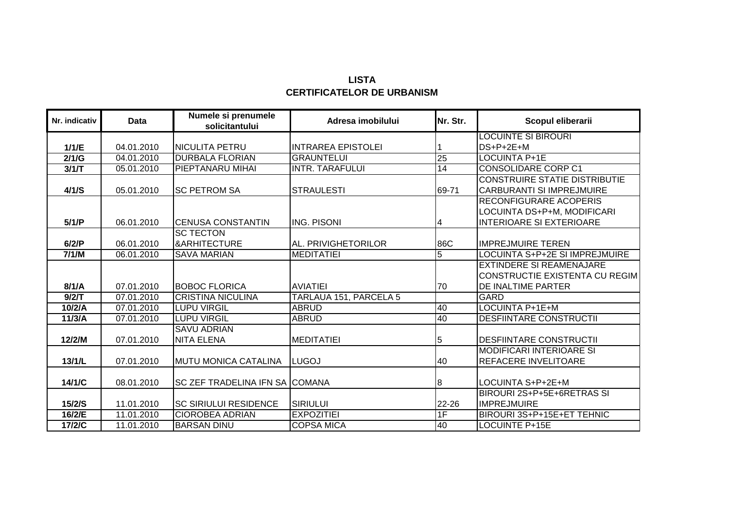# LISTA
# CERTIFICATELOR DE URBANISM

| Nr. indicativ | Data | Numele si prenumele solicitantului | Adresa imobilului | Nr. Str. | Scopul eliberarii |
|---|---|---|---|---|---|
| 1/1/E | 04.01.2010 | NICULITA PETRU | INTRAREA EPISTOLEI | 1 | LOCUINTE SI BIROURI DS+P+2E+M |
| 2/1/G | 04.01.2010 | DURBALA FLORIAN | GRAUNTELUI | 25 | LOCUINTA P+1E |
| 3/1/T | 05.01.2010 | PIEPTANARU MIHAI | INTR. TARAFULUI | 14 | CONSOLIDARE CORP C1 |
| 4/1/S | 05.01.2010 | SC PETROM SA | STRAULESTI | 69-71 | CONSTRUIRE STATIE DISTRIBUTIE CARBURANTI SI IMPREJMUIRE |
| 5/1/P | 06.01.2010 | CENUSA CONSTANTIN | ING. PISONI | 4 | RECONFIGURARE ACOPERIS LOCUINTA DS+P+M, MODIFICARI INTERIOARE SI EXTERIOARE |
| 6/2/P | 06.01.2010 | SC TECTON &ARHITECTURE | AL. PRIVIGHETORILOR | 86C | IMPREJMUIRE TEREN |
| 7/1/M | 06.01.2010 | SAVA MARIAN | MEDITATIEI | 5 | LOCUINTA S+P+2E SI IMPREJMUIRE |
| 8/1/A | 07.01.2010 | BOBOC FLORICA | AVIATIEI | 70 | EXTINDERE SI REAMENAJARE CONSTRUCTIE EXISTENTA CU REGIM DE INALTIME PARTER |
| 9/2/T | 07.01.2010 | CRISTINA NICULINA | TARLAUA 151, PARCELA 5 | | GARD |
| 10/2/A | 07.01.2010 | LUPU VIRGIL | ABRUD | 40 | LOCUINTA P+1E+M |
| 11/3/A | 07.01.2010 | LUPU VIRGIL | ABRUD | 40 | DESFIINTARE CONSTRUCTII |
| 12/2/M | 07.01.2010 | SAVU ADRIAN NITA ELENA | MEDITATIEI | 5 | DESFIINTARE CONSTRUCTII |
| 13/1/L | 07.01.2010 | MUTU MONICA CATALINA | LUGOJ | 40 | MODIFICARI INTERIOARE SI REFACERE INVELITOARE |
| 14/1/C | 08.01.2010 | SC ZEF TRADELINA IFN SA | COMANA | 8 | LOCUINTA S+P+2E+M |
| 15/2/S | 11.01.2010 | SC SIRIULUI RESIDENCE | SIRIULUI | 22-26 | BIROURI 2S+P+5E+6RETRAS SI IMPREJMUIRE |
| 16/2/E | 11.01.2010 | CIOROBEA ADRIAN | EXPOZITIEI | 1F | BIROURI 3S+P+15E+ET TEHNIC |
| 17/2/C | 11.01.2010 | BARSAN DINU | COPSA MICA | 40 | LOCUINTE P+15E |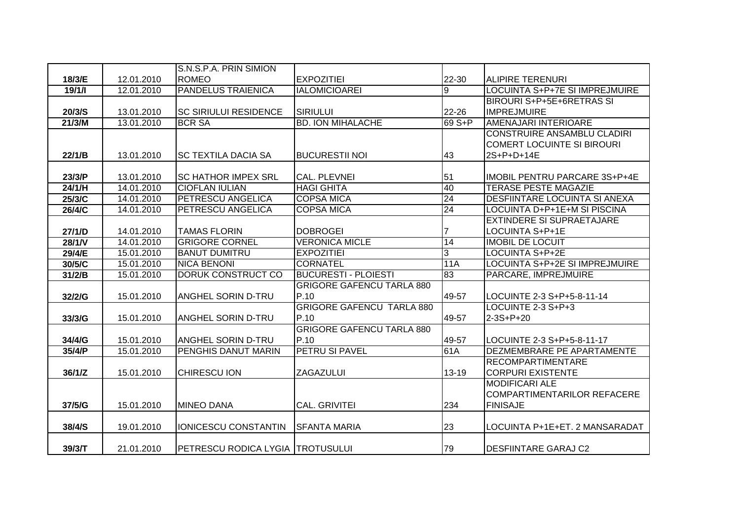| | | | | | |
|---|---|---|---|---|---|
| 18/3/E | 12.01.2010 | S.N.S.P.A. PRIN SIMION ROMEO | EXPOZITIEI | 22-30 | ALIPIRE TERENURI |
| 19/1/I | 12.01.2010 | PANDELUS TRAIENICA | IALOMICIOAREI | 9 | LOCUINTA S+P+7E SI IMPREJMUIRE |
| 20/3/S | 13.01.2010 | SC SIRIULUI RESIDENCE | SIRIULUI | 22-26 | BIROURI S+P+5E+6RETRAS SI IMPREJMUIRE |
| 21/3/M | 13.01.2010 | BCR SA | BD. ION MIHALACHE | 69 S+P | AMENAJARI INTERIOARE |
| 22/1/B | 13.01.2010 | SC TEXTILA DACIA SA | BUCURESTII NOI | 43 | CONSTRUIRE ANSAMBLU CLADIRI COMERT LOCUINTE SI BIROURI 2S+P+D+14E |
| 23/3/P | 13.01.2010 | SC HATHOR IMPEX SRL | CAL. PLEVNEI | 51 | IMOBIL PENTRU PARCARE 3S+P+4E |
| 24/1/H | 14.01.2010 | CIOFLAN IULIAN | HAGI GHITA | 40 | TERASE PESTE MAGAZIE |
| 25/3/C | 14.01.2010 | PETRESCU ANGELICA | COPSA MICA | 24 | DESFIINTARE LOCUINTA SI ANEXA |
| 26/4/C | 14.01.2010 | PETRESCU ANGELICA | COPSA MICA | 24 | LOCUINTA D+P+1E+M SI PISCINA |
| 27/1/D | 14.01.2010 | TAMAS FLORIN | DOBROGEI | 7 | EXTINDERE SI SUPRAETAJARE LOCUINTA S+P+1E |
| 28/1/V | 14.01.2010 | GRIGORE CORNEL | VERONICA MICLE | 14 | IMOBIL DE LOCUIT |
| 29/4/E | 15.01.2010 | BANUT DUMITRU | EXPOZITIEI | 3 | LOCUINTA S+P+2E |
| 30/5/C | 15.01.2010 | NICA BENONI | CORNATEL | 11A | LOCUINTA S+P+2E SI IMPREJMUIRE |
| 31/2/B | 15.01.2010 | DORUK CONSTRUCT CO | BUCURESTI - PLOIESTI | 83 | PARCARE, IMPREJMUIRE |
| 32/2/G | 15.01.2010 | ANGHEL SORIN D-TRU | GRIGORE GAFENCU TARLA 880 P.10 | 49-57 | LOCUINTE 2-3 S+P+5-8-11-14 |
| 33/3/G | 15.01.2010 | ANGHEL SORIN D-TRU | GRIGORE GAFENCU TARLA 880 P.10 | 49-57 | LOCUINTE 2-3 S+P+3 2-3S+P+20 |
| 34/4/G | 15.01.2010 | ANGHEL SORIN D-TRU | GRIGORE GAFENCU TARLA 880 P.10 | 49-57 | LOCUINTE 2-3 S+P+5-8-11-17 |
| 35/4/P | 15.01.2010 | PENGHIS DANUT MARIN | PETRU SI PAVEL | 61A | DEZMEMBRARE PE APARTAMENTE |
| 36/1/Z | 15.01.2010 | CHIRESCU ION | ZAGAZULUI | 13-19 | RECOMPARTIMENTARE CORPURI EXISTENTE |
| 37/5/G | 15.01.2010 | MINEO DANA | CAL. GRIVITEI | 234 | MODIFICARI ALE COMPARTIMENTARILOR REFACERE FINISAJE |
| 38/4/S | 19.01.2010 | IONICESCU CONSTANTIN | SFANTA MARIA | 23 | LOCUINTA P+1E+ET. 2 MANSARADAT |
| 39/3/T | 21.01.2010 | PETRESCU RODICA LYGIA | TROTUSULUI | 79 | DESFIINTARE GARAJ C2 |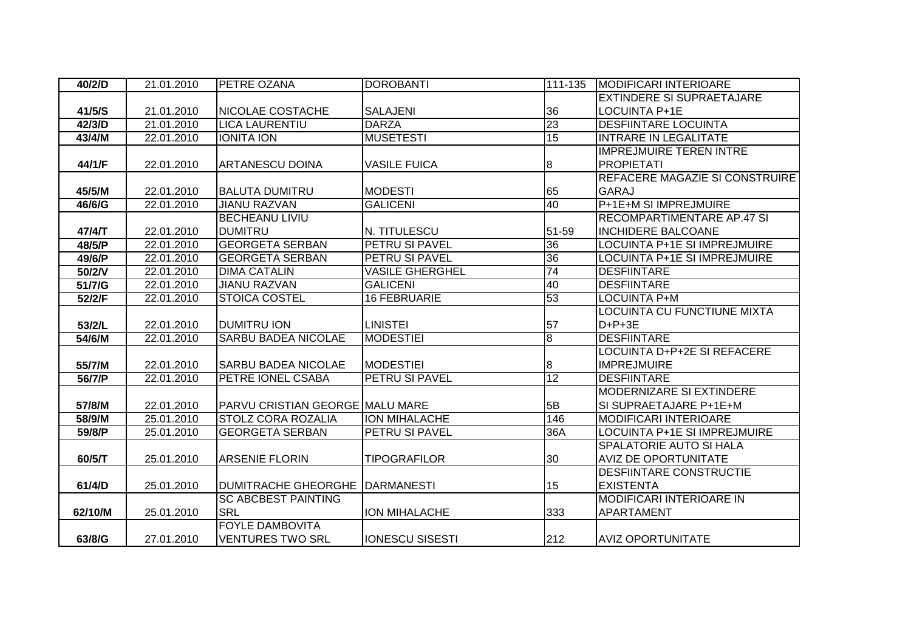| 40/2/D | 21.01.2010 | PETRE OZANA | DOROBANTI | 111-135 | MODIFICARI INTERIOARE |
|---|---|---|---|---|---|
| 41/5/S | 21.01.2010 | NICOLAE COSTACHE | SALAJENI | 36 | EXTINDERE SI SUPRAETAJARE LOCUINTA P+1E |
| 42/3/D | 21.01.2010 | LICA LAURENTIU | DARZA | 23 | DESFIINTARE LOCUINTA |
| 43/4/M | 22.01.2010 | IONITA ION | MUSETESTI | 15 | INTRARE IN LEGALITATE |
| 44/1/F | 22.01.2010 | ARTANESCU DOINA | VASILE FUICA | 8 | IMPREJMUIRE TEREN INTRE PROPIETATI |
| 45/5/M | 22.01.2010 | BALUTA DUMITRU | MODESTI | 65 | REFACERE MAGAZIE SI CONSTRUIRE GARAJ |
| 46/6/G | 22.01.2010 | JIANU RAZVAN | GALICENI | 40 | P+1E+M SI IMPREJMUIRE |
| 47/4/T | 22.01.2010 | BECHEANU LIVIU DUMITRU | N. TITULESCU | 51-59 | RECOMPARTIMENTARE AP.47 SI INCHIDERE BALCOANE |
| 48/5/P | 22.01.2010 | GEORGETA SERBAN | PETRU SI PAVEL | 36 | LOCUINTA P+1E SI IMPREJMUIRE |
| 49/6/P | 22.01.2010 | GEORGETA SERBAN | PETRU SI PAVEL | 36 | LOCUINTA P+1E SI IMPREJMUIRE |
| 50/2/V | 22.01.2010 | DIMA CATALIN | VASILE GHERGHEL | 74 | DESFIINTARE |
| 51/7/G | 22.01.2010 | JIANU RAZVAN | GALICENI | 40 | DESFIINTARE |
| 52/2/F | 22.01.2010 | STOICA COSTEL | 16 FEBRUARIE | 53 | LOCUINTA P+M |
| 53/2/L | 22.01.2010 | DUMITRU ION | LINISTEI | 57 | LOCUINTA CU FUNCTIUNE MIXTA D+P+3E |
| 54/6/M | 22.01.2010 | SARBU BADEA NICOLAE | MODESTIEI | 8 | DESFIINTARE |
| 55/7/M | 22.01.2010 | SARBU BADEA NICOLAE | MODESTIEI | 8 | LOCUINTA D+P+2E SI REFACERE IMPREJMUIRE |
| 56/7/P | 22.01.2010 | PETRE IONEL CSABA | PETRU SI PAVEL | 12 | DESFIINTARE |
| 57/8/M | 22.01.2010 | PARVU CRISTIAN GEORGE | MALU MARE | 5B | MODERNIZARE SI EXTINDERE SI SUPRAETAJARE P+1E+M |
| 58/9/M | 25.01.2010 | STOLZ CORA ROZALIA | ION MIHALACHE | 146 | MODIFICARI INTERIOARE |
| 59/8/P | 25.01.2010 | GEORGETA SERBAN | PETRU SI PAVEL | 36A | LOCUINTA P+1E SI IMPREJMUIRE |
| 60/5/T | 25.01.2010 | ARSENIE FLORIN | TIPOGRAFILOR | 30 | SPALATORIE AUTO SI HALA AVIZ DE OPORTUNITATE |
| 61/4/D | 25.01.2010 | DUMITRACHE GHEORGHE | DARMANESTI | 15 | DESFIINTARE CONSTRUCTIE EXISTENTA |
| 62/10/M | 25.01.2010 | SC ABCBEST PAINTING SRL | ION MIHALACHE | 333 | MODIFICARI INTERIOARE IN APARTAMENT |
| 63/8/G | 27.01.2010 | FOYLE DAMBOVITA VENTURES TWO SRL | IONESCU SISESTI | 212 | AVIZ OPORTUNITATE |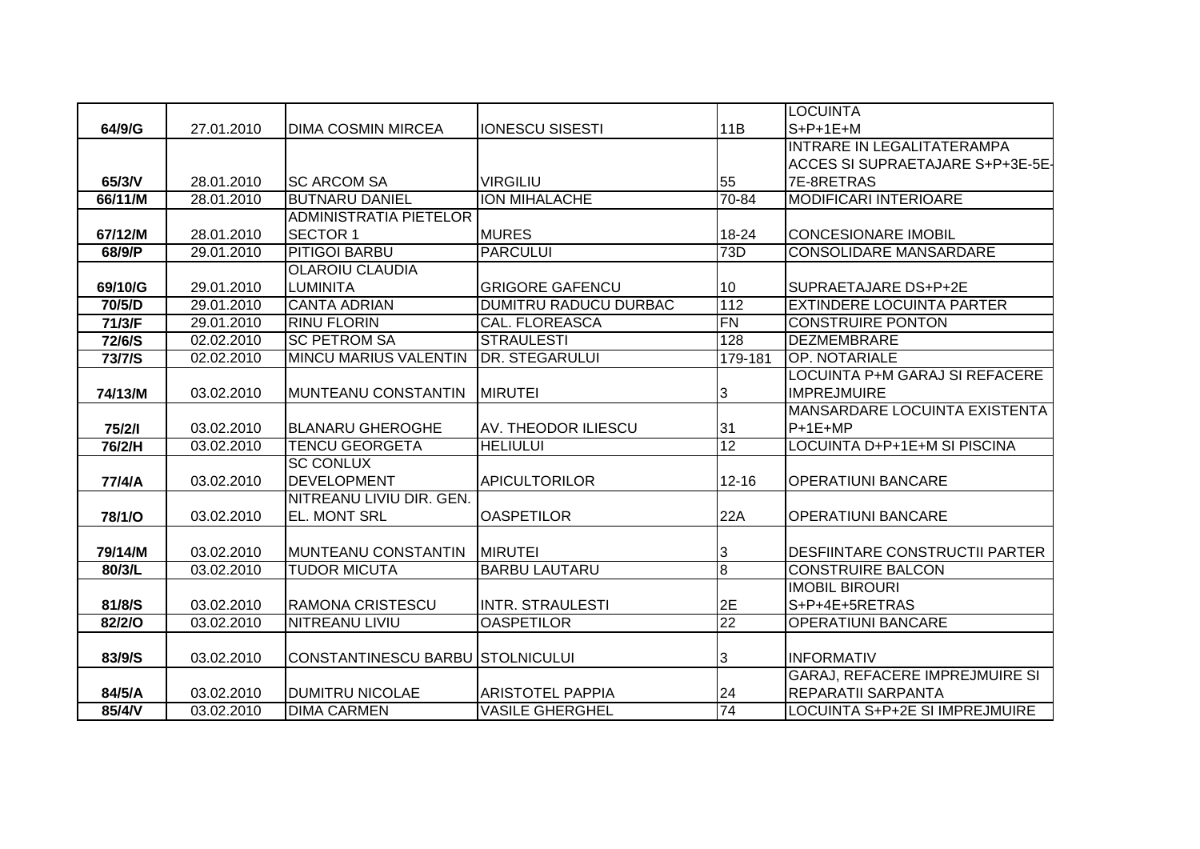| 64/9/G | 27.01.2010 | DIMA COSMIN MIRCEA | IONESCU SISESTI | 11B | LOCUINTA S+P+1E+M |
|---|---|---|---|---|---|
| 65/3/V | 28.01.2010 | SC ARCOM SA | VIRGILIU | 55 | INTRARE IN LEGALITATERAMPA ACCES SI SUPRAETAJARE S+P+3E-5E-7E-8RETRAS |
| 66/11/M | 28.01.2010 | BUTNARU DANIEL | ION MIHALACHE | 70-84 | MODIFICARI INTERIOARE |
| 67/12/M | 28.01.2010 | ADMINISTRATIA PIETELOR SECTOR 1 | MURES | 18-24 | CONCESIONARE IMOBIL |
| 68/9/P | 29.01.2010 | PITIGOI BARBU | PARCULUI | 73D | CONSOLIDARE MANSARDARE |
| 69/10/G | 29.01.2010 | OLAROIU CLAUDIA LUMINITA | GRIGORE GAFENCU | 10 | SUPRAETAJARE DS+P+2E |
| 70/5/D | 29.01.2010 | CANTA ADRIAN | DUMITRU RADUCU DURBAC | 112 | EXTINDERE LOCUINTA PARTER |
| 71/3/F | 29.01.2010 | RINU FLORIN | CAL. FLOREASCA | FN | CONSTRUIRE PONTON |
| 72/6/S | 02.02.2010 | SC PETROM SA | STRAULESTI | 128 | DEZMEMBRARE |
| 73/7/S | 02.02.2010 | MINCU MARIUS VALENTIN | DR. STEGARULUI | 179-181 | OP. NOTARIALE |
| 74/13/M | 03.02.2010 | MUNTEANU CONSTANTIN | MIRUTEI | 3 | LOCUINTA P+M GARAJ SI REFACERE IMPREJMUIRE |
| 75/2/I | 03.02.2010 | BLANARU GHEROGHE | AV. THEODOR ILIESCU | 31 | MANSARDARE LOCUINTA EXISTENTA P+1E+MP |
| 76/2/H | 03.02.2010 | TENCU GEORGETA | HELIULUI | 12 | LOCUINTA D+P+1E+M SI PISCINA |
| 77/4/A | 03.02.2010 | SC CONLUX DEVELOPMENT | APICULTORILOR | 12-16 | OPERATIUNI BANCARE |
| 78/1/O | 03.02.2010 | NITREANU LIVIU DIR. GEN. EL. MONT SRL | OASPETILOR | 22A | OPERATIUNI BANCARE |
| 79/14/M | 03.02.2010 | MUNTEANU CONSTANTIN | MIRUTEI | 3 | DESFIINTARE CONSTRUCTII PARTER |
| 80/3/L | 03.02.2010 | TUDOR MICUTA | BARBU LAUTARU | 8 | CONSTRUIRE BALCON |
| 81/8/S | 03.02.2010 | RAMONA CRISTESCU | INTR. STRAULESTI | 2E | IMOBIL BIROURI S+P+4E+5RETRAS |
| 82/2/O | 03.02.2010 | NITREANU LIVIU | OASPETILOR | 22 | OPERATIUNI BANCARE |
| 83/9/S | 03.02.2010 | CONSTANTINESCU BARBU | STOLNICULUI | 3 | INFORMATIV |
| 84/5/A | 03.02.2010 | DUMITRU NICOLAE | ARISTOTEL PAPPIA | 24 | GARAJ, REFACERE IMPREJMUIRE SI REPARATII SARPANTA |
| 85/4/V | 03.02.2010 | DIMA CARMEN | VASILE GHERGHEL | 74 | LOCUINTA S+P+2E SI IMPREJMUIRE |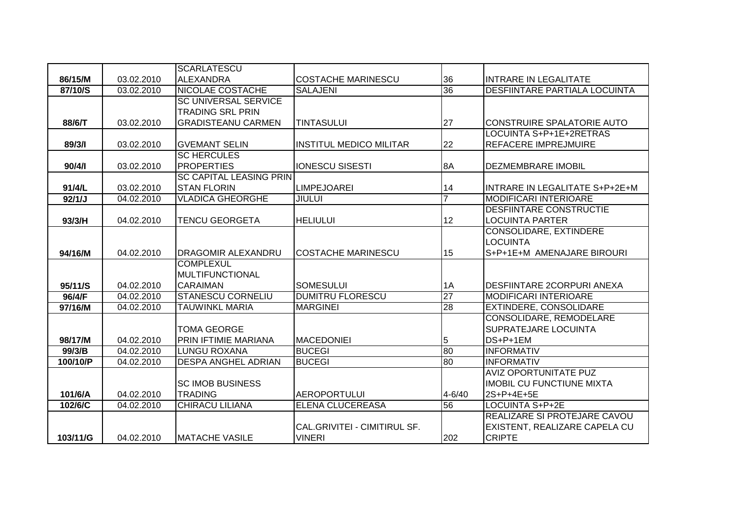| 86/15/M | 03.02.2010 | SCARLATESCU ALEXANDRA | COSTACHE MARINESCU | 36 | INTRARE IN LEGALITATE |
|---|---|---|---|---|---|
| 87/10/S | 03.02.2010 | NICOLAE COSTACHE | SALAJENI | 36 | DESFIINTARE PARTIALA LOCUINTA |
| 88/6/T | 03.02.2010 | SC UNIVERSAL SERVICE TRADING SRL PRIN GRADISTEANU CARMEN | TINTASULUI | 27 | CONSTRUIRE SPALATORIE AUTO |
| 89/3/I | 03.02.2010 | GVEMANT SELIN | INSTITUL MEDICO MILITAR | 22 | LOCUINTA S+P+1E+2RETRAS REFACERE IMPREJMUIRE |
| 90/4/I | 03.02.2010 | SC HERCULES PROPERTIES | IONESCU SISESTI | 8A | DEZMEMBRARE IMOBIL |
| 91/4/L | 03.02.2010 | SC CAPITAL LEASING PRIN STAN FLORIN | LIMPEJOAREI | 14 | INTRARE IN LEGALITATE S+P+2E+M |
| 92/1/J | 04.02.2010 | VLADICA GHEORGHE | JIULUI | 7 | MODIFICARI INTERIOARE |
| 93/3/H | 04.02.2010 | TENCU GEORGETA | HELIULUI | 12 | DESFIINTARE CONSTRUCTIE LOCUINTA PARTER |
| 94/16/M | 04.02.2010 | DRAGOMIR ALEXANDRU | COSTACHE MARINESCU | 15 | CONSOLIDARE, EXTINDERE LOCUINTA S+P+1E+M AMENAJARE BIROURI |
| 95/11/S | 04.02.2010 | COMPLEXUL MULTIFUNCTIONAL CARAIMAN | SOMESULUI | 1A | DESFIINTARE 2CORPURI ANEXA |
| 96/4/F | 04.02.2010 | STANESCU CORNELIU | DUMITRU FLORESCU | 27 | MODIFICARI INTERIOARE |
| 97/16/M | 04.02.2010 | TAUWINKL MARIA | MARGINEI | 28 | EXTINDERE, CONSOLIDARE |
| 98/17/M | 04.02.2010 | TOMA GEORGE PRIN IFTIMIE MARIANA | MACEDONIEI | 5 | CONSOLIDARE, REMODELARE SUPRATEJARE LOCUINTA DS+P+1EM |
| 99/3/B | 04.02.2010 | LUNGU ROXANA | BUCEGI | 80 | INFORMATIV |
| 100/10/P | 04.02.2010 | DESPA ANGHEL ADRIAN | BUCEGI | 80 | INFORMATIV |
| 101/6/A | 04.02.2010 | SC IMOB BUSINESS TRADING | AEROPORTULUI | 4-6/40 | AVIZ OPORTUNITATE PUZ IMOBIL CU FUNCTIUNE MIXTA 2S+P+4E+5E |
| 102/6/C | 04.02.2010 | CHIRACU LILIANA | ELENA CLUCEREASA | 56 | LOCUINTA S+P+2E |
| 103/11/G | 04.02.2010 | MATACHE VASILE | CAL.GRIVITEI - CIMITIRUL SF. VINERI | 202 | REALIZARE SI PROTEJARE CAVOU EXISTENT, REALIZARE CAPELA CU CRIPTE |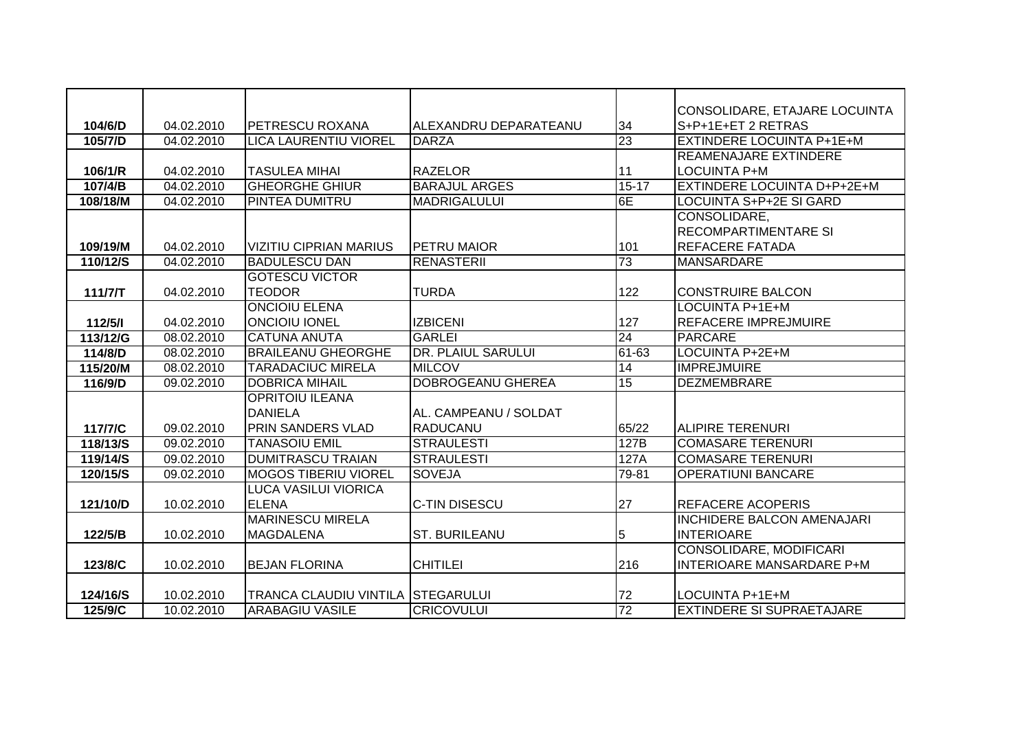| | | | | | |
|---|---|---|---|---|---|
| 104/6/D | 04.02.2010 | PETRESCU ROXANA | ALEXANDRU DEPARATEANU | 34 | CONSOLIDARE, ETAJARE LOCUINTA S+P+1E+ET 2 RETRAS |
| 105/7/D | 04.02.2010 | LICA LAURENTIU VIOREL | DARZA | 23 | EXTINDERE LOCUINTA P+1E+M |
| 106/1/R | 04.02.2010 | TASULEA MIHAI | RAZELOR | 11 | REAMENAJARE EXTINDERE LOCUINTA P+M |
| 107/4/B | 04.02.2010 | GHEORGHE GHIUR | BARAJUL ARGES | 15-17 | EXTINDERE LOCUINTA D+P+2E+M |
| 108/18/M | 04.02.2010 | PINTEA DUMITRU | MADRIGALULUI | 6E | LOCUINTA S+P+2E SI GARD |
| 109/19/M | 04.02.2010 | VIZITIU CIPRIAN MARIUS | PETRU MAIOR | 101 | CONSOLIDARE, RECOMPARTIMENTARE SI REFACERE FATADA |
| 110/12/S | 04.02.2010 | BADULESCU DAN | RENASTERII | 73 | MANSARDARE |
| 111/7/T | 04.02.2010 | GOTESCU VICTOR TEODOR | TURDA | 122 | CONSTRUIRE BALCON |
| 112/5/I | 04.02.2010 | ONCIOIU ELENA ONCIOIU IONEL | IZBICENI | 127 | LOCUINTA P+1E+M REFACERE IMPREJMUIRE |
| 113/12/G | 08.02.2010 | CATUNA ANUTA | GARLEI | 24 | PARCARE |
| 114/8/D | 08.02.2010 | BRAILEANU GHEORGHE | DR. PLAIUL SARULUI | 61-63 | LOCUINTA P+2E+M |
| 115/20/M | 08.02.2010 | TARADACIUC MIRELA | MILCOV | 14 | IMPREJMUIRE |
| 116/9/D | 09.02.2010 | DOBRICA MIHAIL | DOBROGEANU GHEREA | 15 | DEZMEMBRARE |
| 117/7/C | 09.02.2010 | OPRITOIU ILEANA DANIELA PRIN SANDERS VLAD | AL. CAMPEANU / SOLDAT RADUCANU | 65/22 | ALIPIRE TERENURI |
| 118/13/S | 09.02.2010 | TANASOIU EMIL | STRAULESTI | 127B | COMASARE TERENURI |
| 119/14/S | 09.02.2010 | DUMITRASCU TRAIAN | STRAULESTI | 127A | COMASARE TERENURI |
| 120/15/S | 09.02.2010 | MOGOS TIBERIU VIOREL | SOVEJA | 79-81 | OPERATIUNI BANCARE |
| 121/10/D | 10.02.2010 | LUCA VASILUI VIORICA ELENA | C-TIN DISESCU | 27 | REFACERE ACOPERIS |
| 122/5/B | 10.02.2010 | MARINESCU MIRELA MAGDALENA | ST. BURILEANU | 5 | INCHIDERE BALCON AMENAJARI INTERIOARE |
| 123/8/C | 10.02.2010 | BEJAN FLORINA | CHITILEI | 216 | CONSOLIDARE, MODIFICARI INTERIOARE MANSARDARE P+M |
| 124/16/S | 10.02.2010 | TRANCA CLAUDIU VINTILA | STEGARULUI | 72 | LOCUINTA P+1E+M |
| 125/9/C | 10.02.2010 | ARABAGIU VASILE | CRICOVULUI | 72 | EXTINDERE SI SUPRAETAJARE |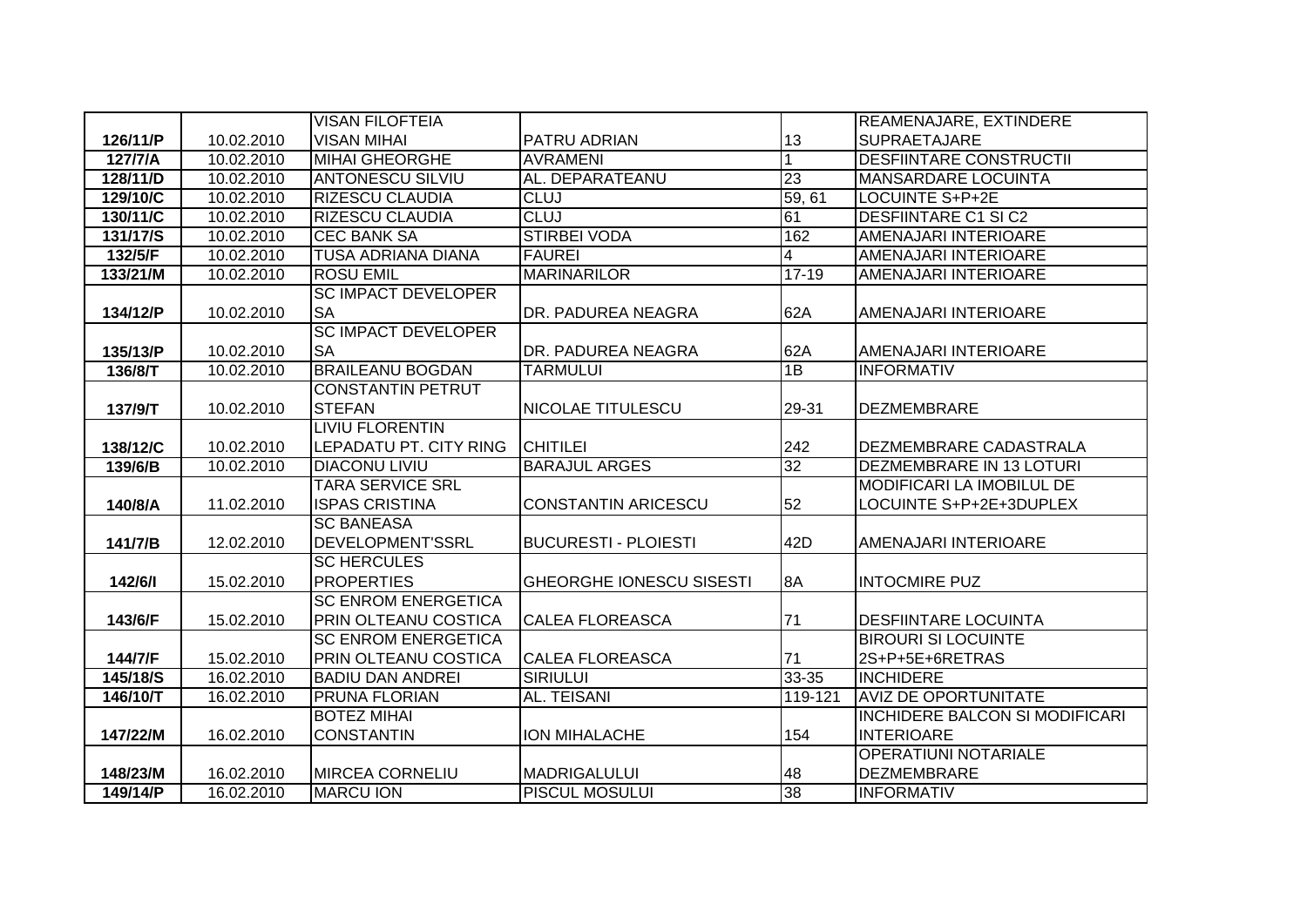| | | | | | |
|---|---|---|---|---|---|
| 126/11/P | 10.02.2010 | VISAN FILOFTEIA VISAN MIHAI | PATRU ADRIAN | 13 | REAMENAJARE, EXTINDERE SUPRAETAJARE |
| 127/7/A | 10.02.2010 | MIHAI GHEORGHE | AVRAMENI | 1 | DESFIINTARE CONSTRUCTII |
| 128/11/D | 10.02.2010 | ANTONESCU SILVIU | AL. DEPARATEANU | 23 | MANSARDARE LOCUINTA |
| 129/10/C | 10.02.2010 | RIZESCU CLAUDIA | CLUJ | 59, 61 | LOCUINTE S+P+2E |
| 130/11/C | 10.02.2010 | RIZESCU CLAUDIA | CLUJ | 61 | DESFIINTARE C1 SI C2 |
| 131/17/S | 10.02.2010 | CEC BANK SA | STIRBEI VODA | 162 | AMENAJARI INTERIOARE |
| 132/5/F | 10.02.2010 | TUSA ADRIANA DIANA | FAUREI | 4 | AMENAJARI INTERIOARE |
| 133/21/M | 10.02.2010 | ROSU EMIL | MARINARILOR | 17-19 | AMENAJARI INTERIOARE |
| 134/12/P | 10.02.2010 | SC IMPACT DEVELOPER SA | DR. PADUREA NEAGRA | 62A | AMENAJARI INTERIOARE |
| 135/13/P | 10.02.2010 | SC IMPACT DEVELOPER SA | DR. PADUREA NEAGRA | 62A | AMENAJARI INTERIOARE |
| 136/8/T | 10.02.2010 | BRAILEANU BOGDAN | TARMULUI | 1B | INFORMATIV |
| 137/9/T | 10.02.2010 | CONSTANTIN PETRUT STEFAN | NICOLAE TITULESCU | 29-31 | DEZMEMBRARE |
| 138/12/C | 10.02.2010 | LIVIU FLORENTIN LEPADATU PT. CITY RING | CHITILEI | 242 | DEZMEMBRARE CADASTRALA |
| 139/6/B | 10.02.2010 | DIACONU LIVIU | BARAJUL ARGES | 32 | DEZMEMBRARE IN 13 LOTURI |
| 140/8/A | 11.02.2010 | TARA SERVICE SRL ISPAS CRISTINA | CONSTANTIN ARICESCU | 52 | MODIFICARI LA IMOBILUL DE LOCUINTE S+P+2E+3DUPLEX |
| 141/7/B | 12.02.2010 | SC BANEASA DEVELOPMENT'SSRL | BUCURESTI - PLOIESTI | 42D | AMENAJARI INTERIOARE |
| 142/6/I | 15.02.2010 | SC HERCULES PROPERTIES | GHEORGHE IONESCU SISESTI | 8A | INTOCMIRE PUZ |
| 143/6/F | 15.02.2010 | SC ENROM ENERGETICA PRIN OLTEANU COSTICA | CALEA FLOREASCA | 71 | DESFIINTARE LOCUINTA |
| 144/7/F | 15.02.2010 | SC ENROM ENERGETICA PRIN OLTEANU COSTICA | CALEA FLOREASCA | 71 | BIROURI SI LOCUINTE 2S+P+5E+6RETRAS |
| 145/18/S | 16.02.2010 | BADIU DAN ANDREI | SIRIULUI | 33-35 | INCHIDERE |
| 146/10/T | 16.02.2010 | PRUNA FLORIAN | AL. TEISANI | 119-121 | AVIZ DE OPORTUNITATE |
| 147/22/M | 16.02.2010 | BOTEZ MIHAI CONSTANTIN | ION MIHALACHE | 154 | INCHIDERE BALCON SI MODIFICARI INTERIOARE |
| 148/23/M | 16.02.2010 | MIRCEA CORNELIU | MADRIGALULUI | 48 | OPERATIUNI NOTARIALE DEZMEMBRARE |
| 149/14/P | 16.02.2010 | MARCU ION | PISCUL MOSULUI | 38 | INFORMATIV |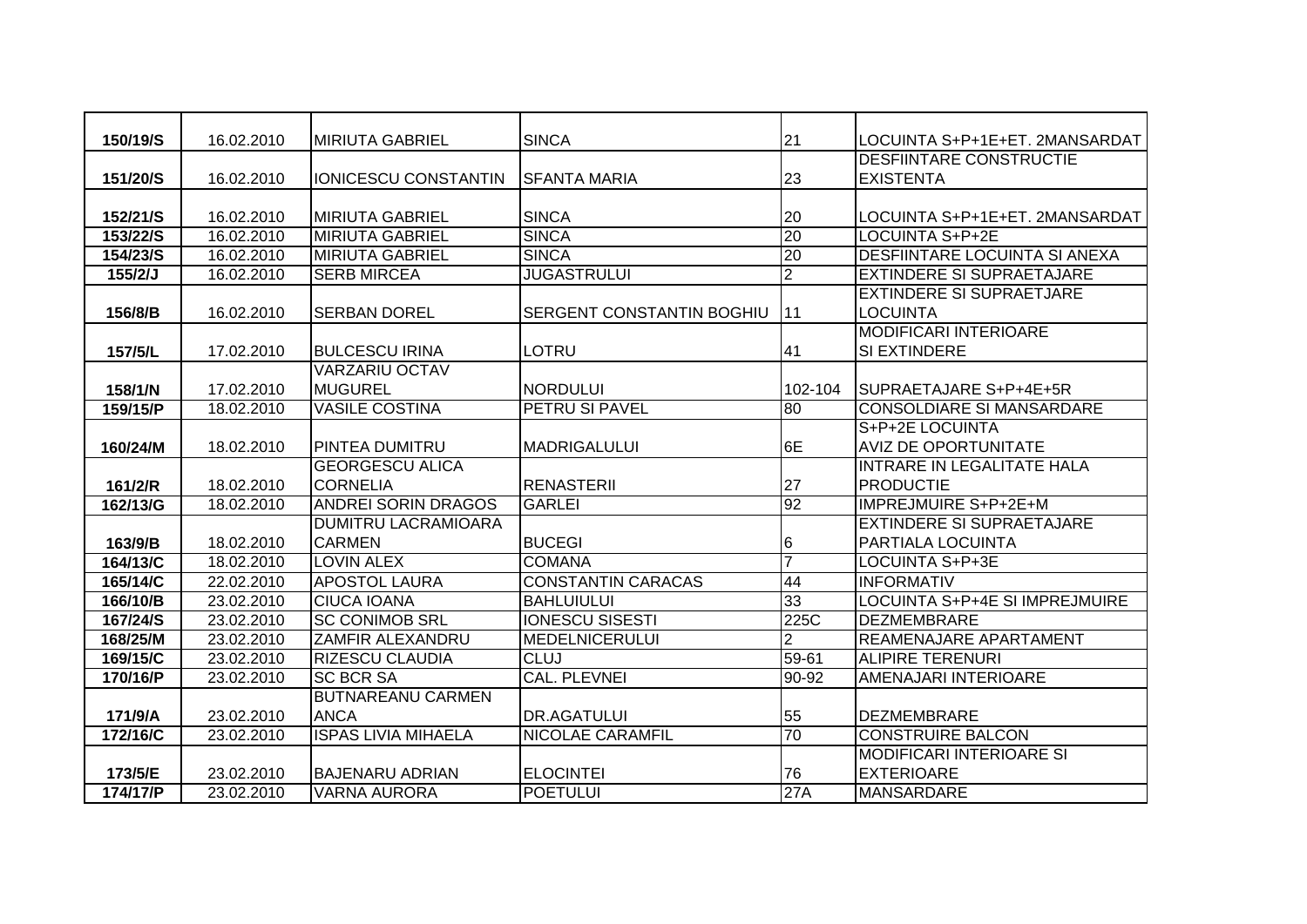| 150/19/S | 16.02.2010 | MIRIUTA GABRIEL | SINCA | 21 | LOCUINTA S+P+1E+ET. 2MANSARDAT |
|---|---|---|---|---|---|
| 151/20/S | 16.02.2010 | IONICESCU CONSTANTIN | SFANTA MARIA | 23 | DESFIINTARE CONSTRUCTIE EXISTENTA |
| 152/21/S | 16.02.2010 | MIRIUTA GABRIEL | SINCA | 20 | LOCUINTA S+P+1E+ET. 2MANSARDAT |
| 153/22/S | 16.02.2010 | MIRIUTA GABRIEL | SINCA | 20 | LOCUINTA S+P+2E |
| 154/23/S | 16.02.2010 | MIRIUTA GABRIEL | SINCA | 20 | DESFIINTARE LOCUINTA SI ANEXA |
| 155/2/J | 16.02.2010 | SERB MIRCEA | JUGASTRULUI | 2 | EXTINDERE SI SUPRAETAJARE |
| 156/8/B | 16.02.2010 | SERBAN DOREL | SERGENT CONSTANTIN BOGHIU | 11 | EXTINDERE SI SUPRAETJARE LOCUINTA |
| 157/5/L | 17.02.2010 | BULCESCU IRINA | LOTRU | 41 | MODIFICARI INTERIOARE SI EXTINDERE |
| 158/1/N | 17.02.2010 | VARZARIU OCTAV MUGUREL | NORDULUI | 102-104 | SUPRAETAJARE S+P+4E+5R |
| 159/15/P | 18.02.2010 | VASILE COSTINA | PETRU SI PAVEL | 80 | CONSOLDIARE SI MANSARDARE |
| 160/24/M | 18.02.2010 | PINTEA DUMITRU | MADRIGALULUI | 6E | S+P+2E LOCUINTA AVIZ DE OPORTUNITATE |
| 161/2/R | 18.02.2010 | GEORGESCU ALICA CORNELIA | RENASTERII | 27 | INTRARE IN LEGALITATE HALA PRODUCTIE |
| 162/13/G | 18.02.2010 | ANDREI SORIN DRAGOS | GARLEI | 92 | IMPREJMUIRE S+P+2E+M |
| 163/9/B | 18.02.2010 | DUMITRU LACRAMIOARA CARMEN | BUCEGI | 6 | EXTINDERE SI SUPRAETAJARE PARTIALA LOCUINTA |
| 164/13/C | 18.02.2010 | LOVIN ALEX | COMANA | 7 | LOCUINTA S+P+3E |
| 165/14/C | 22.02.2010 | APOSTOL LAURA | CONSTANTIN CARACAS | 44 | INFORMATIV |
| 166/10/B | 23.02.2010 | CIUCA IOANA | BAHLUIULUI | 33 | LOCUINTA S+P+4E SI IMPREJMUIRE |
| 167/24/S | 23.02.2010 | SC CONIMOB SRL | IONESCU SISESTI | 225C | DEZMEMBRARE |
| 168/25/M | 23.02.2010 | ZAMFIR ALEXANDRU | MEDELNICERULUI | 2 | REAMENAJARE APARTAMENT |
| 169/15/C | 23.02.2010 | RIZESCU CLAUDIA | CLUJ | 59-61 | ALIPIRE TERENURI |
| 170/16/P | 23.02.2010 | SC BCR SA | CAL. PLEVNEI | 90-92 | AMENAJARI INTERIOARE |
| 171/9/A | 23.02.2010 | BUTNAREANU CARMEN ANCA | DR.AGATULUI | 55 | DEZMEMBRARE |
| 172/16/C | 23.02.2010 | ISPAS LIVIA MIHAELA | NICOLAE CARAMFIL | 70 | CONSTRUIRE BALCON |
| 173/5/E | 23.02.2010 | BAJENARU ADRIAN | ELOCINTEI | 76 | MODIFICARI INTERIOARE SI EXTERIOARE |
| 174/17/P | 23.02.2010 | VARNA AURORA | POETULUI | 27A | MANSARDARE |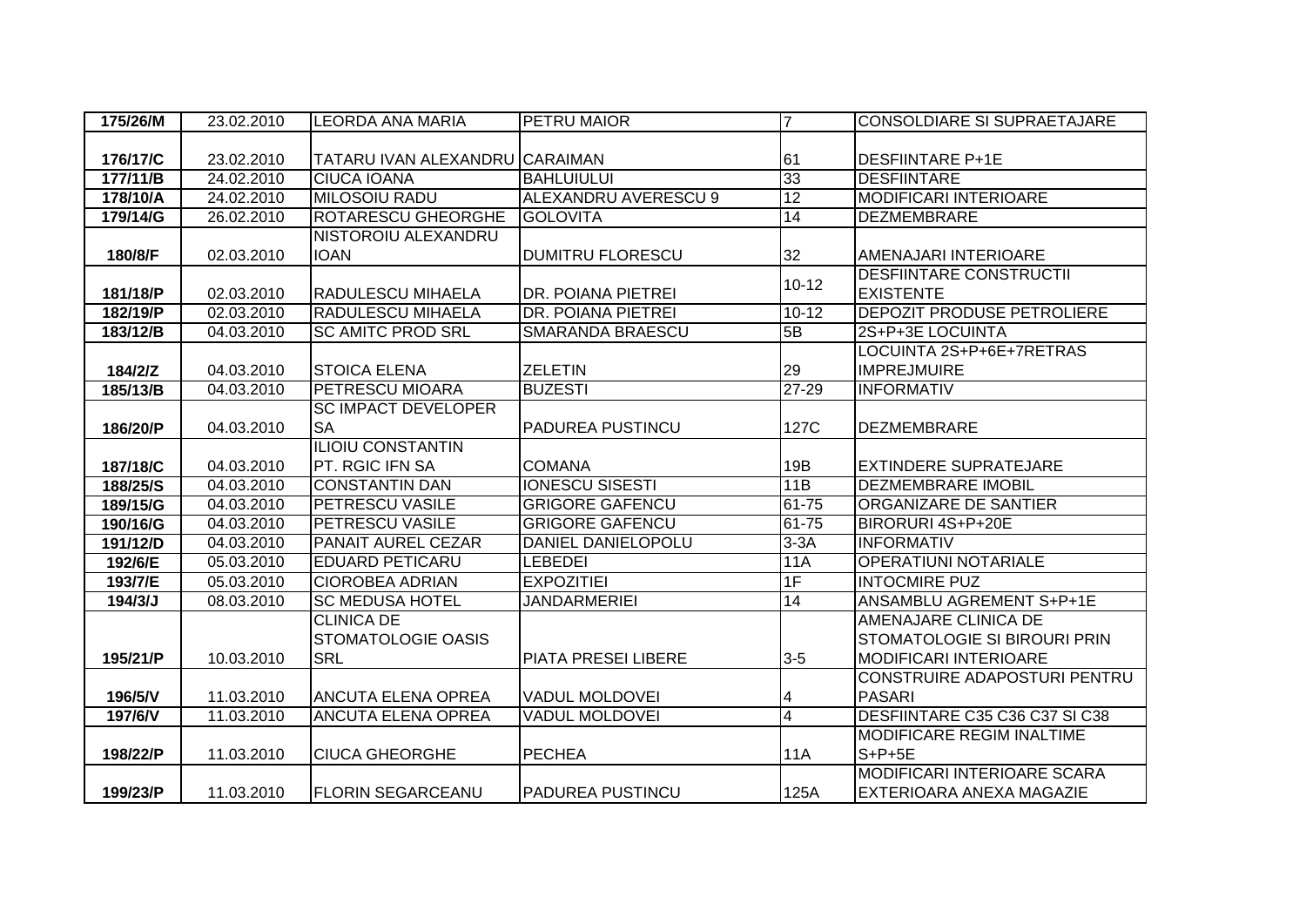| 175/26/M | 23.02.2010 | LEORDA ANA MARIA | PETRU MAIOR | 7 | CONSOLDIARE SI SUPRAETAJARE |
|---|---|---|---|---|---|
| 176/17/C | 23.02.2010 | TATARU IVAN ALEXANDRU | CARAIMAN | 61 | DESFIINTARE P+1E |
| 177/11/B | 24.02.2010 | CIUCA IOANA | BAHLUIULUI | 33 | DESFIINTARE |
| 178/10/A | 24.02.2010 | MILOSOIU RADU | ALEXANDRU AVERESCU 9 | 12 | MODIFICARI INTERIOARE |
| 179/14/G | 26.02.2010 | ROTARESCU GHEORGHE | GOLOVITA | 14 | DEZMEMBRARE |
| 180/8/F | 02.03.2010 | NISTOROIU ALEXANDRU IOAN | DUMITRU FLORESCU | 32 | AMENAJARI INTERIOARE |
| 181/18/P | 02.03.2010 | RADULESCU MIHAELA | DR. POIANA PIETREI | 10-12 | DESFIINTARE CONSTRUCTII EXISTENTE |
| 182/19/P | 02.03.2010 | RADULESCU MIHAELA | DR. POIANA PIETREI | 10-12 | DEPOZIT PRODUSE PETROLIERE |
| 183/12/B | 04.03.2010 | SC AMITC PROD SRL | SMARANDA BRAESCU | 5B | 2S+P+3E LOCUINTA |
| 184/2/Z | 04.03.2010 | STOICA ELENA | ZELETIN | 29 | LOCUINTA 2S+P+6E+7RETRAS IMPREJMUIRE |
| 185/13/B | 04.03.2010 | PETRESCU MIOARA | BUZESTI | 27-29 | INFORMATIV |
| 186/20/P | 04.03.2010 | SC IMPACT DEVELOPER SA | PADUREA PUSTINCU | 127C | DEZMEMBRARE |
| 187/18/C | 04.03.2010 | ILIOIU CONSTANTIN PT. RGIC IFN SA | COMANA | 19B | EXTINDERE SUPRATEJARE |
| 188/25/S | 04.03.2010 | CONSTANTIN DAN | IONESCU SISESTI | 11B | DEZMEMBRARE IMOBIL |
| 189/15/G | 04.03.2010 | PETRESCU VASILE | GRIGORE GAFENCU | 61-75 | ORGANIZARE DE SANTIER |
| 190/16/G | 04.03.2010 | PETRESCU VASILE | GRIGORE GAFENCU | 61-75 | BIRORURI 4S+P+20E |
| 191/12/D | 04.03.2010 | PANAIT AUREL CEZAR | DANIEL DANIELOPOLU | 3-3A | INFORMATIV |
| 192/6/E | 05.03.2010 | EDUARD PETICARU | LEBEDEI | 11A | OPERATIUNI NOTARIALE |
| 193/7/E | 05.03.2010 | CIOROBEA ADRIAN | EXPOZITIEI | 1F | INTOCMIRE PUZ |
| 194/3/J | 08.03.2010 | SC MEDUSA HOTEL | JANDARMERIEI | 14 | ANSAMBLU AGREMENT S+P+1E |
| 195/21/P | 10.03.2010 | CLINICA DE STOMATOLOGIE OASIS SRL | PIATA PRESEI LIBERE | 3-5 | AMENAJARE CLINICA DE STOMATOLOGIE SI BIROURI PRIN MODIFICARI INTERIOARE |
| 196/5/V | 11.03.2010 | ANCUTA ELENA OPREA | VADUL MOLDOVEI | 4 | CONSTRUIRE ADAPOSTURI PENTRU PASARI |
| 197/6/V | 11.03.2010 | ANCUTA ELENA OPREA | VADUL MOLDOVEI | 4 | DESFIINTARE C35 C36 C37 SI C38 |
| 198/22/P | 11.03.2010 | CIUCA GHEORGHE | PECHEA | 11A | MODIFICARE REGIM INALTIME S+P+5E |
| 199/23/P | 11.03.2010 | FLORIN SEGARCEANU | PADUREA PUSTINCU | 125A | MODIFICARI INTERIOARE SCARA EXTERIOARA ANEXA MAGAZIE |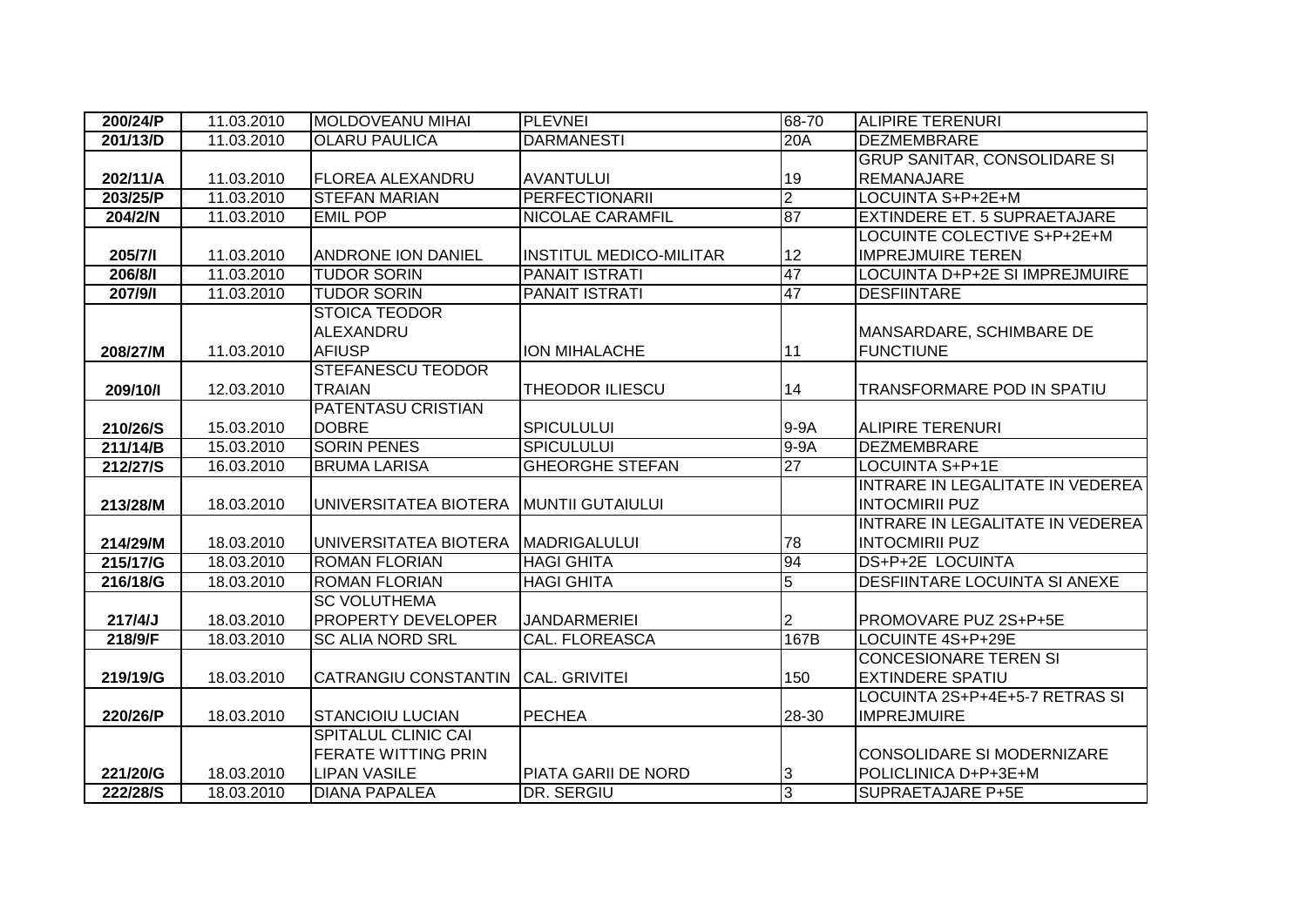| 200/24/P | 11.03.2010 | MOLDOVEANU MIHAI | PLEVNEI | 68-70 | ALIPIRE TERENURI |
|---|---|---|---|---|---|
| 201/13/D | 11.03.2010 | OLARU PAULICA | DARMANESTI | 20A | DEZMEMBRARE |
| 202/11/A | 11.03.2010 | FLOREA ALEXANDRU | AVANTULUI | 19 | GRUP SANITAR, CONSOLIDARE SI REMANAJARE |
| 203/25/P | 11.03.2010 | STEFAN MARIAN | PERFECTIONARII | 2 | LOCUINTA S+P+2E+M |
| 204/2/N | 11.03.2010 | EMIL POP | NICOLAE CARAMFIL | 87 | EXTINDERE ET. 5 SUPRAETAJARE |
| 205/7/I | 11.03.2010 | ANDRONE ION DANIEL | INSTITUL MEDICO-MILITAR | 12 | LOCUINTE COLECTIVE S+P+2E+M IMPREJMUIRE TEREN |
| 206/8/I | 11.03.2010 | TUDOR SORIN | PANAIT ISTRATI | 47 | LOCUINTA D+P+2E SI IMPREJMUIRE |
| 207/9/I | 11.03.2010 | TUDOR SORIN | PANAIT ISTRATI | 47 | DESFIINTARE |
| 208/27/M | 11.03.2010 | STOICA TEODOR ALEXANDRU AFIUSP | ION MIHALACHE | 11 | MANSARDARE, SCHIMBARE DE FUNCTIUNE |
| 209/10/I | 12.03.2010 | STEFANESCU TEODOR TRAIAN | THEODOR ILIESCU | 14 | TRANSFORMARE POD IN SPATIU |
| 210/26/S | 15.03.2010 | PATENTASU CRISTIAN DOBRE | SPICULULUI | 9-9A | ALIPIRE TERENURI |
| 211/14/B | 15.03.2010 | SORIN PENES | SPICULULUI | 9-9A | DEZMEMBRARE |
| 212/27/S | 16.03.2010 | BRUMA LARISA | GHEORGHE STEFAN | 27 | LOCUINTA S+P+1E |
| 213/28/M | 18.03.2010 | UNIVERSITATEA BIOTERA | MUNTII GUTAIULUI | | INTRARE IN LEGALITATE IN VEDEREA INTOCMIRII PUZ |
| 214/29/M | 18.03.2010 | UNIVERSITATEA BIOTERA | MADRIGALULUI | 78 | INTRARE IN LEGALITATE IN VEDEREA INTOCMIRII PUZ |
| 215/17/G | 18.03.2010 | ROMAN FLORIAN | HAGI GHITA | 94 | DS+P+2E LOCUINTA |
| 216/18/G | 18.03.2010 | ROMAN FLORIAN | HAGI GHITA | 5 | DESFIINTARE LOCUINTA SI ANEXE |
| 217/4/J | 18.03.2010 | SC VOLUTHEMA PROPERTY DEVELOPER | JANDARMERIEI | 2 | PROMOVARE PUZ 2S+P+5E |
| 218/9/F | 18.03.2010 | SC ALIA NORD SRL | CAL. FLOREASCA | 167B | LOCUINTE 4S+P+29E |
| 219/19/G | 18.03.2010 | CATRANGIU CONSTANTIN | CAL. GRIVITEI | 150 | CONCESIONARE TEREN SI EXTINDERE SPATIU |
| 220/26/P | 18.03.2010 | STANCIOIU LUCIAN | PECHEA | 28-30 | LOCUINTA 2S+P+4E+5-7 RETRAS SI IMPREJMUIRE |
| 221/20/G | 18.03.2010 | SPITALUL CLINIC CAI FERATE WITTING PRIN LIPAN VASILE | PIATA GARII DE NORD | 3 | CONSOLIDARE SI MODERNIZARE POLICLINICA D+P+3E+M |
| 222/28/S | 18.03.2010 | DIANA PAPALEA | DR. SERGIU | 3 | SUPRAETAJARE P+5E |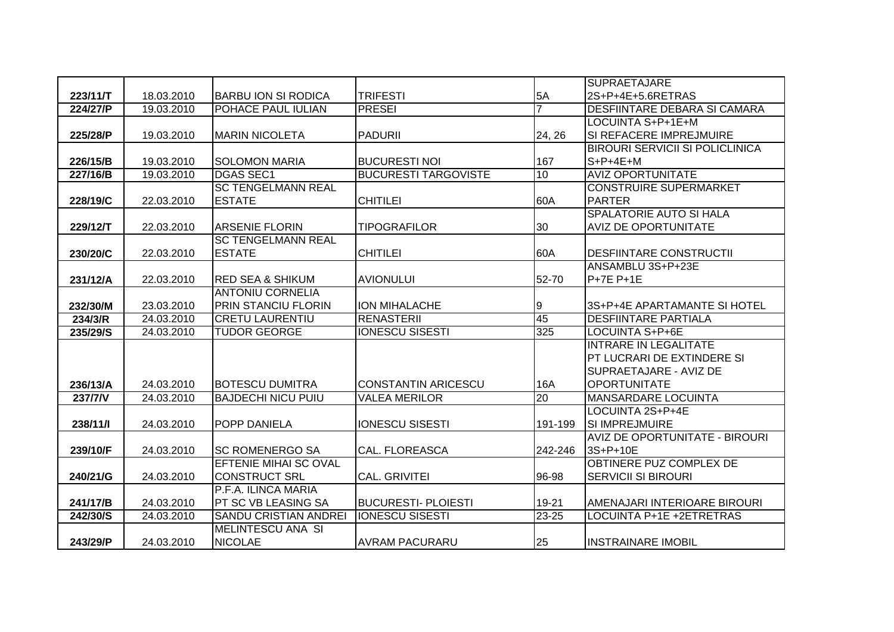| 223/11/T | 18.03.2010 | BARBU ION SI RODICA | TRIFESTI | 5A | SUPRAETAJARE 2S+P+4E+5.6RETRAS |
|---|---|---|---|---|---|
| 224/27/P | 19.03.2010 | POHACE PAUL IULIAN | PRESEI | 7 | DESFIINTARE DEBARA SI CAMARA |
| 225/28/P | 19.03.2010 | MARIN NICOLETA | PADURII | 24, 26 | LOCUINTA S+P+1E+M SI REFACERE IMPREJMUIRE |
| 226/15/B | 19.03.2010 | SOLOMON MARIA | BUCURESTI NOI | 167 | BIROURI SERVICII SI POLICLINICA S+P+4E+M |
| 227/16/B | 19.03.2010 | DGAS SEC1 | BUCURESTI TARGOVISTE | 10 | AVIZ OPORTUNITATE |
| 228/19/C | 22.03.2010 | SC TENGELMANN REAL ESTATE | CHITILEI | 60A | CONSTRUIRE SUPERMARKET PARTER |
| 229/12/T | 22.03.2010 | ARSENIE FLORIN | TIPOGRAFILOR | 30 | SPALATORIE AUTO SI HALA AVIZ DE OPORTUNITATE |
| 230/20/C | 22.03.2010 | SC TENGELMANN REAL ESTATE | CHITILEI | 60A | DESFIINTARE CONSTRUCTII |
| 231/12/A | 22.03.2010 | RED SEA & SHIKUM | AVIONULUI | 52-70 | ANSAMBLU 3S+P+23E P+7E P+1E |
| 232/30/M | 23.03.2010 | ANTONIU CORNELIA PRIN STANCIU FLORIN | ION MIHALACHE | 9 | 3S+P+4E APARTAMANTE SI HOTEL |
| 234/3/R | 24.03.2010 | CRETU LAURENTIU | RENASTERII | 45 | DESFIINTARE PARTIALA |
| 235/29/S | 24.03.2010 | TUDOR GEORGE | IONESCU SISESTI | 325 | LOCUINTA S+P+6E |
| 236/13/A | 24.03.2010 | BOTESCU DUMITRA | CONSTANTIN ARICESCU | 16A | INTRARE IN LEGALITATE PT LUCRARI DE EXTINDERE SI SUPRAETAJARE - AVIZ DE OPORTUNITATE |
| 237/7/V | 24.03.2010 | BAJDECHI NICU PUIU | VALEA MERILOR | 20 | MANSARDARE LOCUINTA |
| 238/11/I | 24.03.2010 | POPP DANIELA | IONESCU SISESTI | 191-199 | LOCUINTA 2S+P+4E SI IMPREJMUIRE |
| 239/10/F | 24.03.2010 | SC ROMENERGO SA | CAL. FLOREASCA | 242-246 | AVIZ DE OPORTUNITATE - BIROURI 3S+P+10E |
| 240/21/G | 24.03.2010 | EFTENIE MIHAI SC OVAL CONSTRUCT SRL | CAL. GRIVITEI | 96-98 | OBTINERE PUZ COMPLEX DE SERVICII SI BIROURI |
| 241/17/B | 24.03.2010 | P.F.A. ILINCA MARIA PT SC VB LEASING SA | BUCURESTI- PLOIESTI | 19-21 | AMENAJARI INTERIOARE BIROURI |
| 242/30/S | 24.03.2010 | SANDU CRISTIAN ANDREI | IONESCU SISESTI | 23-25 | LOCUINTA P+1E +2ETRETRAS |
| 243/29/P | 24.03.2010 | MELINTESCU ANA SI NICOLAE | AVRAM PACURARU | 25 | INSTRAINARE IMOBIL |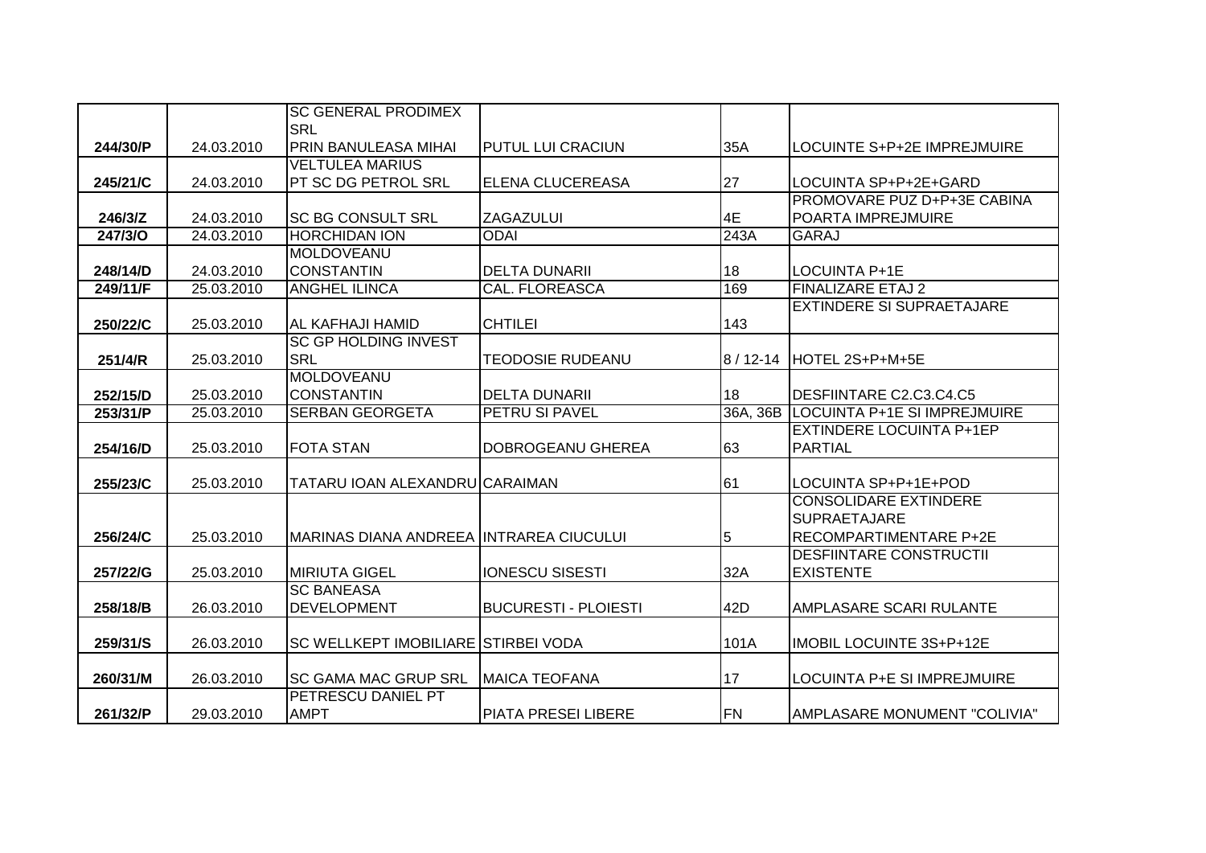| | | | | | |
|---|---|---|---|---|---|
| 244/30/P | 24.03.2010 | SC GENERAL PRODIMEX SRL PRIN BANULEASA MIHAI | PUTUL LUI CRACIUN | 35A | LOCUINTE S+P+2E IMPREJMUIRE |
| 245/21/C | 24.03.2010 | VELTULEA MARIUS PT SC DG PETROL SRL | ELENA CLUCEREASA | 27 | LOCUINTA SP+P+2E+GARD |
| 246/3/Z | 24.03.2010 | SC BG CONSULT SRL | ZAGAZULUI | 4E | PROMOVARE PUZ D+P+3E CABINA POARTA IMPREJMUIRE |
| 247/3/O | 24.03.2010 | HORCHIDAN ION | ODAI | 243A | GARAJ |
| 248/14/D | 24.03.2010 | MOLDOVEANU CONSTANTIN | DELTA DUNARII | 18 | LOCUINTA P+1E |
| 249/11/F | 25.03.2010 | ANGHEL ILINCA | CAL. FLOREASCA | 169 | FINALIZARE ETAJ 2 |
| 250/22/C | 25.03.2010 | AL KAFHAJI HAMID | CHTILEI | 143 | EXTINDERE SI SUPRAETAJARE |
| 251/4/R | 25.03.2010 | SC GP HOLDING INVEST SRL | TEODOSIE RUDEANU | 8 / 12-14 | HOTEL 2S+P+M+5E |
| 252/15/D | 25.03.2010 | MOLDOVEANU CONSTANTIN | DELTA DUNARII | 18 | DESFIINTARE C2.C3.C4.C5 |
| 253/31/P | 25.03.2010 | SERBAN GEORGETA | PETRU SI PAVEL | 36A, 36B | LOCUINTA P+1E SI IMPREJMUIRE |
| 254/16/D | 25.03.2010 | FOTA STAN | DOBROGEANU GHEREA | 63 | EXTINDERE LOCUINTA P+1EP PARTIAL |
| 255/23/C | 25.03.2010 | TATARU IOAN ALEXANDRU | CARAIMAN | 61 | LOCUINTA SP+P+1E+POD |
| 256/24/C | 25.03.2010 | MARINAS DIANA ANDREEA | INTRAREA CIUCULUI | 5 | CONSOLIDARE EXTINDERE SUPRAETAJARE RECOMPARTIMENTARE P+2E |
| 257/22/G | 25.03.2010 | MIRIUTA GIGEL | IONESCU SISESTI | 32A | DESFIINTARE CONSTRUCTII EXISTENTE |
| 258/18/B | 26.03.2010 | SC BANEASA DEVELOPMENT | BUCURESTI - PLOIESTI | 42D | AMPLASARE SCARI RULANTE |
| 259/31/S | 26.03.2010 | SC WELLKEPT IMOBILIARE | STIRBEI VODA | 101A | IMOBIL LOCUINTE 3S+P+12E |
| 260/31/M | 26.03.2010 | SC GAMA MAC GRUP SRL | MAICA TEOFANA | 17 | LOCUINTA P+E SI IMPREJMUIRE |
| 261/32/P | 29.03.2010 | PETRESCU DANIEL PT AMPT | PIATA PRESEI LIBERE | FN | AMPLASARE MONUMENT "COLIVIA" |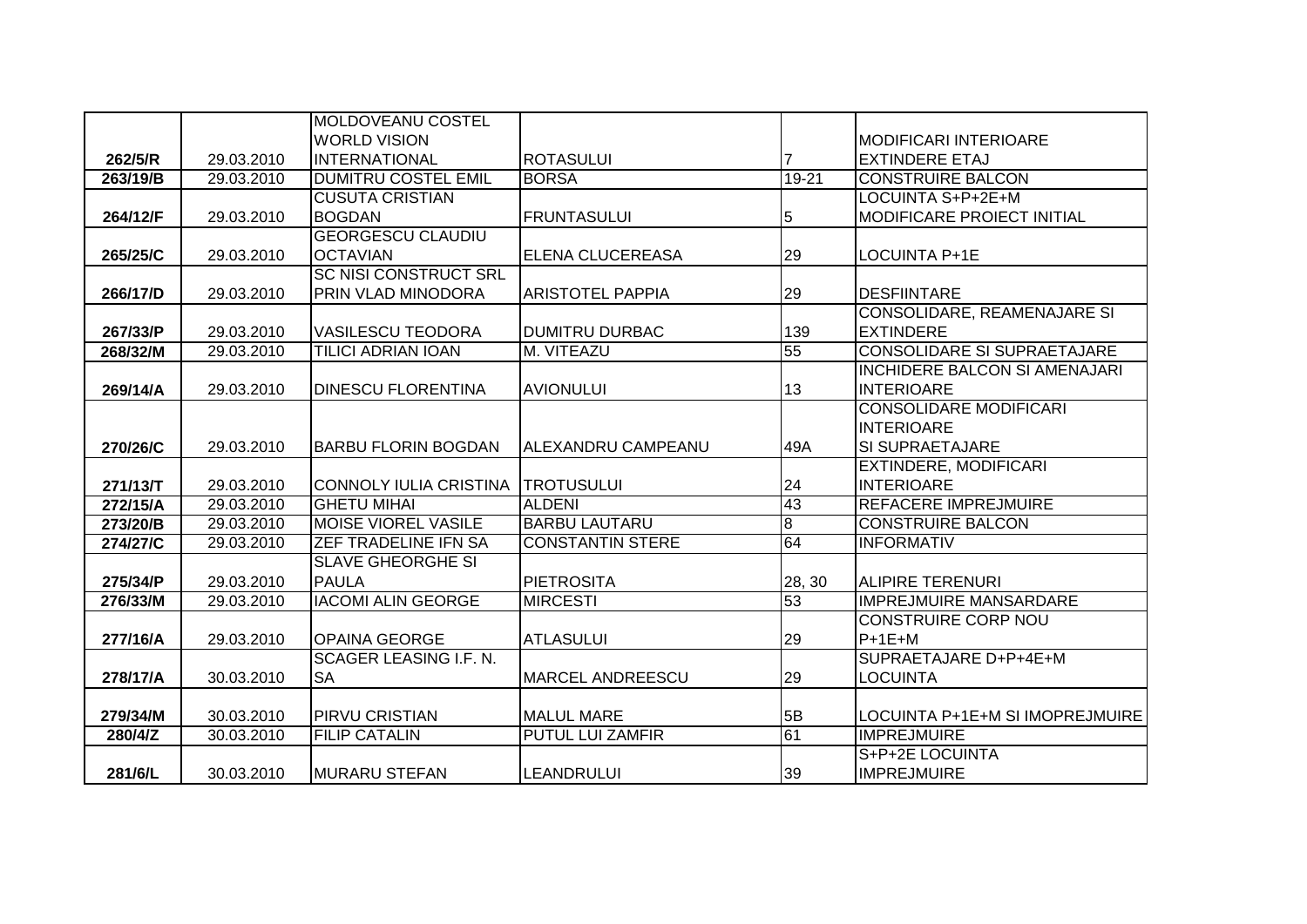| | | | | | |
|---|---|---|---|---|---|
| 262/5/R | 29.03.2010 | MOLDOVEANU COSTEL WORLD VISION INTERNATIONAL | ROTASULUI | 7 | MODIFICARI INTERIOARE EXTINDERE ETAJ |
| 263/19/B | 29.03.2010 | DUMITRU COSTEL EMIL | BORSA | 19-21 | CONSTRUIRE BALCON |
| 264/12/F | 29.03.2010 | CUSUTA CRISTIAN BOGDAN | FRUNTASULUI | 5 | LOCUINTA S+P+2E+M MODIFICARE PROIECT INITIAL |
| 265/25/C | 29.03.2010 | GEORGESCU CLAUDIU OCTAVIAN | ELENA CLUCEREASA | 29 | LOCUINTA P+1E |
| 266/17/D | 29.03.2010 | SC NISI CONSTRUCT SRL PRIN VLAD MINODORA | ARISTOTEL PAPPIA | 29 | DESFIINTARE |
| 267/33/P | 29.03.2010 | VASILESCU TEODORA | DUMITRU DURBAC | 139 | CONSOLIDARE, REAMENAJARE SI EXTINDERE |
| 268/32/M | 29.03.2010 | TILICI ADRIAN IOAN | M. VITEAZU | 55 | CONSOLIDARE SI SUPRAETAJARE |
| 269/14/A | 29.03.2010 | DINESCU FLORENTINA | AVIONULUI | 13 | INCHIDERE BALCON SI AMENAJARI INTERIOARE |
| 270/26/C | 29.03.2010 | BARBU FLORIN BOGDAN | ALEXANDRU CAMPEANU | 49A | CONSOLIDARE MODIFICARI INTERIOARE SI SUPRAETAJARE |
| 271/13/T | 29.03.2010 | CONNOLY IULIA CRISTINA | TROTUSULUI | 24 | EXTINDERE, MODIFICARI INTERIOARE |
| 272/15/A | 29.03.2010 | GHETU MIHAI | ALDENI | 43 | REFACERE IMPREJMUIRE |
| 273/20/B | 29.03.2010 | MOISE VIOREL VASILE | BARBU LAUTARU | 8 | CONSTRUIRE BALCON |
| 274/27/C | 29.03.2010 | ZEF TRADELINE IFN SA | CONSTANTIN STERE | 64 | INFORMATIV |
| 275/34/P | 29.03.2010 | SLAVE GHEORGHE SI PAULA | PIETROSITA | 28, 30 | ALIPIRE TERENURI |
| 276/33/M | 29.03.2010 | IACOMI ALIN GEORGE | MIRCESTI | 53 | IMPREJMUIRE MANSARDARE |
| 277/16/A | 29.03.2010 | OPAINA GEORGE | ATLASULUI | 29 | CONSTRUIRE CORP NOU P+1E+M |
| 278/17/A | 30.03.2010 | SCAGER LEASING I.F. N. SA | MARCEL ANDREESCU | 29 | SUPRAETAJARE D+P+4E+M LOCUINTA |
| 279/34/M | 30.03.2010 | PIRVU CRISTIAN | MALUL MARE | 5B | LOCUINTA P+1E+M SI IMOPREJMUIRE |
| 280/4/Z | 30.03.2010 | FILIP CATALIN | PUTUL LUI ZAMFIR | 61 | IMPREJMUIRE |
| 281/6/L | 30.03.2010 | MURARU STEFAN | LEANDRULUI | 39 | S+P+2E LOCUINTA IMPREJMUIRE |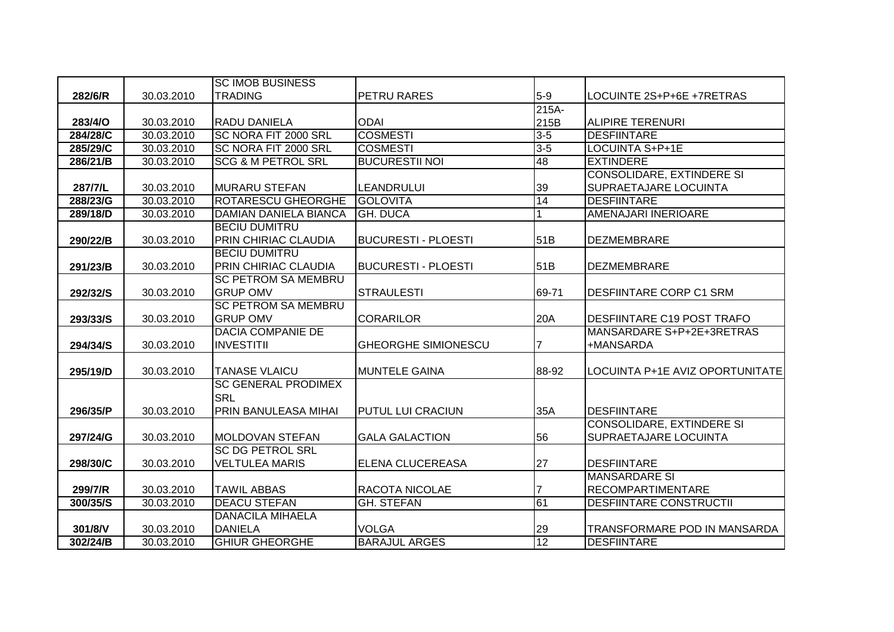| | | | | | |
|---|---|---|---|---|---|
| 282/6/R | 30.03.2010 | SC IMOB BUSINESS TRADING | PETRU RARES | 5-9 | LOCUINTE 2S+P+6E +7RETRAS |
| 283/4/O | 30.03.2010 | RADU DANIELA | ODAI | 215A-215B | ALIPIRE TERENURI |
| 284/28/C | 30.03.2010 | SC NORA FIT 2000 SRL | COSMESTI | 3-5 | DESFIINTARE |
| 285/29/C | 30.03.2010 | SC NORA FIT 2000 SRL | COSMESTI | 3-5 | LOCUINTA S+P+1E |
| 286/21/B | 30.03.2010 | SCG & M PETROL SRL | BUCURESTII NOI | 48 | EXTINDERE |
| 287/7/L | 30.03.2010 | MURARU STEFAN | LEANDRULUI | 39 | CONSOLIDARE, EXTINDERE SI SUPRAETAJARE LOCUINTA |
| 288/23/G | 30.03.2010 | ROTARESCU GHEORGHE | GOLOVITA | 14 | DESFIINTARE |
| 289/18/D | 30.03.2010 | DAMIAN DANIELA BIANCA | GH. DUCA | 1 | AMENAJARI INERIOARE |
| 290/22/B | 30.03.2010 | BECIU DUMITRU PRIN CHIRIAC CLAUDIA | BUCURESTI - PLOESTI | 51B | DEZMEMBRARE |
| 291/23/B | 30.03.2010 | BECIU DUMITRU PRIN CHIRIAC CLAUDIA | BUCURESTI - PLOESTI | 51B | DEZMEMBRARE |
| 292/32/S | 30.03.2010 | SC PETROM SA MEMBRU GRUP OMV | STRAULESTI | 69-71 | DESFIINTARE CORP C1 SRM |
| 293/33/S | 30.03.2010 | SC PETROM SA MEMBRU GRUP OMV | CORARILOR | 20A | DESFIINTARE C19 POST TRAFO |
| 294/34/S | 30.03.2010 | DACIA COMPANIE DE INVESTITII | GHEORGHE SIMIONESCU | 7 | MANSARDARE S+P+2E+3RETRAS +MANSARDA |
| 295/19/D | 30.03.2010 | TANASE VLAICU | MUNTELE GAINA | 88-92 | LOCUINTA P+1E AVIZ OPORTUNITATE |
| 296/35/P | 30.03.2010 | SC GENERAL PRODIMEX SRL PRIN BANULEASA MIHAI | PUTUL LUI CRACIUN | 35A | DESFIINTARE |
| 297/24/G | 30.03.2010 | MOLDOVAN STEFAN | GALA GALACTION | 56 | CONSOLIDARE, EXTINDERE SI SUPRAETAJARE LOCUINTA |
| 298/30/C | 30.03.2010 | SC DG PETROL SRL VELTULEA MARIS | ELENA CLUCEREASA | 27 | DESFIINTARE |
| 299/7/R | 30.03.2010 | TAWIL ABBAS | RACOTA NICOLAE | 7 | MANSARDARE SI RECOMPARTIMENTARE |
| 300/35/S | 30.03.2010 | DEACU STEFAN | GH. STEFAN | 61 | DESFIINTARE CONSTRUCTII |
| 301/8/V | 30.03.2010 | DANACILA MIHAELA DANIELA | VOLGA | 29 | TRANSFORMARE POD IN MANSARDA |
| 302/24/B | 30.03.2010 | GHIUR GHEORGHE | BARAJUL ARGES | 12 | DESFIINTARE |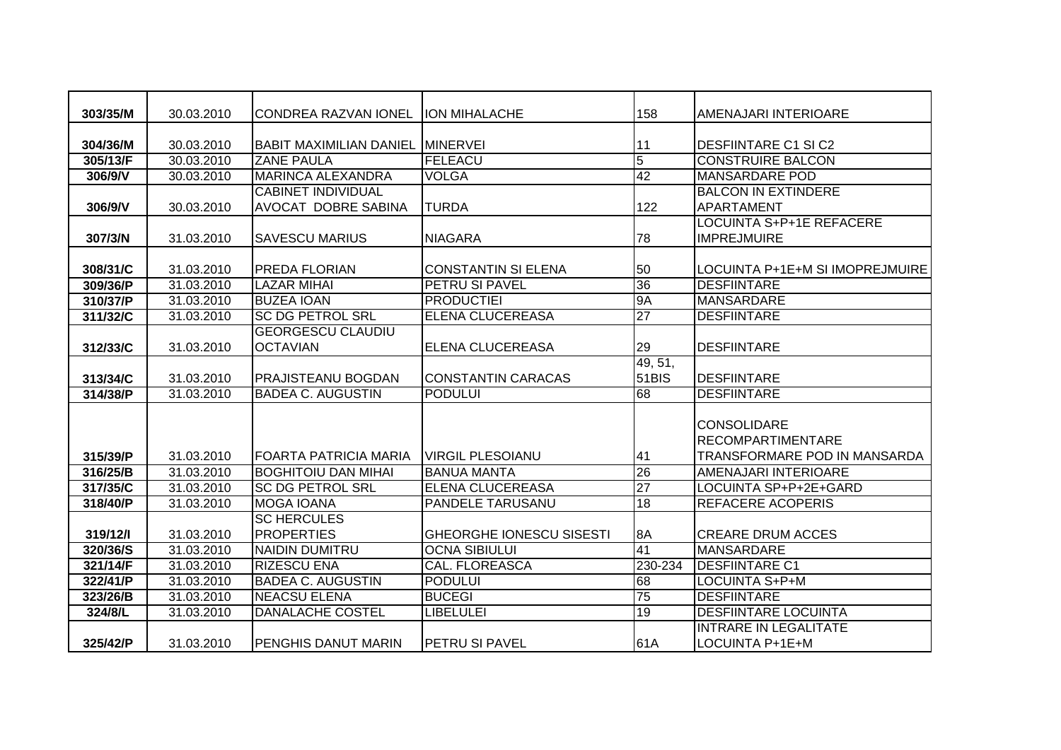| | | | | | |
|---|---|---|---|---|---|
| 303/35/M | 30.03.2010 | CONDREA RAZVAN IONEL | ION MIHALACHE | 158 | AMENAJARI INTERIOARE |
| 304/36/M | 30.03.2010 | BABIT MAXIMILIAN DANIEL | MINERVEI | 11 | DESFIINTARE C1 SI C2 |
| 305/13/F | 30.03.2010 | ZANE PAULA | FELEACU | 5 | CONSTRUIRE BALCON |
| 306/9/V | 30.03.2010 | MARINCA ALEXANDRA | VOLGA | 42 | MANSARDARE POD |
| 306/9/V | 30.03.2010 | CABINET INDIVIDUAL AVOCAT DOBRE SABINA | TURDA | 122 | BALCON IN EXTINDERE APARTAMENT |
| 307/3/N | 31.03.2010 | SAVESCU MARIUS | NIAGARA | 78 | LOCUINTA S+P+1E REFACERE IMPREJMUIRE |
| 308/31/C | 31.03.2010 | PREDA FLORIAN | CONSTANTIN SI ELENA | 50 | LOCUINTA P+1E+M SI IMOPREJMUIRE |
| 309/36/P | 31.03.2010 | LAZAR MIHAI | PETRU SI PAVEL | 36 | DESFIINTARE |
| 310/37/P | 31.03.2010 | BUZEA IOAN | PRODUCTIEI | 9A | MANSARDARE |
| 311/32/C | 31.03.2010 | SC DG PETROL SRL | ELENA CLUCEREASA | 27 | DESFIINTARE |
| 312/33/C | 31.03.2010 | GEORGESCU CLAUDIU OCTAVIAN | ELENA CLUCEREASA | 29 | DESFIINTARE |
| 313/34/C | 31.03.2010 | PRAJISTEANU BOGDAN | CONSTANTIN CARACAS | 49, 51, 51BIS | DESFIINTARE |
| 314/38/P | 31.03.2010 | BADEA C. AUGUSTIN | PODULUI | 68 | DESFIINTARE |
| 315/39/P | 31.03.2010 | FOARTA PATRICIA MARIA | VIRGIL PLESOIANU | 41 | CONSOLIDARE RECOMPARTIMENTARE TRANSFORMARE POD IN MANSARDA |
| 316/25/B | 31.03.2010 | BOGHITOIU DAN MIHAI | BANUA MANTA | 26 | AMENAJARI INTERIOARE |
| 317/35/C | 31.03.2010 | SC DG PETROL SRL | ELENA CLUCEREASA | 27 | LOCUINTA SP+P+2E+GARD |
| 318/40/P | 31.03.2010 | MOGA IOANA | PANDELE TARUSANU | 18 | REFACERE ACOPERIS |
| 319/12/I | 31.03.2010 | SC HERCULES PROPERTIES | GHEORGHE IONESCU SISESTI | 8A | CREARE DRUM ACCES |
| 320/36/S | 31.03.2010 | NAIDIN DUMITRU | OCNA SIBIULUI | 41 | MANSARDARE |
| 321/14/F | 31.03.2010 | RIZESCU ENA | CAL. FLOREASCA | 230-234 | DESFIINTARE C1 |
| 322/41/P | 31.03.2010 | BADEA C. AUGUSTIN | PODULUI | 68 | LOCUINTA S+P+M |
| 323/26/B | 31.03.2010 | NEACSU ELENA | BUCEGI | 75 | DESFIINTARE |
| 324/8/L | 31.03.2010 | DANALACHE COSTEL | LIBELULEI | 19 | DESFIINTARE LOCUINTA |
| 325/42/P | 31.03.2010 | PENGHIS DANUT MARIN | PETRU SI PAVEL | 61A | INTRARE IN LEGALITATE LOCUINTA P+1E+M |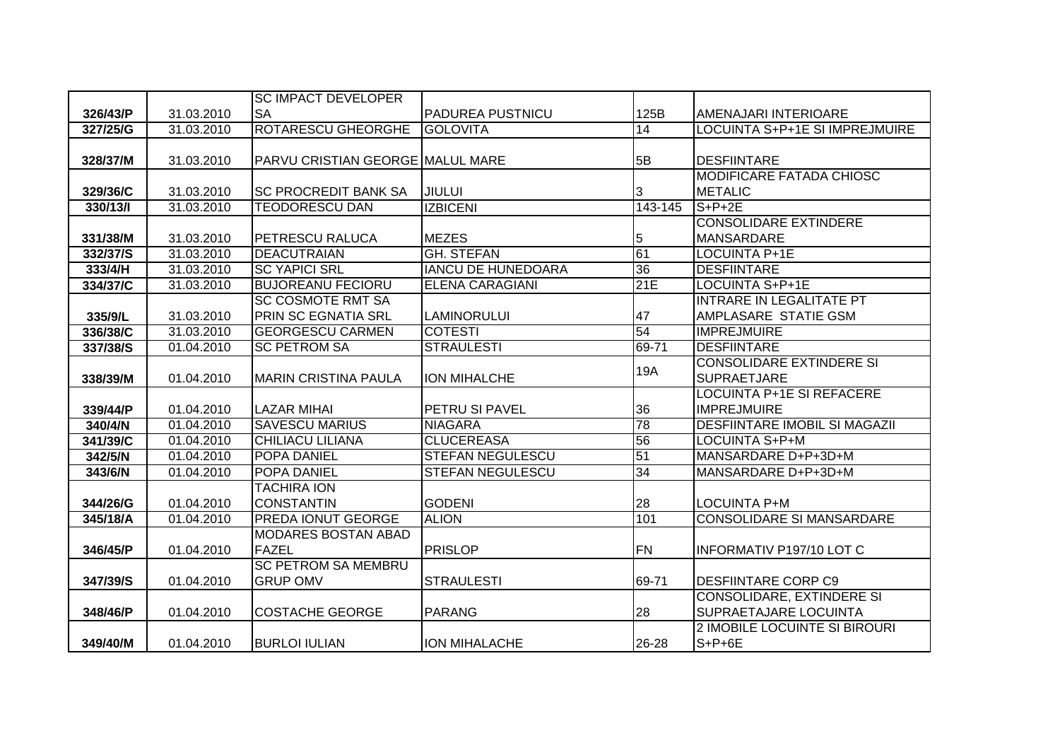| | | | | | |
|---|---|---|---|---|---|
| 326/43/P | 31.03.2010 | SC IMPACT DEVELOPER SA | PADUREA PUSTNICU | 125B | AMENAJARI INTERIOARE |
| 327/25/G | 31.03.2010 | ROTARESCU GHEORGHE | GOLOVITA | 14 | LOCUINTA S+P+1E SI IMPREJMUIRE |
| 328/37/M | 31.03.2010 | PARVU CRISTIAN GEORGE | MALUL MARE | 5B | DESFIINTARE |
| 329/36/C | 31.03.2010 | SC PROCREDIT BANK SA | JIULUI | 3 | MODIFICARE FATADA CHIOSC METALIC |
| 330/13/I | 31.03.2010 | TEODORESCU DAN | IZBICENI | 143-145 | S+P+2E |
| 331/38/M | 31.03.2010 | PETRESCU RALUCA | MEZES | 5 | CONSOLIDARE EXTINDERE MANSARDARE |
| 332/37/S | 31.03.2010 | DEACUTRAIAN | GH. STEFAN | 61 | LOCUINTA P+1E |
| 333/4/H | 31.03.2010 | SC YAPICI SRL | IANCU DE HUNEDOARA | 36 | DESFIINTARE |
| 334/37/C | 31.03.2010 | BUJOREANU FECIORU | ELENA CARAGIANI | 21E | LOCUINTA S+P+1E |
| 335/9/L | 31.03.2010 | SC COSMOTE RMT SA PRIN SC EGNATIA SRL | LAMINORULUI | 47 | INTRARE IN LEGALITATE PT AMPLASARE STATIE GSM |
| 336/38/C | 31.03.2010 | GEORGESCU CARMEN | COTESTI | 54 | IMPREJMUIRE |
| 337/38/S | 01.04.2010 | SC PETROM SA | STRAULESTI | 69-71 | DESFIINTARE |
| 338/39/M | 01.04.2010 | MARIN CRISTINA PAULA | ION MIHALCHE | 19A | CONSOLIDARE EXTINDERE SI SUPRAETJARE |
| 339/44/P | 01.04.2010 | LAZAR MIHAI | PETRU SI PAVEL | 36 | LOCUINTA P+1E SI REFACERE IMPREJMUIRE |
| 340/4/N | 01.04.2010 | SAVESCU MARIUS | NIAGARA | 78 | DESFIINTARE IMOBIL SI MAGAZII |
| 341/39/C | 01.04.2010 | CHILIACU LILIANA | CLUCEREASA | 56 | LOCUINTA S+P+M |
| 342/5/N | 01.04.2010 | POPA DANIEL | STEFAN NEGULESCU | 51 | MANSARDARE D+P+3D+M |
| 343/6/N | 01.04.2010 | POPA DANIEL | STEFAN NEGULESCU | 34 | MANSARDARE D+P+3D+M |
| 344/26/G | 01.04.2010 | TACHIRA ION CONSTANTIN | GODENI | 28 | LOCUINTA P+M |
| 345/18/A | 01.04.2010 | PREDA IONUT GEORGE | ALION | 101 | CONSOLIDARE SI MANSARDARE |
| 346/45/P | 01.04.2010 | MODARES BOSTAN ABAD FAZEL | PRISLOP | FN | INFORMATIV P197/10 LOT C |
| 347/39/S | 01.04.2010 | SC PETROM SA MEMBRU GRUP OMV | STRAULESTI | 69-71 | DESFIINTARE CORP C9 |
| 348/46/P | 01.04.2010 | COSTACHE GEORGE | PARANG | 28 | CONSOLIDARE, EXTINDERE SI SUPRAETAJARE LOCUINTA |
| 349/40/M | 01.04.2010 | BURLOI IULIAN | ION MIHALACHE | 26-28 | 2 IMOBILE LOCUINTE SI BIROURI S+P+6E |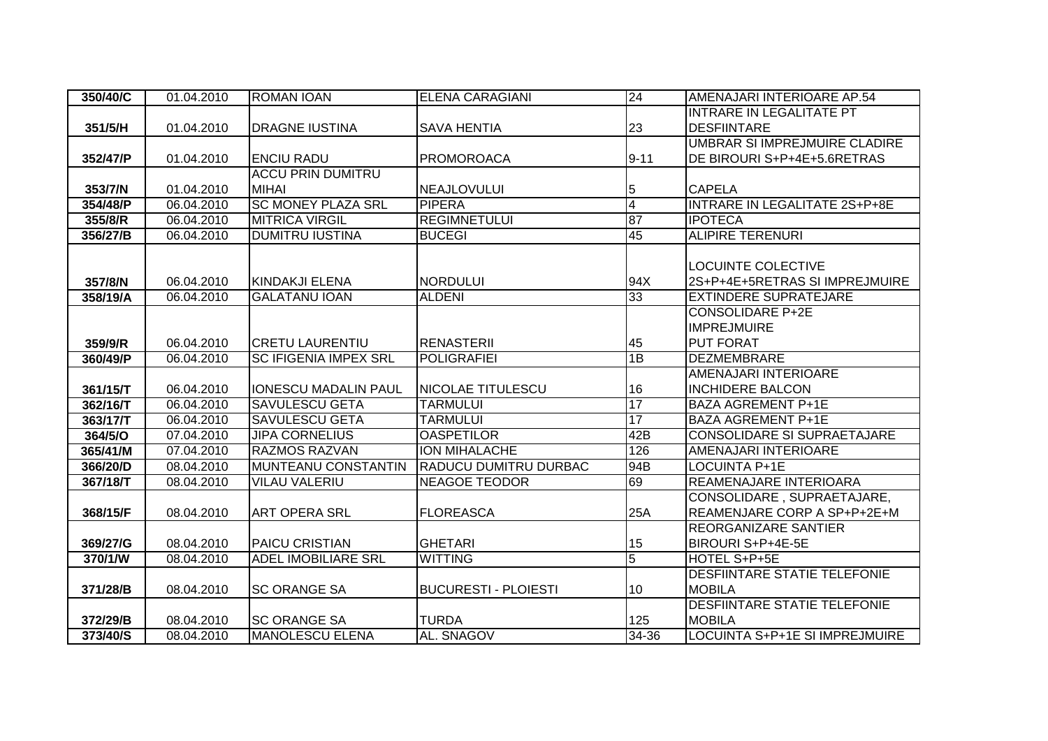| 350/40/C | 01.04.2010 | ROMAN IOAN | ELENA CARAGIANI | 24 | AMENAJARI INTERIOARE AP.54 |
|---|---|---|---|---|---|
| 351/5/H | 01.04.2010 | DRAGNE IUSTINA | SAVA HENTIA | 23 | INTRARE IN LEGALITATE PT DESFIINTARE |
| 352/47/P | 01.04.2010 | ENCIU RADU | PROMOROACA | 9-11 | UMBRAR SI IMPREJMUIRE CLADIRE DE BIROURI S+P+4E+5.6RETRAS |
| 353/7/N | 01.04.2010 | ACCU PRIN DUMITRU MIHAI | NEAJLOVULUI | 5 | CAPELA |
| 354/48/P | 06.04.2010 | SC MONEY PLAZA SRL | PIPERA | 4 | INTRARE IN LEGALITATE 2S+P+8E |
| 355/8/R | 06.04.2010 | MITRICA VIRGIL | REGIMNETULUI | 87 | IPOTECA |
| 356/27/B | 06.04.2010 | DUMITRU IUSTINA | BUCEGI | 45 | ALIPIRE TERENURI |
| 357/8/N | 06.04.2010 | KINDAKJI ELENA | NORDULUI | 94X | LOCUINTE COLECTIVE 2S+P+4E+5RETRAS SI IMPREJMUIRE |
| 358/19/A | 06.04.2010 | GALATANU IOAN | ALDENI | 33 | EXTINDERE SUPRATEJARE |
| 359/9/R | 06.04.2010 | CRETU LAURENTIU | RENASTERII | 45 | CONSOLIDARE P+2E IMPREJMUIRE PUT FORAT |
| 360/49/P | 06.04.2010 | SC IFIGENIA IMPEX SRL | POLIGRAFIEI | 1B | DEZMEMBRARE |
| 361/15/T | 06.04.2010 | IONESCU MADALIN PAUL | NICOLAE TITULESCU | 16 | AMENAJARI INTERIOARE INCHIDERE BALCON |
| 362/16/T | 06.04.2010 | SAVULESCU GETA | TARMULUI | 17 | BAZA AGREMENT P+1E |
| 363/17/T | 06.04.2010 | SAVULESCU GETA | TARMULUI | 17 | BAZA AGREMENT P+1E |
| 364/5/O | 07.04.2010 | JIPA CORNELIUS | OASPETILOR | 42B | CONSOLIDARE SI SUPRAETAJARE |
| 365/41/M | 07.04.2010 | RAZMOS RAZVAN | ION MIHALACHE | 126 | AMENAJARI INTERIOARE |
| 366/20/D | 08.04.2010 | MUNTEANU CONSTANTIN | RADUCU DUMITRU DURBAC | 94B | LOCUINTA P+1E |
| 367/18/T | 08.04.2010 | VILAU VALERIU | NEAGOE TEODOR | 69 | REAMENAJARE INTERIOARA |
| 368/15/F | 08.04.2010 | ART OPERA SRL | FLOREASCA | 25A | CONSOLIDARE , SUPRAETAJARE, REAMENJARE CORP A SP+P+2E+M |
| 369/27/G | 08.04.2010 | PAICU CRISTIAN | GHETARI | 15 | REORGANIZARE SANTIER BIROURI S+P+4E-5E |
| 370/1/W | 08.04.2010 | ADEL IMOBILIARE SRL | WITTING | 5 | HOTEL S+P+5E |
| 371/28/B | 08.04.2010 | SC ORANGE SA | BUCURESTI - PLOIESTI | 10 | DESFIINTARE STATIE TELEFONIE MOBILA |
| 372/29/B | 08.04.2010 | SC ORANGE SA | TURDA | 125 | DESFIINTARE STATIE TELEFONIE MOBILA |
| 373/40/S | 08.04.2010 | MANOLESCU ELENA | AL. SNAGOV | 34-36 | LOCUINTA S+P+1E SI IMPREJMUIRE |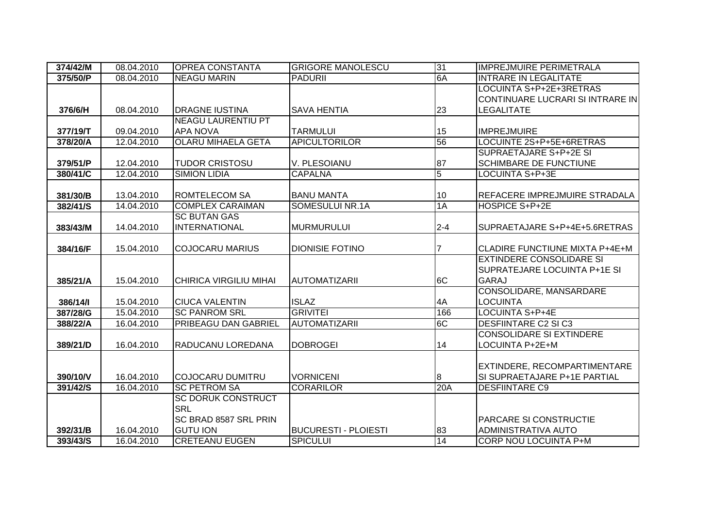| 374/42/M | 08.04.2010 | OPREA CONSTANTA | GRIGORE MANOLESCU | 31 | IMPREJMUIRE PERIMETRALA |
|---|---|---|---|---|---|
| 375/50/P | 08.04.2010 | NEAGU MARIN | PADURII | 6A | INTRARE IN LEGALITATE |
| 376/6/H | 08.04.2010 | DRAGNE IUSTINA | SAVA HENTIA | 23 | LOCUINTA S+P+2E+3RETRAS CONTINUARE LUCRARI SI INTRARE IN LEGALITATE |
| 377/19/T | 09.04.2010 | NEAGU LAURENTIU PT APA NOVA | TARMULUI | 15 | IMPREJMUIRE |
| 378/20/A | 12.04.2010 | OLARU MIHAELA GETA | APICULTORILOR | 56 | LOCUINTE 2S+P+5E+6RETRAS |
| 379/51/P | 12.04.2010 | TUDOR CRISTOSU | V. PLESOIANU | 87 | SUPRAETAJARE S+P+2E SI SCHIMBARE DE FUNCTIUNE |
| 380/41/C | 12.04.2010 | SIMION LIDIA | CAPALNA | 5 | LOCUINTA S+P+3E |
| 381/30/B | 13.04.2010 | ROMTELECOM SA | BANU MANTA | 10 | REFACERE IMPREJMUIRE STRADALA |
| 382/41/S | 14.04.2010 | COMPLEX CARAIMAN | SOMESULUI NR.1A | 1A | HOSPICE S+P+2E |
| 383/43/M | 14.04.2010 | SC BUTAN GAS INTERNATIONAL | MURMURULUI | 2-4 | SUPRAETAJARE S+P+4E+5.6RETRAS |
| 384/16/F | 15.04.2010 | COJOCARU MARIUS | DIONISIE FOTINO | 7 | CLADIRE FUNCTIUNE MIXTA P+4E+M |
| 385/21/A | 15.04.2010 | CHIRICA VIRGILIU MIHAI | AUTOMATIZARII | 6C | EXTINDERE CONSOLIDARE SI SUPRATEJARE LOCUINTA P+1E SI GARAJ |
| 386/14/I | 15.04.2010 | CIUCA VALENTIN | ISLAZ | 4A | CONSOLIDARE, MANSARDARE LOCUINTA |
| 387/28/G | 15.04.2010 | SC PANROM SRL | GRIVITEI | 166 | LOCUINTA S+P+4E |
| 388/22/A | 16.04.2010 | PRIBEAGU DAN GABRIEL | AUTOMATIZARII | 6C | DESFIINTARE C2 SI C3 |
| 389/21/D | 16.04.2010 | RADUCANU LOREDANA | DOBROGEI | 14 | CONSOLIDARE SI EXTINDERE LOCUINTA P+2E+M |
| 390/10/V | 16.04.2010 | COJOCARU DUMITRU | VORNICENI | 8 | EXTINDERE, RECOMPARTIMENTARE SI SUPRAETAJARE P+1E PARTIAL |
| 391/42/S | 16.04.2010 | SC PETROM SA | CORARILOR | 20A | DESFIINTARE C9 |
| 392/31/B | 16.04.2010 | SC DORUK CONSTRUCT SRL SC BRAD 8587 SRL PRIN GUTU ION | BUCURESTI - PLOIESTI | 83 | PARCARE SI CONSTRUCTIE ADMINISTRATIVA AUTO |
| 393/43/S | 16.04.2010 | CRETEANU EUGEN | SPICULUI | 14 | CORP NOU LOCUINTA P+M |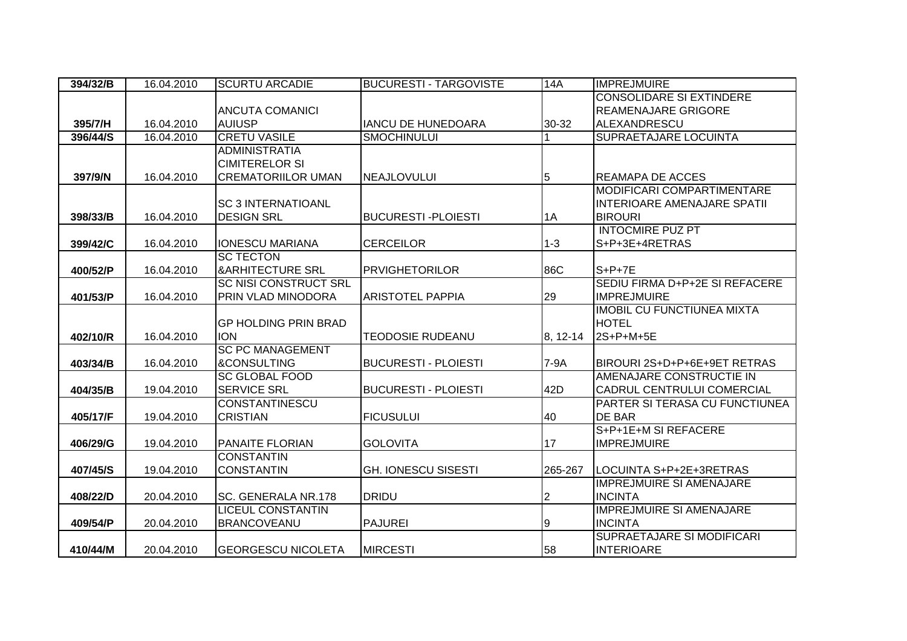| 394/32/B | 16.04.2010 | SCURTU ARCADIE | BUCURESTI - TARGOVISTE | 14A | IMPREJMUIRE |
|---|---|---|---|---|---|
| 395/7/H | 16.04.2010 | ANCUTA COMANICI AUIUSP | IANCU DE HUNEDOARA | 30-32 | CONSOLIDARE SI EXTINDERE REAMENAJARE GRIGORE ALEXANDRESCU |
| 396/44/S | 16.04.2010 | CRETU VASILE | SMOCHINULUI | 1 | SUPRAETAJARE LOCUINTA |
| 397/9/N | 16.04.2010 | ADMINISTRATIA CIMITERELOR SI CREMATORIILOR UMAN | NEAJLOVULUI | 5 | REAMAPA DE ACCES |
| 398/33/B | 16.04.2010 | SC 3 INTERNATIOANL DESIGN SRL | BUCURESTI -PLOIESTI | 1A | MODIFICARI COMPARTIMENTARE INTERIOARE AMENAJARE SPATII BIROURI |
| 399/42/C | 16.04.2010 | IONESCU MARIANA | CERCEILOR | 1-3 | INTOCMIRE PUZ PT S+P+3E+4RETRAS |
| 400/52/P | 16.04.2010 | SC TECTON &ARHITECTURE SRL | PRVIGHETORILOR | 86C | S+P+7E |
| 401/53/P | 16.04.2010 | SC NISI CONSTRUCT SRL PRIN VLAD MINODORA | ARISTOTEL PAPPIA | 29 | SEDIU FIRMA D+P+2E SI REFACERE IMPREJMUIRE |
| 402/10/R | 16.04.2010 | GP HOLDING PRIN BRAD ION | TEODOSIE RUDEANU | 8, 12-14 | IMOBIL CU FUNCTIUNEA MIXTA HOTEL 2S+P+M+5E |
| 403/34/B | 16.04.2010 | SC PC MANAGEMENT &CONSULTING | BUCURESTI - PLOIESTI | 7-9A | BIROURI 2S+D+P+6E+9ET RETRAS |
| 404/35/B | 19.04.2010 | SC GLOBAL FOOD SERVICE SRL | BUCURESTI - PLOIESTI | 42D | AMENAJARE CONSTRUCTIE IN CADRUL CENTRULUI COMERCIAL |
| 405/17/F | 19.04.2010 | CONSTANTINESCU CRISTIAN | FICUSULUI | 40 | PARTER SI TERASA CU FUNCTIUNEA DE BAR |
| 406/29/G | 19.04.2010 | PANAITE FLORIAN | GOLOVITA | 17 | S+P+1E+M SI REFACERE IMPREJMUIRE |
| 407/45/S | 19.04.2010 | CONSTANTIN CONSTANTIN | GH. IONESCU SISESTI | 265-267 | LOCUINTA S+P+2E+3RETRAS |
| 408/22/D | 20.04.2010 | SC. GENERALA NR.178 | DRIDU | 2 | IMPREJMUIRE SI AMENAJARE INCINTA |
| 409/54/P | 20.04.2010 | LICEUL CONSTANTIN BRANCOVEANU | PAJUREI | 9 | IMPREJMUIRE SI AMENAJARE INCINTA |
| 410/44/M | 20.04.2010 | GEORGESCU NICOLETA | MIRCESTI | 58 | SUPRAETAJARE SI MODIFICARI INTERIOARE |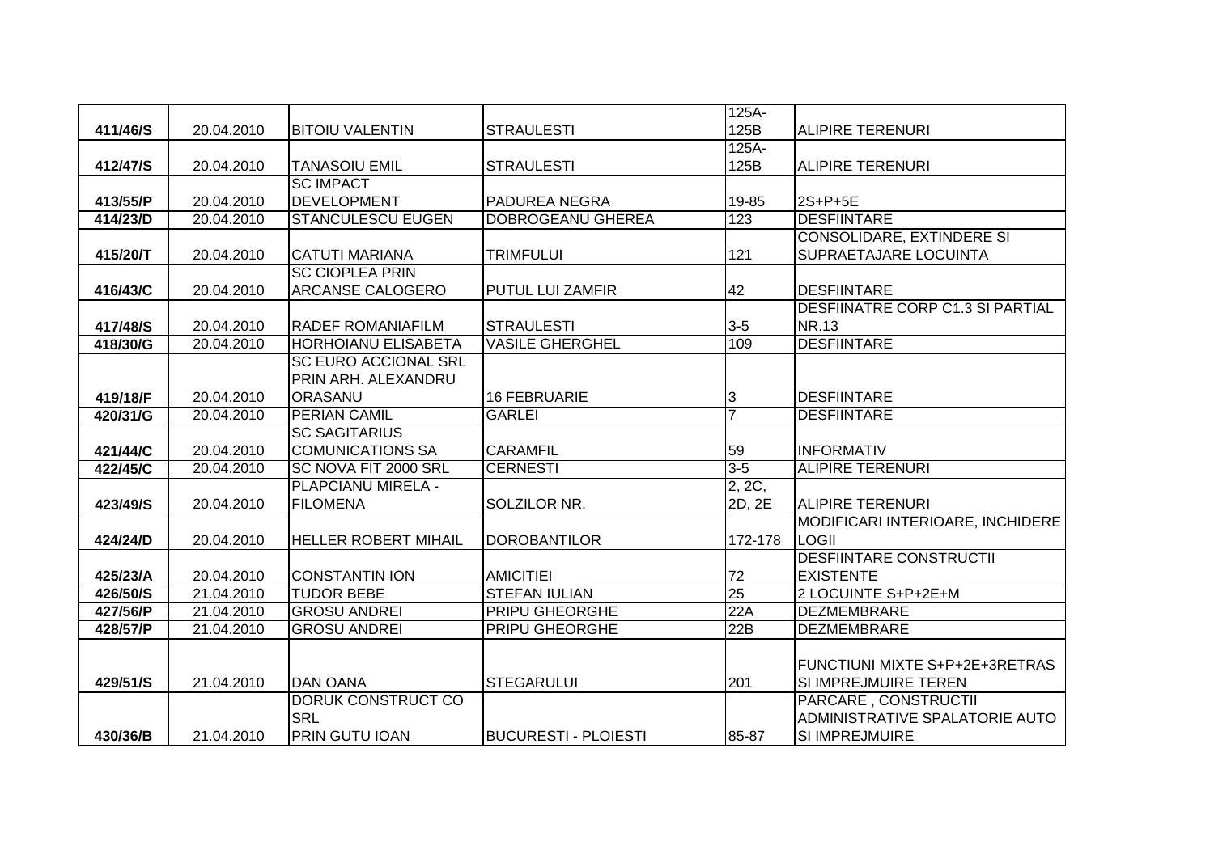| | | | | | |
|---|---|---|---|---|---|
| 411/46/S | 20.04.2010 | BITOIU VALENTIN | STRAULESTI | 125A-125B | ALIPIRE TERENURI |
| 412/47/S | 20.04.2010 | TANASOIU EMIL | STRAULESTI | 125A-125B | ALIPIRE TERENURI |
| 413/55/P | 20.04.2010 | SC IMPACT DEVELOPMENT | PADUREA NEGRA | 19-85 | 2S+P+5E |
| 414/23/D | 20.04.2010 | STANCULESCU EUGEN | DOBROGEANU GHEREA | 123 | DESFIINTARE |
| 415/20/T | 20.04.2010 | CATUTI MARIANA | TRIMFULUI | 121 | CONSOLIDARE, EXTINDERE SI SUPRAETAJARE LOCUINTA |
| 416/43/C | 20.04.2010 | SC CIOPLEA PRIN ARCANSE CALOGERO | PUTUL LUI ZAMFIR | 42 | DESFIINTARE |
| 417/48/S | 20.04.2010 | RADEF ROMANIAFILM | STRAULESTI | 3-5 | DESFIINATRE CORP C1.3 SI PARTIAL NR.13 |
| 418/30/G | 20.04.2010 | HORHOIANU ELISABETA | VASILE GHERGHEL | 109 | DESFIINTARE |
| 419/18/F | 20.04.2010 | SC EURO ACCIONAL SRL PRIN ARH. ALEXANDRU ORASANU | 16 FEBRUARIE | 3 | DESFIINTARE |
| 420/31/G | 20.04.2010 | PERIAN CAMIL | GARLEI | 7 | DESFIINTARE |
| 421/44/C | 20.04.2010 | SC SAGITARIUS COMUNICATIONS SA | CARAMFIL | 59 | INFORMATIV |
| 422/45/C | 20.04.2010 | SC NOVA FIT 2000 SRL | CERNESTI | 3-5 | ALIPIRE TERENURI |
| 423/49/S | 20.04.2010 | PLAPCIANU MIRELA - FILOMENA | SOLZILOR NR. | 2, 2C, 2D, 2E | ALIPIRE TERENURI |
| 424/24/D | 20.04.2010 | HELLER ROBERT MIHAIL | DOROBANTILOR | 172-178 | MODIFICARI INTERIOARE, INCHIDERE LOGII |
| 425/23/A | 20.04.2010 | CONSTANTIN ION | AMICITIEI | 72 | DESFIINTARE CONSTRUCTII EXISTENTE |
| 426/50/S | 21.04.2010 | TUDOR BEBE | STEFAN IULIAN | 25 | 2 LOCUINTE S+P+2E+M |
| 427/56/P | 21.04.2010 | GROSU ANDREI | PRIPU GHEORGHE | 22A | DEZMEMBRARE |
| 428/57/P | 21.04.2010 | GROSU ANDREI | PRIPU GHEORGHE | 22B | DEZMEMBRARE |
| 429/51/S | 21.04.2010 | DAN OANA | STEGARULUI | 201 | FUNCTIUNI MIXTE S+P+2E+3RETRAS SI IMPREJMUIRE TEREN |
| 430/36/B | 21.04.2010 | DORUK CONSTRUCT CO SRL PRIN GUTU IOAN | BUCURESTI - PLOIESTI | 85-87 | PARCARE , CONSTRUCTII ADMINISTRATIVE SPALATORIE AUTO SI IMPREJMUIRE |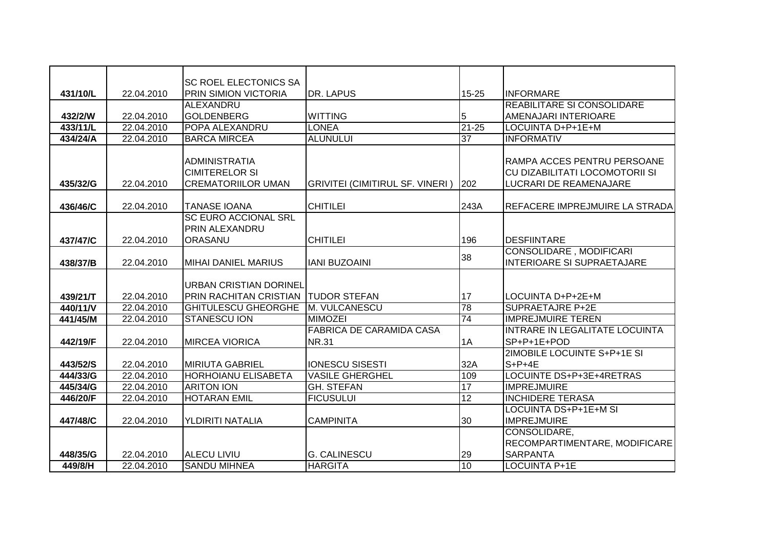| | | | | | |
|---|---|---|---|---|---|
| 431/10/L | 22.04.2010 | SC ROEL ELECTONICS SA PRIN SIMION VICTORIA | DR. LAPUS | 15-25 | INFORMARE |
| 432/2/W | 22.04.2010 | ALEXANDRU GOLDENBERG | WITTING | 5 | REABILITARE SI CONSOLIDARE AMENAJARI INTERIOARE |
| 433/11/L | 22.04.2010 | POPA ALEXANDRU | LONEA | 21-25 | LOCUINTA D+P+1E+M |
| 434/24/A | 22.04.2010 | BARCA MIRCEA | ALUNULUI | 37 | INFORMATIV |
| 435/32/G | 22.04.2010 | ADMINISTRATIA CIMITERELOR SI CREMATORIILOR UMAN | GRIVITEI (CIMITIRUL SF. VINERI ) | 202 | RAMPA ACCES PENTRU PERSOANE CU DIZABILITATI LOCOMOTORII SI LUCRARI DE REAMENAJARE |
| 436/46/C | 22.04.2010 | TANASE IOANA | CHITILEI | 243A | REFACERE IMPREJMUIRE LA STRADA |
| 437/47/C | 22.04.2010 | SC EURO ACCIONAL SRL PRIN ALEXANDRU ORASANU | CHITILEI | 196 | DESFIINTARE |
| 438/37/B | 22.04.2010 | MIHAI DANIEL MARIUS | IANI BUZOAINI | 38 | CONSOLIDARE , MODIFICARI INTERIOARE SI SUPRAETAJARE |
| 439/21/T | 22.04.2010 | URBAN CRISTIAN DORINEL PRIN RACHITAN CRISTIAN | TUDOR STEFAN | 17 | LOCUINTA D+P+2E+M |
| 440/11/V | 22.04.2010 | GHITULESCU GHEORGHE | M. VULCANESCU | 78 | SUPRAETAJRE P+2E |
| 441/45/M | 22.04.2010 | STANESCU ION | MIMOZEI | 74 | IMPREJMUIRE TEREN |
| 442/19/F | 22.04.2010 | MIRCEA VIORICA | FABRICA DE CARAMIDA CASA NR.31 | 1A | INTRARE IN LEGALITATE LOCUINTA SP+P+1E+POD |
| 443/52/S | 22.04.2010 | MIRIUTA GABRIEL | IONESCU SISESTI | 32A | 2IMOBILE LOCUINTE S+P+1E SI S+P+4E |
| 444/33/G | 22.04.2010 | HORHOIANU ELISABETA | VASILE GHERGHEL | 109 | LOCUINTE DS+P+3E+4RETRAS |
| 445/34/G | 22.04.2010 | ARITON ION | GH. STEFAN | 17 | IMPREJMUIRE |
| 446/20/F | 22.04.2010 | HOTARAN EMIL | FICUSULUI | 12 | INCHIDERE TERASA |
| 447/48/C | 22.04.2010 | YLDIRITI NATALIA | CAMPINITA | 30 | LOCUINTA DS+P+1E+M SI IMPREJMUIRE |
| 448/35/G | 22.04.2010 | ALECU LIVIU | G. CALINESCU | 29 | CONSOLIDARE, RECOMPARTIMENTARE, MODIFICARE SARPANTA |
| 449/8/H | 22.04.2010 | SANDU MIHNEA | HARGITA | 10 | LOCUINTA P+1E |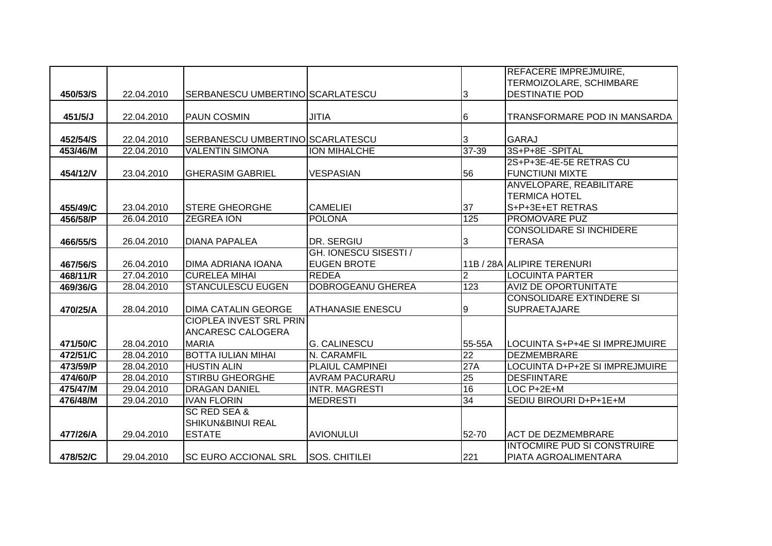| | | | | | |
|---|---|---|---|---|---|
| 450/53/S | 22.04.2010 | SERBANESCU UMBERTINO | SCARLATESCU | 3 | REFACERE IMPREJMUIRE, TERMOIZOLARE, SCHIMBARE DESTINATIE POD |
| 451/5/J | 22.04.2010 | PAUN COSMIN | JITIA | 6 | TRANSFORMARE POD IN MANSARDA |
| 452/54/S | 22.04.2010 | SERBANESCU UMBERTINO | SCARLATESCU | 3 | GARAJ |
| 453/46/M | 22.04.2010 | VALENTIN SIMONA | ION MIHALCHE | 37-39 | 3S+P+8E -SPITAL |
| 454/12/V | 23.04.2010 | GHERASIM GABRIEL | VESPASIAN | 56 | 2S+P+3E-4E-5E RETRAS CU FUNCTIUNI MIXTE |
| 455/49/C | 23.04.2010 | STERE GHEORGHE | CAMELIEI | 37 | ANVELOPARE, REABILITARE TERMICA HOTEL S+P+3E+ET RETRAS |
| 456/58/P | 26.04.2010 | ZEGREA ION | POLONA | 125 | PROMOVARE PUZ |
| 466/55/S | 26.04.2010 | DIANA PAPALEA | DR. SERGIU | 3 | CONSOLIDARE SI INCHIDERE TERASA |
| 467/56/S | 26.04.2010 | DIMA ADRIANA IOANA | GH. IONESCU SISESTI / EUGEN BROTE | 11B / 28A | ALIPIRE TERENURI |
| 468/11/R | 27.04.2010 | CURELEA MIHAI | REDEA | 2 | LOCUINTA PARTER |
| 469/36/G | 28.04.2010 | STANCULESCU EUGEN | DOBROGEANU GHEREA | 123 | AVIZ DE OPORTUNITATE |
| 470/25/A | 28.04.2010 | DIMA CATALIN GEORGE | ATHANASIE ENESCU | 9 | CONSOLIDARE EXTINDERE SI SUPRAETAJARE |
| 471/50/C | 28.04.2010 | CIOPLEA INVEST SRL PRIN ANCARESC CALOGERA MARIA | G. CALINESCU | 55-55A | LOCUINTA S+P+4E SI IMPREJMUIRE |
| 472/51/C | 28.04.2010 | BOTTA IULIAN MIHAI | N. CARAMFIL | 22 | DEZMEMBRARE |
| 473/59/P | 28.04.2010 | HUSTIN ALIN | PLAIUL CAMPINEI | 27A | LOCUINTA D+P+2E SI IMPREJMUIRE |
| 474/60/P | 28.04.2010 | STIRBU GHEORGHE | AVRAM PACURARU | 25 | DESFIINTARE |
| 475/47/M | 29.04.2010 | DRAGAN DANIEL | INTR. MAGRESTI | 16 | LOC P+2E+M |
| 476/48/M | 29.04.2010 | IVAN FLORIN | MEDRESTI | 34 | SEDIU BIROURI D+P+1E+M |
| 477/26/A | 29.04.2010 | SC RED SEA & SHIKUN&BINUI REAL ESTATE | AVIONULUI | 52-70 | ACT DE DEZMEMBRARE |
| 478/52/C | 29.04.2010 | SC EURO ACCIONAL SRL | SOS. CHITILEI | 221 | INTOCMIRE PUD SI CONSTRUIRE PIATA AGROALIMENTARA |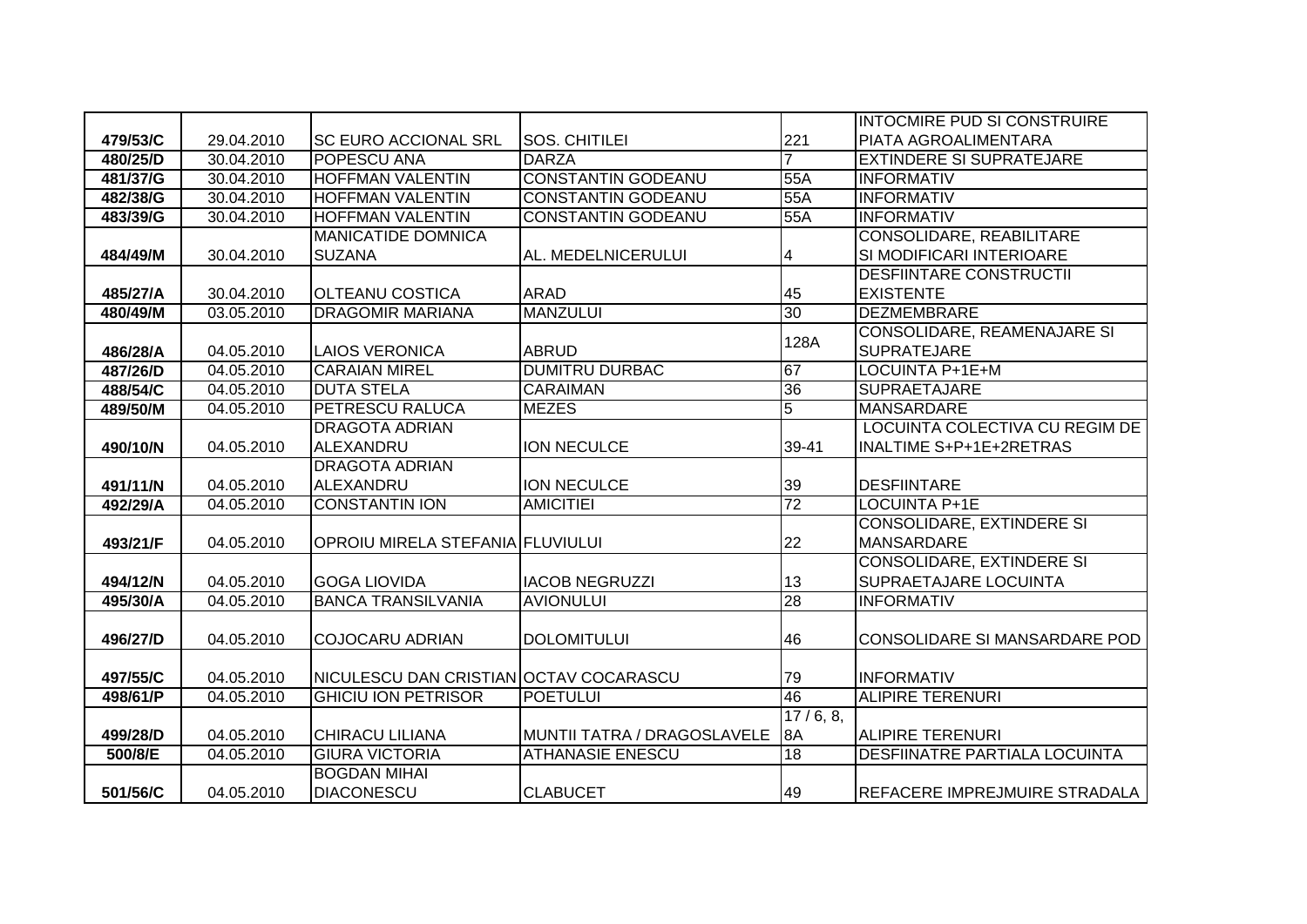| | | | | | |
|---|---|---|---|---|---|
| 479/53/C | 29.04.2010 | SC EURO ACCIONAL SRL | SOS. CHITILEI | 221 | INTOCMIRE PUD SI CONSTRUIRE PIATA AGROALIMENTARA |
| 480/25/D | 30.04.2010 | POPESCU ANA | DARZA | 7 | EXTINDERE SI SUPRATEJARE |
| 481/37/G | 30.04.2010 | HOFFMAN VALENTIN | CONSTANTIN GODEANU | 55A | INFORMATIV |
| 482/38/G | 30.04.2010 | HOFFMAN VALENTIN | CONSTANTIN GODEANU | 55A | INFORMATIV |
| 483/39/G | 30.04.2010 | HOFFMAN VALENTIN | CONSTANTIN GODEANU | 55A | INFORMATIV |
| 484/49/M | 30.04.2010 | MANICATIDE DOMNICA SUZANA | AL. MEDELNICERULUI | 4 | CONSOLIDARE, REABILITARE SI MODIFICARI INTERIOARE |
| 485/27/A | 30.04.2010 | OLTEANU COSTICA | ARAD | 45 | DESFIINTARE CONSTRUCTII EXISTENTE |
| 480/49/M | 03.05.2010 | DRAGOMIR MARIANA | MANZULUI | 30 | DEZMEMBRARE |
| 486/28/A | 04.05.2010 | LAIOS VERONICA | ABRUD | 128A | CONSOLIDARE, REAMENAJARE SI SUPRATEJARE |
| 487/26/D | 04.05.2010 | CARAIAN MIREL | DUMITRU DURBAC | 67 | LOCUINTA P+1E+M |
| 488/54/C | 04.05.2010 | DUTA STELA | CARAIMAN | 36 | SUPRAETAJARE |
| 489/50/M | 04.05.2010 | PETRESCU RALUCA | MEZES | 5 | MANSARDARE |
| 490/10/N | 04.05.2010 | DRAGOTA ADRIAN ALEXANDRU | ION NECULCE | 39-41 | LOCUINTA COLECTIVA CU REGIM DE INALTIME S+P+1E+2RETRAS |
| 491/11/N | 04.05.2010 | DRAGOTA ADRIAN ALEXANDRU | ION NECULCE | 39 | DESFIINTARE |
| 492/29/A | 04.05.2010 | CONSTANTIN ION | AMICITIEI | 72 | LOCUINTA P+1E |
| 493/21/F | 04.05.2010 | OPROIU MIRELA STEFANIA | FLUVIULUI | 22 | CONSOLIDARE, EXTINDERE SI MANSARDARE |
| 494/12/N | 04.05.2010 | GOGA LIOVIDA | IACOB NEGRUZZI | 13 | CONSOLIDARE, EXTINDERE SI SUPRAETAJARE LOCUINTA |
| 495/30/A | 04.05.2010 | BANCA TRANSILVANIA | AVIONULUI | 28 | INFORMATIV |
| 496/27/D | 04.05.2010 | COJOCARU ADRIAN | DOLOMITULUI | 46 | CONSOLIDARE SI MANSARDARE POD |
| 497/55/C | 04.05.2010 | NICULESCU DAN CRISTIAN | OCTAV COCARASCU | 79 | INFORMATIV |
| 498/61/P | 04.05.2010 | GHICIU ION PETRISOR | POETULUI | 46 | ALIPIRE TERENURI |
| 499/28/D | 04.05.2010 | CHIRACU LILIANA | MUNTII TATRA / DRAGOSLAVELE | 17 / 6, 8, 8A | ALIPIRE TERENURI |
| 500/8/E | 04.05.2010 | GIURA VICTORIA | ATHANASIE ENESCU | 18 | DESFIINATRE PARTIALA LOCUINTA |
| 501/56/C | 04.05.2010 | BOGDAN MIHAI DIACONESCU | CLABUCET | 49 | REFACERE IMPREJMUIRE STRADALA |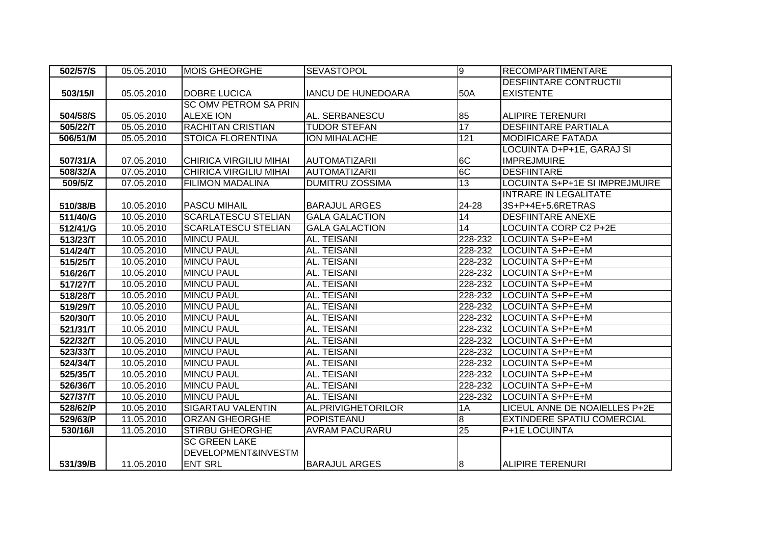| 502/57/S | 05.05.2010 | MOIS GHEORGHE | SEVASTOPOL | 9 | RECOMPARTIMENTARE |
|---|---|---|---|---|---|
| 503/15/I | 05.05.2010 | DOBRE LUCICA | IANCU DE HUNEDOARA | 50A | DESFIINTARE CONTRUCTII EXISTENTE |
| 504/58/S | 05.05.2010 | SC OMV PETROM SA PRIN ALEXE ION | AL. SERBANESCU | 85 | ALIPIRE TERENURI |
| 505/22/T | 05.05.2010 | RACHITAN CRISTIAN | TUDOR STEFAN | 17 | DESFIINTARE PARTIALA |
| 506/51/M | 05.05.2010 | STOICA FLORENTINA | ION MIHALACHE | 121 | MODIFICARE FATADA |
| 507/31/A | 07.05.2010 | CHIRICA VIRGILIU MIHAI | AUTOMATIZARII | 6C | LOCUINTA D+P+1E, GARAJ SI IMPREJMUIRE |
| 508/32/A | 07.05.2010 | CHIRICA VIRGILIU MIHAI | AUTOMATIZARII | 6C | DESFIINTARE |
| 509/5/Z | 07.05.2010 | FILIMON MADALINA | DUMITRU ZOSSIMA | 13 | LOCUINTA S+P+1E SI IMPREJMUIRE |
| 510/38/B | 10.05.2010 | PASCU MIHAIL | BARAJUL ARGES | 24-28 | INTRARE IN LEGALITATE 3S+P+4E+5.6RETRAS |
| 511/40/G | 10.05.2010 | SCARLATESCU STELIAN | GALA GALACTION | 14 | DESFIINTARE ANEXE |
| 512/41/G | 10.05.2010 | SCARLATESCU STELIAN | GALA GALACTION | 14 | LOCUINTA CORP C2 P+2E |
| 513/23/T | 10.05.2010 | MINCU PAUL | AL. TEISANI | 228-232 | LOCUINTA S+P+E+M |
| 514/24/T | 10.05.2010 | MINCU PAUL | AL. TEISANI | 228-232 | LOCUINTA S+P+E+M |
| 515/25/T | 10.05.2010 | MINCU PAUL | AL. TEISANI | 228-232 | LOCUINTA S+P+E+M |
| 516/26/T | 10.05.2010 | MINCU PAUL | AL. TEISANI | 228-232 | LOCUINTA S+P+E+M |
| 517/27/T | 10.05.2010 | MINCU PAUL | AL. TEISANI | 228-232 | LOCUINTA S+P+E+M |
| 518/28/T | 10.05.2010 | MINCU PAUL | AL. TEISANI | 228-232 | LOCUINTA S+P+E+M |
| 519/29/T | 10.05.2010 | MINCU PAUL | AL. TEISANI | 228-232 | LOCUINTA S+P+E+M |
| 520/30/T | 10.05.2010 | MINCU PAUL | AL. TEISANI | 228-232 | LOCUINTA S+P+E+M |
| 521/31/T | 10.05.2010 | MINCU PAUL | AL. TEISANI | 228-232 | LOCUINTA S+P+E+M |
| 522/32/T | 10.05.2010 | MINCU PAUL | AL. TEISANI | 228-232 | LOCUINTA S+P+E+M |
| 523/33/T | 10.05.2010 | MINCU PAUL | AL. TEISANI | 228-232 | LOCUINTA S+P+E+M |
| 524/34/T | 10.05.2010 | MINCU PAUL | AL. TEISANI | 228-232 | LOCUINTA S+P+E+M |
| 525/35/T | 10.05.2010 | MINCU PAUL | AL. TEISANI | 228-232 | LOCUINTA S+P+E+M |
| 526/36/T | 10.05.2010 | MINCU PAUL | AL. TEISANI | 228-232 | LOCUINTA S+P+E+M |
| 527/37/T | 10.05.2010 | MINCU PAUL | AL. TEISANI | 228-232 | LOCUINTA S+P+E+M |
| 528/62/P | 10.05.2010 | SIGARTAU VALENTIN | AL.PRIVIGHETORILOR | 1A | LICEUL ANNE DE NOAIELLES P+2E |
| 529/63/P | 11.05.2010 | ORZAN GHEORGHE | POPISTEANU | 8 | EXTINDERE SPATIU COMERCIAL |
| 530/16/I | 11.05.2010 | STIRBU GHEORGHE | AVRAM PACURARU | 25 | P+1E LOCUINTA |
| 531/39/B | 11.05.2010 | SC GREEN LAKE DEVELOPMENT&INVESTMENT SRL | BARAJUL ARGES | 8 | ALIPIRE TERENURI |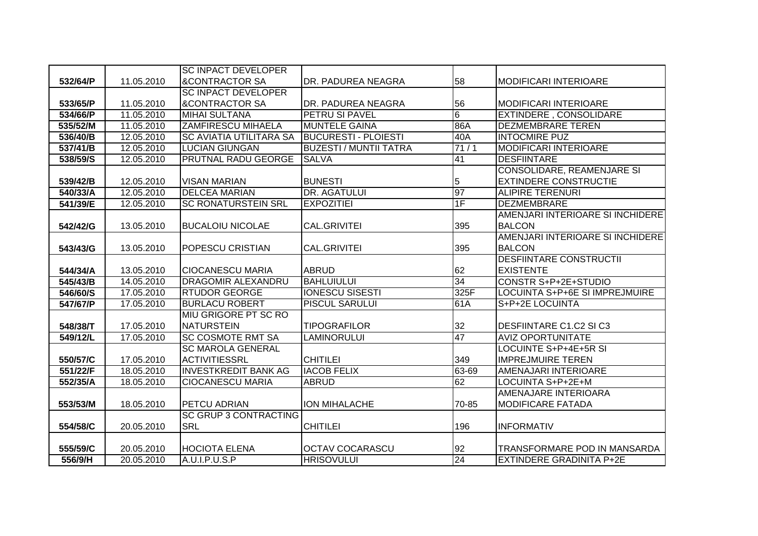| | | | | | |
|---|---|---|---|---|---|
| 532/64/P | 11.05.2010 | SC INPACT DEVELOPER &CONTRACTOR SA | DR. PADUREA NEAGRA | 58 | MODIFICARI INTERIOARE |
| 533/65/P | 11.05.2010 | SC INPACT DEVELOPER &CONTRACTOR SA | DR. PADUREA NEAGRA | 56 | MODIFICARI INTERIOARE |
| 534/66/P | 11.05.2010 | MIHAI SULTANA | PETRU SI PAVEL | 6 | EXTINDERE , CONSOLIDARE |
| 535/52/M | 11.05.2010 | ZAMFIRESCU MIHAELA | MUNTELE GAINA | 86A | DEZMEMBRARE TEREN |
| 536/40/B | 12.05.2010 | SC AVIATIA UTILITARA SA | BUCURESTI - PLOIESTI | 40A | INTOCMIRE PUZ |
| 537/41/B | 12.05.2010 | LUCIAN GIUNGAN | BUZESTI / MUNTII TATRA | 71 / 1 | MODIFICARI INTERIOARE |
| 538/59/S | 12.05.2010 | PRUTNAL RADU GEORGE | SALVA | 41 | DESFIINTARE |
| 539/42/B | 12.05.2010 | VISAN MARIAN | BUNESTI | 5 | CONSOLIDARE, REAMENJARE SI EXTINDERE CONSTRUCTIE |
| 540/33/A | 12.05.2010 | DELCEA MARIAN | DR. AGATULUI | 97 | ALIPIRE TERENURI |
| 541/39/E | 12.05.2010 | SC RONATURSTEIN SRL | EXPOZITIEI | 1F | DEZMEMBRARE |
| 542/42/G | 13.05.2010 | BUCALOIU NICOLAE | CAL.GRIVITEI | 395 | AMENJARI INTERIOARE SI INCHIDERE BALCON |
| 543/43/G | 13.05.2010 | POPESCU CRISTIAN | CAL.GRIVITEI | 395 | AMENJARI INTERIOARE SI INCHIDERE BALCON |
| 544/34/A | 13.05.2010 | CIOCANESCU MARIA | ABRUD | 62 | DESFIINTARE CONSTRUCTII EXISTENTE |
| 545/43/B | 14.05.2010 | DRAGOMIR ALEXANDRU | BAHLUIULUI | 34 | CONSTR S+P+2E+STUDIO |
| 546/60/S | 17.05.2010 | RTUDOR GEORGE | IONESCU SISESTI | 325F | LOCUINTA S+P+6E SI IMPREJMUIRE |
| 547/67/P | 17.05.2010 | BURLACU ROBERT | PISCUL SARULUI | 61A | S+P+2E LOCUINTA |
| 548/38/T | 17.05.2010 | MIU GRIGORE PT SC RO NATURSTEIN | TIPOGRAFILOR | 32 | DESFIINTARE C1.C2 SI C3 |
| 549/12/L | 17.05.2010 | SC COSMOTE RMT SA | LAMINORULUI | 47 | AVIZ OPORTUNITATE |
| 550/57/C | 17.05.2010 | SC MAROLA GENERAL ACTIVITIESSRL | CHITILEI | 349 | LOCUINTE S+P+4E+5R SI IMPREJMUIRE TEREN |
| 551/22/F | 18.05.2010 | INVESTKREDIT BANK AG | IACOB FELIX | 63-69 | AMENAJARI INTERIOARE |
| 552/35/A | 18.05.2010 | CIOCANESCU MARIA | ABRUD | 62 | LOCUINTA S+P+2E+M |
| 553/53/M | 18.05.2010 | PETCU ADRIAN | ION MIHALACHE | 70-85 | AMENAJARE INTERIOARA MODIFICARE FATADA |
| 554/58/C | 20.05.2010 | SC GRUP 3 CONTRACTING SRL | CHITILEI | 196 | INFORMATIV |
| 555/59/C | 20.05.2010 | HOCIOTA ELENA | OCTAV COCARASCU | 92 | TRANSFORMARE POD IN MANSARDA |
| 556/9/H | 20.05.2010 | A.U.I.P.U.S.P | HRISOVULUI | 24 | EXTINDERE GRADINITA P+2E |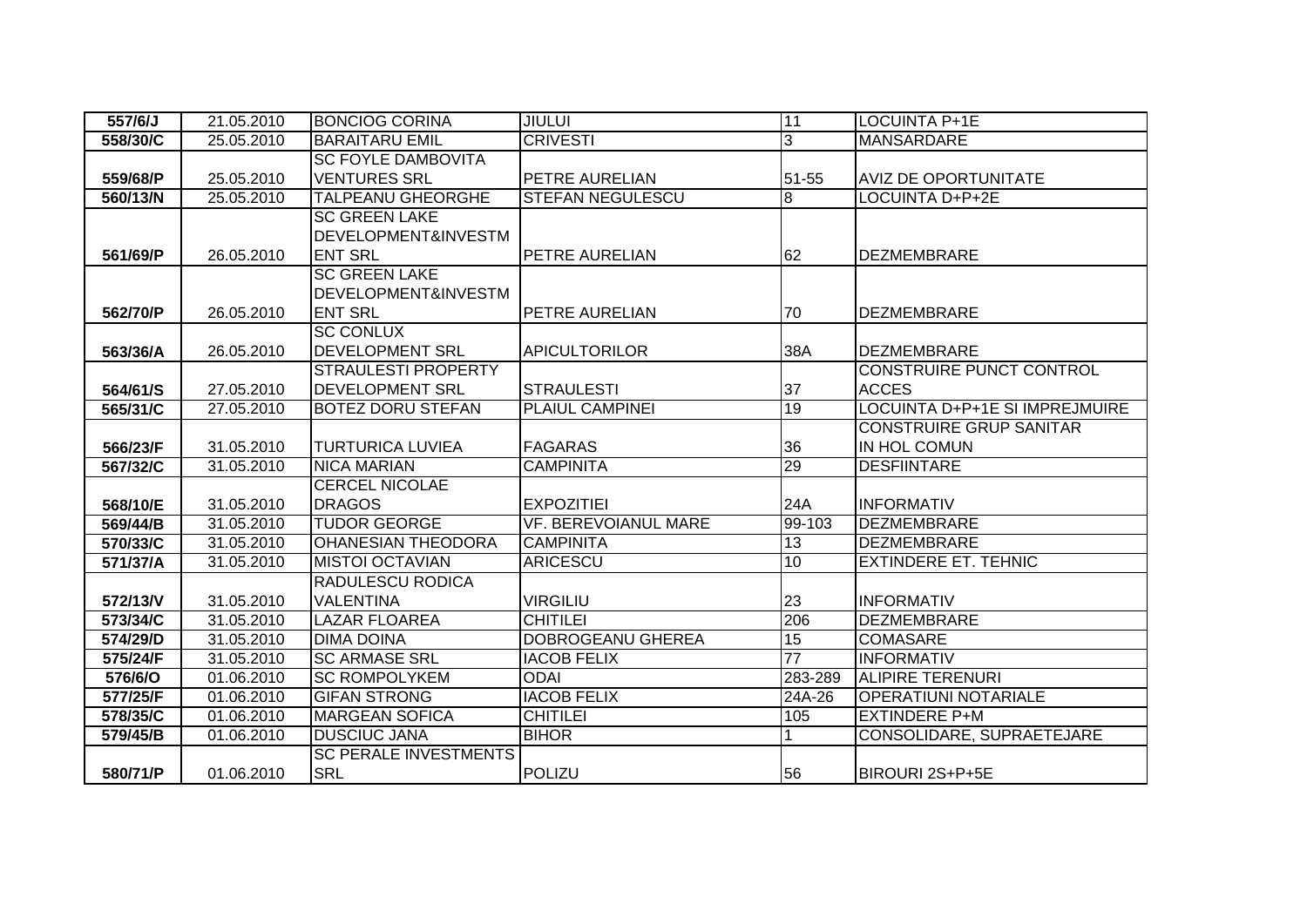| | | | | | |
|---|---|---|---|---|---|
| **557/6/J** | 21.05.2010 | BONCIOG CORINA | JIULUI | 11 | LOCUINTA P+1E |
| **558/30/C** | 25.05.2010 | BARAITARU EMIL | CRIVESTI | 3 | MANSARDARE |
| **559/68/P** | 25.05.2010 | SC FOYLE DAMBOVITA VENTURES SRL | PETRE AURELIAN | 51-55 | AVIZ DE OPORTUNITATE |
| **560/13/N** | 25.05.2010 | TALPEANU GHEORGHE | STEFAN NEGULESCU | 8 | LOCUINTA D+P+2E |
| **561/69/P** | 26.05.2010 | SC GREEN LAKE DEVELOPMENT&INVESTMENT SRL | PETRE AURELIAN | 62 | DEZMEMBRARE |
| **562/70/P** | 26.05.2010 | SC GREEN LAKE DEVELOPMENT&INVESTMENT SRL | PETRE AURELIAN | 70 | DEZMEMBRARE |
| **563/36/A** | 26.05.2010 | SC CONLUX DEVELOPMENT SRL | APICULTORILOR | 38A | DEZMEMBRARE |
| **564/61/S** | 27.05.2010 | STRAULESTI PROPERTY DEVELOPMENT SRL | STRAULESTI | 37 | CONSTRUIRE PUNCT CONTROL ACCES |
| **565/31/C** | 27.05.2010 | BOTEZ DORU STEFAN | PLAIUL CAMPINEI | 19 | LOCUINTA D+P+1E SI IMPREJMUIRE |
| **566/23/F** | 31.05.2010 | TURTURICA LUVIEA | FAGARAS | 36 | CONSTRUIRE GRUP SANITAR IN HOL COMUN |
| **567/32/C** | 31.05.2010 | NICA MARIAN | CAMPINITA | 29 | DESFIINTARE |
| **568/10/E** | 31.05.2010 | CERCEL NICOLAE DRAGOS | EXPOZITIEI | 24A | INFORMATIV |
| **569/44/B** | 31.05.2010 | TUDOR GEORGE | VF. BEREVOIANUL MARE | 99-103 | DEZMEMBRARE |
| **570/33/C** | 31.05.2010 | OHANESIAN THEODORA | CAMPINITA | 13 | DEZMEMBRARE |
| **571/37/A** | 31.05.2010 | MISTOI OCTAVIAN | ARICESCU | 10 | EXTINDERE ET. TEHNIC |
| **572/13/V** | 31.05.2010 | RADULESCU RODICA VALENTINA | VIRGILIU | 23 | INFORMATIV |
| **573/34/C** | 31.05.2010 | LAZAR FLOAREA | CHITILEI | 206 | DEZMEMBRARE |
| **574/29/D** | 31.05.2010 | DIMA DOINA | DOBROGEANU GHEREA | 15 | COMASARE |
| **575/24/F** | 31.05.2010 | SC ARMASE SRL | IACOB FELIX | 77 | INFORMATIV |
| **576/6/O** | 01.06.2010 | SC ROMPOLYKEM | ODAI | 283-289 | ALIPIRE TERENURI |
| **577/25/F** | 01.06.2010 | GIFAN STRONG | IACOB FELIX | 24A-26 | OPERATIUNI NOTARIALE |
| **578/35/C** | 01.06.2010 | MARGEAN SOFICA | CHITILEI | 105 | EXTINDERE P+M |
| **579/45/B** | 01.06.2010 | DUSCIUC JANA | BIHOR | 1 | CONSOLIDARE, SUPRAETEJARE |
| **580/71/P** | 01.06.2010 | SC PERALE INVESTMENTS SRL | POLIZU | 56 | BIROURI 2S+P+5E |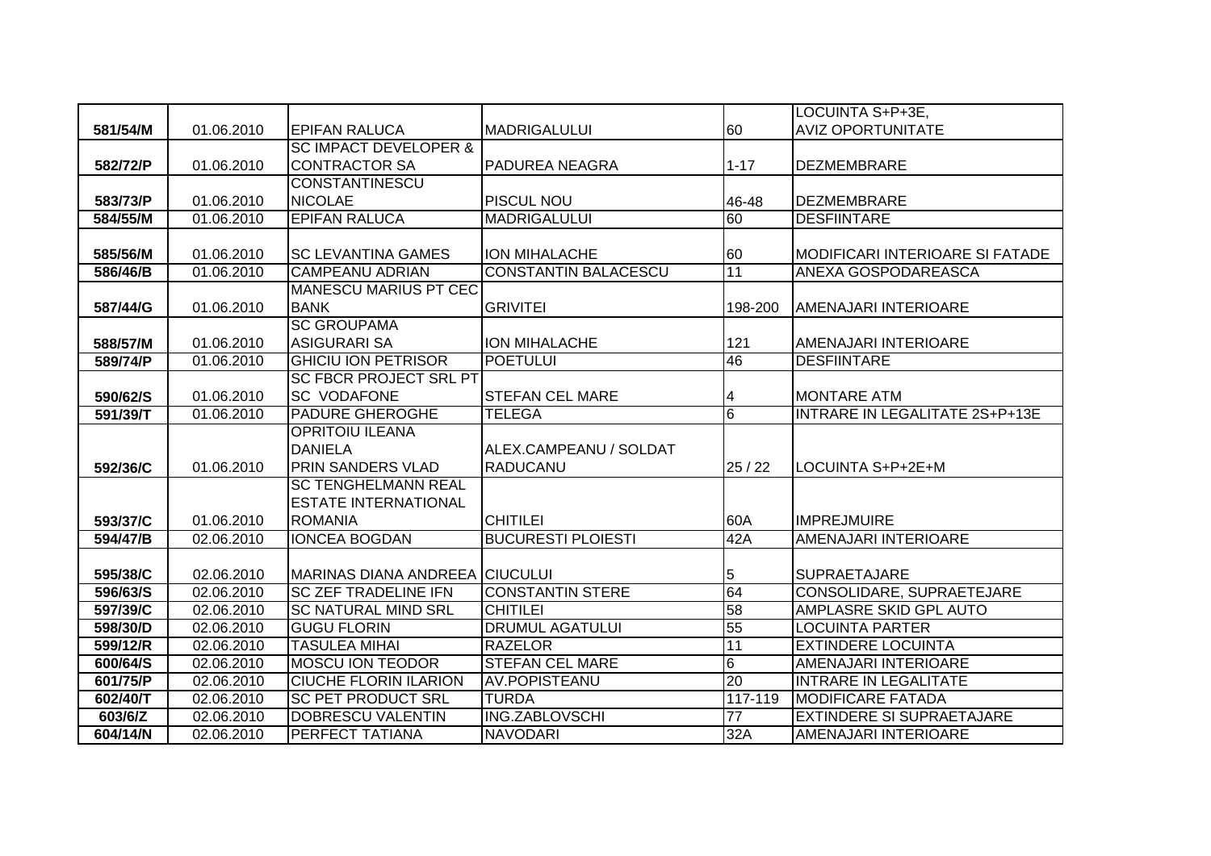| | | | | | |
|---|---|---|---|---|---|
| 581/54/M | 01.06.2010 | EPIFAN RALUCA | MADRIGALULUI | 60 | LOCUINTA S+P+3E, AVIZ OPORTUNITATE |
| 582/72/P | 01.06.2010 | SC IMPACT DEVELOPER & CONTRACTOR SA | PADUREA NEAGRA | 1-17 | DEZMEMBRARE |
| 583/73/P | 01.06.2010 | CONSTANTINESCU NICOLAE | PISCUL NOU | 46-48 | DEZMEMBRARE |
| 584/55/M | 01.06.2010 | EPIFAN RALUCA | MADRIGALULUI | 60 | DESFIINTARE |
| 585/56/M | 01.06.2010 | SC LEVANTINA GAMES | ION MIHALACHE | 60 | MODIFICARI INTERIOARE SI FATADE |
| 586/46/B | 01.06.2010 | CAMPEANU ADRIAN | CONSTANTIN BALACESCU | 11 | ANEXA GOSPODAREASCA |
| 587/44/G | 01.06.2010 | MANESCU MARIUS PT CEC BANK | GRIVITEI | 198-200 | AMENAJARI INTERIOARE |
| 588/57/M | 01.06.2010 | SC GROUPAMA ASIGURARI SA | ION MIHALACHE | 121 | AMENAJARI INTERIOARE |
| 589/74/P | 01.06.2010 | GHICIU ION PETRISOR | POETULUI | 46 | DESFIINTARE |
| 590/62/S | 01.06.2010 | SC FBCR PROJECT SRL PT SC VODAFONE | STEFAN CEL MARE | 4 | MONTARE ATM |
| 591/39/T | 01.06.2010 | PADURE GHEROGHE | TELEGA | 6 | INTRARE IN LEGALITATE 2S+P+13E |
| 592/36/C | 01.06.2010 | OPRITOIU ILEANA DANIELA PRIN SANDERS VLAD | ALEX.CAMPEANU / SOLDAT RADUCANU | 25 / 22 | LOCUINTA S+P+2E+M |
| 593/37/C | 01.06.2010 | SC TENGHELMANN REAL ESTATE INTERNATIONAL ROMANIA | CHITILEI | 60A | IMPREJMUIRE |
| 594/47/B | 02.06.2010 | IONCEA BOGDAN | BUCURESTI PLOIESTI | 42A | AMENAJARI INTERIOARE |
| 595/38/C | 02.06.2010 | MARINAS DIANA ANDREEA | CIUCULUI | 5 | SUPRAETAJARE |
| 596/63/S | 02.06.2010 | SC ZEF TRADELINE IFN | CONSTANTIN STERE | 64 | CONSOLIDARE, SUPRAETEJARE |
| 597/39/C | 02.06.2010 | SC NATURAL MIND SRL | CHITILEI | 58 | AMPLASRE SKID GPL AUTO |
| 598/30/D | 02.06.2010 | GUGU FLORIN | DRUMUL AGATULUI | 55 | LOCUINTA PARTER |
| 599/12/R | 02.06.2010 | TASULEA MIHAI | RAZELOR | 11 | EXTINDERE LOCUINTA |
| 600/64/S | 02.06.2010 | MOSCU ION TEODOR | STEFAN CEL MARE | 6 | AMENAJARI INTERIOARE |
| 601/75/P | 02.06.2010 | CIUCHE FLORIN ILARION | AV.POPISTEANU | 20 | INTRARE IN LEGALITATE |
| 602/40/T | 02.06.2010 | SC PET PRODUCT SRL | TURDA | 117-119 | MODIFICARE FATADA |
| 603/6/Z | 02.06.2010 | DOBRESCU VALENTIN | ING.ZABLOVSCHI | 77 | EXTINDERE SI SUPRAETAJARE |
| 604/14/N | 02.06.2010 | PERFECT TATIANA | NAVODARI | 32A | AMENAJARI INTERIOARE |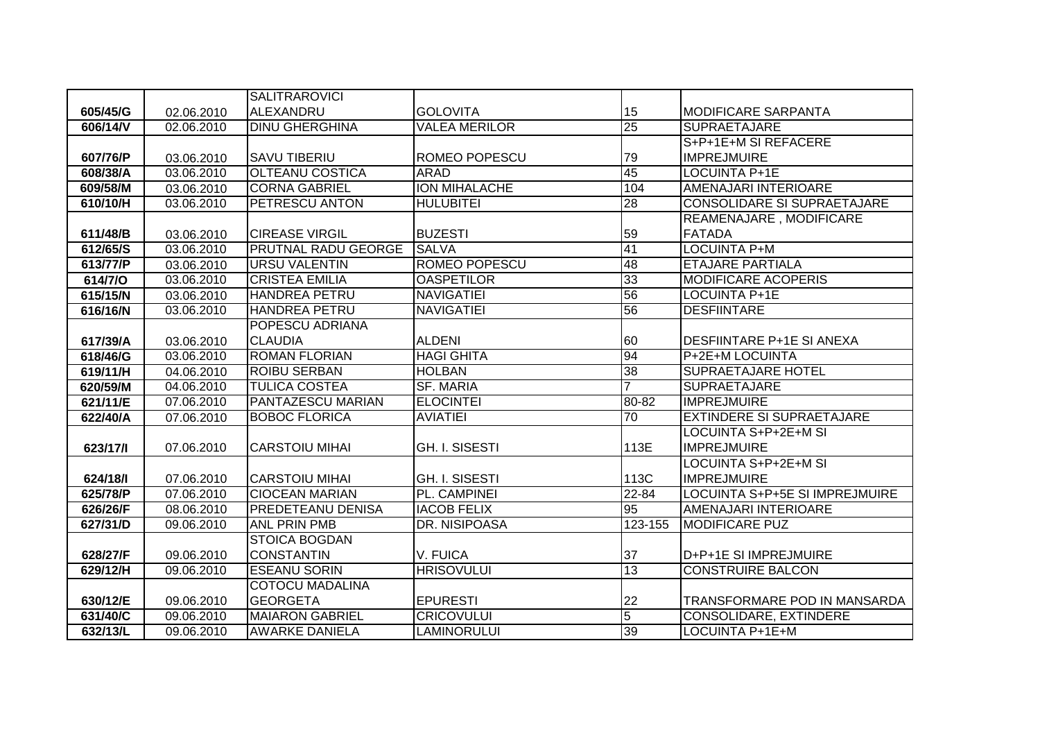| | | | | | |
|---|---|---|---|---|---|
| 605/45/G | 02.06.2010 | SALITRAROVICI ALEXANDRU | GOLOVITA | 15 | MODIFICARE SARPANTA |
| 606/14/V | 02.06.2010 | DINU GHERGHINA | VALEA MERILOR | 25 | SUPRAETAJARE |
| 607/76/P | 03.06.2010 | SAVU TIBERIU | ROMEO POPESCU | 79 | S+P+1E+M SI REFACERE IMPREJMUIRE |
| 608/38/A | 03.06.2010 | OLTEANU COSTICA | ARAD | 45 | LOCUINTA P+1E |
| 609/58/M | 03.06.2010 | CORNA GABRIEL | ION MIHALACHE | 104 | AMENAJARI INTERIOARE |
| 610/10/H | 03.06.2010 | PETRESCU ANTON | HULUBITEI | 28 | CONSOLIDARE SI SUPRAETAJARE |
| 611/48/B | 03.06.2010 | CIREASE VIRGIL | BUZESTI | 59 | REAMENAJARE , MODIFICARE FATADA |
| 612/65/S | 03.06.2010 | PRUTNAL RADU GEORGE | SALVA | 41 | LOCUINTA P+M |
| 613/77/P | 03.06.2010 | URSU VALENTIN | ROMEO POPESCU | 48 | ETAJARE PARTIALA |
| 614/7/O | 03.06.2010 | CRISTEA EMILIA | OASPETILOR | 33 | MODIFICARE ACOPERIS |
| 615/15/N | 03.06.2010 | HANDREA PETRU | NAVIGATIEI | 56 | LOCUINTA P+1E |
| 616/16/N | 03.06.2010 | HANDREA PETRU | NAVIGATIEI | 56 | DESFIINTARE |
| 617/39/A | 03.06.2010 | POPESCU ADRIANA CLAUDIA | ALDENI | 60 | DESFIINTARE P+1E SI ANEXA |
| 618/46/G | 03.06.2010 | ROMAN FLORIAN | HAGI GHITA | 94 | P+2E+M LOCUINTA |
| 619/11/H | 04.06.2010 | ROIBU SERBAN | HOLBAN | 38 | SUPRAETAJARE HOTEL |
| 620/59/M | 04.06.2010 | TULICA COSTEA | SF. MARIA | 7 | SUPRAETAJARE |
| 621/11/E | 07.06.2010 | PANTAZESCU MARIAN | ELOCINTEI | 80-82 | IMPREJMUIRE |
| 622/40/A | 07.06.2010 | BOBOC FLORICA | AVIATIEI | 70 | EXTINDERE SI SUPRAETAJARE |
| 623/17/I | 07.06.2010 | CARSTOIU MIHAI | GH. I. SISESTI | 113E | LOCUINTA S+P+2E+M SI IMPREJMUIRE |
| 624/18/I | 07.06.2010 | CARSTOIU MIHAI | GH. I. SISESTI | 113C | LOCUINTA S+P+2E+M SI IMPREJMUIRE |
| 625/78/P | 07.06.2010 | CIOCEAN MARIAN | PL. CAMPINEI | 22-84 | LOCUINTA S+P+5E SI IMPREJMUIRE |
| 626/26/F | 08.06.2010 | PREDETEANU DENISA | IACOB FELIX | 95 | AMENAJARI INTERIOARE |
| 627/31/D | 09.06.2010 | ANL PRIN PMB | DR. NISIPOASA | 123-155 | MODIFICARE PUZ |
| 628/27/F | 09.06.2010 | STOICA BOGDAN CONSTANTIN | V. FUICA | 37 | D+P+1E SI IMPREJMUIRE |
| 629/12/H | 09.06.2010 | ESEANU SORIN | HRISOVULUI | 13 | CONSTRUIRE BALCON |
| 630/12/E | 09.06.2010 | COTOCU MADALINA GEORGETA | EPURESTI | 22 | TRANSFORMARE POD IN MANSARDA |
| 631/40/C | 09.06.2010 | MAIARON GABRIEL | CRICOVULUI | 5 | CONSOLIDARE, EXTINDERE |
| 632/13/L | 09.06.2010 | AWARKE DANIELA | LAMINORULUI | 39 | LOCUINTA P+1E+M |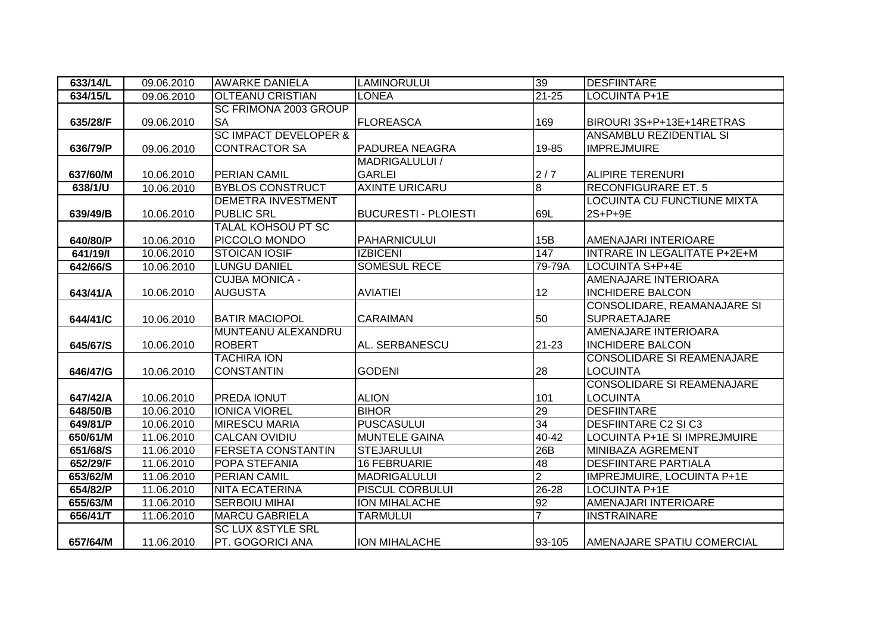| 633/14/L | 09.06.2010 | AWARKE DANIELA | LAMINORULUI | 39 | DESFIINTARE |
|---|---|---|---|---|---|
| 634/15/L | 09.06.2010 | OLTEANU CRISTIAN | LONEA | 21-25 | LOCUINTA P+1E |
| 635/28/F | 09.06.2010 | SC FRIMONA 2003 GROUP SA | FLOREASCA | 169 | BIROURI 3S+P+13E+14RETRAS |
| 636/79/P | 09.06.2010 | SC IMPACT DEVELOPER & CONTRACTOR SA | PADUREA NEAGRA | 19-85 | ANSAMBLU REZIDENTIAL SI IMPREJMUIRE |
| 637/60/M | 10.06.2010 | PERIAN CAMIL | MADRIGALULUI / GARLEI | 2 / 7 | ALIPIRE TERENURI |
| 638/1/U | 10.06.2010 | BYBLOS CONSTRUCT | AXINTE URICARU | 8 | RECONFIGURARE ET. 5 |
| 639/49/B | 10.06.2010 | DEMETRA INVESTMENT PUBLIC SRL | BUCURESTI - PLOIESTI | 69L | LOCUINTA CU FUNCTIUNE MIXTA 2S+P+9E |
| 640/80/P | 10.06.2010 | TALAL KOHSOU PT SC PICCOLO MONDO | PAHARNICULUI | 15B | AMENAJARI INTERIOARE |
| 641/19/I | 10.06.2010 | STOICAN IOSIF | IZBICENI | 147 | INTRARE IN LEGALITATE P+2E+M |
| 642/66/S | 10.06.2010 | LUNGU DANIEL | SOMESUL RECE | 79-79A | LOCUINTA S+P+4E |
| 643/41/A | 10.06.2010 | CUJBA MONICA - AUGUSTA | AVIATIEI | 12 | AMENAJARE INTERIOARA INCHIDERE BALCON |
| 644/41/C | 10.06.2010 | BATIR MACIOPOL | CARAIMAN | 50 | CONSOLIDARE, REAMANAJARE SI SUPRAETAJARE |
| 645/67/S | 10.06.2010 | MUNTEANU ALEXANDRU ROBERT | AL. SERBANESCU | 21-23 | AMENAJARE INTERIOARA INCHIDERE BALCON |
| 646/47/G | 10.06.2010 | TACHIRA ION CONSTANTIN | GODENI | 28 | CONSOLIDARE SI REAMENAJARE LOCUINTA |
| 647/42/A | 10.06.2010 | PREDA IONUT | ALION | 101 | CONSOLIDARE SI REAMENAJARE LOCUINTA |
| 648/50/B | 10.06.2010 | IONICA VIOREL | BIHOR | 29 | DESFIINTARE |
| 649/81/P | 10.06.2010 | MIRESCU MARIA | PUSCASULUI | 34 | DESFIINTARE C2 SI C3 |
| 650/61/M | 11.06.2010 | CALCAN OVIDIU | MUNTELE GAINA | 40-42 | LOCUINTA P+1E SI IMPREJMUIRE |
| 651/68/S | 11.06.2010 | FERSETA CONSTANTIN | STEJARULUI | 26B | MINIBAZA AGREMENT |
| 652/29/F | 11.06.2010 | POPA STEFANIA | 16 FEBRUARIE | 48 | DESFIINTARE PARTIALA |
| 653/62/M | 11.06.2010 | PERIAN CAMIL | MADRIGALULUI | 2 | IMPREJMUIRE, LOCUINTA P+1E |
| 654/82/P | 11.06.2010 | NITA ECATERINA | PISCUL CORBULUI | 26-28 | LOCUINTA P+1E |
| 655/63/M | 11.06.2010 | SERBOIU MIHAI | ION MIHALACHE | 92 | AMENAJARI INTERIOARE |
| 656/41/T | 11.06.2010 | MARCU GABRIELA | TARMULUI | 7 | INSTRAINARE |
| 657/64/M | 11.06.2010 | SC LUX &STYLE SRL PT. GOGORICI ANA | ION MIHALACHE | 93-105 | AMENAJARE SPATIU COMERCIAL |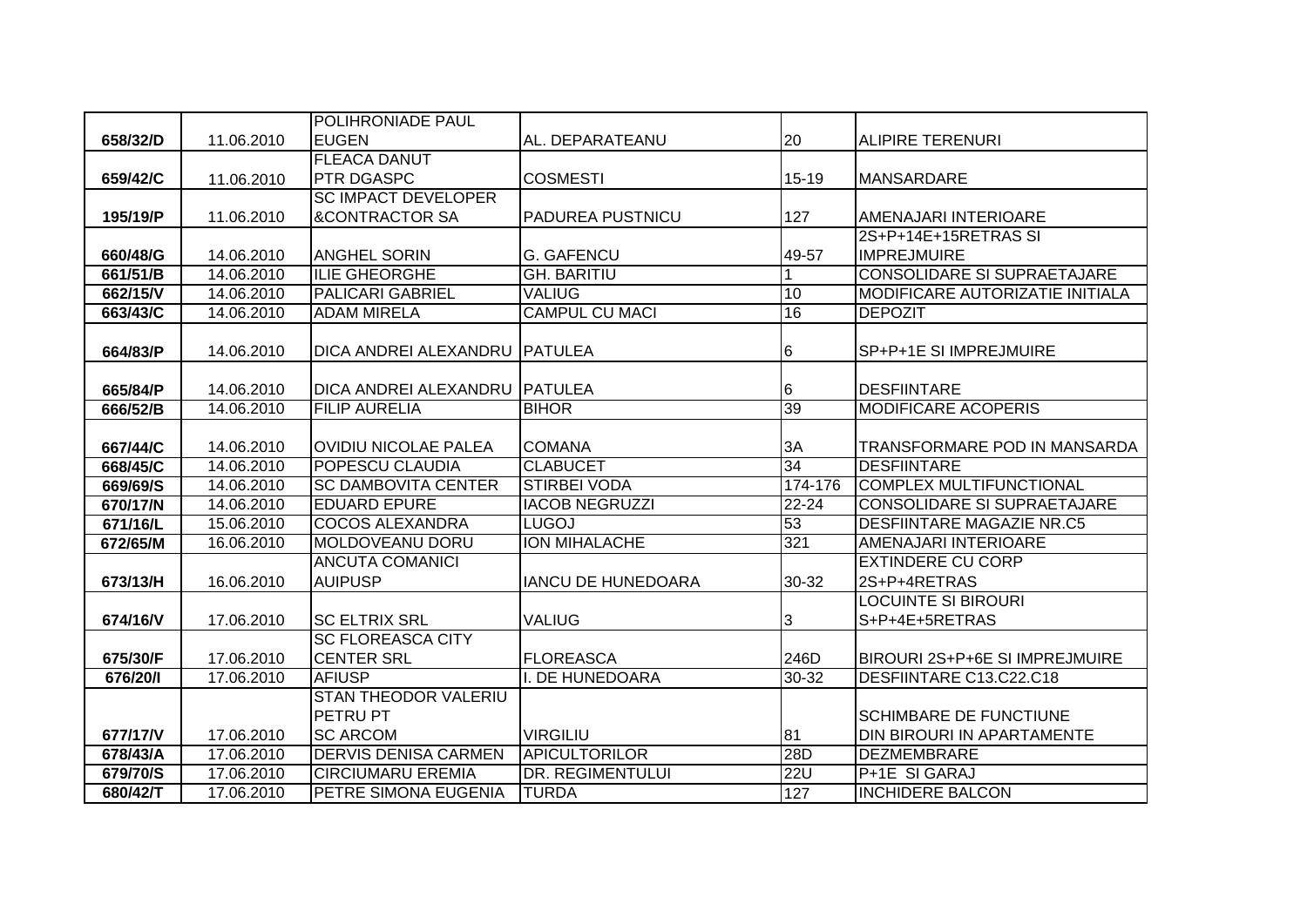| 658/32/D | 11.06.2010 | POLIHRONIADE PAUL EUGEN | AL. DEPARATEANU | 20 | ALIPIRE TERENURI |
|---|---|---|---|---|---|
| 659/42/C | 11.06.2010 | FLEACA DANUT PTR DGASPC | COSMESTI | 15-19 | MANSARDARE |
| 195/19/P | 11.06.2010 | SC IMPACT DEVELOPER &CONTRACTOR SA | PADUREA PUSTNICU | 127 | AMENAJARI INTERIOARE |
| 660/48/G | 14.06.2010 | ANGHEL SORIN | G. GAFENCU | 49-57 | 2S+P+14E+15RETRAS SI IMPREJMUIRE |
| 661/51/B | 14.06.2010 | ILIE GHEORGHE | GH. BARITIU | 1 | CONSOLIDARE SI SUPRAETAJARE |
| 662/15/V | 14.06.2010 | PALICARI GABRIEL | VALIUG | 10 | MODIFICARE AUTORIZATIE INITIALA |
| 663/43/C | 14.06.2010 | ADAM MIRELA | CAMPUL CU MACI | 16 | DEPOZIT |
| 664/83/P | 14.06.2010 | DICA ANDREI ALEXANDRU | PATULEA | 6 | SP+P+1E SI IMPREJMUIRE |
| 665/84/P | 14.06.2010 | DICA ANDREI ALEXANDRU | PATULEA | 6 | DESFIINTARE |
| 666/52/B | 14.06.2010 | FILIP AURELIA | BIHOR | 39 | MODIFICARE ACOPERIS |
| 667/44/C | 14.06.2010 | OVIDIU NICOLAE PALEA | COMANA | 3A | TRANSFORMARE POD IN MANSARDA |
| 668/45/C | 14.06.2010 | POPESCU CLAUDIA | CLABUCET | 34 | DESFIINTARE |
| 669/69/S | 14.06.2010 | SC DAMBOVITA CENTER | STIRBEI VODA | 174-176 | COMPLEX MULTIFUNCTIONAL |
| 670/17/N | 14.06.2010 | EDUARD EPURE | IACOB NEGRUZZI | 22-24 | CONSOLIDARE SI SUPRAETAJARE |
| 671/16/L | 15.06.2010 | COCOS ALEXANDRA | LUGOJ | 53 | DESFIINTARE MAGAZIE NR.C5 |
| 672/65/M | 16.06.2010 | MOLDOVEANU DORU | ION MIHALACHE | 321 | AMENAJARI INTERIOARE |
| 673/13/H | 16.06.2010 | ANCUTA COMANICI AUIPUSP | IANCU DE HUNEDOARA | 30-32 | EXTINDERE CU CORP 2S+P+4RETRAS |
| 674/16/V | 17.06.2010 | SC ELTRIX SRL | VALIUG | 3 | LOCUINTE SI BIROURI S+P+4E+5RETRAS |
| 675/30/F | 17.06.2010 | SC FLOREASCA CITY CENTER SRL | FLOREASCA | 246D | BIROURI 2S+P+6E SI IMPREJMUIRE |
| 676/20/I | 17.06.2010 | AFIUSP | I. DE HUNEDOARA | 30-32 | DESFIINTARE C13.C22.C18 |
| 677/17/V | 17.06.2010 | STAN THEODOR VALERIU PETRU PT SC ARCOM | VIRGILIU | 81 | SCHIMBARE DE FUNCTIUNE DIN BIROURI IN APARTAMENTE |
| 678/43/A | 17.06.2010 | DERVIS DENISA CARMEN | APICULTORILOR | 28D | DEZMEMBRARE |
| 679/70/S | 17.06.2010 | CIRCIUMARU EREMIA | DR. REGIMENTULUI | 22U | P+1E SI GARAJ |
| 680/42/T | 17.06.2010 | PETRE SIMONA EUGENIA | TURDA | 127 | INCHIDERE BALCON |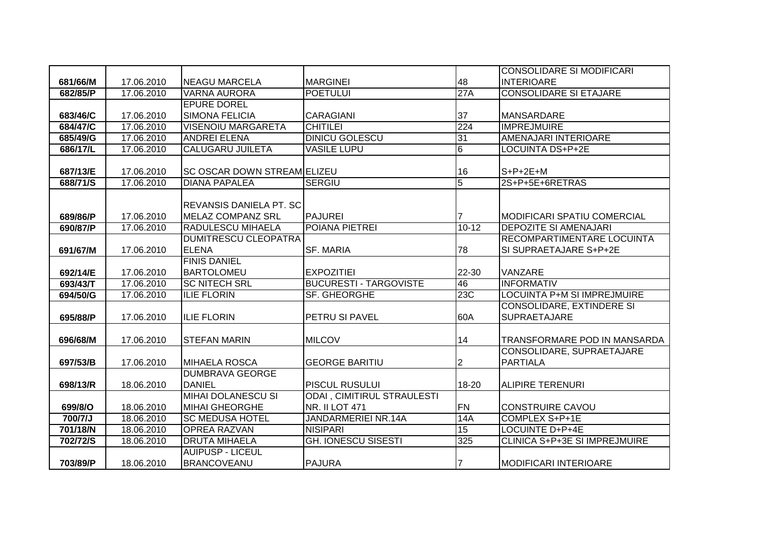| | | | | | |
|---|---|---|---|---|---|
| 681/66/M | 17.06.2010 | NEAGU MARCELA | MARGINEI | 48 | CONSOLIDARE SI MODIFICARI INTERIOARE |
| 682/85/P | 17.06.2010 | VARNA AURORA | POETULUI | 27A | CONSOLIDARE SI ETAJARE |
| 683/46/C | 17.06.2010 | EPURE DOREL SIMONA FELICIA | CARAGIANI | 37 | MANSARDARE |
| 684/47/C | 17.06.2010 | VISENOIU MARGARETA | CHITILEI | 224 | IMPREJMUIRE |
| 685/49/G | 17.06.2010 | ANDREI ELENA | DINICU GOLESCU | 31 | AMENAJARI INTERIOARE |
| 686/17/L | 17.06.2010 | CALUGARU JUILETA | VASILE LUPU | 6 | LOCUINTA DS+P+2E |
| 687/13/E | 17.06.2010 | SC OSCAR DOWN STREAM | ELIZEU | 16 | S+P+2E+M |
| 688/71/S | 17.06.2010 | DIANA PAPALEA | SERGIU | 5 | 2S+P+5E+6RETRAS |
| 689/86/P | 17.06.2010 | REVANSIS DANIELA PT. SC MELAZ COMPANZ SRL | PAJUREI | 7 | MODIFICARI SPATIU COMERCIAL |
| 690/87/P | 17.06.2010 | RADULESCU MIHAELA | POIANA PIETREI | 10-12 | DEPOZITE SI AMENAJARI |
| 691/67/M | 17.06.2010 | DUMITRESCU CLEOPATRA ELENA | SF. MARIA | 78 | RECOMPARTIMENTARE LOCUINTA SI SUPRAETAJARE S+P+2E |
| 692/14/E | 17.06.2010 | FINIS DANIEL BARTOLOMEU | EXPOZITIEI | 22-30 | VANZARE |
| 693/43/T | 17.06.2010 | SC NITECH SRL | BUCURESTI - TARGOVISTE | 46 | INFORMATIV |
| 694/50/G | 17.06.2010 | ILIE FLORIN | SF. GHEORGHE | 23C | LOCUINTA P+M SI IMPREJMUIRE |
| 695/88/P | 17.06.2010 | ILIE FLORIN | PETRU SI PAVEL | 60A | CONSOLIDARE, EXTINDERE SI SUPRAETAJARE |
| 696/68/M | 17.06.2010 | STEFAN MARIN | MILCOV | 14 | TRANSFORMARE POD IN MANSARDA |
| 697/53/B | 17.06.2010 | MIHAELA ROSCA | GEORGE BARITIU | 2 | CONSOLIDARE, SUPRAETAJARE PARTIALA |
| 698/13/R | 18.06.2010 | DUMBRAVA GEORGE DANIEL | PISCUL RUSULUI | 18-20 | ALIPIRE TERENURI |
| 699/8/O | 18.06.2010 | MIHAI DOLANESCU SI MIHAI GHEORGHE | ODAI , CIMITIRUL STRAULESTI NR. II LOT 471 | FN | CONSTRUIRE CAVOU |
| 700/7/J | 18.06.2010 | SC MEDUSA HOTEL | JANDARMERIEI NR.14A | 14A | COMPLEX S+P+1E |
| 701/18/N | 18.06.2010 | OPREA RAZVAN | NISIPARI | 15 | LOCUINTE D+P+4E |
| 702/72/S | 18.06.2010 | DRUTA MIHAELA | GH. IONESCU SISESTI | 325 | CLINICA S+P+3E SI IMPREJMUIRE |
| 703/89/P | 18.06.2010 | AUIPUSP - LICEUL BRANCOVEANU | PAJURA | 7 | MODIFICARI INTERIOARE |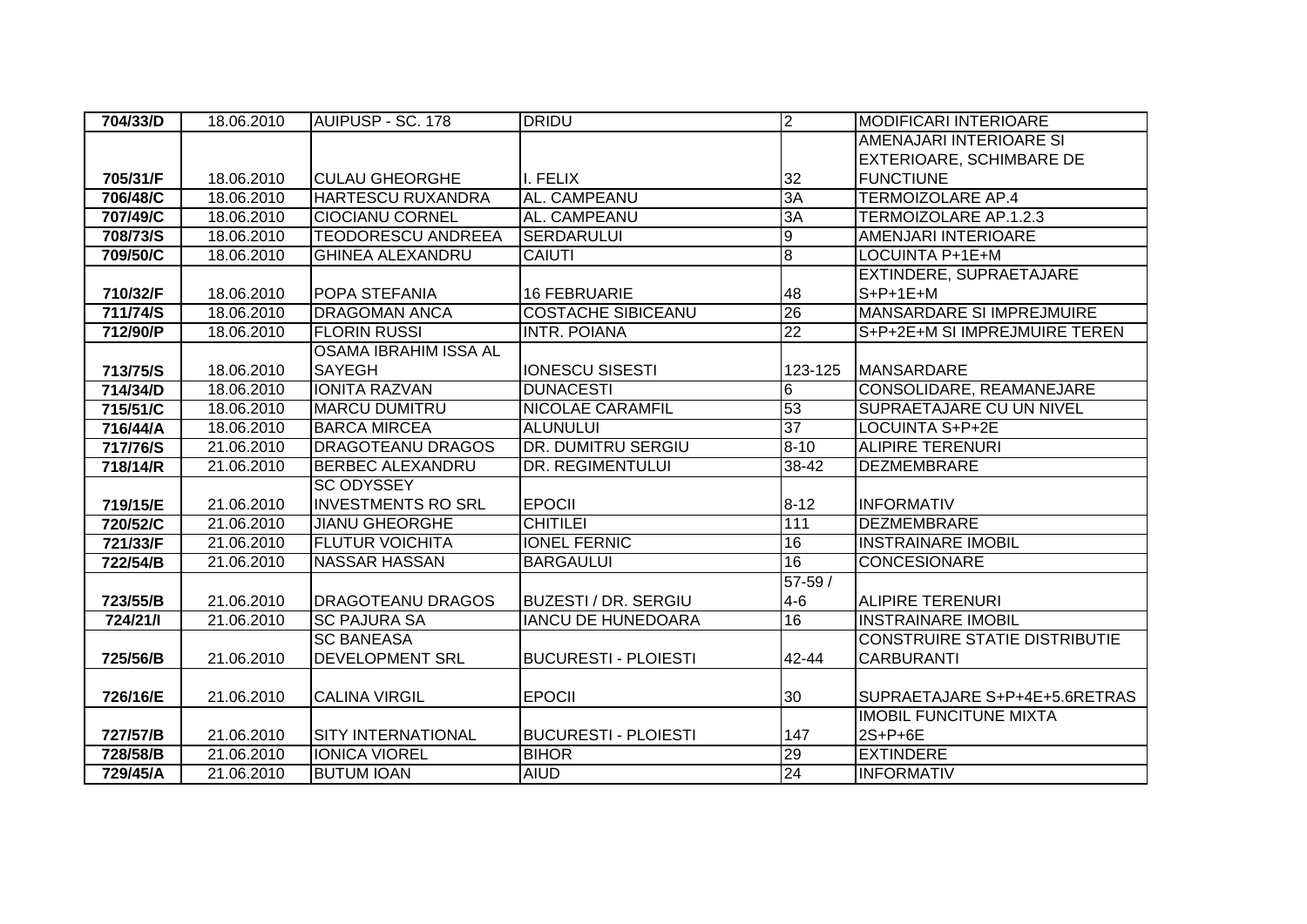| 704/33/D | 18.06.2010 | AUIPUSP - SC. 178 | DRIDU | 2 | MODIFICARI INTERIOARE |
|---|---|---|---|---|---|
| 705/31/F | 18.06.2010 | CULAU GHEORGHE | I. FELIX | 32 | AMENAJARI INTERIOARE SI EXTERIOARE, SCHIMBARE DE FUNCTIUNE |
| 706/48/C | 18.06.2010 | HARTESCU RUXANDRA | AL. CAMPEANU | 3A | TERMOIZOLARE AP.4 |
| 707/49/C | 18.06.2010 | CIOCIANU CORNEL | AL. CAMPEANU | 3A | TERMOIZOLARE AP.1.2.3 |
| 708/73/S | 18.06.2010 | TEODORESCU ANDREEA | SERDARULUI | 9 | AMENJARI INTERIOARE |
| 709/50/C | 18.06.2010 | GHINEA ALEXANDRU | CAIUTI | 8 | LOCUINTA P+1E+M |
| 710/32/F | 18.06.2010 | POPA STEFANIA | 16 FEBRUARIE | 48 | EXTINDERE, SUPRAETAJARE S+P+1E+M |
| 711/74/S | 18.06.2010 | DRAGOMAN ANCA | COSTACHE SIBICEANU | 26 | MANSARDARE SI IMPREJMUIRE |
| 712/90/P | 18.06.2010 | FLORIN RUSSI | INTR. POIANA | 22 | S+P+2E+M SI IMPREJMUIRE TEREN |
| 713/75/S | 18.06.2010 | OSAMA IBRAHIM ISSA AL SAYEGH | IONESCU SISESTI | 123-125 | MANSARDARE |
| 714/34/D | 18.06.2010 | IONITA RAZVAN | DUNACESTI | 6 | CONSOLIDARE, REAMANEJARE |
| 715/51/C | 18.06.2010 | MARCU DUMITRU | NICOLAE CARAMFIL | 53 | SUPRAETAJARE CU UN NIVEL |
| 716/44/A | 18.06.2010 | BARCA MIRCEA | ALUNULUI | 37 | LOCUINTA S+P+2E |
| 717/76/S | 21.06.2010 | DRAGOTEANU DRAGOS | DR. DUMITRU SERGIU | 8-10 | ALIPIRE TERENURI |
| 718/14/R | 21.06.2010 | BERBEC ALEXANDRU | DR. REGIMENTULUI | 38-42 | DEZMEMBRARE |
| 719/15/E | 21.06.2010 | SC ODYSSEY INVESTMENTS RO SRL | EPOCII | 8-12 | INFORMATIV |
| 720/52/C | 21.06.2010 | JIANU GHEORGHE | CHITILEI | 111 | DEZMEMBRARE |
| 721/33/F | 21.06.2010 | FLUTUR VOICHITA | IONEL FERNIC | 16 | INSTRAINARE IMOBIL |
| 722/54/B | 21.06.2010 | NASSAR HASSAN | BARGAULUI | 16 | CONCESIONARE |
| 723/55/B | 21.06.2010 | DRAGOTEANU DRAGOS | BUZESTI / DR. SERGIU | 57-59 / 4-6 | ALIPIRE TERENURI |
| 724/21/I | 21.06.2010 | SC PAJURA SA | IANCU DE HUNEDOARA | 16 | INSTRAINARE IMOBIL |
| 725/56/B | 21.06.2010 | SC BANEASA DEVELOPMENT SRL | BUCURESTI - PLOIESTI | 42-44 | CONSTRUIRE STATIE DISTRIBUTIE CARBURANTI |
| 726/16/E | 21.06.2010 | CALINA VIRGIL | EPOCII | 30 | SUPRAETAJARE S+P+4E+5.6RETRAS |
| 727/57/B | 21.06.2010 | SITY INTERNATIONAL | BUCURESTI - PLOIESTI | 147 | IMOBIL FUNCITUNE MIXTA 2S+P+6E |
| 728/58/B | 21.06.2010 | IONICA VIOREL | BIHOR | 29 | EXTINDERE |
| 729/45/A | 21.06.2010 | BUTUM IOAN | AIUD | 24 | INFORMATIV |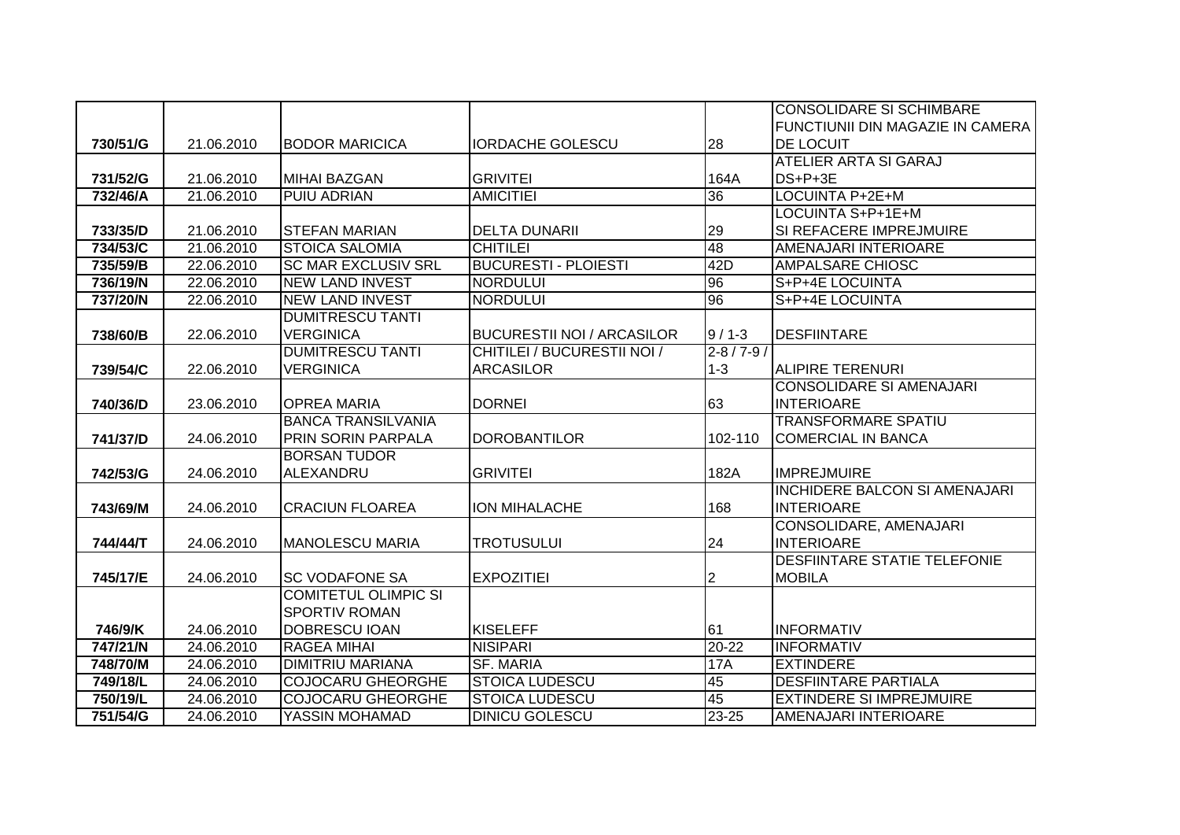| | | | | | |
|---|---|---|---|---|---|
| **730/51/G** | 21.06.2010 | BODOR MARICICA | IORDACHE GOLESCU | 28 | CONSOLIDARE SI SCHIMBARE FUNCTIUNII DIN MAGAZIE IN CAMERA DE LOCUIT |
| **731/52/G** | 21.06.2010 | MIHAI BAZGAN | GRIVITEI | 164A | ATELIER ARTA SI GARAJ DS+P+3E |
| **732/46/A** | 21.06.2010 | PUIU ADRIAN | AMICITIEI | 36 | LOCUINTA P+2E+M |
| **733/35/D** | 21.06.2010 | STEFAN MARIAN | DELTA DUNARII | 29 | LOCUINTA S+P+1E+M SI REFACERE IMPREJMUIRE |
| **734/53/C** | 21.06.2010 | STOICA SALOMIA | CHITILEI | 48 | AMENAJARI INTERIOARE |
| **735/59/B** | 22.06.2010 | SC MAR EXCLUSIV SRL | BUCURESTI - PLOIESTI | 42D | AMPALSARE CHIOSC |
| **736/19/N** | 22.06.2010 | NEW LAND INVEST | NORDULUI | 96 | S+P+4E LOCUINTA |
| **737/20/N** | 22.06.2010 | NEW LAND INVEST | NORDULUI | 96 | S+P+4E LOCUINTA |
| **738/60/B** | 22.06.2010 | DUMITRESCU TANTI VERGINICA | BUCURESTII NOI / ARCASILOR | 9 / 1-3 | DESFIINTARE |
| **739/54/C** | 22.06.2010 | DUMITRESCU TANTI VERGINICA | CHITILEI / BUCURESTII NOI / ARCASILOR | 2-8 / 7-9 / 1-3 | ALIPIRE TERENURI |
| **740/36/D** | 23.06.2010 | OPREA MARIA | DORNEI | 63 | CONSOLIDARE SI AMENAJARI INTERIOARE |
| **741/37/D** | 24.06.2010 | BANCA TRANSILVANIA PRIN SORIN PARPALA | DOROBANTILOR | 102-110 | TRANSFORMARE SPATIU COMERCIAL IN BANCA |
| **742/53/G** | 24.06.2010 | BORSAN TUDOR ALEXANDRU | GRIVITEI | 182A | IMPREJMUIRE |
| **743/69/M** | 24.06.2010 | CRACIUN FLOAREA | ION MIHALACHE | 168 | INCHIDERE BALCON SI AMENAJARI INTERIOARE |
| **744/44/T** | 24.06.2010 | MANOLESCU MARIA | TROTUSULUI | 24 | CONSOLIDARE, AMENAJARI INTERIOARE |
| **745/17/E** | 24.06.2010 | SC VODAFONE SA | EXPOZITIEI | 2 | DESFIINTARE STATIE TELEFONIE MOBILA |
| **746/9/K** | 24.06.2010 | COMITETUL OLIMPIC SI SPORTIV ROMAN DOBRESCU IOAN | KISELEFF | 61 | INFORMATIV |
| **747/21/N** | 24.06.2010 | RAGEA MIHAI | NISIPARI | 20-22 | INFORMATIV |
| **748/70/M** | 24.06.2010 | DIMITRIU MARIANA | SF. MARIA | 17A | EXTINDERE |
| **749/18/L** | 24.06.2010 | COJOCARU GHEORGHE | STOICA LUDESCU | 45 | DESFIINTARE PARTIALA |
| **750/19/L** | 24.06.2010 | COJOCARU GHEORGHE | STOICA LUDESCU | 45 | EXTINDERE SI IMPREJMUIRE |
| **751/54/G** | 24.06.2010 | YASSIN MOHAMAD | DINICU GOLESCU | 23-25 | AMENAJARI INTERIOARE |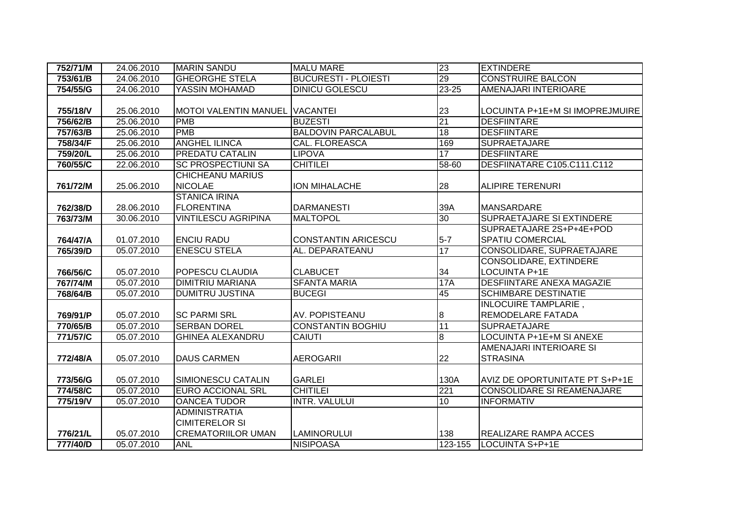| 752/71/M | 24.06.2010 | MARIN SANDU | MALU MARE | 23 | EXTINDERE |
|---|---|---|---|---|---|
| 753/61/B | 24.06.2010 | GHEORGHE STELA | BUCURESTI - PLOIESTI | 29 | CONSTRUIRE BALCON |
| 754/55/G | 24.06.2010 | YASSIN MOHAMAD | DINICU GOLESCU | 23-25 | AMENAJARI INTERIOARE |
| 755/18/V | 25.06.2010 | MOTOI VALENTIN MANUEL | VACANTEI | 23 | LOCUINTA P+1E+M SI IMOPREJMUIRE |
| 756/62/B | 25.06.2010 | PMB | BUZESTI | 21 | DESFIINTARE |
| 757/63/B | 25.06.2010 | PMB | BALDOVIN PARCALABUL | 18 | DESFIINTARE |
| 758/34/F | 25.06.2010 | ANGHEL ILINCA | CAL. FLOREASCA | 169 | SUPRAETAJARE |
| 759/20/L | 25.06.2010 | PREDATU CATALIN | LIPOVA | 17 | DESFIINTARE |
| 760/55/C | 22.06.2010 | SC PROSPECTIUNI SA | CHITILEI | 58-60 | DESFIINATARE C105.C111.C112 |
| 761/72/M | 25.06.2010 | CHICHEANU MARIUS NICOLAE | ION MIHALACHE | 28 | ALIPIRE TERENURI |
| 762/38/D | 28.06.2010 | STANICA IRINA FLORENTINA | DARMANESTI | 39A | MANSARDARE |
| 763/73/M | 30.06.2010 | VINTILESCU AGRIPINA | MALTOPOL | 30 | SUPRAETAJARE SI EXTINDERE |
| 764/47/A | 01.07.2010 | ENCIU RADU | CONSTANTIN ARICESCU | 5-7 | SUPRAETAJARE 2S+P+4E+POD SPATIU COMERCIAL |
| 765/39/D | 05.07.2010 | ENESCU STELA | AL. DEPARATEANU | 17 | CONSOLIDARE, SUPRAETAJARE |
| 766/56/C | 05.07.2010 | POPESCU CLAUDIA | CLABUCET | 34 | CONSOLIDARE, EXTINDERE LOCUINTA P+1E |
| 767/74/M | 05.07.2010 | DIMITRIU MARIANA | SFANTA MARIA | 17A | DESFIINTARE ANEXA MAGAZIE |
| 768/64/B | 05.07.2010 | DUMITRU JUSTINA | BUCEGI | 45 | SCHIMBARE DESTINATIE |
| 769/91/P | 05.07.2010 | SC PARMI SRL | AV. POPISTEANU | 8 | INLOCUIRE TAMPLARIE , REMODELARE FATADA |
| 770/65/B | 05.07.2010 | SERBAN DOREL | CONSTANTIN BOGHIU | 11 | SUPRAETAJARE |
| 771/57/C | 05.07.2010 | GHINEA ALEXANDRU | CAIUTI | 8 | LOCUINTA P+1E+M SI ANEXE |
| 772/48/A | 05.07.2010 | DAUS CARMEN | AEROGARII | 22 | AMENAJARI INTERIOARE SI STRASINA |
| 773/56/G | 05.07.2010 | SIMIONESCU CATALIN | GARLEI | 130A | AVIZ DE OPORTUNITATE PT S+P+1E |
| 774/58/C | 05.07.2010 | EURO ACCIONAL SRL | CHITILEI | 221 | CONSOLIDARE SI REAMENAJARE |
| 775/19/V | 05.07.2010 | OANCEA TUDOR | INTR. VALULUI | 10 | INFORMATIV |
| 776/21/L | 05.07.2010 | ADMINISTRATIA CIMITERELOR SI CREMATORIILOR UMAN | LAMINORULUI | 138 | REALIZARE RAMPA ACCES |
| 777/40/D | 05.07.2010 | ANL | NISIPOASA | 123-155 | LOCUINTA S+P+1E |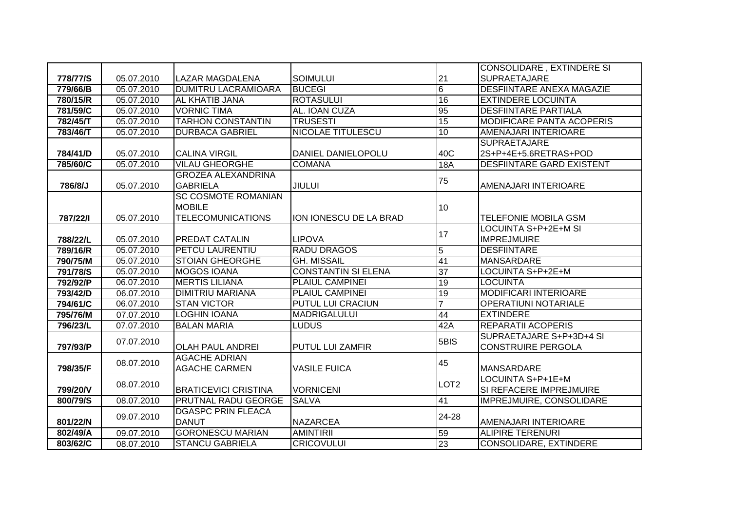| | | | | | |
|---|---|---|---|---|---|
| 778/77/S | 05.07.2010 | LAZAR MAGDALENA | SOIMULUI | 21 | CONSOLIDARE , EXTINDERE SI SUPRAETAJARE |
| 779/66/B | 05.07.2010 | DUMITRU LACRAMIOARA | BUCEGI | 6 | DESFIINTARE ANEXA MAGAZIE |
| 780/15/R | 05.07.2010 | AL KHATIB JANA | ROTASULUI | 16 | EXTINDERE LOCUINTA |
| 781/59/C | 05.07.2010 | VORNIC TIMA | AL. IOAN CUZA | 95 | DESFIINTARE PARTIALA |
| 782/45/T | 05.07.2010 | TARHON CONSTANTIN | TRUSESTI | 15 | MODIFICARE PANTA ACOPERIS |
| 783/46/T | 05.07.2010 | DURBACA GABRIEL | NICOLAE TITULESCU | 10 | AMENAJARI INTERIOARE |
| 784/41/D | 05.07.2010 | CALINA VIRGIL | DANIEL DANIELOPOLU | 40C | SUPRAETAJARE 2S+P+4E+5.6RETRAS+POD |
| 785/60/C | 05.07.2010 | VILAU GHEORGHE | COMANA | 18A | DESFIINTARE GARD EXISTENT |
| 786/8/J | 05.07.2010 | GROZEA ALEXANDRINA GABRIELA | JIULUI | 75 | AMENAJARI INTERIOARE |
| 787/22/I | 05.07.2010 | SC COSMOTE ROMANIAN MOBILE TELECOMUNICATIONS | ION IONESCU DE LA BRAD | 10 | TELEFONIE MOBILA GSM |
| 788/22/L | 05.07.2010 | PREDAT CATALIN | LIPOVA | 17 | LOCUINTA S+P+2E+M SI IMPREJMUIRE |
| 789/16/R | 05.07.2010 | PETCU LAURENTIU | RADU DRAGOS | 5 | DESFIINTARE |
| 790/75/M | 05.07.2010 | STOIAN GHEORGHE | GH. MISSAIL | 41 | MANSARDARE |
| 791/78/S | 05.07.2010 | MOGOS IOANA | CONSTANTIN SI ELENA | 37 | LOCUINTA S+P+2E+M |
| 792/92/P | 06.07.2010 | MERTIS LILIANA | PLAIUL CAMPINEI | 19 | LOCUINTA |
| 793/42/D | 06.07.2010 | DIMITRIU MARIANA | PLAIUL CAMPINEI | 19 | MODIFICARI INTERIOARE |
| 794/61/C | 06.07.2010 | STAN VICTOR | PUTUL LUI CRACIUN | 7 | OPERATIUNI NOTARIALE |
| 795/76/M | 07.07.2010 | LOGHIN IOANA | MADRIGALULUI | 44 | EXTINDERE |
| 796/23/L | 07.07.2010 | BALAN MARIA | LUDUS | 42A | REPARATII ACOPERIS |
| 797/93/P | 07.07.2010 | OLAH PAUL ANDREI | PUTUL LUI ZAMFIR | 5BIS | SUPRAETAJARE S+P+3D+4 SI CONSTRUIRE PERGOLA |
| 798/35/F | 08.07.2010 | AGACHE ADRIAN AGACHE CARMEN | VASILE FUICA | 45 | MANSARDARE |
| 799/20/V | 08.07.2010 | BRATICEVICI CRISTINA | VORNICENI | LOT2 | LOCUINTA S+P+1E+M SI REFACERE IMPREJMUIRE |
| 800/79/S | 08.07.2010 | PRUTNAL RADU GEORGE | SALVA | 41 | IMPREJMUIRE, CONSOLIDARE |
| 801/22/N | 09.07.2010 | DGASPC PRIN FLEACA DANUT | NAZARCEA | 24-28 | AMENAJARI INTERIOARE |
| 802/49/A | 09.07.2010 | GORONESCU MARIAN | AMINTIRII | 59 | ALIPIRE TERENURI |
| 803/62/C | 08.07.2010 | STANCU GABRIELA | CRICOVULUI | 23 | CONSOLIDARE, EXTINDERE |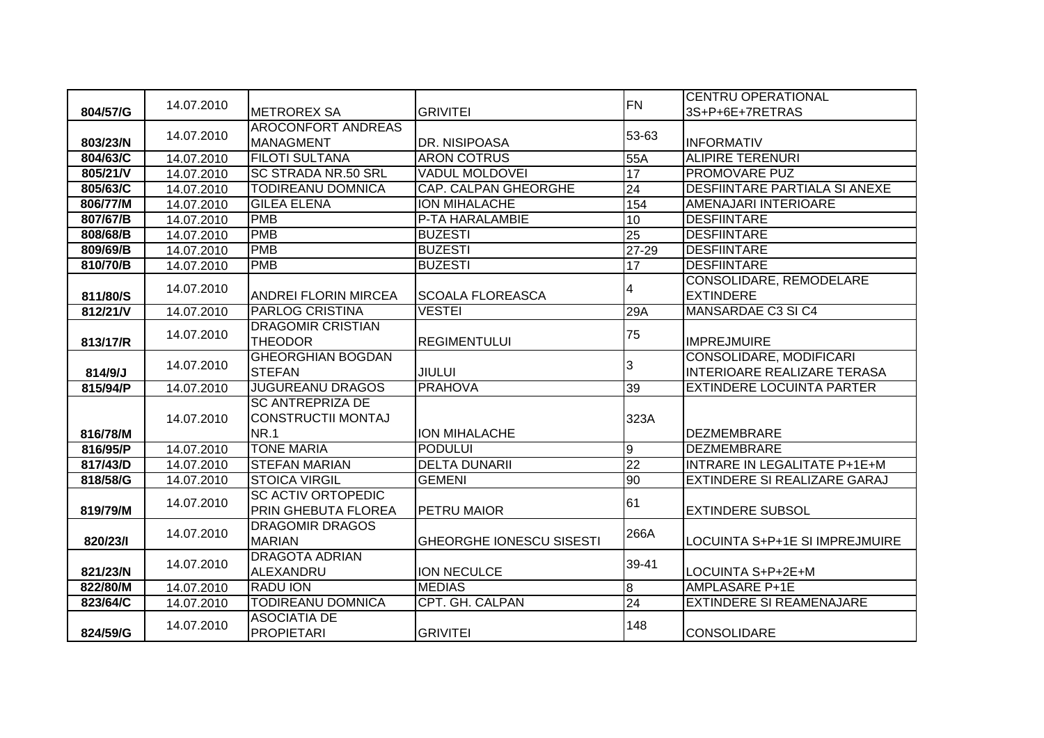| 804/57/G | 14.07.2010 | METROREX SA | GRIVITEI | FN | CENTRU OPERATIONAL 3S+P+6E+7RETRAS |
|---|---|---|---|---|---|
| 803/23/N | 14.07.2010 | AROCONFORT ANDREAS MANAGMENT | DR. NISIPOASA | 53-63 | INFORMATIV |
| 804/63/C | 14.07.2010 | FILOTI SULTANA | ARON COTRUS | 55A | ALIPIRE TERENURI |
| 805/21/V | 14.07.2010 | SC STRADA NR.50 SRL | VADUL MOLDOVEI | 17 | PROMOVARE PUZ |
| 805/63/C | 14.07.2010 | TODIREANU DOMNICA | CAP. CALPAN GHEORGHE | 24 | DESFIINTARE PARTIALA SI ANEXE |
| 806/77/M | 14.07.2010 | GILEA ELENA | ION MIHALACHE | 154 | AMENAJARI INTERIOARE |
| 807/67/B | 14.07.2010 | PMB | P-TA HARALAMBIE | 10 | DESFIINTARE |
| 808/68/B | 14.07.2010 | PMB | BUZESTI | 25 | DESFIINTARE |
| 809/69/B | 14.07.2010 | PMB | BUZESTI | 27-29 | DESFIINTARE |
| 810/70/B | 14.07.2010 | PMB | BUZESTI | 17 | DESFIINTARE |
| 811/80/S | 14.07.2010 | ANDREI FLORIN MIRCEA | SCOALA FLOREASCA | 4 | CONSOLIDARE, REMODELARE EXTINDERE |
| 812/21/V | 14.07.2010 | PARLOG CRISTINA | VESTEI | 29A | MANSARDAE C3 SI C4 |
| 813/17/R | 14.07.2010 | DRAGOMIR CRISTIAN THEODOR | REGIMENTULUI | 75 | IMPREJMUIRE |
| 814/9/J | 14.07.2010 | GHEORGHIAN BOGDAN STEFAN | JIULUI | 3 | CONSOLIDARE, MODIFICARI INTERIOARE REALIZARE TERASA |
| 815/94/P | 14.07.2010 | JUGUREANU DRAGOS | PRAHOVA | 39 | EXTINDERE LOCUINTA PARTER |
| 816/78/M | 14.07.2010 | SC ANTREPRIZA DE CONSTRUCTII MONTAJ NR.1 | ION MIHALACHE | 323A | DEZMEMBRARE |
| 816/95/P | 14.07.2010 | TONE MARIA | PODULUI | 9 | DEZMEMBRARE |
| 817/43/D | 14.07.2010 | STEFAN MARIAN | DELTA DUNARII | 22 | INTRARE IN LEGALITATE P+1E+M |
| 818/58/G | 14.07.2010 | STOICA VIRGIL | GEMENI | 90 | EXTINDERE SI REALIZARE GARAJ |
| 819/79/M | 14.07.2010 | SC ACTIV ORTOPEDIC PRIN GHEBUTA FLOREA | PETRU MAIOR | 61 | EXTINDERE SUBSOL |
| 820/23/I | 14.07.2010 | DRAGOMIR DRAGOS MARIAN | GHEORGHE IONESCU SISESTI | 266A | LOCUINTA S+P+1E SI IMPREJMUIRE |
| 821/23/N | 14.07.2010 | DRAGOTA ADRIAN ALEXANDRU | ION NECULCE | 39-41 | LOCUINTA S+P+2E+M |
| 822/80/M | 14.07.2010 | RADU ION | MEDIAS | 8 | AMPLASARE P+1E |
| 823/64/C | 14.07.2010 | TODIREANU DOMNICA | CPT. GH. CALPAN | 24 | EXTINDERE SI REAMENAJARE |
| 824/59/G | 14.07.2010 | ASOCIATIA DE PROPIETARI | GRIVITEI | 148 | CONSOLIDARE |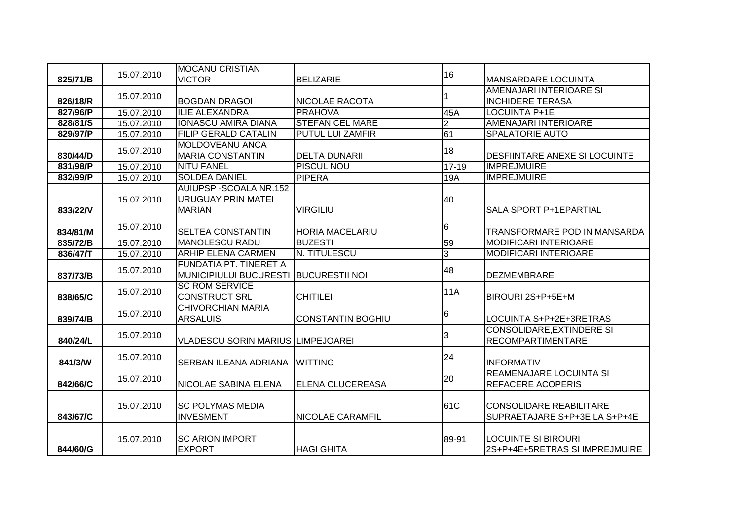| 825/71/B | 15.07.2010 | MOCANU CRISTIAN VICTOR | BELIZARIE | 16 | MANSARDARE LOCUINTA |
|---|---|---|---|---|---|
| 826/18/R | 15.07.2010 | BOGDAN DRAGOI | NICOLAE RACOTA | 1 | AMENAJARI INTERIOARE SI INCHIDERE TERASA |
| 827/96/P | 15.07.2010 | ILIE ALEXANDRA | PRAHOVA | 45A | LOCUINTA P+1E |
| 828/81/S | 15.07.2010 | IONASCU AMIRA DIANA | STEFAN CEL MARE | 2 | AMENAJARI INTERIOARE |
| 829/97/P | 15.07.2010 | FILIP GERALD CATALIN | PUTUL LUI ZAMFIR | 61 | SPALATORIE AUTO |
| 830/44/D | 15.07.2010 | MOLDOVEANU ANCA MARIA CONSTANTIN | DELTA DUNARII | 18 | DESFIINTARE ANEXE SI LOCUINTE |
| 831/98/P | 15.07.2010 | NITU FANEL | PISCUL NOU | 17-19 | IMPREJMUIRE |
| 832/99/P | 15.07.2010 | SOLDEA DANIEL | PIPERA | 19A | IMPREJMUIRE |
| 833/22/V | 15.07.2010 | AUIUPSP -SCOALA NR.152 URUGUAY PRIN MATEI MARIAN | VIRGILIU | 40 | SALA SPORT P+1EPARTIAL |
| 834/81/M | 15.07.2010 | SELTEA CONSTANTIN | HORIA MACELARIU | 6 | TRANSFORMARE POD IN MANSARDA |
| 835/72/B | 15.07.2010 | MANOLESCU RADU | BUZESTI | 59 | MODIFICARI INTERIOARE |
| 836/47/T | 15.07.2010 | ARHIP ELENA CARMEN | N. TITULESCU | 3 | MODIFICARI INTERIOARE |
| 837/73/B | 15.07.2010 | FUNDATIA PT. TINERET A MUNICIPIULUI BUCURESTI | BUCURESTII NOI | 48 | DEZMEMBRARE |
| 838/65/C | 15.07.2010 | SC ROM SERVICE CONSTRUCT SRL | CHITILEI | 11A | BIROURI 2S+P+5E+M |
| 839/74/B | 15.07.2010 | CHIVORCHIAN MARIA ARSALUIS | CONSTANTIN BOGHIU | 6 | LOCUINTA S+P+2E+3RETRAS |
| 840/24/L | 15.07.2010 | VLADESCU SORIN MARIUS | LIMPEJOAREI | 3 | CONSOLIDARE,EXTINDERE SI RECOMPARTIMENTARE |
| 841/3/W | 15.07.2010 | SERBAN ILEANA ADRIANA | WITTING | 24 | INFORMATIV |
| 842/66/C | 15.07.2010 | NICOLAE SABINA ELENA | ELENA CLUCEREASA | 20 | REAMENAJARE LOCUINTA SI REFACERE ACOPERIS |
| 843/67/C | 15.07.2010 | SC POLYMAS MEDIA INVESMENT | NICOLAE CARAMFIL | 61C | CONSOLIDARE REABILITARE SUPRAETAJARE S+P+3E LA S+P+4E |
| 844/60/G | 15.07.2010 | SC ARION IMPORT EXPORT | HAGI GHITA | 89-91 | LOCUINTE SI BIROURI 2S+P+4E+5RETRAS SI IMPREJMUIRE |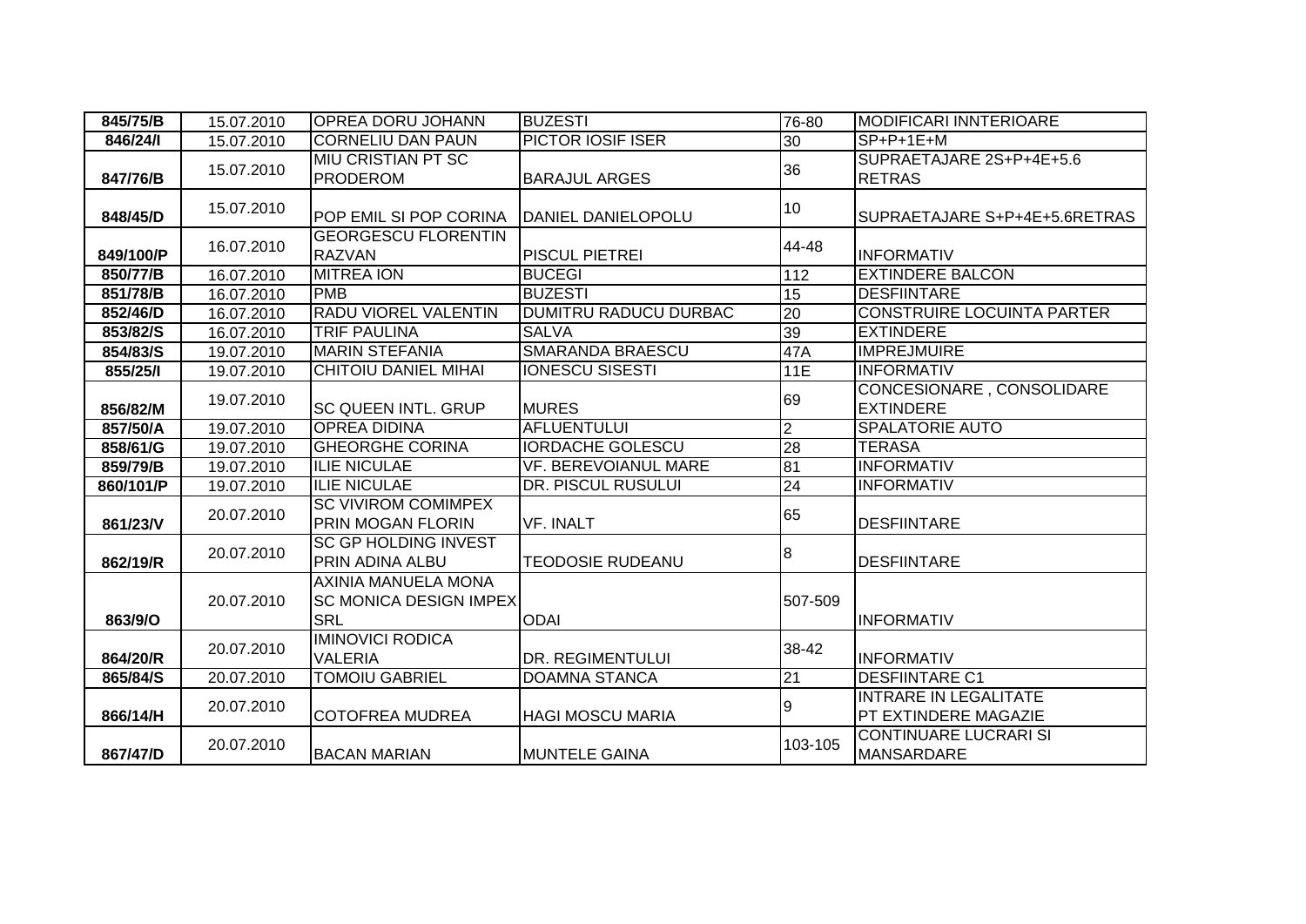| 845/75/B | 15.07.2010 | OPREA DORU JOHANN | BUZESTI | 76-80 | MODIFICARI INNTERIOARE |
|---|---|---|---|---|---|
| 846/24/I | 15.07.2010 | CORNELIU DAN PAUN | PICTOR IOSIF ISER | 30 | SP+P+1E+M |
| 847/76/B | 15.07.2010 | MIU CRISTIAN PT SC PRODEROM | BARAJUL ARGES | 36 | SUPRAETAJARE 2S+P+4E+5.6 RETRAS |
| 848/45/D | 15.07.2010 | POP EMIL SI POP CORINA | DANIEL DANIELOPOLU | 10 | SUPRAETAJARE S+P+4E+5.6RETRAS |
| 849/100/P | 16.07.2010 | GEORGESCU FLORENTIN RAZVAN | PISCUL PIETREI | 44-48 | INFORMATIV |
| 850/77/B | 16.07.2010 | MITREA ION | BUCEGI | 112 | EXTINDERE BALCON |
| 851/78/B | 16.07.2010 | PMB | BUZESTI | 15 | DESFIINTARE |
| 852/46/D | 16.07.2010 | RADU VIOREL VALENTIN | DUMITRU RADUCU DURBAC | 20 | CONSTRUIRE LOCUINTA PARTER |
| 853/82/S | 16.07.2010 | TRIF PAULINA | SALVA | 39 | EXTINDERE |
| 854/83/S | 19.07.2010 | MARIN STEFANIA | SMARANDA BRAESCU | 47A | IMPREJMUIRE |
| 855/25/I | 19.07.2010 | CHITOIU DANIEL MIHAI | IONESCU SISESTI | 11E | INFORMATIV |
| 856/82/M | 19.07.2010 | SC QUEEN INTL. GRUP | MURES | 69 | CONCESIONARE , CONSOLIDARE EXTINDERE |
| 857/50/A | 19.07.2010 | OPREA DIDINA | AFLUENTULUI | 2 | SPALATORIE AUTO |
| 858/61/G | 19.07.2010 | GHEORGHE CORINA | IORDACHE GOLESCU | 28 | TERASA |
| 859/79/B | 19.07.2010 | ILIE NICULAE | VF. BEREVOIANUL MARE | 81 | INFORMATIV |
| 860/101/P | 19.07.2010 | ILIE NICULAE | DR. PISCUL RUSULUI | 24 | INFORMATIV |
| 861/23/V | 20.07.2010 | SC VIVIROM COMIMPEX PRIN MOGAN FLORIN | VF. INALT | 65 | DESFIINTARE |
| 862/19/R | 20.07.2010 | SC GP HOLDING INVEST PRIN ADINA ALBU | TEODOSIE RUDEANU | 8 | DESFIINTARE |
| 863/9/O | 20.07.2010 | AXINIA MANUELA MONA SC MONICA DESIGN IMPEX SRL | ODAI | 507-509 | INFORMATIV |
| 864/20/R | 20.07.2010 | IMINOVICI RODICA VALERIA | DR. REGIMENTULUI | 38-42 | INFORMATIV |
| 865/84/S | 20.07.2010 | TOMOIU GABRIEL | DOAMNA STANCA | 21 | DESFIINTARE C1 |
| 866/14/H | 20.07.2010 | COTOFREA MUDREA | HAGI MOSCU MARIA | 9 | INTRARE IN LEGALITATE PT EXTINDERE MAGAZIE |
| 867/47/D | 20.07.2010 | BACAN MARIAN | MUNTELE GAINA | 103-105 | CONTINUARE LUCRARI SI MANSARDARE |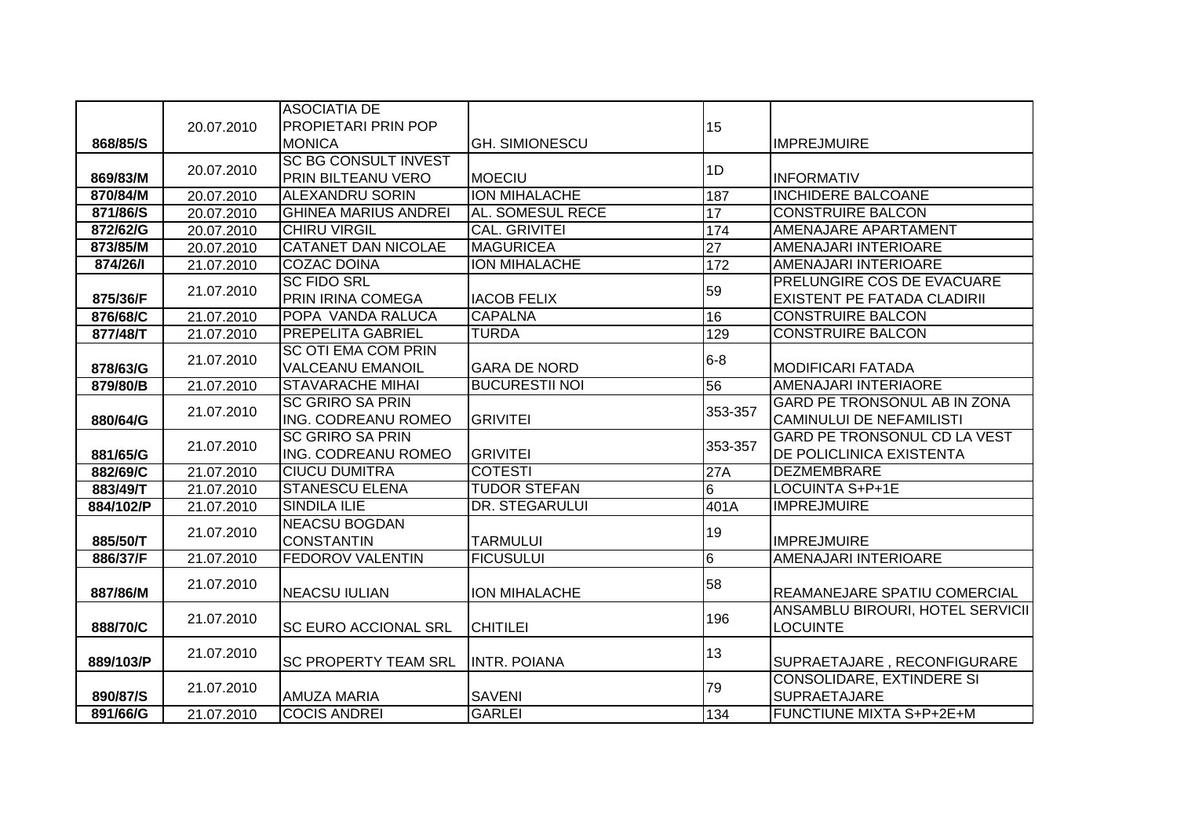| | | | | | |
|---|---|---|---|---|---|
| 868/85/S | 20.07.2010 | ASOCIATIA DE PROPIETARI PRIN POP MONICA | GH. SIMIONESCU | 15 | IMPREJMUIRE |
| 869/83/M | 20.07.2010 | SC BG CONSULT INVEST PRIN BILTEANU VERO | MOECIU | 1D | INFORMATIV |
| 870/84/M | 20.07.2010 | ALEXANDRU SORIN | ION MIHALACHE | 187 | INCHIDERE BALCOANE |
| 871/86/S | 20.07.2010 | GHINEA MARIUS ANDREI | AL. SOMESUL RECE | 17 | CONSTRUIRE BALCON |
| 872/62/G | 20.07.2010 | CHIRU VIRGIL | CAL. GRIVITEI | 174 | AMENAJARE APARTAMENT |
| 873/85/M | 20.07.2010 | CATANET DAN NICOLAE | MAGURICEA | 27 | AMENAJARI INTERIOARE |
| 874/26/I | 21.07.2010 | COZAC DOINA | ION MIHALACHE | 172 | AMENAJARI INTERIOARE |
| 875/36/F | 21.07.2010 | SC FIDO SRL PRIN IRINA COMEGA | IACOB FELIX | 59 | PRELUNGIRE COS DE EVACUARE EXISTENT PE FATADA CLADIRII |
| 876/68/C | 21.07.2010 | POPA VANDA RALUCA | CAPALNA | 16 | CONSTRUIRE BALCON |
| 877/48/T | 21.07.2010 | PREPELITA GABRIEL | TURDA | 129 | CONSTRUIRE BALCON |
| 878/63/G | 21.07.2010 | SC OTI EMA COM PRIN VALCEANU EMANOIL | GARA DE NORD | 6-8 | MODIFICARI FATADA |
| 879/80/B | 21.07.2010 | STAVARACHE MIHAI | BUCURESTII NOI | 56 | AMENAJARI INTERIAORE |
| 880/64/G | 21.07.2010 | SC GRIRO SA PRIN ING. CODREANU ROMEO | GRIVITEI | 353-357 | GARD PE TRONSONUL AB IN ZONA CAMINULUI DE NEFAMILISTI |
| 881/65/G | 21.07.2010 | SC GRIRO SA PRIN ING. CODREANU ROMEO | GRIVITEI | 353-357 | GARD PE TRONSONUL CD LA VEST DE POLICLINICA EXISTENTA |
| 882/69/C | 21.07.2010 | CIUCU DUMITRA | COTESTI | 27A | DEZMEMBRARE |
| 883/49/T | 21.07.2010 | STANESCU ELENA | TUDOR STEFAN | 6 | LOCUINTA S+P+1E |
| 884/102/P | 21.07.2010 | SINDILA ILIE | DR. STEGARULUI | 401A | IMPREJMUIRE |
| 885/50/T | 21.07.2010 | NEACSU BOGDAN CONSTANTIN | TARMULUI | 19 | IMPREJMUIRE |
| 886/37/F | 21.07.2010 | FEDOROV VALENTIN | FICUSULUI | 6 | AMENAJARI INTERIOARE |
| 887/86/M | 21.07.2010 | NEACSU IULIAN | ION MIHALACHE | 58 | REAMANEJARE SPATIU COMERCIAL |
| 888/70/C | 21.07.2010 | SC EURO ACCIONAL SRL | CHITILEI | 196 | ANSAMBLU BIROURI, HOTEL SERVICII LOCUINTE |
| 889/103/P | 21.07.2010 | SC PROPERTY TEAM SRL | INTR. POIANA | 13 | SUPRAETAJARE , RECONFIGURARE |
| 890/87/S | 21.07.2010 | AMUZA MARIA | SAVENI | 79 | CONSOLIDARE, EXTINDERE SI SUPRAETAJARE |
| 891/66/G | 21.07.2010 | COCIS ANDREI | GARLEI | 134 | FUNCTIUNE MIXTA S+P+2E+M |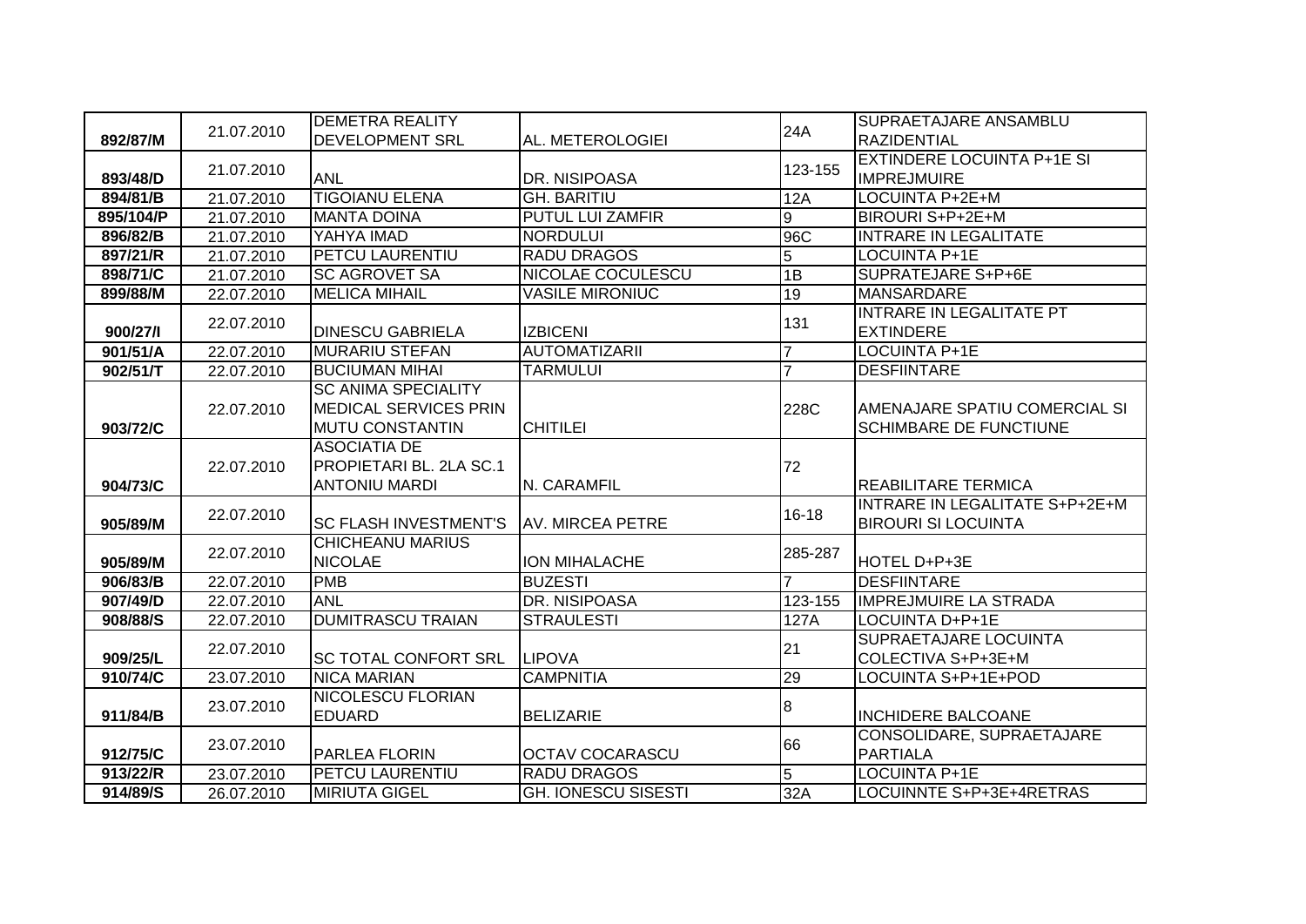| | | | | | |
|---|---|---|---|---|---|
| 892/87/M | 21.07.2010 | DEMETRA REALITY DEVELOPMENT SRL | AL. METEROLOGIEI | 24A | SUPRAETAJARE ANSAMBLU RAZIDENTIAL |
| 893/48/D | 21.07.2010 | ANL | DR. NISIPOASA | 123-155 | EXTINDERE LOCUINTA P+1E SI IMPREJMUIRE |
| 894/81/B | 21.07.2010 | TIGOIANU ELENA | GH. BARITIU | 12A | LOCUINTA P+2E+M |
| 895/104/P | 21.07.2010 | MANTA DOINA | PUTUL LUI ZAMFIR | 9 | BIROURI S+P+2E+M |
| 896/82/B | 21.07.2010 | YAHYA IMAD | NORDULUI | 96C | INTRARE IN LEGALITATE |
| 897/21/R | 21.07.2010 | PETCU LAURENTIU | RADU DRAGOS | 5 | LOCUINTA P+1E |
| 898/71/C | 21.07.2010 | SC AGROVET SA | NICOLAE COCULESCU | 1B | SUPRATEJARE S+P+6E |
| 899/88/M | 22.07.2010 | MELICA MIHAIL | VASILE MIRONIUC | 19 | MANSARDARE |
| 900/27/I | 22.07.2010 | DINESCU GABRIELA | IZBICENI | 131 | INTRARE IN LEGALITATE PT EXTINDERE |
| 901/51/A | 22.07.2010 | MURARIU STEFAN | AUTOMATIZARII | 7 | LOCUINTA P+1E |
| 902/51/T | 22.07.2010 | BUCIUMAN MIHAI | TARMULUI | 7 | DESFIINTARE |
| 903/72/C | 22.07.2010 | SC ANIMA SPECIALITY MEDICAL SERVICES PRIN MUTU CONSTANTIN | CHITILEI | 228C | AMENAJARE SPATIU COMERCIAL SI SCHIMBARE DE FUNCTIUNE |
| 904/73/C | 22.07.2010 | ASOCIATIA DE PROPIETARI BL. 2LA SC.1 ANTONIU MARDI | N. CARAMFIL | 72 | REABILITARE TERMICA |
| 905/89/M | 22.07.2010 | SC FLASH INVESTMENT'S | AV. MIRCEA PETRE | 16-18 | INTRARE IN LEGALITATE S+P+2E+M BIROURI SI LOCUINTA |
| 905/89/M | 22.07.2010 | CHICHEANU MARIUS NICOLAE | ION MIHALACHE | 285-287 | HOTEL D+P+3E |
| 906/83/B | 22.07.2010 | PMB | BUZESTI | 7 | DESFIINTARE |
| 907/49/D | 22.07.2010 | ANL | DR. NISIPOASA | 123-155 | IMPREJMUIRE LA STRADA |
| 908/88/S | 22.07.2010 | DUMITRASCU TRAIAN | STRAULESTI | 127A | LOCUINTA D+P+1E |
| 909/25/L | 22.07.2010 | SC TOTAL CONFORT SRL | LIPOVA | 21 | SUPRAETAJARE LOCUINTA COLECTIVA S+P+3E+M |
| 910/74/C | 23.07.2010 | NICA MARIAN | CAMPNITIA | 29 | LOCUINTA S+P+1E+POD |
| 911/84/B | 23.07.2010 | NICOLESCU FLORIAN EDUARD | BELIZARIE | 8 | INCHIDERE BALCOANE |
| 912/75/C | 23.07.2010 | PARLEA FLORIN | OCTAV COCARASCU | 66 | CONSOLIDARE, SUPRAETAJARE PARTIALA |
| 913/22/R | 23.07.2010 | PETCU LAURENTIU | RADU DRAGOS | 5 | LOCUINTA P+1E |
| 914/89/S | 26.07.2010 | MIRIUTA GIGEL | GH. IONESCU SISESTI | 32A | LOCUINNTE S+P+3E+4RETRAS |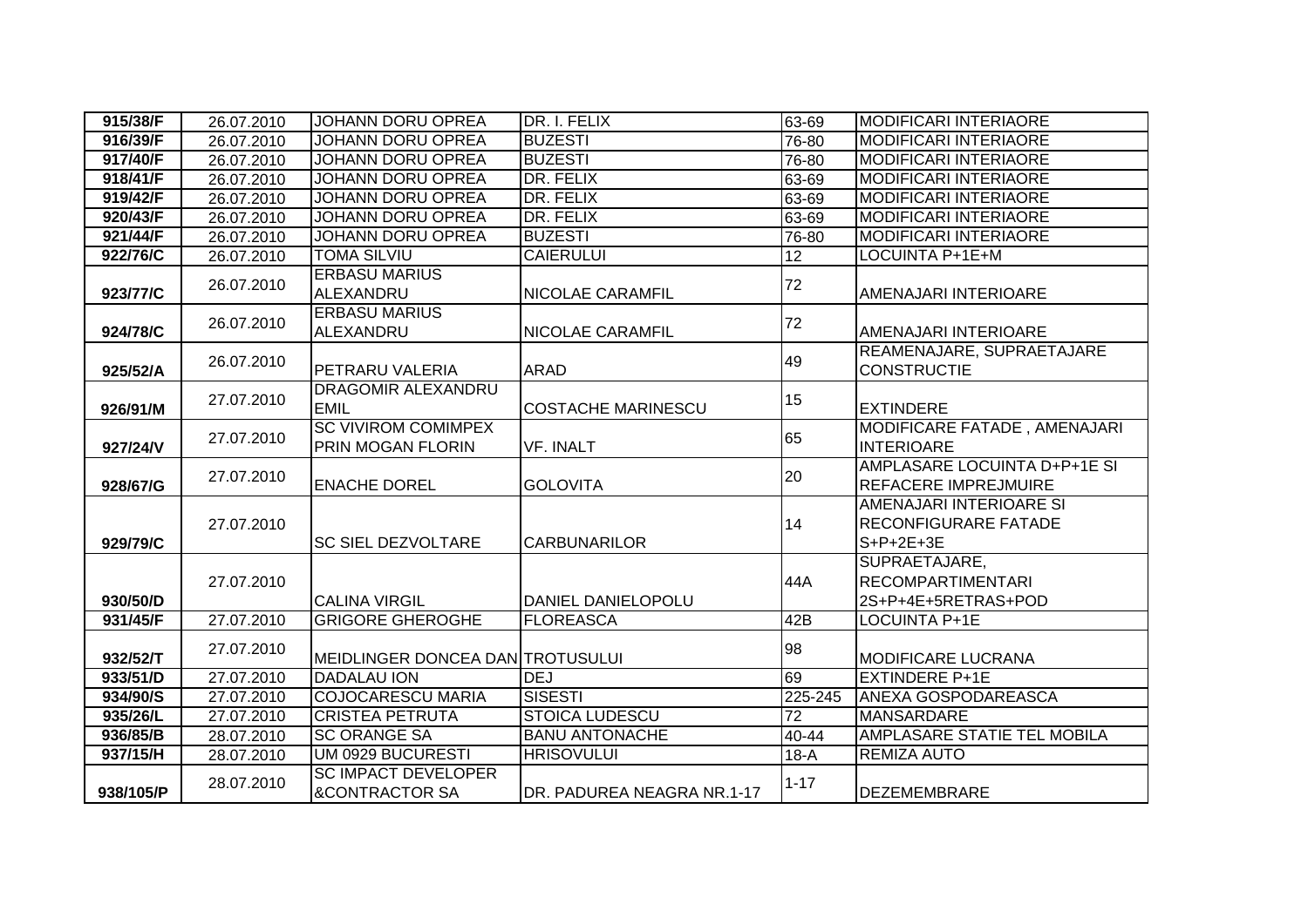| 915/38/F | 26.07.2010 | JOHANN DORU OPREA | DR. I. FELIX | 63-69 | MODIFICARI INTERIAORE |
|---|---|---|---|---|---|
| 916/39/F | 26.07.2010 | JOHANN DORU OPREA | BUZESTI | 76-80 | MODIFICARI INTERIAORE |
| 917/40/F | 26.07.2010 | JOHANN DORU OPREA | BUZESTI | 76-80 | MODIFICARI INTERIAORE |
| 918/41/F | 26.07.2010 | JOHANN DORU OPREA | DR. FELIX | 63-69 | MODIFICARI INTERIAORE |
| 919/42/F | 26.07.2010 | JOHANN DORU OPREA | DR. FELIX | 63-69 | MODIFICARI INTERIAORE |
| 920/43/F | 26.07.2010 | JOHANN DORU OPREA | DR. FELIX | 63-69 | MODIFICARI INTERIAORE |
| 921/44/F | 26.07.2010 | JOHANN DORU OPREA | BUZESTI | 76-80 | MODIFICARI INTERIAORE |
| 922/76/C | 26.07.2010 | TOMA SILVIU | CAIERULUI | 12 | LOCUINTA P+1E+M |
| 923/77/C | 26.07.2010 | ERBASU MARIUS ALEXANDRU | NICOLAE CARAMFIL | 72 | AMENAJARI INTERIOARE |
| 924/78/C | 26.07.2010 | ERBASU MARIUS ALEXANDRU | NICOLAE CARAMFIL | 72 | AMENAJARI INTERIOARE |
| 925/52/A | 26.07.2010 | PETRARU VALERIA | ARAD | 49 | REAMENAJARE, SUPRAETAJARE CONSTRUCTIE |
| 926/91/M | 27.07.2010 | DRAGOMIR ALEXANDRU EMIL | COSTACHE MARINESCU | 15 | EXTINDERE |
| 927/24/V | 27.07.2010 | SC VIVIROM COMIMPEX PRIN MOGAN FLORIN | VF. INALT | 65 | MODIFICARE FATADE , AMENAJARI INTERIOARE |
| 928/67/G | 27.07.2010 | ENACHE DOREL | GOLOVITA | 20 | AMPLASARE LOCUINTA D+P+1E SI REFACERE IMPREJMUIRE |
| 929/79/C | 27.07.2010 | SC SIEL DEZVOLTARE | CARBUNARILOR | 14 | AMENAJARI INTERIOARE SI RECONFIGURARE FATADE S+P+2E+3E |
| 930/50/D | 27.07.2010 | CALINA VIRGIL | DANIEL DANIELOPOLU | 44A | SUPRAETAJARE, RECOMPARTIMENTARI 2S+P+4E+5RETRAS+POD |
| 931/45/F | 27.07.2010 | GRIGORE GHEROGHE | FLOREASCA | 42B | LOCUINTA P+1E |
| 932/52/T | 27.07.2010 | MEIDLINGER DONCEA DAN | TROTUSULUI | 98 | MODIFICARE LUCRANA |
| 933/51/D | 27.07.2010 | DADALAU ION | DEJ | 69 | EXTINDERE P+1E |
| 934/90/S | 27.07.2010 | COJOCARESCU MARIA | SISESTI | 225-245 | ANEXA GOSPODAREASCA |
| 935/26/L | 27.07.2010 | CRISTEA PETRUTA | STOICA LUDESCU | 72 | MANSARDARE |
| 936/85/B | 28.07.2010 | SC ORANGE SA | BANU ANTONACHE | 40-44 | AMPLASARE STATIE TEL MOBILA |
| 937/15/H | 28.07.2010 | UM 0929 BUCURESTI | HRISOVULUI | 18-A | REMIZA AUTO |
| 938/105/P | 28.07.2010 | SC IMPACT DEVELOPER &CONTRACTOR SA | DR. PADUREA NEAGRA NR.1-17 | 1-17 | DEZEMEMBRARE |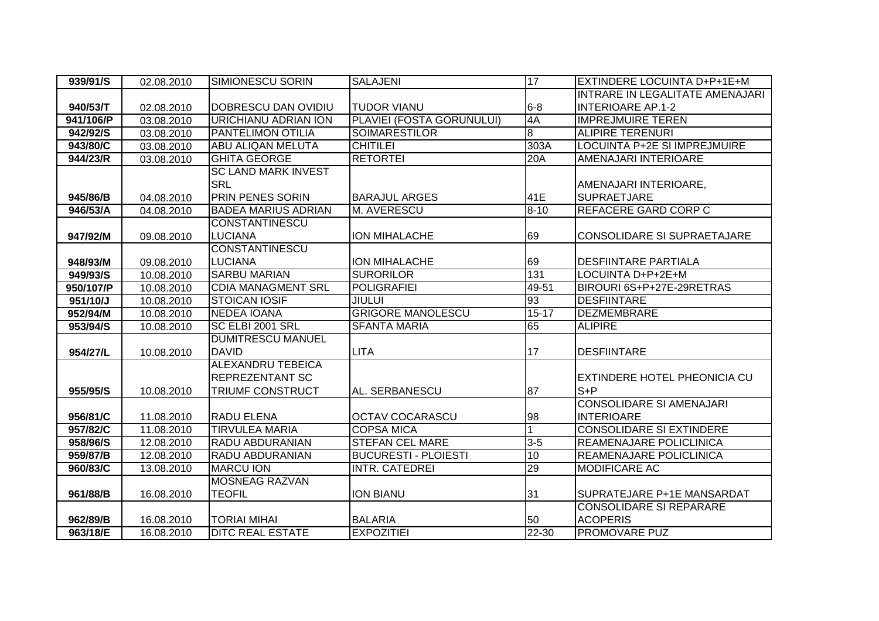| 939/91/S | 02.08.2010 | SIMIONESCU SORIN | SALAJENI | 17 | EXTINDERE LOCUINTA D+P+1E+M |
|---|---|---|---|---|---|
| 940/53/T | 02.08.2010 | DOBRESCU DAN OVIDIU | TUDOR VIANU | 6-8 | INTRARE IN LEGALITATE AMENAJARI INTERIOARE AP.1-2 |
| 941/106/P | 03.08.2010 | URICHIANU ADRIAN ION | PLAVIEI (FOSTA GORUNULUI) | 4A | IMPREJMUIRE TEREN |
| 942/92/S | 03.08.2010 | PANTELIMON OTILIA | SOIMARESTILOR | 8 | ALIPIRE TERENURI |
| 943/80/C | 03.08.2010 | ABU ALIQAN MELUTA | CHITILEI | 303A | LOCUINTA P+2E SI IMPREJMUIRE |
| 944/23/R | 03.08.2010 | GHITA GEORGE | RETORTEI | 20A | AMENAJARI INTERIOARE |
| 945/86/B | 04.08.2010 | SC LAND MARK INVEST SRL PRIN PENES SORIN | BARAJUL ARGES | 41E | AMENAJARI INTERIOARE, SUPRAETJARE |
| 946/53/A | 04.08.2010 | BADEA MARIUS ADRIAN | M. AVERESCU | 8-10 | REFACERE GARD CORP C |
| 947/92/M | 09.08.2010 | CONSTANTINESCU LUCIANA | ION MIHALACHE | 69 | CONSOLIDARE SI SUPRAETAJARE |
| 948/93/M | 09.08.2010 | CONSTANTINESCU LUCIANA | ION MIHALACHE | 69 | DESFIINTARE PARTIALA |
| 949/93/S | 10.08.2010 | SARBU MARIAN | SURORILOR | 131 | LOCUINTA D+P+2E+M |
| 950/107/P | 10.08.2010 | CDIA MANAGMENT SRL | POLIGRAFIEI | 49-51 | BIROURI 6S+P+27E-29RETRAS |
| 951/10/J | 10.08.2010 | STOICAN IOSIF | JIULUI | 93 | DESFIINTARE |
| 952/94/M | 10.08.2010 | NEDEA IOANA | GRIGORE MANOLESCU | 15-17 | DEZMEMBRARE |
| 953/94/S | 10.08.2010 | SC ELBI 2001 SRL | SFANTA MARIA | 65 | ALIPIRE |
| 954/27/L | 10.08.2010 | DUMITRESCU MANUEL DAVID | LITA | 17 | DESFIINTARE |
| 955/95/S | 10.08.2010 | ALEXANDRU TEBEICA REPREZENTANT SC TRIUMF CONSTRUCT | AL. SERBANESCU | 87 | EXTINDERE HOTEL PHEONICIA CU S+P |
| 956/81/C | 11.08.2010 | RADU ELENA | OCTAV COCARASCU | 98 | CONSOLIDARE SI AMENAJARI INTERIOARE |
| 957/82/C | 11.08.2010 | TIRVULEA MARIA | COPSA MICA | 1 | CONSOLIDARE SI EXTINDERE |
| 958/96/S | 12.08.2010 | RADU ABDURANIAN | STEFAN CEL MARE | 3-5 | REAMENAJARE POLICLINICA |
| 959/87/B | 12.08.2010 | RADU ABDURANIAN | BUCURESTI - PLOIESTI | 10 | REAMENAJARE POLICLINICA |
| 960/83/C | 13.08.2010 | MARCU ION | INTR. CATEDREI | 29 | MODIFICARE AC |
| 961/88/B | 16.08.2010 | MOSNEAG RAZVAN TEOFIL | ION BIANU | 31 | SUPRATEJARE P+1E MANSARDAT |
| 962/89/B | 16.08.2010 | TORIAI MIHAI | BALARIA | 50 | CONSOLIDARE SI REPARARE ACOPERIS |
| 963/18/E | 16.08.2010 | DITC REAL ESTATE | EXPOZITIEI | 22-30 | PROMOVARE PUZ |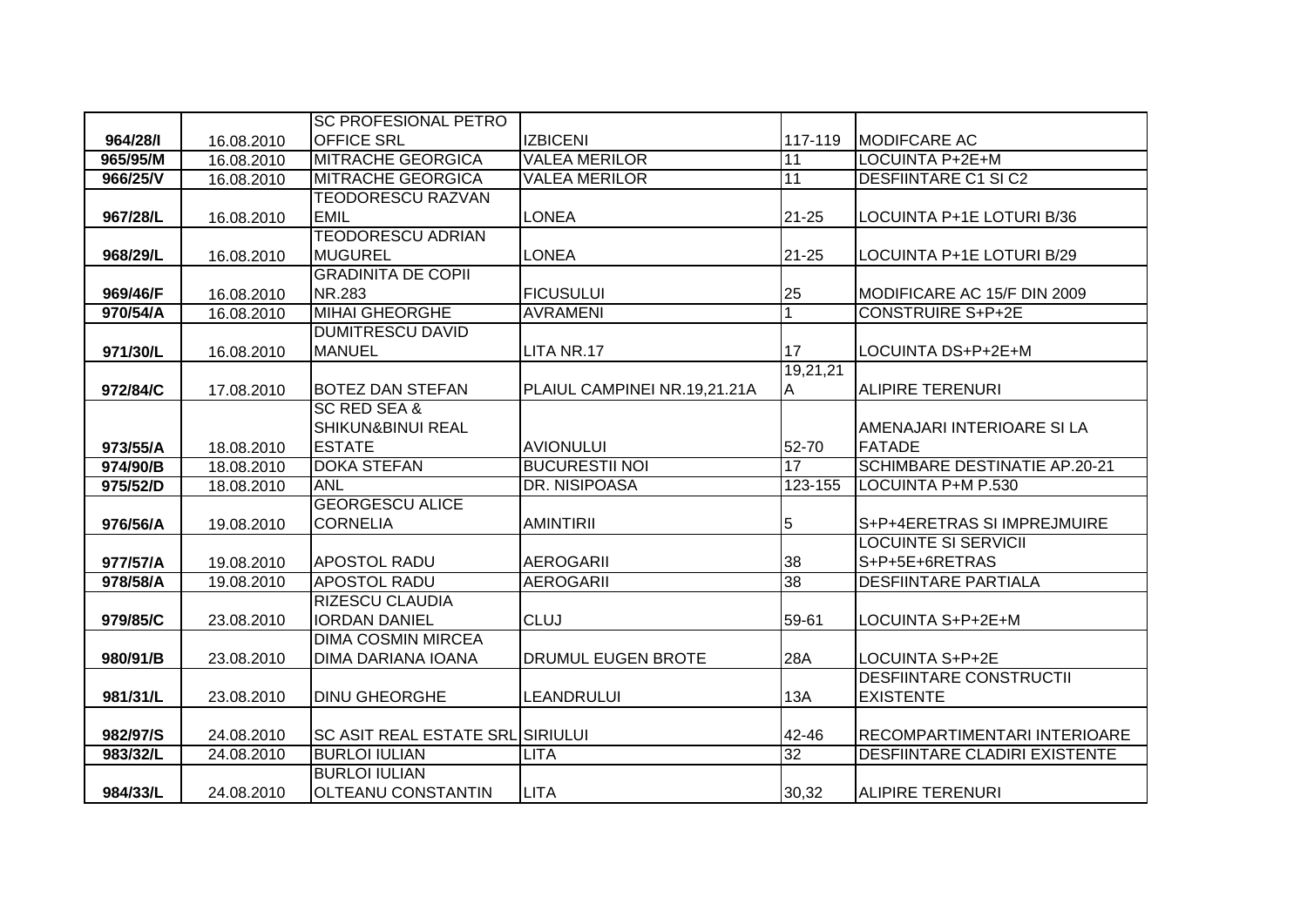| | | | | | |
|---|---|---|---|---|---|
| 964/28/I | 16.08.2010 | SC PROFESIONAL PETRO OFFICE SRL | IZBICENI | 117-119 | MODIFCARE AC |
| 965/95/M | 16.08.2010 | MITRACHE GEORGICA | VALEA MERILOR | 11 | LOCUINTA P+2E+M |
| 966/25/V | 16.08.2010 | MITRACHE GEORGICA | VALEA MERILOR | 11 | DESFIINTARE C1 SI C2 |
| 967/28/L | 16.08.2010 | TEODORESCU RAZVAN EMIL | LONEA | 21-25 | LOCUINTA P+1E LOTURI B/36 |
| 968/29/L | 16.08.2010 | TEODORESCU ADRIAN MUGUREL | LONEA | 21-25 | LOCUINTA P+1E LOTURI B/29 |
| 969/46/F | 16.08.2010 | GRADINITA DE COPII NR.283 | FICUSULUI | 25 | MODIFICARE AC 15/F DIN 2009 |
| 970/54/A | 16.08.2010 | MIHAI GHEORGHE | AVRAMENI | 1 | CONSTRUIRE S+P+2E |
| 971/30/L | 16.08.2010 | DUMITRESCU DAVID MANUEL | LITA NR.17 | 17 | LOCUINTA DS+P+2E+M |
| 972/84/C | 17.08.2010 | BOTEZ DAN STEFAN | PLAIUL CAMPINEI NR.19,21.21A | 19,21,21 A | ALIPIRE TERENURI |
| 973/55/A | 18.08.2010 | SC RED SEA & SHIKUN&BINUI REAL ESTATE | AVIONULUI | 52-70 | AMENAJARI INTERIOARE SI LA FATADE |
| 974/90/B | 18.08.2010 | DOKA STEFAN | BUCURESTII NOI | 17 | SCHIMBARE DESTINATIE AP.20-21 |
| 975/52/D | 18.08.2010 | ANL | DR. NISIPOASA | 123-155 | LOCUINTA P+M P.530 |
| 976/56/A | 19.08.2010 | GEORGESCU ALICE CORNELIA | AMINTIRII | 5 | S+P+4ERETRAS SI IMPREJMUIRE |
| 977/57/A | 19.08.2010 | APOSTOL RADU | AEROGARII | 38 | LOCUINTE SI SERVICII S+P+5E+6RETRAS |
| 978/58/A | 19.08.2010 | APOSTOL RADU | AEROGARII | 38 | DESFIINTARE PARTIALA |
| 979/85/C | 23.08.2010 | RIZESCU CLAUDIA IORDAN DANIEL | CLUJ | 59-61 | LOCUINTA S+P+2E+M |
| 980/91/B | 23.08.2010 | DIMA COSMIN MIRCEA DIMA DARIANA IOANA | DRUMUL EUGEN BROTE | 28A | LOCUINTA S+P+2E |
| 981/31/L | 23.08.2010 | DINU GHEORGHE | LEANDRULUI | 13A | DESFIINTARE CONSTRUCTII EXISTENTE |
| 982/97/S | 24.08.2010 | SC ASIT REAL ESTATE SRL | SIRIULUI | 42-46 | RECOMPARTIMENTARI INTERIOARE |
| 983/32/L | 24.08.2010 | BURLOI IULIAN | LITA | 32 | DESFIINTARE CLADIRI EXISTENTE |
| 984/33/L | 24.08.2010 | BURLOI IULIAN OLTEANU CONSTANTIN | LITA | 30,32 | ALIPIRE TERENURI |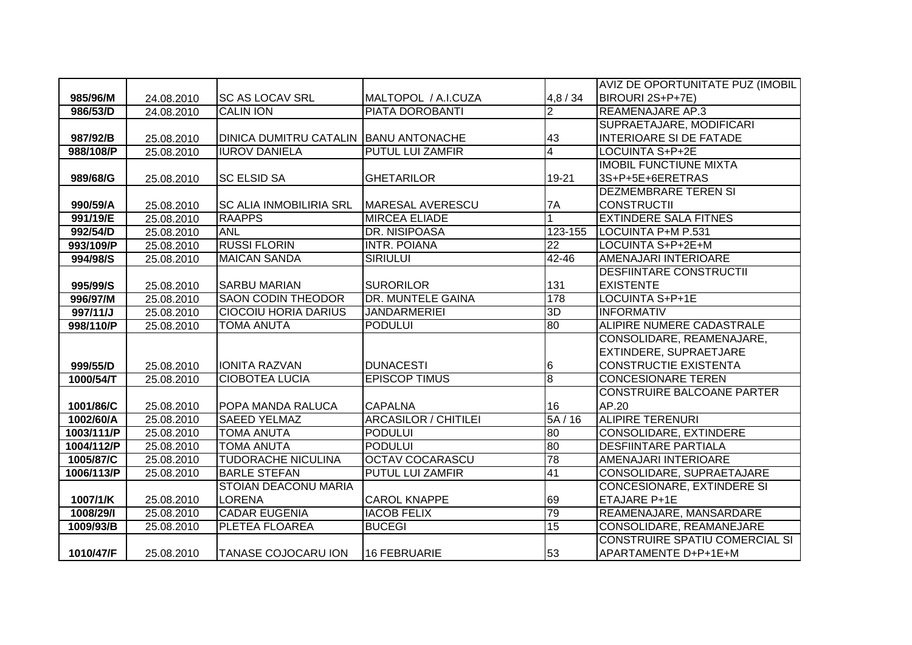| | | | | | |
|---|---|---|---|---|---|
| 985/96/M | 24.08.2010 | SC AS LOCAV SRL | MALTOPOL / A.I.CUZA | 4,8 / 34 | AVIZ DE OPORTUNITATE PUZ (IMOBIL BIROURI 2S+P+7E) |
| 986/53/D | 24.08.2010 | CALIN ION | PIATA DOROBANTI | 2 | REAMENAJARE AP.3 |
| 987/92/B | 25.08.2010 | DINICA DUMITRU CATALIN | BANU ANTONACHE | 43 | SUPRAETAJARE, MODIFICARI INTERIOARE SI DE FATADE |
| 988/108/P | 25.08.2010 | IUROV DANIELA | PUTUL LUI ZAMFIR | 4 | LOCUINTA S+P+2E |
| 989/68/G | 25.08.2010 | SC ELSID SA | GHETARILOR | 19-21 | IMOBIL FUNCTIUNE MIXTA 3S+P+5E+6ERETRAS |
| 990/59/A | 25.08.2010 | SC ALIA INMOBILIRIA SRL | MARESAL AVERESCU | 7A | DEZMEMBRARE TEREN SI CONSTRUCTII |
| 991/19/E | 25.08.2010 | RAAPPS | MIRCEA ELIADE | 1 | EXTINDERE SALA FITNES |
| 992/54/D | 25.08.2010 | ANL | DR. NISIPOASA | 123-155 | LOCUINTA P+M P.531 |
| 993/109/P | 25.08.2010 | RUSSI FLORIN | INTR. POIANA | 22 | LOCUINTA S+P+2E+M |
| 994/98/S | 25.08.2010 | MAICAN SANDA | SIRIULUI | 42-46 | AMENAJARI INTERIOARE |
| 995/99/S | 25.08.2010 | SARBU MARIAN | SURORILOR | 131 | DESFIINTARE CONSTRUCTII EXISTENTE |
| 996/97/M | 25.08.2010 | SAON CODIN THEODOR | DR. MUNTELE GAINA | 178 | LOCUINTA S+P+1E |
| 997/11/J | 25.08.2010 | CIOCOIU HORIA DARIUS | JANDARMERIEI | 3D | INFORMATIV |
| 998/110/P | 25.08.2010 | TOMA ANUTA | PODULUI | 80 | ALIPIRE NUMERE CADASTRALE |
| 999/55/D | 25.08.2010 | IONITA RAZVAN | DUNACESTI | 6 | CONSOLIDARE, REAMENAJARE, EXTINDERE, SUPRAETJARE CONSTRUCTIE EXISTENTA |
| 1000/54/T | 25.08.2010 | CIOBOTEA LUCIA | EPISCOP TIMUS | 8 | CONCESIONARE TEREN |
| 1001/86/C | 25.08.2010 | POPA MANDA RALUCA | CAPALNA | 16 | CONSTRUIRE BALCOANE PARTER AP.20 |
| 1002/60/A | 25.08.2010 | SAEED YELMAZ | ARCASILOR / CHITILEI | 5A / 16 | ALIPIRE TERENURI |
| 1003/111/P | 25.08.2010 | TOMA ANUTA | PODULUI | 80 | CONSOLIDARE, EXTINDERE |
| 1004/112/P | 25.08.2010 | TOMA ANUTA | PODULUI | 80 | DESFIINTARE PARTIALA |
| 1005/87/C | 25.08.2010 | TUDORACHE NICULINA | OCTAV COCARASCU | 78 | AMENAJARI INTERIOARE |
| 1006/113/P | 25.08.2010 | BARLE STEFAN | PUTUL LUI ZAMFIR | 41 | CONSOLIDARE, SUPRAETAJARE |
| 1007/1/K | 25.08.2010 | STOIAN DEACONU MARIA LORENA | CAROL KNAPPE | 69 | CONCESIONARE, EXTINDERE SI ETAJARE P+1E |
| 1008/29/I | 25.08.2010 | CADAR EUGENIA | IACOB FELIX | 79 | REAMENAJARE, MANSARDARE |
| 1009/93/B | 25.08.2010 | PLETEA FLOAREA | BUCEGI | 15 | CONSOLIDARE, REAMANEJARE |
| 1010/47/F | 25.08.2010 | TANASE COJOCARU ION | 16 FEBRUARIE | 53 | CONSTRUIRE SPATIU COMERCIAL SI APARTAMENTE D+P+1E+M |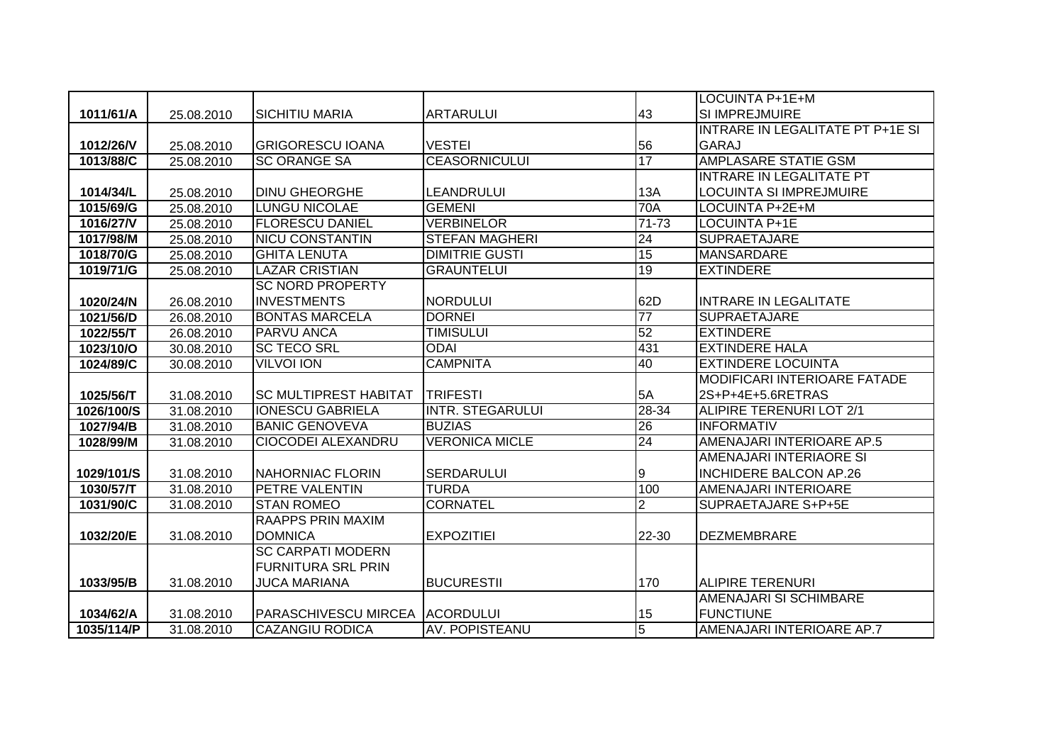| | | | | | |
|---|---|---|---|---|---|
| 1011/61/A | 25.08.2010 | SICHITIU MARIA | ARTARULUI | 43 | LOCUINTA P+1E+M SI IMPREJMUIRE |
| 1012/26/V | 25.08.2010 | GRIGORESCU IOANA | VESTEI | 56 | INTRARE IN LEGALITATE PT P+1E SI GARAJ |
| 1013/88/C | 25.08.2010 | SC ORANGE SA | CEASORNICULUI | 17 | AMPLASARE STATIE GSM |
| 1014/34/L | 25.08.2010 | DINU GHEORGHE | LEANDRULUI | 13A | INTRARE IN LEGALITATE PT LOCUINTA SI IMPREJMUIRE |
| 1015/69/G | 25.08.2010 | LUNGU NICOLAE | GEMENI | 70A | LOCUINTA P+2E+M |
| 1016/27/V | 25.08.2010 | FLORESCU DANIEL | VERBINELOR | 71-73 | LOCUINTA P+1E |
| 1017/98/M | 25.08.2010 | NICU CONSTANTIN | STEFAN MAGHERI | 24 | SUPRAETAJARE |
| 1018/70/G | 25.08.2010 | GHITA LENUTA | DIMITRIE GUSTI | 15 | MANSARDARE |
| 1019/71/G | 25.08.2010 | LAZAR CRISTIAN | GRAUNTELUI | 19 | EXTINDERE |
| 1020/24/N | 26.08.2010 | SC NORD PROPERTY INVESTMENTS | NORDULUI | 62D | INTRARE IN LEGALITATE |
| 1021/56/D | 26.08.2010 | BONTAS MARCELA | DORNEI | 77 | SUPRAETAJARE |
| 1022/55/T | 26.08.2010 | PARVU ANCA | TIMISULUI | 52 | EXTINDERE |
| 1023/10/O | 30.08.2010 | SC TECO SRL | ODAI | 431 | EXTINDERE HALA |
| 1024/89/C | 30.08.2010 | VILVOI ION | CAMPNITA | 40 | EXTINDERE LOCUINTA |
| 1025/56/T | 31.08.2010 | SC MULTIPREST HABITAT | TRIFESTI | 5A | MODIFICARI INTERIOARE FATADE 2S+P+4E+5.6RETRAS |
| 1026/100/S | 31.08.2010 | IONESCU GABRIELA | INTR. STEGARULUI | 28-34 | ALIPIRE TERENURI LOT 2/1 |
| 1027/94/B | 31.08.2010 | BANIC GENOVEVA | BUZIAS | 26 | INFORMATIV |
| 1028/99/M | 31.08.2010 | CIOCODEI ALEXANDRU | VERONICA MICLE | 24 | AMENAJARI INTERIOARE AP.5 |
| 1029/101/S | 31.08.2010 | NAHORNIAC FLORIN | SERDARULUI | 9 | AMENAJARI INTERIAORE SI INCHIDERE BALCON AP.26 |
| 1030/57/T | 31.08.2010 | PETRE VALENTIN | TURDA | 100 | AMENAJARI INTERIOARE |
| 1031/90/C | 31.08.2010 | STAN ROMEO | CORNATEL | 2 | SUPRAETAJARE S+P+5E |
| 1032/20/E | 31.08.2010 | RAAPPS PRIN MAXIM DOMNICA | EXPOZITIEI | 22-30 | DEZMEMBRARE |
| 1033/95/B | 31.08.2010 | SC CARPATI MODERN FURNITURA SRL PRIN JUCA MARIANA | BUCURESTII | 170 | ALIPIRE TERENURI |
| 1034/62/A | 31.08.2010 | PARASCHIVESCU MIRCEA | ACORDULUI | 15 | AMENAJARI SI SCHIMBARE FUNCTIUNE |
| 1035/114/P | 31.08.2010 | CAZANGIU RODICA | AV. POPISTEANU | 5 | AMENAJARI INTERIOARE AP.7 |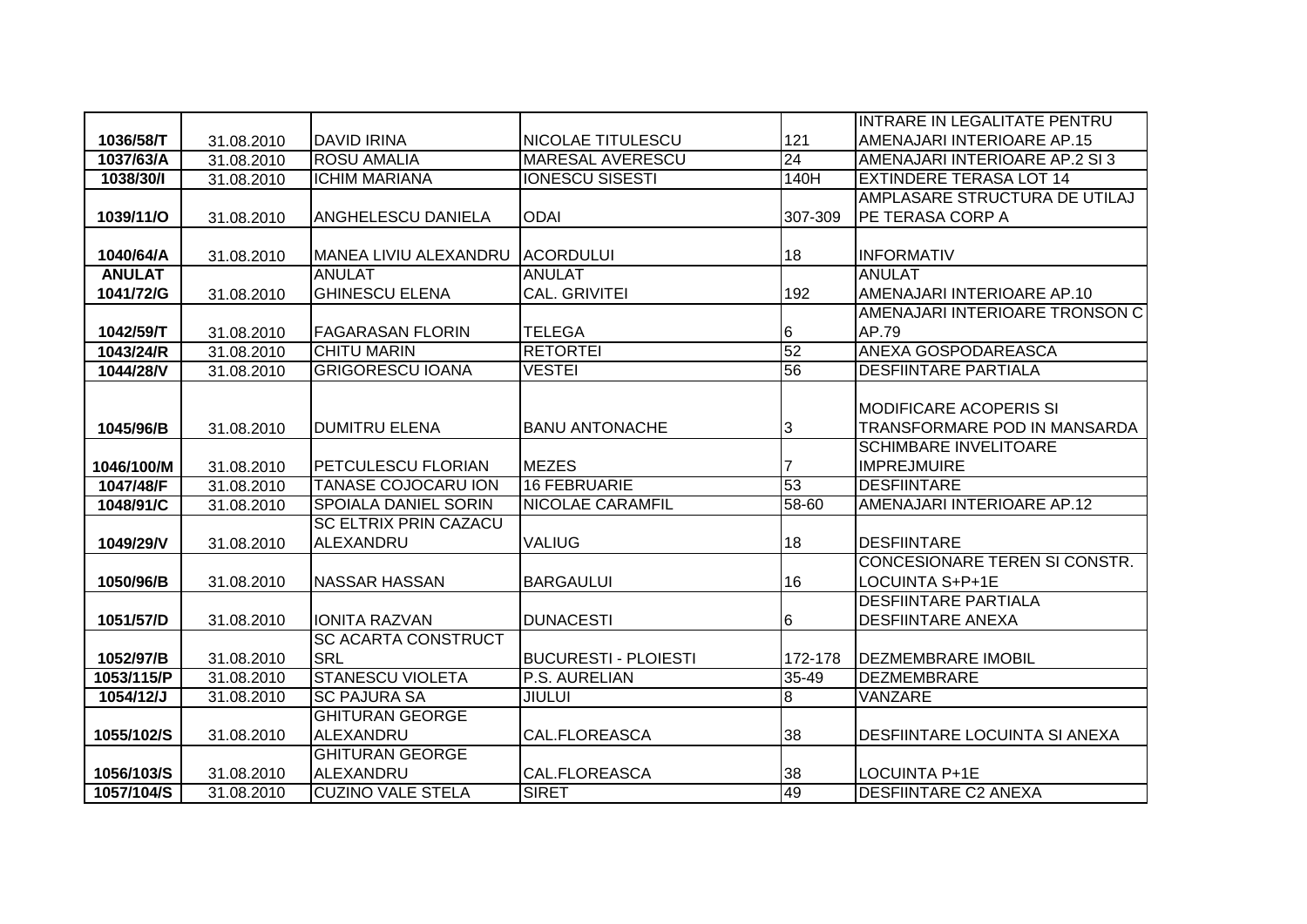| | | | | | |
|---|---|---|---|---|---|
| 1036/58/T | 31.08.2010 | DAVID IRINA | NICOLAE TITULESCU | 121 | INTRARE IN LEGALITATE PENTRU AMENAJARI INTERIOARE AP.15 |
| 1037/63/A | 31.08.2010 | ROSU AMALIA | MARESAL AVERESCU | 24 | AMENAJARI INTERIOARE AP.2 SI 3 |
| 1038/30/I | 31.08.2010 | ICHIM MARIANA | IONESCU SISESTI | 140H | EXTINDERE TERASA LOT 14 |
| 1039/11/O | 31.08.2010 | ANGHELESCU DANIELA | ODAI | 307-309 | AMPLASARE STRUCTURA DE UTILAJ PE TERASA CORP A |
| 1040/64/A | 31.08.2010 | MANEA LIVIU ALEXANDRU | ACORDULUI | 18 | INFORMATIV |
| ANULAT | | ANULAT | ANULAT | | ANULAT |
| 1041/72/G | 31.08.2010 | GHINESCU ELENA | CAL. GRIVITEI | 192 | AMENAJARI INTERIOARE AP.10 |
| 1042/59/T | 31.08.2010 | FAGARASAN FLORIN | TELEGA | 6 | AMENAJARI INTERIOARE TRONSON C AP.79 |
| 1043/24/R | 31.08.2010 | CHITU MARIN | RETORTEI | 52 | ANEXA GOSPODAREASCA |
| 1044/28/V | 31.08.2010 | GRIGORESCU IOANA | VESTEI | 56 | DESFIINTARE PARTIALA |
| 1045/96/B | 31.08.2010 | DUMITRU ELENA | BANU ANTONACHE | 3 | MODIFICARE ACOPERIS SI TRANSFORMARE POD IN MANSARDA |
| 1046/100/M | 31.08.2010 | PETCULESCU FLORIAN | MEZES | 7 | SCHIMBARE INVELITOARE IMPREJMUIRE |
| 1047/48/F | 31.08.2010 | TANASE COJOCARU ION | 16 FEBRUARIE | 53 | DESFIINTARE |
| 1048/91/C | 31.08.2010 | SPOIALA DANIEL SORIN | NICOLAE CARAMFIL | 58-60 | AMENAJARI INTERIOARE AP.12 |
| 1049/29/V | 31.08.2010 | SC ELTRIX PRIN CAZACU ALEXANDRU | VALIUG | 18 | DESFIINTARE |
| 1050/96/B | 31.08.2010 | NASSAR HASSAN | BARGAULUI | 16 | CONCESIONARE TEREN SI CONSTR. LOCUINTA S+P+1E |
| 1051/57/D | 31.08.2010 | IONITA RAZVAN | DUNACESTI | 6 | DESFIINTARE PARTIALA DESFIINTARE ANEXA |
| 1052/97/B | 31.08.2010 | SC ACARTA CONSTRUCT SRL | BUCURESTI - PLOIESTI | 172-178 | DEZMEMBRARE IMOBIL |
| 1053/115/P | 31.08.2010 | STANESCU VIOLETA | P.S. AURELIAN | 35-49 | DEZMEMBRARE |
| 1054/12/J | 31.08.2010 | SC PAJURA SA | JIULUI | 8 | VANZARE |
| 1055/102/S | 31.08.2010 | GHITURAN GEORGE ALEXANDRU | CAL.FLOREASCA | 38 | DESFIINTARE LOCUINTA SI ANEXA |
| 1056/103/S | 31.08.2010 | GHITURAN GEORGE ALEXANDRU | CAL.FLOREASCA | 38 | LOCUINTA P+1E |
| 1057/104/S | 31.08.2010 | CUZINO VALE STELA | SIRET | 49 | DESFIINTARE C2 ANEXA |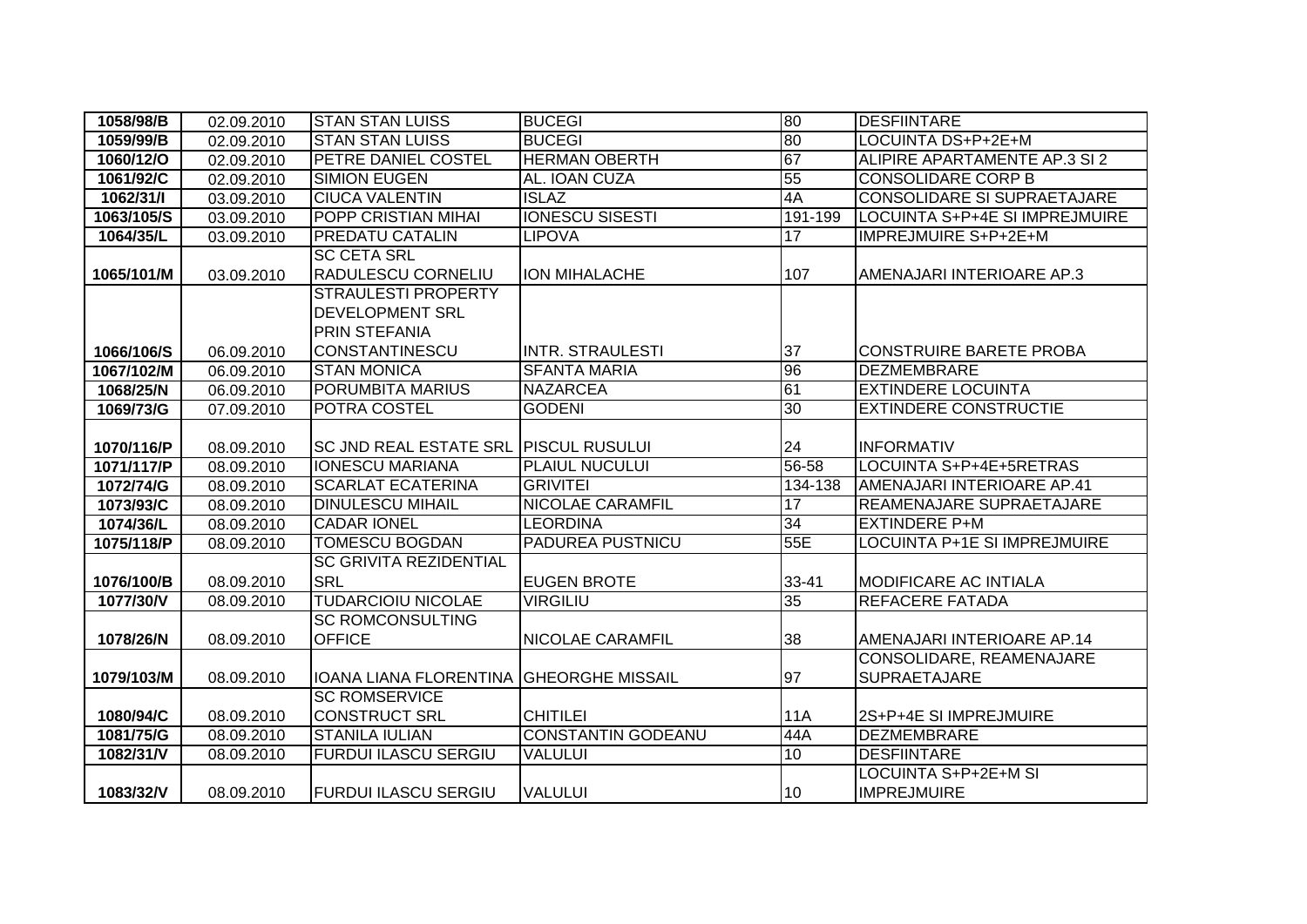| | | | | | |
|---|---|---|---|---|---|
| 1058/98/B | 02.09.2010 | STAN STAN LUISS | BUCEGI | 80 | DESFIINTARE |
| 1059/99/B | 02.09.2010 | STAN STAN LUISS | BUCEGI | 80 | LOCUINTA DS+P+2E+M |
| 1060/12/O | 02.09.2010 | PETRE DANIEL COSTEL | HERMAN OBERTH | 67 | ALIPIRE APARTAMENTE AP.3 SI 2 |
| 1061/92/C | 02.09.2010 | SIMION EUGEN | AL. IOAN CUZA | 55 | CONSOLIDARE CORP B |
| 1062/31/I | 03.09.2010 | CIUCA VALENTIN | ISLAZ | 4A | CONSOLIDARE SI SUPRAETAJARE |
| 1063/105/S | 03.09.2010 | POPP CRISTIAN MIHAI | IONESCU SISESTI | 191-199 | LOCUINTA S+P+4E SI IMPREJMUIRE |
| 1064/35/L | 03.09.2010 | PREDATU CATALIN | LIPOVA | 17 | IMPREJMUIRE S+P+2E+M |
| 1065/101/M | 03.09.2010 | SC CETA SRL RADULESCU CORNELIU | ION MIHALACHE | 107 | AMENAJARI INTERIOARE AP.3 |
| 1066/106/S | 06.09.2010 | STRAULESTI PROPERTY DEVELOPMENT SRL PRIN STEFANIA CONSTANTINESCU | INTR. STRAULESTI | 37 | CONSTRUIRE BARETE PROBA |
| 1067/102/M | 06.09.2010 | STAN MONICA | SFANTA MARIA | 96 | DEZMEMBRARE |
| 1068/25/N | 06.09.2010 | PORUMBITA MARIUS | NAZARCEA | 61 | EXTINDERE LOCUINTA |
| 1069/73/G | 07.09.2010 | POTRA COSTEL | GODENI | 30 | EXTINDERE CONSTRUCTIE |
| 1070/116/P | 08.09.2010 | SC JND REAL ESTATE SRL | PISCUL RUSULUI | 24 | INFORMATIV |
| 1071/117/P | 08.09.2010 | IONESCU MARIANA | PLAIUL NUCULUI | 56-58 | LOCUINTA S+P+4E+5RETRAS |
| 1072/74/G | 08.09.2010 | SCARLAT ECATERINA | GRIVITEI | 134-138 | AMENAJARI INTERIOARE AP.41 |
| 1073/93/C | 08.09.2010 | DINULESCU MIHAIL | NICOLAE CARAMFIL | 17 | REAMENAJARE SUPRAETAJARE |
| 1074/36/L | 08.09.2010 | CADAR IONEL | LEORDINA | 34 | EXTINDERE P+M |
| 1075/118/P | 08.09.2010 | TOMESCU BOGDAN | PADUREA PUSTNICU | 55E | LOCUINTA P+1E SI IMPREJMUIRE |
| 1076/100/B | 08.09.2010 | SC GRIVITA REZIDENTIAL SRL | EUGEN BROTE | 33-41 | MODIFICARE AC INTIALA |
| 1077/30/V | 08.09.2010 | TUDARCIOIU NICOLAE | VIRGILIU | 35 | REFACERE FATADA |
| 1078/26/N | 08.09.2010 | SC ROMCONSULTING OFFICE | NICOLAE CARAMFIL | 38 | AMENAJARI INTERIOARE AP.14 |
| 1079/103/M | 08.09.2010 | IOANA LIANA FLORENTINA | GHEORGHE MISSAIL | 97 | CONSOLIDARE, REAMENAJARE SUPRAETAJARE |
| 1080/94/C | 08.09.2010 | SC ROMSERVICE CONSTRUCT SRL | CHITILEI | 11A | 2S+P+4E SI IMPREJMUIRE |
| 1081/75/G | 08.09.2010 | STANILA IULIAN | CONSTANTIN GODEANU | 44A | DEZMEMBRARE |
| 1082/31/V | 08.09.2010 | FURDUI ILASCU SERGIU | VALULUI | 10 | DESFIINTARE |
| 1083/32/V | 08.09.2010 | FURDUI ILASCU SERGIU | VALULUI | 10 | LOCUINTA S+P+2E+M SI IMPREJMUIRE |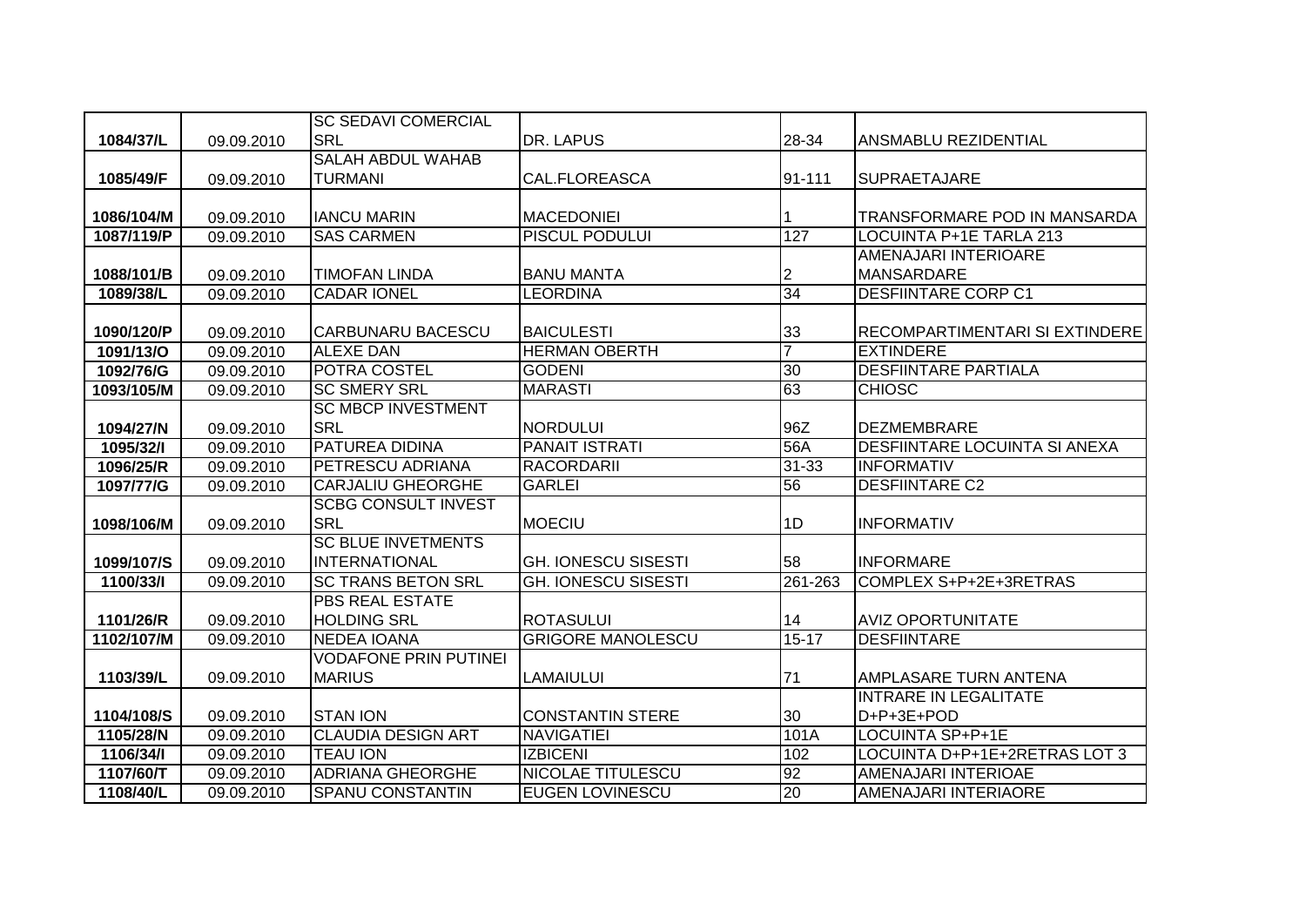| | | | | | |
|---|---|---|---|---|---|
| 1084/37/L | 09.09.2010 | SC SEDAVI COMERCIAL SRL | DR. LAPUS | 28-34 | ANSMABLU REZIDENTIAL |
| 1085/49/F | 09.09.2010 | SALAH ABDUL WAHAB TURMANI | CAL.FLOREASCA | 91-111 | SUPRAETAJARE |
| 1086/104/M | 09.09.2010 | IANCU MARIN | MACEDONIEI | 1 | TRANSFORMARE POD IN MANSARDA |
| 1087/119/P | 09.09.2010 | SAS CARMEN | PISCUL PODULUI | 127 | LOCUINTA P+1E TARLA 213 |
| 1088/101/B | 09.09.2010 | TIMOFAN LINDA | BANU MANTA | 2 | AMENAJARI INTERIOARE MANSARDARE |
| 1089/38/L | 09.09.2010 | CADAR IONEL | LEORDINA | 34 | DESFIINTARE CORP C1 |
| 1090/120/P | 09.09.2010 | CARBUNARU BACESCU | BAICULESTI | 33 | RECOMPARTIMENTARI SI EXTINDERE |
| 1091/13/O | 09.09.2010 | ALEXE DAN | HERMAN OBERTH | 7 | EXTINDERE |
| 1092/76/G | 09.09.2010 | POTRA COSTEL | GODENI | 30 | DESFIINTARE PARTIALA |
| 1093/105/M | 09.09.2010 | SC SMERY SRL | MARASTI | 63 | CHIOSC |
| 1094/27/N | 09.09.2010 | SC MBCP INVESTMENT SRL | NORDULUI | 96Z | DEZMEMBRARE |
| 1095/32/I | 09.09.2010 | PATUREA DIDINA | PANAIT ISTRATI | 56A | DESFIINTARE LOCUINTA SI ANEXA |
| 1096/25/R | 09.09.2010 | PETRESCU ADRIANA | RACORDARII | 31-33 | INFORMATIV |
| 1097/77/G | 09.09.2010 | CARJALIU GHEORGHE | GARLEI | 56 | DESFIINTARE C2 |
| 1098/106/M | 09.09.2010 | SCBG CONSULT INVEST SRL | MOECIU | 1D | INFORMATIV |
| 1099/107/S | 09.09.2010 | SC BLUE INVETMENTS INTERNATIONAL | GH. IONESCU SISESTI | 58 | INFORMARE |
| 1100/33/I | 09.09.2010 | SC TRANS BETON SRL | GH. IONESCU SISESTI | 261-263 | COMPLEX S+P+2E+3RETRAS |
| 1101/26/R | 09.09.2010 | PBS REAL ESTATE HOLDING SRL | ROTASULUI | 14 | AVIZ OPORTUNITATE |
| 1102/107/M | 09.09.2010 | NEDEA IOANA | GRIGORE MANOLESCU | 15-17 | DESFIINTARE |
| 1103/39/L | 09.09.2010 | VODAFONE PRIN PUTINEI MARIUS | LAMAIULUI | 71 | AMPLASARE TURN ANTENA |
| 1104/108/S | 09.09.2010 | STAN ION | CONSTANTIN STERE | 30 | INTRARE IN LEGALITATE D+P+3E+POD |
| 1105/28/N | 09.09.2010 | CLAUDIA DESIGN ART | NAVIGATIEI | 101A | LOCUINTA SP+P+1E |
| 1106/34/I | 09.09.2010 | TEAU ION | IZBICENI | 102 | LOCUINTA D+P+1E+2RETRAS LOT 3 |
| 1107/60/T | 09.09.2010 | ADRIANA GHEORGHE | NICOLAE TITULESCU | 92 | AMENAJARI INTERIOAE |
| 1108/40/L | 09.09.2010 | SPANU CONSTANTIN | EUGEN LOVINESCU | 20 | AMENAJARI INTERIAORE |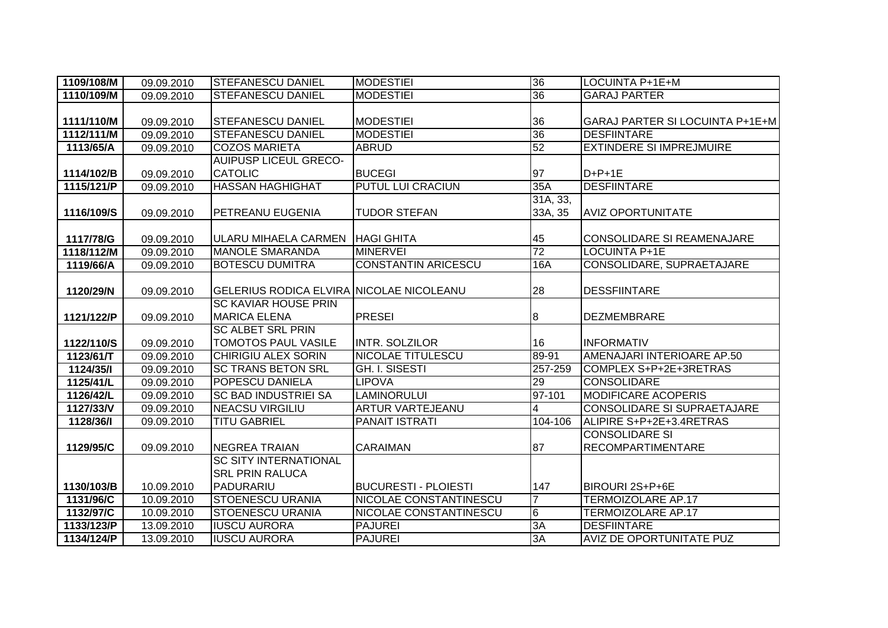| | | | | | |
|---|---|---|---|---|---|
| **1109/108/M** | 09.09.2010 | STEFANESCU DANIEL | MODESTIEI | 36 | LOCUINTA P+1E+M |
| **1110/109/M** | 09.09.2010 | STEFANESCU DANIEL | MODESTIEI | 36 | GARAJ PARTER |
| **1111/110/M** | 09.09.2010 | STEFANESCU DANIEL | MODESTIEI | 36 | GARAJ PARTER SI LOCUINTA P+1E+M |
| **1112/111/M** | 09.09.2010 | STEFANESCU DANIEL | MODESTIEI | 36 | DESFIINTARE |
| **1113/65/A** | 09.09.2010 | COZOS MARIETA | ABRUD | 52 | EXTINDERE SI IMPREJMUIRE |
| **1114/102/B** | 09.09.2010 | AUIPUSP LICEUL GRECO-CATOLIC | BUCEGI | 97 | D+P+1E |
| **1115/121/P** | 09.09.2010 | HASSAN HAGHIGHAT | PUTUL LUI CRACIUN | 35A | DESFIINTARE |
| **1116/109/S** | 09.09.2010 | PETREANU EUGENIA | TUDOR STEFAN | 31A, 33, 33A, 35 | AVIZ OPORTUNITATE |
| **1117/78/G** | 09.09.2010 | ULARU MIHAELA CARMEN | HAGI GHITA | 45 | CONSOLIDARE SI REAMENAJARE |
| **1118/112/M** | 09.09.2010 | MANOLE SMARANDA | MINERVEI | 72 | LOCUINTA P+1E |
| **1119/66/A** | 09.09.2010 | BOTESCU DUMITRA | CONSTANTIN ARICESCU | 16A | CONSOLIDARE, SUPRAETAJARE |
| **1120/29/N** | 09.09.2010 | GELERIUS RODICA ELVIRA | NICOLAE NICOLEANU | 28 | DESSFIINTARE |
| **1121/122/P** | 09.09.2010 | SC KAVIAR HOUSE PRIN MARICA ELENA | PRESEI | 8 | DEZMEMBRARE |
| **1122/110/S** | 09.09.2010 | SC ALBET SRL PRIN TOMOTOS PAUL VASILE | INTR. SOLZILOR | 16 | INFORMATIV |
| **1123/61/T** | 09.09.2010 | CHIRIGIU ALEX SORIN | NICOLAE TITULESCU | 89-91 | AMENAJARI INTERIOARE AP.50 |
| **1124/35/I** | 09.09.2010 | SC TRANS BETON SRL | GH. I. SISESTI | 257-259 | COMPLEX S+P+2E+3RETRAS |
| **1125/41/L** | 09.09.2010 | POPESCU DANIELA | LIPOVA | 29 | CONSOLIDARE |
| **1126/42/L** | 09.09.2010 | SC BAD INDUSTRIEI SA | LAMINORULUI | 97-101 | MODIFICARE ACOPERIS |
| **1127/33/V** | 09.09.2010 | NEACSU VIRGILIU | ARTUR VARTEJEANU | 4 | CONSOLIDARE SI SUPRAETAJARE |
| **1128/36/I** | 09.09.2010 | TITU GABRIEL | PANAIT ISTRATI | 104-106 | ALIPIRE S+P+2E+3.4RETRAS |
| **1129/95/C** | 09.09.2010 | NEGREA TRAIAN | CARAIMAN | 87 | CONSOLIDARE SI RECOMPARTIMENTARE |
| **1130/103/B** | 10.09.2010 | SC SITY INTERNATIONAL SRL PRIN RALUCA PADURARIU | BUCURESTI - PLOIESTI | 147 | BIROURI 2S+P+6E |
| **1131/96/C** | 10.09.2010 | STOENESCU URANIA | NICOLAE CONSTANTINESCU | 7 | TERMOIZOLARE AP.17 |
| **1132/97/C** | 10.09.2010 | STOENESCU URANIA | NICOLAE CONSTANTINESCU | 6 | TERMOIZOLARE AP.17 |
| **1133/123/P** | 13.09.2010 | IUSCU AURORA | PAJUREI | 3A | DESFIINTARE |
| **1134/124/P** | 13.09.2010 | IUSCU AURORA | PAJUREI | 3A | AVIZ DE OPORTUNITATE PUZ |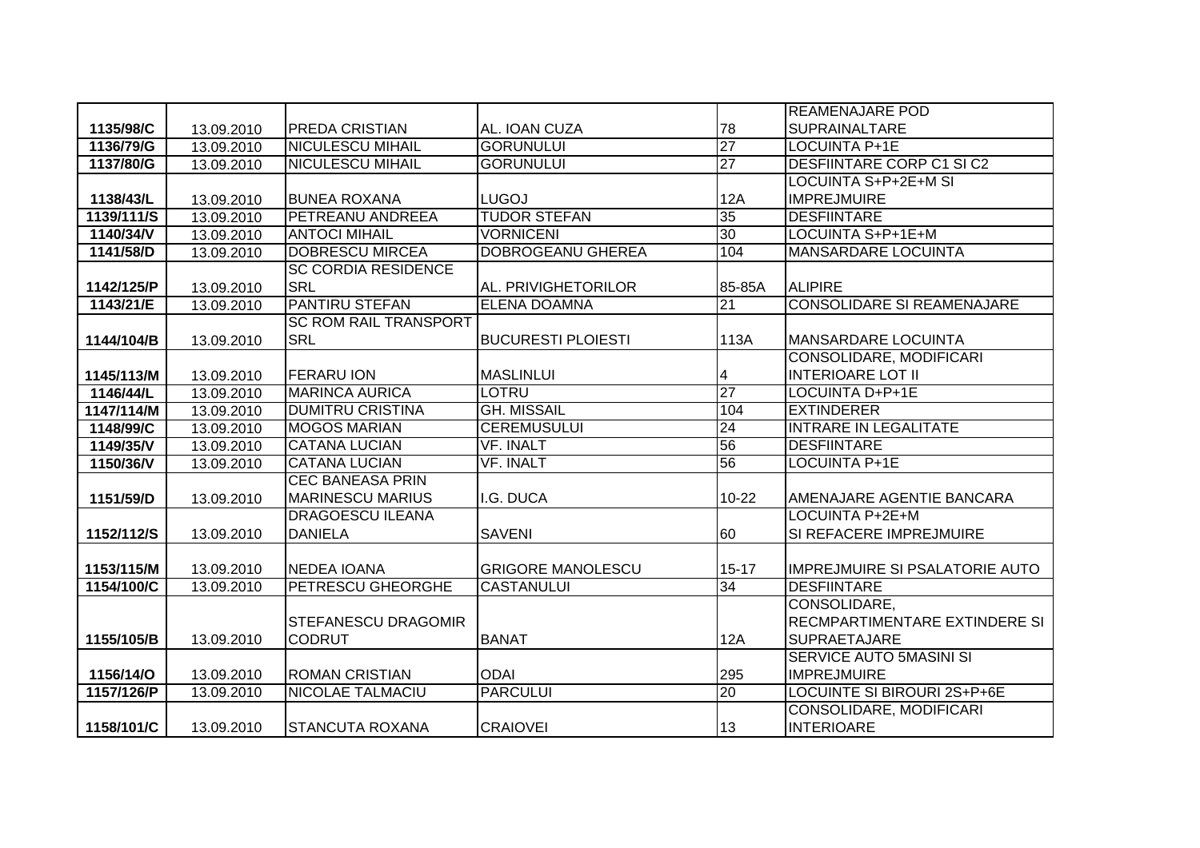| | | | | | |
|---|---|---|---|---|---|
| 1135/98/C | 13.09.2010 | PREDA CRISTIAN | AL. IOAN CUZA | 78 | REAMENAJARE POD SUPRAINALTARE |
| 1136/79/G | 13.09.2010 | NICULESCU MIHAIL | GORUNULUI | 27 | LOCUINTA P+1E |
| 1137/80/G | 13.09.2010 | NICULESCU MIHAIL | GORUNULUI | 27 | DESFIINTARE CORP C1 SI C2 |
| 1138/43/L | 13.09.2010 | BUNEA ROXANA | LUGOJ | 12A | LOCUINTA S+P+2E+M SI IMPREJMUIRE |
| 1139/111/S | 13.09.2010 | PETREANU ANDREEA | TUDOR STEFAN | 35 | DESFIINTARE |
| 1140/34/V | 13.09.2010 | ANTOCI MIHAIL | VORNICENI | 30 | LOCUINTA S+P+1E+M |
| 1141/58/D | 13.09.2010 | DOBRESCU MIRCEA | DOBROGEANU GHEREA | 104 | MANSARDARE LOCUINTA |
| 1142/125/P | 13.09.2010 | SC CORDIA RESIDENCE SRL | AL. PRIVIGHETORILOR | 85-85A | ALIPIRE |
| 1143/21/E | 13.09.2010 | PANTIRU STEFAN | ELENA DOAMNA | 21 | CONSOLIDARE SI REAMENAJARE |
| 1144/104/B | 13.09.2010 | SC ROM RAIL TRANSPORT SRL | BUCURESTI PLOIESTI | 113A | MANSARDARE LOCUINTA |
| 1145/113/M | 13.09.2010 | FERARU ION | MASLINLUI | 4 | CONSOLIDARE, MODIFICARI INTERIOARE LOT II |
| 1146/44/L | 13.09.2010 | MARINCA AURICA | LOTRU | 27 | LOCUINTA D+P+1E |
| 1147/114/M | 13.09.2010 | DUMITRU CRISTINA | GH. MISSAIL | 104 | EXTINDERER |
| 1148/99/C | 13.09.2010 | MOGOS MARIAN | CEREMUSULUI | 24 | INTRARE IN LEGALITATE |
| 1149/35/V | 13.09.2010 | CATANA LUCIAN | VF. INALT | 56 | DESFIINTARE |
| 1150/36/V | 13.09.2010 | CATANA LUCIAN | VF. INALT | 56 | LOCUINTA P+1E |
| 1151/59/D | 13.09.2010 | CEC BANEASA PRIN MARINESCU MARIUS | I.G. DUCA | 10-22 | AMENAJARE AGENTIE BANCARA |
| 1152/112/S | 13.09.2010 | DRAGOESCU ILEANA DANIELA | SAVENI | 60 | LOCUINTA P+2E+M SI REFACERE IMPREJMUIRE |
| 1153/115/M | 13.09.2010 | NEDEA IOANA | GRIGORE MANOLESCU | 15-17 | IMPREJMUIRE SI PSALATORIE AUTO |
| 1154/100/C | 13.09.2010 | PETRESCU GHEORGHE | CASTANULUI | 34 | DESFIINTARE |
| 1155/105/B | 13.09.2010 | STEFANESCU DRAGOMIR CODRUT | BANAT | 12A | CONSOLIDARE, RECMPARTIMENTARE EXTINDERE SI SUPRAETAJARE |
| 1156/14/O | 13.09.2010 | ROMAN CRISTIAN | ODAI | 295 | SERVICE AUTO 5MASINI SI IMPREJMUIRE |
| 1157/126/P | 13.09.2010 | NICOLAE TALMACIU | PARCULUI | 20 | LOCUINTE SI BIROURI 2S+P+6E |
| 1158/101/C | 13.09.2010 | STANCUTA ROXANA | CRAIOVEI | 13 | CONSOLIDARE, MODIFICARI INTERIOARE |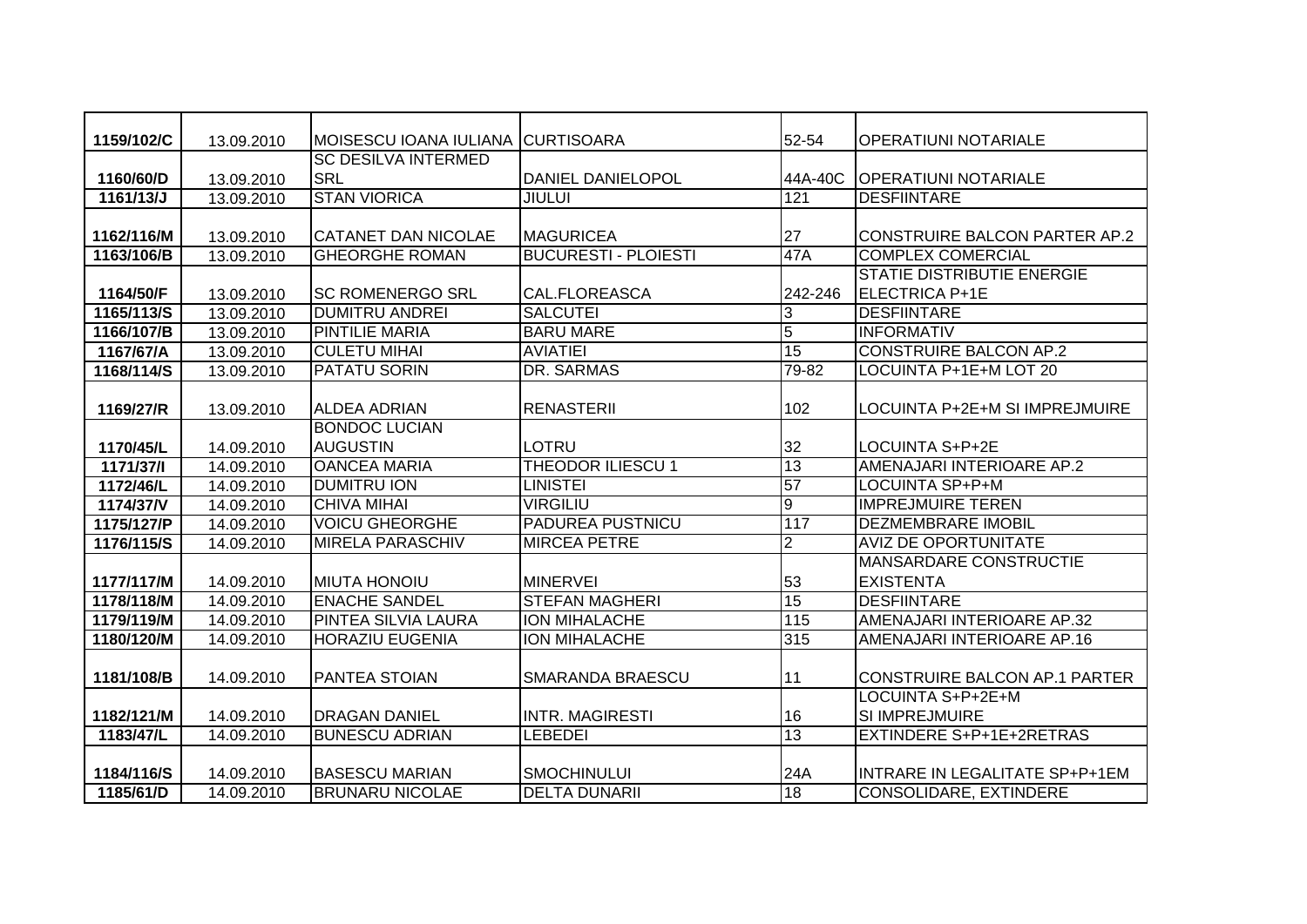| 1159/102/C | 13.09.2010 | MOISESCU IOANA IULIANA | CURTISOARA | 52-54 | OPERATIUNI NOTARIALE |
|---|---|---|---|---|---|
| 1160/60/D | 13.09.2010 | SC DESILVA INTERMED SRL | DANIEL DANIELOPOL | 44A-40C | OPERATIUNI NOTARIALE |
| 1161/13/J | 13.09.2010 | STAN VIORICA | JIULUI | 121 | DESFIINTARE |
| 1162/116/M | 13.09.2010 | CATANET DAN NICOLAE | MAGURICEA | 27 | CONSTRUIRE BALCON PARTER AP.2 |
| 1163/106/B | 13.09.2010 | GHEORGHE ROMAN | BUCURESTI - PLOIESTI | 47A | COMPLEX COMERCIAL |
| 1164/50/F | 13.09.2010 | SC ROMENERGO SRL | CAL.FLOREASCA | 242-246 | STATIE DISTRIBUTIE ENERGIE ELECTRICA P+1E |
| 1165/113/S | 13.09.2010 | DUMITRU ANDREI | SALCUTEI | 3 | DESFIINTARE |
| 1166/107/B | 13.09.2010 | PINTILIE MARIA | BARU MARE | 5 | INFORMATIV |
| 1167/67/A | 13.09.2010 | CULETU MIHAI | AVIATIEI | 15 | CONSTRUIRE BALCON AP.2 |
| 1168/114/S | 13.09.2010 | PATATU SORIN | DR. SARMAS | 79-82 | LOCUINTA P+1E+M LOT 20 |
| 1169/27/R | 13.09.2010 | ALDEA ADRIAN | RENASTERII | 102 | LOCUINTA P+2E+M SI IMPREJMUIRE |
| 1170/45/L | 14.09.2010 | BONDOC LUCIAN AUGUSTIN | LOTRU | 32 | LOCUINTA S+P+2E |
| 1171/37/I | 14.09.2010 | OANCEA MARIA | THEODOR ILIESCU 1 | 13 | AMENAJARI INTERIOARE AP.2 |
| 1172/46/L | 14.09.2010 | DUMITRU ION | LINISTEI | 57 | LOCUINTA SP+P+M |
| 1174/37/V | 14.09.2010 | CHIVA MIHAI | VIRGILIU | 9 | IMPREJMUIRE TEREN |
| 1175/127/P | 14.09.2010 | VOICU GHEORGHE | PADUREA PUSTNICU | 117 | DEZMEMBRARE IMOBIL |
| 1176/115/S | 14.09.2010 | MIRELA PARASCHIV | MIRCEA PETRE | 2 | AVIZ DE OPORTUNITATE |
| 1177/117/M | 14.09.2010 | MIUTA HONOIU | MINERVEI | 53 | MANSARDARE CONSTRUCTIE EXISTENTA |
| 1178/118/M | 14.09.2010 | ENACHE SANDEL | STEFAN MAGHERI | 15 | DESFIINTARE |
| 1179/119/M | 14.09.2010 | PINTEA SILVIA LAURA | ION MIHALACHE | 115 | AMENAJARI INTERIOARE AP.32 |
| 1180/120/M | 14.09.2010 | HORAZIU EUGENIA | ION MIHALACHE | 315 | AMENAJARI INTERIOARE AP.16 |
| 1181/108/B | 14.09.2010 | PANTEA STOIAN | SMARANDA BRAESCU | 11 | CONSTRUIRE BALCON AP.1 PARTER |
| 1182/121/M | 14.09.2010 | DRAGAN DANIEL | INTR. MAGIRESTI | 16 | LOCUINTA S+P+2E+M SI IMPREJMUIRE |
| 1183/47/L | 14.09.2010 | BUNESCU ADRIAN | LEBEDEI | 13 | EXTINDERE S+P+1E+2RETRAS |
| 1184/116/S | 14.09.2010 | BASESCU MARIAN | SMOCHINULUI | 24A | INTRARE IN LEGALITATE SP+P+1EM |
| 1185/61/D | 14.09.2010 | BRUNARU NICOLAE | DELTA DUNARII | 18 | CONSOLIDARE, EXTINDERE |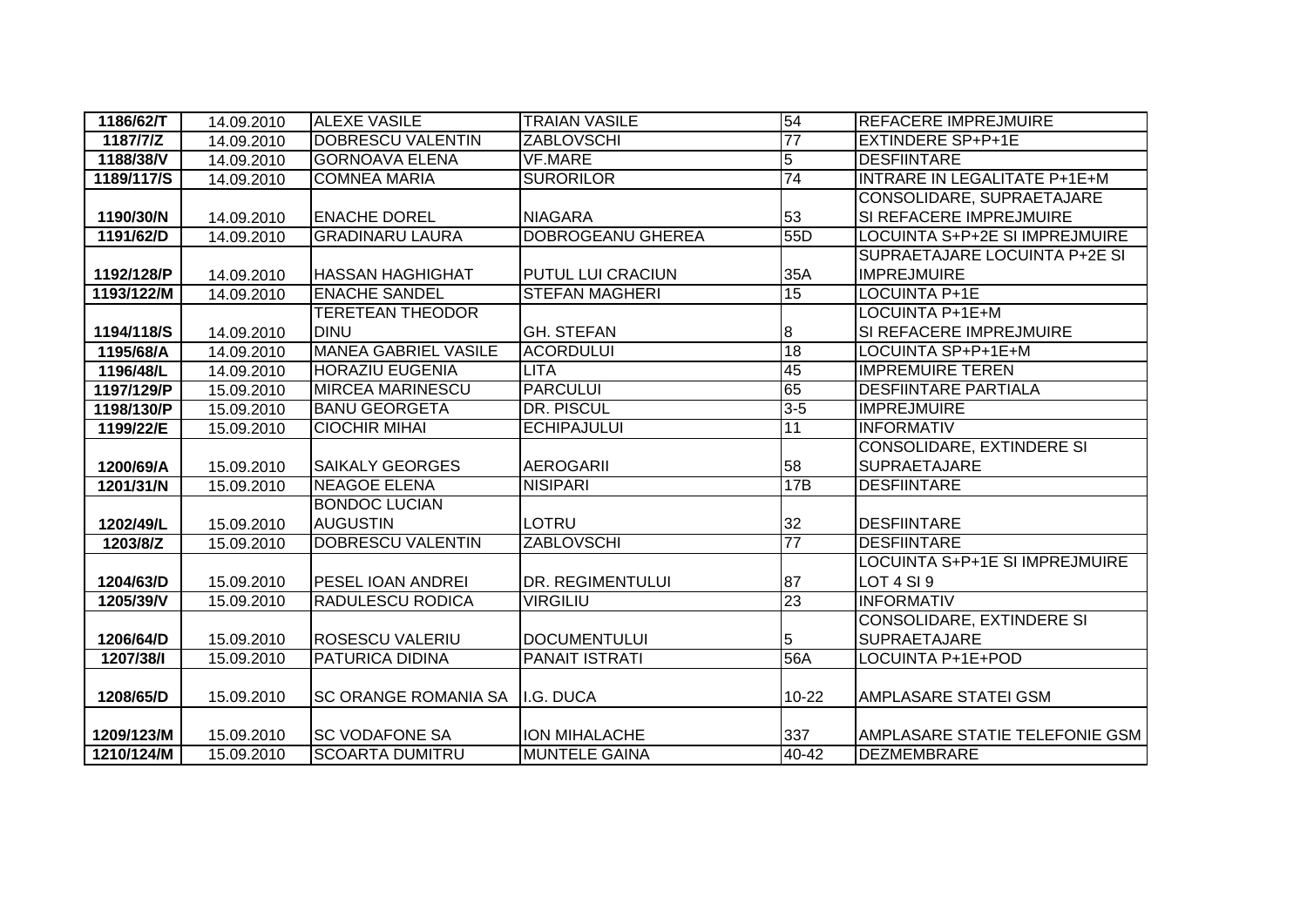| 1186/62/T | 14.09.2010 | ALEXE VASILE | TRAIAN VASILE | 54 | REFACERE IMPREJMUIRE |
|---|---|---|---|---|---|
| 1187/7/Z | 14.09.2010 | DOBRESCU VALENTIN | ZABLOVSCHI | 77 | EXTINDERE SP+P+1E |
| 1188/38/V | 14.09.2010 | GORNOAVA ELENA | VF.MARE | 5 | DESFIINTARE |
| 1189/117/S | 14.09.2010 | COMNEA MARIA | SURORILOR | 74 | INTRARE IN LEGALITATE P+1E+M |
| 1190/30/N | 14.09.2010 | ENACHE DOREL | NIAGARA | 53 | CONSOLIDARE, SUPRAETAJARE SI REFACERE IMPREJMUIRE |
| 1191/62/D | 14.09.2010 | GRADINARU LAURA | DOBROGEANU GHEREA | 55D | LOCUINTA S+P+2E SI IMPREJMUIRE |
| 1192/128/P | 14.09.2010 | HASSAN HAGHIGHAT | PUTUL LUI CRACIUN | 35A | SUPRAETAJARE LOCUINTA P+2E SI IMPREJMUIRE |
| 1193/122/M | 14.09.2010 | ENACHE SANDEL | STEFAN MAGHERI | 15 | LOCUINTA P+1E |
| 1194/118/S | 14.09.2010 | TERETEAN THEODOR DINU | GH. STEFAN | 8 | LOCUINTA P+1E+M SI REFACERE IMPREJMUIRE |
| 1195/68/A | 14.09.2010 | MANEA GABRIEL VASILE | ACORDULUI | 18 | LOCUINTA SP+P+1E+M |
| 1196/48/L | 14.09.2010 | HORAZIU EUGENIA | LITA | 45 | IMPREMUIRE TEREN |
| 1197/129/P | 15.09.2010 | MIRCEA MARINESCU | PARCULUI | 65 | DESFIINTARE PARTIALA |
| 1198/130/P | 15.09.2010 | BANU GEORGETA | DR. PISCUL | 3-5 | IMPREJMUIRE |
| 1199/22/E | 15.09.2010 | CIOCHIR MIHAI | ECHIPAJULUI | 11 | INFORMATIV |
| 1200/69/A | 15.09.2010 | SAIKALY GEORGES | AEROGARII | 58 | CONSOLIDARE, EXTINDERE SI SUPRAETAJARE |
| 1201/31/N | 15.09.2010 | NEAGOE ELENA | NISIPARI | 17B | DESFIINTARE |
| 1202/49/L | 15.09.2010 | BONDOC LUCIAN AUGUSTIN | LOTRU | 32 | DESFIINTARE |
| 1203/8/Z | 15.09.2010 | DOBRESCU VALENTIN | ZABLOVSCHI | 77 | DESFIINTARE |
| 1204/63/D | 15.09.2010 | PESEL IOAN ANDREI | DR. REGIMENTULUI | 87 | LOCUINTA S+P+1E SI IMPREJMUIRE LOT 4 SI 9 |
| 1205/39/V | 15.09.2010 | RADULESCU RODICA | VIRGILIU | 23 | INFORMATIV |
| 1206/64/D | 15.09.2010 | ROSESCU VALERIU | DOCUMENTULUI | 5 | CONSOLIDARE, EXTINDERE SI SUPRAETAJARE |
| 1207/38/I | 15.09.2010 | PATURICA DIDINA | PANAIT ISTRATI | 56A | LOCUINTA P+1E+POD |
| 1208/65/D | 15.09.2010 | SC ORANGE ROMANIA SA | I.G. DUCA | 10-22 | AMPLASARE STATEI GSM |
| 1209/123/M | 15.09.2010 | SC VODAFONE SA | ION MIHALACHE | 337 | AMPLASARE STATIE TELEFONIE GSM |
| 1210/124/M | 15.09.2010 | SCOARTA DUMITRU | MUNTELE GAINA | 40-42 | DEZMEMBRARE |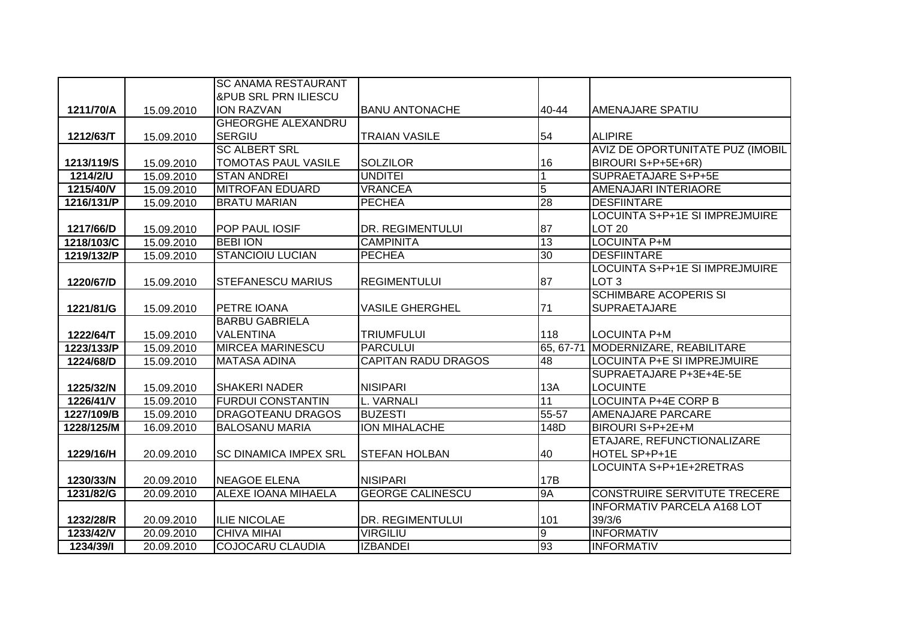| | | | | | |
|---|---|---|---|---|---|
| 1211/70/A | 15.09.2010 | SC ANAMA RESTAURANT &PUB SRL PRN ILIESCU ION RAZVAN | BANU ANTONACHE | 40-44 | AMENAJARE SPATIU |
| 1212/63/T | 15.09.2010 | GHEORGHE ALEXANDRU SERGIU | TRAIAN VASILE | 54 | ALIPIRE |
| 1213/119/S | 15.09.2010 | SC ALBERT SRL TOMOTAS PAUL VASILE | SOLZILOR | 16 | AVIZ DE OPORTUNITATE PUZ (IMOBIL BIROURI S+P+5E+6R) |
| 1214/2/U | 15.09.2010 | STAN ANDREI | UNDITEI | 1 | SUPRAETAJARE S+P+5E |
| 1215/40/V | 15.09.2010 | MITROFAN EDUARD | VRANCEA | 5 | AMENAJARI INTERIAORE |
| 1216/131/P | 15.09.2010 | BRATU MARIAN | PECHEA | 28 | DESFIINTARE |
| 1217/66/D | 15.09.2010 | POP PAUL IOSIF | DR. REGIMENTULUI | 87 | LOCUINTA S+P+1E SI IMPREJMUIRE LOT 20 |
| 1218/103/C | 15.09.2010 | BEBI ION | CAMPINITA | 13 | LOCUINTA P+M |
| 1219/132/P | 15.09.2010 | STANCIOIU LUCIAN | PECHEA | 30 | DESFIINTARE |
| 1220/67/D | 15.09.2010 | STEFANESCU MARIUS | REGIMENTULUI | 87 | LOCUINTA S+P+1E SI IMPREJMUIRE LOT 3 |
| 1221/81/G | 15.09.2010 | PETRE IOANA | VASILE GHERGHEL | 71 | SCHIMBARE ACOPERIS SI SUPRAETAJARE |
| 1222/64/T | 15.09.2010 | BARBU GABRIELA VALENTINA | TRIUMFULUI | 118 | LOCUINTA P+M |
| 1223/133/P | 15.09.2010 | MIRCEA MARINESCU | PARCULUI | 65, 67-71 | MODERNIZARE, REABILITARE |
| 1224/68/D | 15.09.2010 | MATASA ADINA | CAPITAN RADU DRAGOS | 48 | LOCUINTA P+E SI IMPREJMUIRE |
| 1225/32/N | 15.09.2010 | SHAKERI NADER | NISIPARI | 13A | SUPRAETAJARE P+3E+4E-5E LOCUINTE |
| 1226/41/V | 15.09.2010 | FURDUI CONSTANTIN | L. VARNALI | 11 | LOCUINTA P+4E CORP B |
| 1227/109/B | 15.09.2010 | DRAGOTEANU DRAGOS | BUZESTI | 55-57 | AMENAJARE PARCARE |
| 1228/125/M | 16.09.2010 | BALOSANU MARIA | ION MIHALACHE | 148D | BIROURI S+P+2E+M |
| 1229/16/H | 20.09.2010 | SC DINAMICA IMPEX SRL | STEFAN HOLBAN | 40 | ETAJARE, REFUNCTIONALIZARE HOTEL SP+P+1E |
| 1230/33/N | 20.09.2010 | NEAGOE ELENA | NISIPARI | 17B | LOCUINTA S+P+1E+2RETRAS |
| 1231/82/G | 20.09.2010 | ALEXE IOANA MIHAELA | GEORGE CALINESCU | 9A | CONSTRUIRE SERVITUTE TRECERE |
| 1232/28/R | 20.09.2010 | ILIE NICOLAE | DR. REGIMENTULUI | 101 | INFORMATIV PARCELA A168 LOT 39/3/6 |
| 1233/42/V | 20.09.2010 | CHIVA MIHAI | VIRGILIU | 9 | INFORMATIV |
| 1234/39/I | 20.09.2010 | COJOCARU CLAUDIA | IZBANDEI | 93 | INFORMATIV |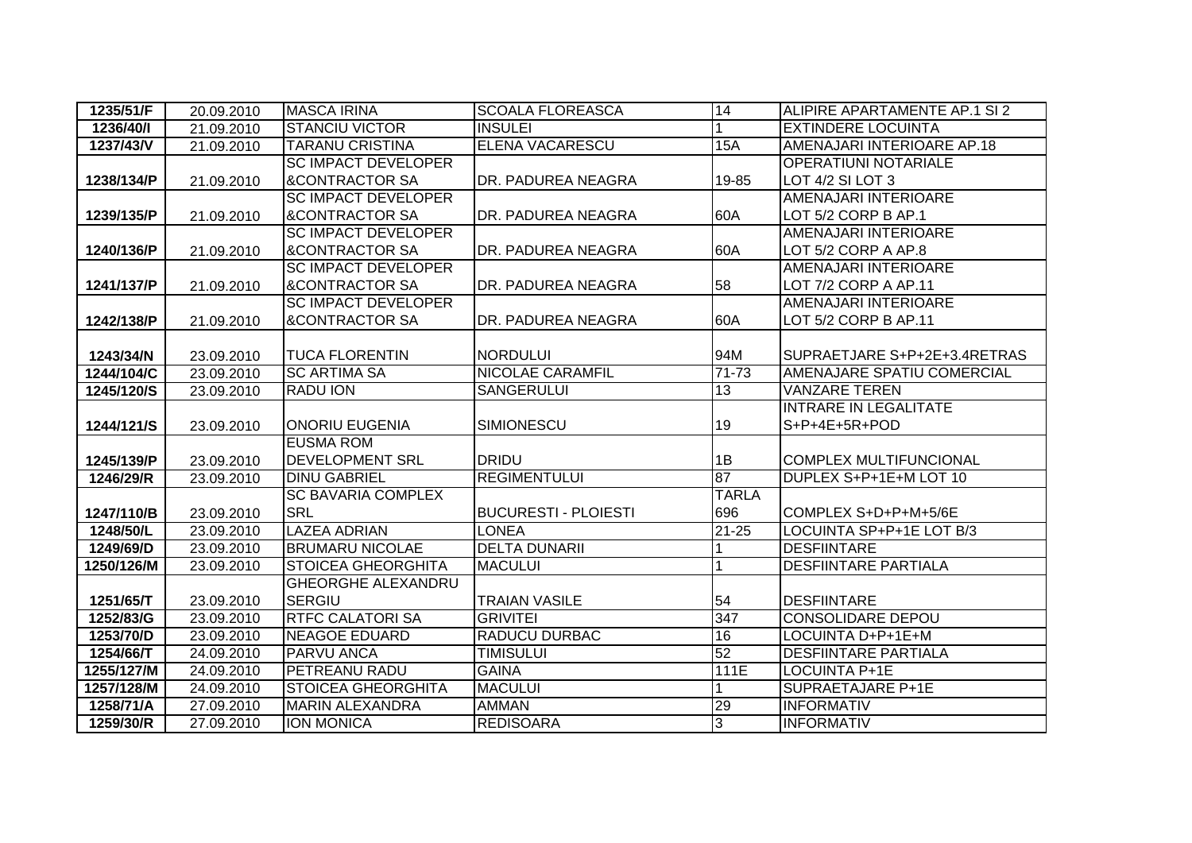| 1235/51/F | 20.09.2010 | MASCA IRINA | SCOALA FLOREASCA | 14 | ALIPIRE APARTAMENTE AP.1 SI 2 |
|---|---|---|---|---|---|
| 1236/40/I | 21.09.2010 | STANCIU VICTOR | INSULEI | 1 | EXTINDERE LOCUINTA |
| 1237/43/V | 21.09.2010 | TARANU CRISTINA | ELENA VACARESCU | 15A | AMENAJARI INTERIOARE AP.18 |
| 1238/134/P | 21.09.2010 | SC IMPACT DEVELOPER &CONTRACTOR SA | DR. PADUREA NEAGRA | 19-85 | OPERATIUNI NOTARIALE LOT 4/2 SI LOT 3 |
| 1239/135/P | 21.09.2010 | SC IMPACT DEVELOPER &CONTRACTOR SA | DR. PADUREA NEAGRA | 60A | AMENAJARI INTERIOARE LOT 5/2 CORP B AP.1 |
| 1240/136/P | 21.09.2010 | SC IMPACT DEVELOPER &CONTRACTOR SA | DR. PADUREA NEAGRA | 60A | AMENAJARI INTERIOARE LOT 5/2 CORP A AP.8 |
| 1241/137/P | 21.09.2010 | SC IMPACT DEVELOPER &CONTRACTOR SA | DR. PADUREA NEAGRA | 58 | AMENAJARI INTERIOARE LOT 7/2 CORP A AP.11 |
| 1242/138/P | 21.09.2010 | SC IMPACT DEVELOPER &CONTRACTOR SA | DR. PADUREA NEAGRA | 60A | AMENAJARI INTERIOARE LOT 5/2 CORP B AP.11 |
| 1243/34/N | 23.09.2010 | TUCA FLORENTIN | NORDULUI | 94M | SUPRAETJARE S+P+2E+3.4RETRAS |
| 1244/104/C | 23.09.2010 | SC ARTIMA SA | NICOLAE CARAMFIL | 71-73 | AMENAJARE SPATIU COMERCIAL |
| 1245/120/S | 23.09.2010 | RADU ION | SANGERULUI | 13 | VANZARE TEREN |
| 1244/121/S | 23.09.2010 | ONORIU EUGENIA | SIMIONESCU | 19 | INTRARE IN LEGALITATE S+P+4E+5R+POD |
| 1245/139/P | 23.09.2010 | EUSMA ROM DEVELOPMENT SRL | DRIDU | 1B | COMPLEX MULTIFUNCIONAL |
| 1246/29/R | 23.09.2010 | DINU GABRIEL | REGIMENTULUI | 87 | DUPLEX S+P+1E+M LOT 10 |
| 1247/110/B | 23.09.2010 | SC BAVARIA COMPLEX SRL | BUCURESTI - PLOIESTI | TARLA 696 | COMPLEX S+D+P+M+5/6E |
| 1248/50/L | 23.09.2010 | LAZEA ADRIAN | LONEA | 21-25 | LOCUINTA SP+P+1E LOT B/3 |
| 1249/69/D | 23.09.2010 | BRUMARU NICOLAE | DELTA DUNARII | 1 | DESFIINTARE |
| 1250/126/M | 23.09.2010 | STOICEA GHEORGHITA | MACULUI | 1 | DESFIINTARE PARTIALA |
| 1251/65/T | 23.09.2010 | GHEORGHE ALEXANDRU SERGIU | TRAIAN VASILE | 54 | DESFIINTARE |
| 1252/83/G | 23.09.2010 | RTFC CALATORI SA | GRIVITEI | 347 | CONSOLIDARE DEPOU |
| 1253/70/D | 23.09.2010 | NEAGOE EDUARD | RADUCU DURBAC | 16 | LOCUINTA D+P+1E+M |
| 1254/66/T | 24.09.2010 | PARVU ANCA | TIMISULUI | 52 | DESFIINTARE PARTIALA |
| 1255/127/M | 24.09.2010 | PETREANU RADU | GAINA | 111E | LOCUINTA P+1E |
| 1257/128/M | 24.09.2010 | STOICEA GHEORGHITA | MACULUI | 1 | SUPRAETAJARE P+1E |
| 1258/71/A | 27.09.2010 | MARIN ALEXANDRA | AMMAN | 29 | INFORMATIV |
| 1259/30/R | 27.09.2010 | ION MONICA | REDISOARA | 3 | INFORMATIV |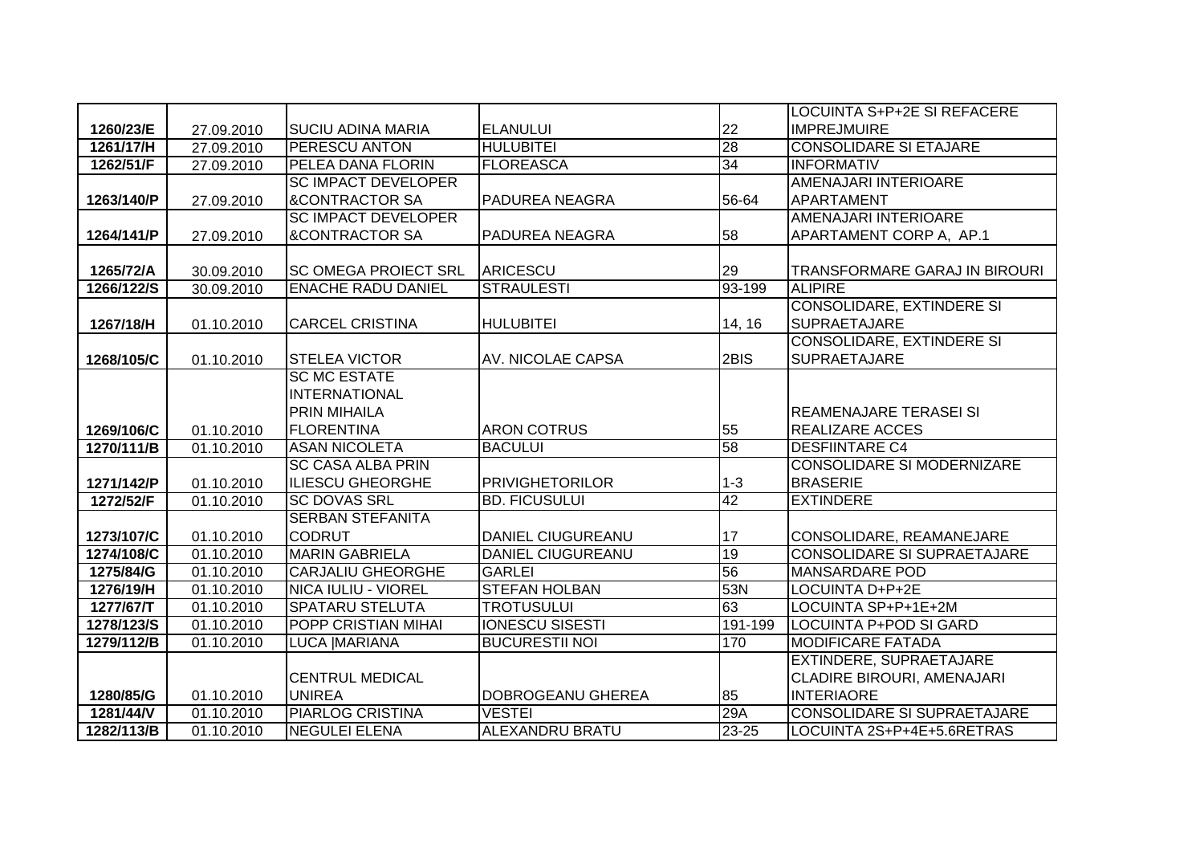| | | | | | |
|---|---|---|---|---|---|
| 1260/23/E | 27.09.2010 | SUCIU ADINA MARIA | ELANULUI | 22 | LOCUINTA S+P+2E SI REFACERE IMPREJMUIRE |
| 1261/17/H | 27.09.2010 | PERESCU ANTON | HULUBITEI | 28 | CONSOLIDARE SI ETAJARE |
| 1262/51/F | 27.09.2010 | PELEA DANA FLORIN | FLOREASCA | 34 | INFORMATIV |
| 1263/140/P | 27.09.2010 | SC IMPACT DEVELOPER &CONTRACTOR SA | PADUREA NEAGRA | 56-64 | AMENAJARI INTERIOARE APARTAMENT |
| 1264/141/P | 27.09.2010 | SC IMPACT DEVELOPER &CONTRACTOR SA | PADUREA NEAGRA | 58 | AMENAJARI INTERIOARE APARTAMENT CORP A, AP.1 |
| 1265/72/A | 30.09.2010 | SC OMEGA PROIECT SRL | ARICESCU | 29 | TRANSFORMARE GARAJ IN BIROURI |
| 1266/122/S | 30.09.2010 | ENACHE RADU DANIEL | STRAULESTI | 93-199 | ALIPIRE |
| 1267/18/H | 01.10.2010 | CARCEL CRISTINA | HULUBITEI | 14, 16 | CONSOLIDARE, EXTINDERE SI SUPRAETAJARE |
| 1268/105/C | 01.10.2010 | STELEA VICTOR | AV. NICOLAE CAPSA | 2BIS | CONSOLIDARE, EXTINDERE SI SUPRAETAJARE |
| 1269/106/C | 01.10.2010 | SC MC ESTATE INTERNATIONAL PRIN MIHAILA FLORENTINA | ARON COTRUS | 55 | REAMENAJARE TERASEI SI REALIZARE ACCES |
| 1270/111/B | 01.10.2010 | ASAN NICOLETA | BACULUI | 58 | DESFIINTARE C4 |
| 1271/142/P | 01.10.2010 | SC CASA ALBA PRIN ILIESCU GHEORGHE | PRIVIGHETORILOR | 1-3 | CONSOLIDARE SI MODERNIZARE BRASERIE |
| 1272/52/F | 01.10.2010 | SC DOVAS SRL | BD. FICUSULUI | 42 | EXTINDERE |
| 1273/107/C | 01.10.2010 | SERBAN STEFANITA CODRUT | DANIEL CIUGUREANU | 17 | CONSOLIDARE, REAMANEJARE |
| 1274/108/C | 01.10.2010 | MARIN GABRIELA | DANIEL CIUGUREANU | 19 | CONSOLIDARE SI SUPRAETAJARE |
| 1275/84/G | 01.10.2010 | CARJALIU GHEORGHE | GARLEI | 56 | MANSARDARE POD |
| 1276/19/H | 01.10.2010 | NICA IULIU - VIOREL | STEFAN HOLBAN | 53N | LOCUINTA D+P+2E |
| 1277/67/T | 01.10.2010 | SPATARU STELUTA | TROTUSULUI | 63 | LOCUINTA SP+P+1E+2M |
| 1278/123/S | 01.10.2010 | POPP CRISTIAN MIHAI | IONESCU SISESTI | 191-199 | LOCUINTA P+POD SI GARD |
| 1279/112/B | 01.10.2010 | LUCA \|MARIANA | BUCURESTII NOI | 170 | MODIFICARE FATADA |
| 1280/85/G | 01.10.2010 | CENTRUL MEDICAL UNIREA | DOBROGEANU GHEREA | 85 | EXTINDERE, SUPRAETAJARE CLADIRE BIROURI, AMENAJARI INTERIAORE |
| 1281/44/V | 01.10.2010 | PIARLOG CRISTINA | VESTEI | 29A | CONSOLIDARE SI SUPRAETAJARE |
| 1282/113/B | 01.10.2010 | NEGULEI ELENA | ALEXANDRU BRATU | 23-25 | LOCUINTA 2S+P+4E+5.6RETRAS |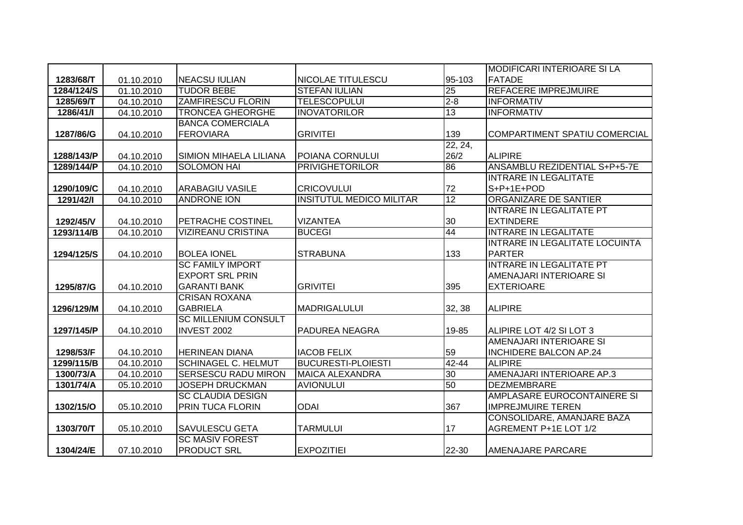| | | | | | |
|---|---|---|---|---|---|
| 1283/68/T | 01.10.2010 | NEACSU IULIAN | NICOLAE TITULESCU | 95-103 | MODIFICARI INTERIOARE SI LA FATADE |
| 1284/124/S | 01.10.2010 | TUDOR BEBE | STEFAN IULIAN | 25 | REFACERE IMPREJMUIRE |
| 1285/69/T | 04.10.2010 | ZAMFIRESCU FLORIN | TELESCOPULUI | 2-8 | INFORMATIV |
| 1286/41/I | 04.10.2010 | TRONCEA GHEORGHE | INOVATORILOR | 13 | INFORMATIV |
| 1287/86/G | 04.10.2010 | BANCA COMERCIALA FEROVIARA | GRIVITEI | 139 | COMPARTIMENT SPATIU COMERCIAL |
| 1288/143/P | 04.10.2010 | SIMION MIHAELA LILIANA | POIANA CORNULUI | 22, 24, 26/2 | ALIPIRE |
| 1289/144/P | 04.10.2010 | SOLOMON HAI | PRIVIGHETORILOR | 86 | ANSAMBLU REZIDENTIAL S+P+5-7E |
| 1290/109/C | 04.10.2010 | ARABAGIU VASILE | CRICOVULUI | 72 | INTRARE IN LEGALITATE S+P+1E+POD |
| 1291/42/I | 04.10.2010 | ANDRONE ION | INSITUTUL MEDICO MILITAR | 12 | ORGANIZARE DE SANTIER |
| 1292/45/V | 04.10.2010 | PETRACHE COSTINEL | VIZANTEA | 30 | INTRARE IN LEGALITATE PT EXTINDERE |
| 1293/114/B | 04.10.2010 | VIZIREANU CRISTINA | BUCEGI | 44 | INTRARE IN LEGALITATE |
| 1294/125/S | 04.10.2010 | BOLEA IONEL | STRABUNA | 133 | INTRARE IN LEGALITATE LOCUINTA PARTER |
| 1295/87/G | 04.10.2010 | SC FAMILY IMPORT EXPORT SRL PRIN GARANTI BANK | GRIVITEI | 395 | INTRARE IN LEGALITATE PT AMENAJARI INTERIOARE SI EXTERIOARE |
| 1296/129/M | 04.10.2010 | CRISAN ROXANA GABRIELA | MADRIGALULUI | 32, 38 | ALIPIRE |
| 1297/145/P | 04.10.2010 | SC MILLENIUM CONSULT INVEST 2002 | PADUREA NEAGRA | 19-85 | ALIPIRE LOT 4/2 SI LOT 3 |
| 1298/53/F | 04.10.2010 | HERINEAN DIANA | IACOB FELIX | 59 | AMENAJARI INTERIOARE SI INCHIDERE BALCON AP.24 |
| 1299/115/B | 04.10.2010 | SCHINAGEL C. HELMUT | BUCURESTI-PLOIESTI | 42-44 | ALIPIRE |
| 1300/73/A | 04.10.2010 | SERSESCU RADU MIRON | MAICA ALEXANDRA | 30 | AMENAJARI INTERIOARE AP.3 |
| 1301/74/A | 05.10.2010 | JOSEPH DRUCKMAN | AVIONULUI | 50 | DEZMEMBRARE |
| 1302/15/O | 05.10.2010 | SC CLAUDIA DESIGN PRIN TUCA FLORIN | ODAI | 367 | AMPLASARE EUROCONTAINERE SI IMPREJMUIRE TEREN |
| 1303/70/T | 05.10.2010 | SAVULESCU GETA | TARMULUI | 17 | CONSOLIDARE, AMANJARE BAZA AGREMENT P+1E LOT 1/2 |
| 1304/24/E | 07.10.2010 | SC MASIV FOREST PRODUCT SRL | EXPOZITIEI | 22-30 | AMENAJARE PARCARE |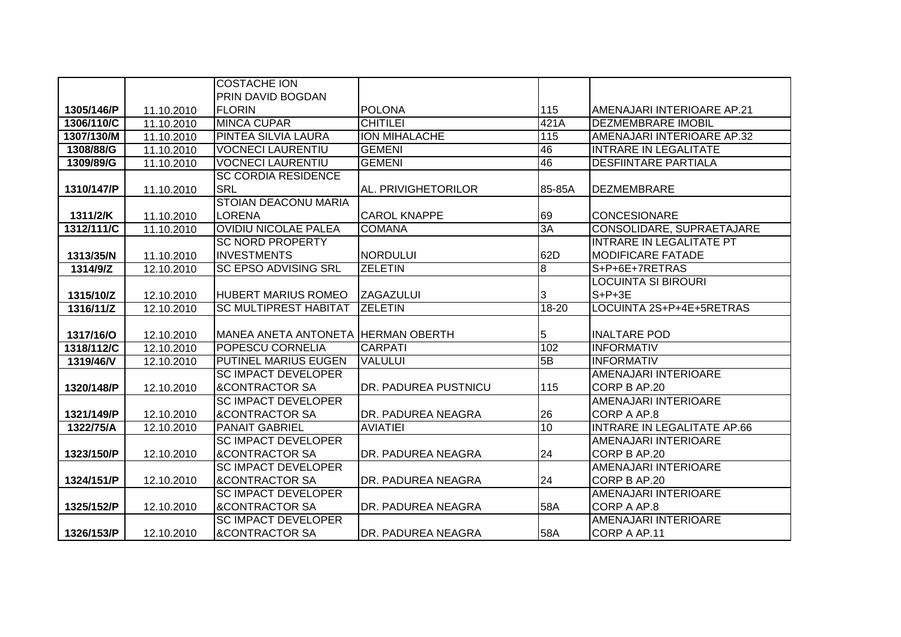| | | | | | |
|---|---|---|---|---|---|
| 1305/146/P | 11.10.2010 | COSTACHE ION PRIN DAVID BOGDAN FLORIN | POLONA | 115 | AMENAJARI INTERIOARE AP.21 |
| 1306/110/C | 11.10.2010 | MINCA CUPAR | CHITILEI | 421A | DEZMEMBRARE IMOBIL |
| 1307/130/M | 11.10.2010 | PINTEA SILVIA LAURA | ION MIHALACHE | 115 | AMENAJARI INTERIOARE AP.32 |
| 1308/88/G | 11.10.2010 | VOCNECI LAURENTIU | GEMENI | 46 | INTRARE IN LEGALITATE |
| 1309/89/G | 11.10.2010 | VOCNECI LAURENTIU | GEMENI | 46 | DESFIINTARE PARTIALA |
| 1310/147/P | 11.10.2010 | SC CORDIA RESIDENCE SRL | AL. PRIVIGHETORILOR | 85-85A | DEZMEMBRARE |
| 1311/2/K | 11.10.2010 | STOIAN DEACONU MARIA LORENA | CAROL KNAPPE | 69 | CONCESIONARE |
| 1312/111/C | 11.10.2010 | OVIDIU NICOLAE PALEA | COMANA | 3A | CONSOLIDARE, SUPRAETAJARE |
| 1313/35/N | 11.10.2010 | SC NORD PROPERTY INVESTMENTS | NORDULUI | 62D | INTRARE IN LEGALITATE PT MODIFICARE FATADE |
| 1314/9/Z | 12.10.2010 | SC EPSO ADVISING SRL | ZELETIN | 8 | S+P+6E+7RETRAS |
| 1315/10/Z | 12.10.2010 | HUBERT MARIUS ROMEO | ZAGAZULUI | 3 | LOCUINTA SI BIROURI S+P+3E |
| 1316/11/Z | 12.10.2010 | SC MULTIPREST HABITAT | ZELETIN | 18-20 | LOCUINTA 2S+P+4E+5RETRAS |
| 1317/16/O | 12.10.2010 | MANEA ANETA ANTONETA | HERMAN OBERTH | 5 | INALTARE POD |
| 1318/112/C | 12.10.2010 | POPESCU CORNELIA | CARPATI | 102 | INFORMATIV |
| 1319/46/V | 12.10.2010 | PUTINEL MARIUS EUGEN | VALULUI | 5B | INFORMATIV |
| 1320/148/P | 12.10.2010 | SC IMPACT DEVELOPER &CONTRACTOR SA | DR. PADUREA PUSTNICU | 115 | AMENAJARI INTERIOARE CORP B AP.20 |
| 1321/149/P | 12.10.2010 | SC IMPACT DEVELOPER &CONTRACTOR SA | DR. PADUREA NEAGRA | 26 | AMENAJARI INTERIOARE CORP A AP.8 |
| 1322/75/A | 12.10.2010 | PANAIT GABRIEL | AVIATIEI | 10 | INTRARE IN LEGALITATE AP.66 |
| 1323/150/P | 12.10.2010 | SC IMPACT DEVELOPER &CONTRACTOR SA | DR. PADUREA NEAGRA | 24 | AMENAJARI INTERIOARE CORP B AP.20 |
| 1324/151/P | 12.10.2010 | SC IMPACT DEVELOPER &CONTRACTOR SA | DR. PADUREA NEAGRA | 24 | AMENAJARI INTERIOARE CORP B AP.20 |
| 1325/152/P | 12.10.2010 | SC IMPACT DEVELOPER &CONTRACTOR SA | DR. PADUREA NEAGRA | 58A | AMENAJARI INTERIOARE CORP A AP.8 |
| 1326/153/P | 12.10.2010 | SC IMPACT DEVELOPER &CONTRACTOR SA | DR. PADUREA NEAGRA | 58A | AMENAJARI INTERIOARE CORP A AP.11 |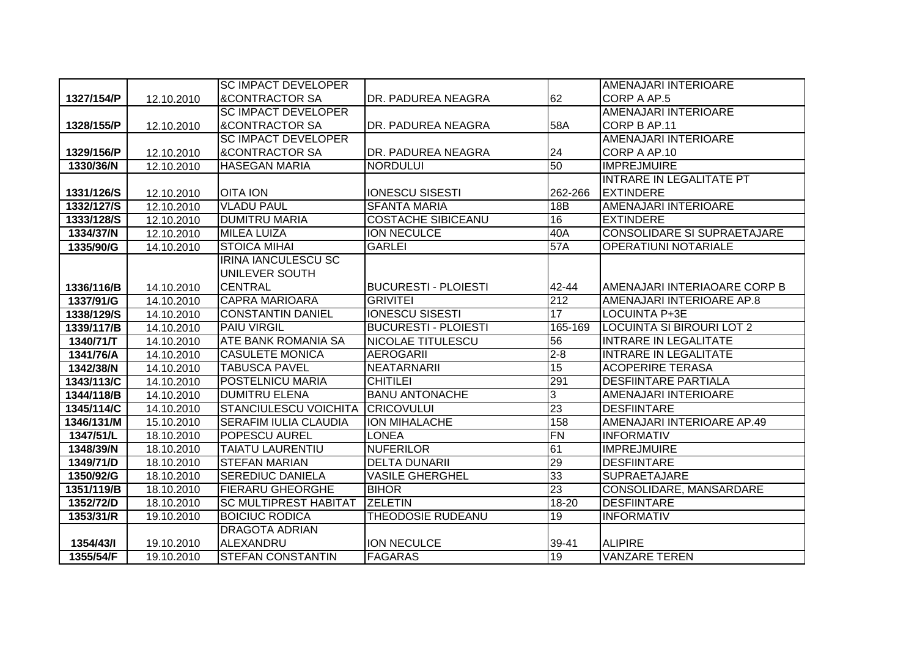| | | | | | |
|---|---|---|---|---|---|
| 1327/154/P | 12.10.2010 | SC IMPACT DEVELOPER &CONTRACTOR SA | DR. PADUREA NEAGRA | 62 | AMENAJARI INTERIOARE CORP A AP.5 |
| 1328/155/P | 12.10.2010 | SC IMPACT DEVELOPER &CONTRACTOR SA | DR. PADUREA NEAGRA | 58A | AMENAJARI INTERIOARE CORP B AP.11 |
| 1329/156/P | 12.10.2010 | SC IMPACT DEVELOPER &CONTRACTOR SA | DR. PADUREA NEAGRA | 24 | AMENAJARI INTERIOARE CORP A AP.10 |
| 1330/36/N | 12.10.2010 | HASEGAN MARIA | NORDULUI | 50 | IMPREJMUIRE |
| 1331/126/S | 12.10.2010 | OITA ION | IONESCU SISESTI | 262-266 | INTRARE IN LEGALITATE PT EXTINDERE |
| 1332/127/S | 12.10.2010 | VLADU PAUL | SFANTA MARIA | 18B | AMENAJARI INTERIOARE |
| 1333/128/S | 12.10.2010 | DUMITRU MARIA | COSTACHE SIBICEANU | 16 | EXTINDERE |
| 1334/37/N | 12.10.2010 | MILEA LUIZA | ION NECULCE | 40A | CONSOLIDARE SI SUPRAETAJARE |
| 1335/90/G | 14.10.2010 | STOICA MIHAI | GARLEI | 57A | OPERATIUNI NOTARIALE |
| 1336/116/B | 14.10.2010 | IRINA IANCULESCU SC UNILEVER SOUTH CENTRAL | BUCURESTI - PLOIESTI | 42-44 | AMENAJARI INTERIAOARE CORP B |
| 1337/91/G | 14.10.2010 | CAPRA MARIOARA | GRIVITEI | 212 | AMENAJARI INTERIOARE AP.8 |
| 1338/129/S | 14.10.2010 | CONSTANTIN DANIEL | IONESCU SISESTI | 17 | LOCUINTA P+3E |
| 1339/117/B | 14.10.2010 | PAIU VIRGIL | BUCURESTI - PLOIESTI | 165-169 | LOCUINTA SI BIROURI LOT 2 |
| 1340/71/T | 14.10.2010 | ATE BANK ROMANIA SA | NICOLAE TITULESCU | 56 | INTRARE IN LEGALITATE |
| 1341/76/A | 14.10.2010 | CASULETE MONICA | AEROGARII | 2-8 | INTRARE IN LEGALITATE |
| 1342/38/N | 14.10.2010 | TABUSCA PAVEL | NEATARNARII | 15 | ACOPERIRE TERASA |
| 1343/113/C | 14.10.2010 | POSTELNICU MARIA | CHITILEI | 291 | DESFIINTARE PARTIALA |
| 1344/118/B | 14.10.2010 | DUMITRU ELENA | BANU ANTONACHE | 3 | AMENAJARI INTERIOARE |
| 1345/114/C | 14.10.2010 | STANCIULESCU VOICHITA | CRICOVULUI | 23 | DESFIINTARE |
| 1346/131/M | 15.10.2010 | SERAFIM IULIA CLAUDIA | ION MIHALACHE | 158 | AMENAJARI INTERIOARE AP.49 |
| 1347/51/L | 18.10.2010 | POPESCU AUREL | LONEA | FN | INFORMATIV |
| 1348/39/N | 18.10.2010 | TAIATU LAURENTIU | NUFERILOR | 61 | IMPREJMUIRE |
| 1349/71/D | 18.10.2010 | STEFAN MARIAN | DELTA DUNARII | 29 | DESFIINTARE |
| 1350/92/G | 18.10.2010 | SEREDIUC DANIELA | VASILE GHERGHEL | 33 | SUPRAETAJARE |
| 1351/119/B | 18.10.2010 | FIERARU GHEORGHE | BIHOR | 23 | CONSOLIDARE, MANSARDARE |
| 1352/72/D | 18.10.2010 | SC MULTIPREST HABITAT | ZELETIN | 18-20 | DESFIINTARE |
| 1353/31/R | 19.10.2010 | BOICIUC RODICA | THEODOSIE RUDEANU | 19 | INFORMATIV |
| 1354/43/I | 19.10.2010 | DRAGOTA ADRIAN ALEXANDRU | ION NECULCE | 39-41 | ALIPIRE |
| 1355/54/F | 19.10.2010 | STEFAN CONSTANTIN | FAGARAS | 19 | VANZARE TEREN |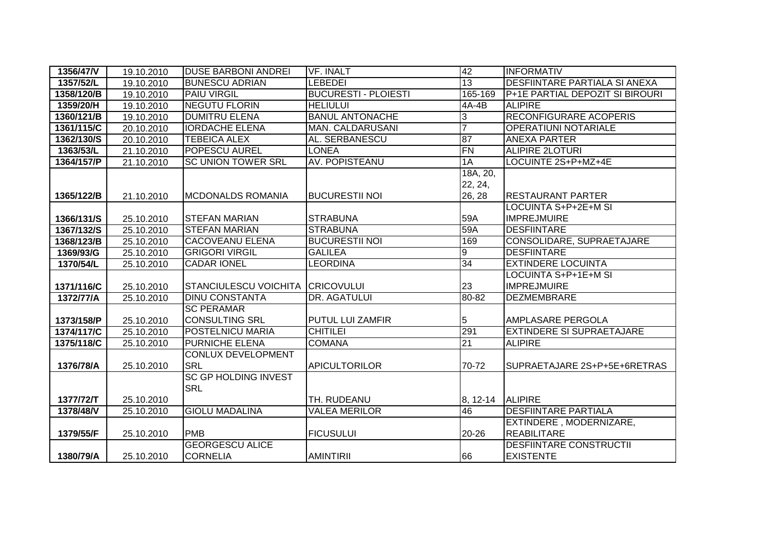| 1356/47/V | 19.10.2010 | DUSE BARBONI ANDREI | VF. INALT | 42 | INFORMATIV |
|---|---|---|---|---|---|
| 1357/52/L | 19.10.2010 | BUNESCU ADRIAN | LEBEDEI | 13 | DESFIINTARE PARTIALA SI ANEXA |
| 1358/120/B | 19.10.2010 | PAIU VIRGIL | BUCURESTI - PLOIESTI | 165-169 | P+1E PARTIAL DEPOZIT SI BIROURI |
| 1359/20/H | 19.10.2010 | NEGUTU FLORIN | HELIULUI | 4A-4B | ALIPIRE |
| 1360/121/B | 19.10.2010 | DUMITRU ELENA | BANUL ANTONACHE | 3 | RECONFIGURARE ACOPERIS |
| 1361/115/C | 20.10.2010 | IORDACHE ELENA | MAN. CALDARUSANI | 7 | OPERATIUNI NOTARIALE |
| 1362/130/S | 20.10.2010 | TEBEICA ALEX | AL. SERBANESCU | 87 | ANEXA PARTER |
| 1363/53/L | 21.10.2010 | POPESCU AUREL | LONEA | FN | ALIPIRE 2LOTURI |
| 1364/157/P | 21.10.2010 | SC UNION TOWER SRL | AV. POPISTEANU | 1A | LOCUINTE 2S+P+MZ+4E |
| 1365/122/B | 21.10.2010 | MCDONALDS ROMANIA | BUCURESTII NOI | 18A, 20, 22, 24, 26, 28 | RESTAURANT PARTER |
| 1366/131/S | 25.10.2010 | STEFAN MARIAN | STRABUNA | 59A | LOCUINTA S+P+2E+M SI IMPREJMUIRE |
| 1367/132/S | 25.10.2010 | STEFAN MARIAN | STRABUNA | 59A | DESFIINTARE |
| 1368/123/B | 25.10.2010 | CACOVEANU ELENA | BUCURESTII NOI | 169 | CONSOLIDARE, SUPRAETAJARE |
| 1369/93/G | 25.10.2010 | GRIGORI VIRGIL | GALILEA | 9 | DESFIINTARE |
| 1370/54/L | 25.10.2010 | CADAR IONEL | LEORDINA | 34 | EXTINDERE LOCUINTA |
| 1371/116/C | 25.10.2010 | STANCIULESCU VOICHITA | CRICOVULUI | 23 | LOCUINTA S+P+1E+M SI IMPREJMUIRE |
| 1372/77/A | 25.10.2010 | DINU CONSTANTA | DR. AGATULUI | 80-82 | DEZMEMBRARE |
| 1373/158/P | 25.10.2010 | SC PERAMAR CONSULTING SRL | PUTUL LUI ZAMFIR | 5 | AMPLASARE PERGOLA |
| 1374/117/C | 25.10.2010 | POSTELNICU MARIA | CHITILEI | 291 | EXTINDERE SI SUPRAETAJARE |
| 1375/118/C | 25.10.2010 | PURNICHE ELENA | COMANA | 21 | ALIPIRE |
| 1376/78/A | 25.10.2010 | CONLUX DEVELOPMENT SRL | APICULTORILOR | 70-72 | SUPRAETAJARE 2S+P+5E+6RETRAS |
| 1377/72/T | 25.10.2010 | SC GP HOLDING INVEST SRL | TH. RUDEANU | 8, 12-14 | ALIPIRE |
| 1378/48/V | 25.10.2010 | GIOLU MADALINA | VALEA MERILOR | 46 | DESFIINTARE PARTIALA |
| 1379/55/F | 25.10.2010 | PMB | FICUSULUI | 20-26 | EXTINDERE , MODERNIZARE, REABILITARE |
| 1380/79/A | 25.10.2010 | GEORGESCU ALICE CORNELIA | AMINTIRII | 66 | DESFIINTARE CONSTRUCTII EXISTENTE |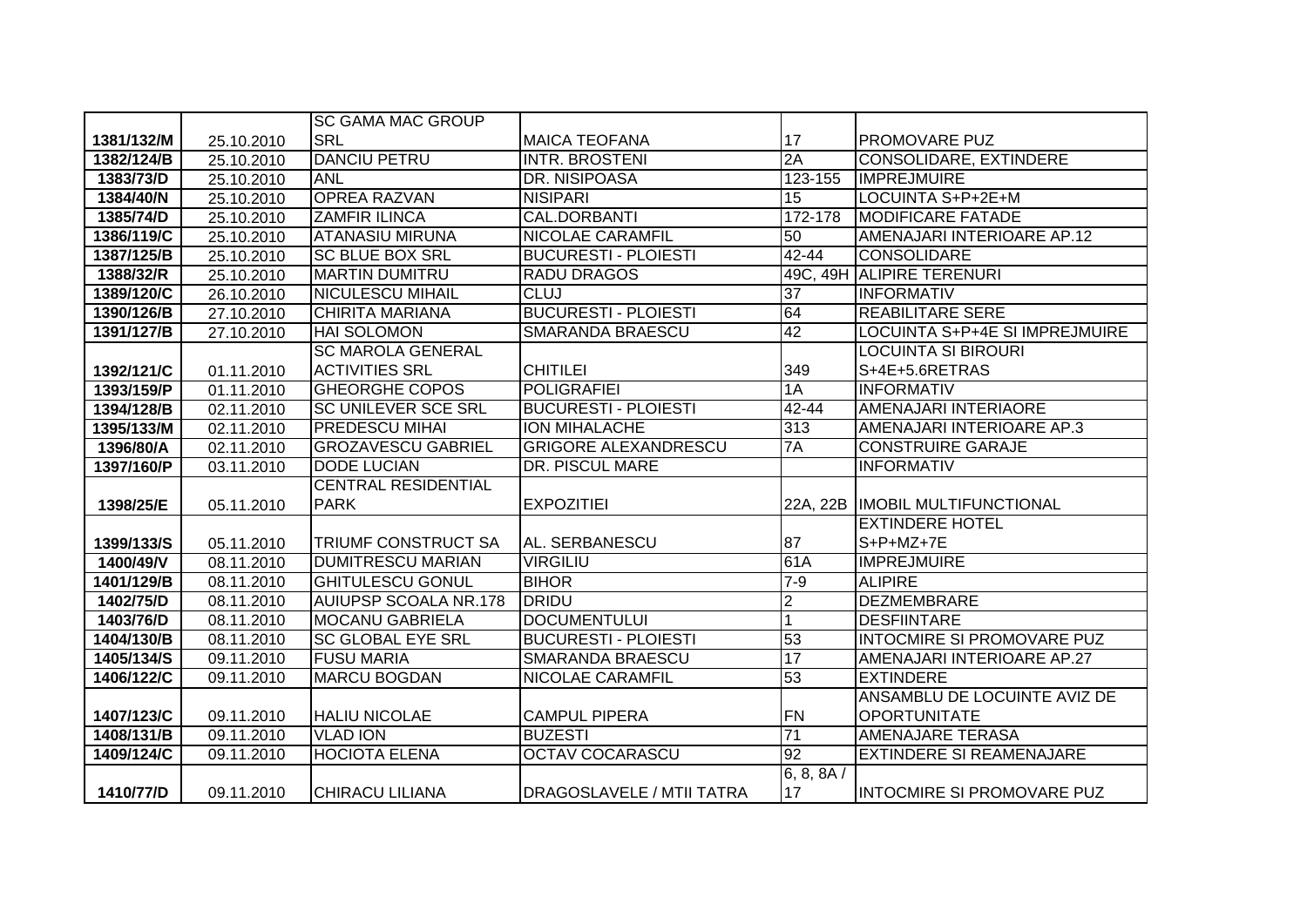| | | | | | |
|---|---|---|---|---|---|
| 1381/132/M | 25.10.2010 | SC GAMA MAC GROUP SRL | MAICA TEOFANA | 17 | PROMOVARE PUZ |
| 1382/124/B | 25.10.2010 | DANCIU PETRU | INTR. BROSTENI | 2A | CONSOLIDARE, EXTINDERE |
| 1383/73/D | 25.10.2010 | ANL | DR. NISIPOASA | 123-155 | IMPREJMUIRE |
| 1384/40/N | 25.10.2010 | OPREA RAZVAN | NISIPARI | 15 | LOCUINTA S+P+2E+M |
| 1385/74/D | 25.10.2010 | ZAMFIR ILINCA | CAL.DORBANTI | 172-178 | MODIFICARE FATADE |
| 1386/119/C | 25.10.2010 | ATANASIU MIRUNA | NICOLAE CARAMFIL | 50 | AMENAJARI INTERIOARE AP.12 |
| 1387/125/B | 25.10.2010 | SC BLUE BOX SRL | BUCURESTI - PLOIESTI | 42-44 | CONSOLIDARE |
| 1388/32/R | 25.10.2010 | MARTIN DUMITRU | RADU DRAGOS | 49C, 49H | ALIPIRE TERENURI |
| 1389/120/C | 26.10.2010 | NICULESCU MIHAIL | CLUJ | 37 | INFORMATIV |
| 1390/126/B | 27.10.2010 | CHIRITA MARIANA | BUCURESTI - PLOIESTI | 64 | REABILITARE SERE |
| 1391/127/B | 27.10.2010 | HAI SOLOMON | SMARANDA BRAESCU | 42 | LOCUINTA S+P+4E SI IMPREJMUIRE |
| 1392/121/C | 01.11.2010 | SC MAROLA GENERAL ACTIVITIES SRL | CHITILEI | 349 | LOCUINTA SI BIROURI S+4E+5.6RETRAS |
| 1393/159/P | 01.11.2010 | GHEORGHE COPOS | POLIGRAFIEI | 1A | INFORMATIV |
| 1394/128/B | 02.11.2010 | SC UNILEVER SCE SRL | BUCURESTI - PLOIESTI | 42-44 | AMENAJARI INTERIAORE |
| 1395/133/M | 02.11.2010 | PREDESCU MIHAI | ION MIHALACHE | 313 | AMENAJARI INTERIOARE AP.3 |
| 1396/80/A | 02.11.2010 | GROZAVESCU GABRIEL | GRIGORE ALEXANDRESCU | 7A | CONSTRUIRE GARAJE |
| 1397/160/P | 03.11.2010 | DODE LUCIAN | DR. PISCUL MARE | | INFORMATIV |
| 1398/25/E | 05.11.2010 | CENTRAL RESIDENTIAL PARK | EXPOZITIEI | 22A, 22B | IMOBIL MULTIFUNCTIONAL |
| 1399/133/S | 05.11.2010 | TRIUMF CONSTRUCT SA | AL. SERBANESCU | 87 | EXTINDERE HOTEL S+P+MZ+7E |
| 1400/49/V | 08.11.2010 | DUMITRESCU MARIAN | VIRGILIU | 61A | IMPREJMUIRE |
| 1401/129/B | 08.11.2010 | GHITULESCU GONUL | BIHOR | 7-9 | ALIPIRE |
| 1402/75/D | 08.11.2010 | AUIUPSP SCOALA NR.178 | DRIDU | 2 | DEZMEMBRARE |
| 1403/76/D | 08.11.2010 | MOCANU GABRIELA | DOCUMENTULUI | 1 | DESFIINTARE |
| 1404/130/B | 08.11.2010 | SC GLOBAL EYE SRL | BUCURESTI - PLOIESTI | 53 | INTOCMIRE SI PROMOVARE PUZ |
| 1405/134/S | 09.11.2010 | FUSU MARIA | SMARANDA BRAESCU | 17 | AMENAJARI INTERIOARE AP.27 |
| 1406/122/C | 09.11.2010 | MARCU BOGDAN | NICOLAE CARAMFIL | 53 | EXTINDERE |
| 1407/123/C | 09.11.2010 | HALIU NICOLAE | CAMPUL PIPERA | FN | ANSAMBLU DE LOCUINTE AVIZ DE OPORTUNITATE |
| 1408/131/B | 09.11.2010 | VLAD ION | BUZESTI | 71 | AMENAJARE TERASA |
| 1409/124/C | 09.11.2010 | HOCIOTA ELENA | OCTAV COCARASCU | 92 | EXTINDERE SI REAMENAJARE |
| 1410/77/D | 09.11.2010 | CHIRACU LILIANA | DRAGOSLAVELE / MTII TATRA | 6, 8, 8A / 17 | INTOCMIRE SI PROMOVARE PUZ |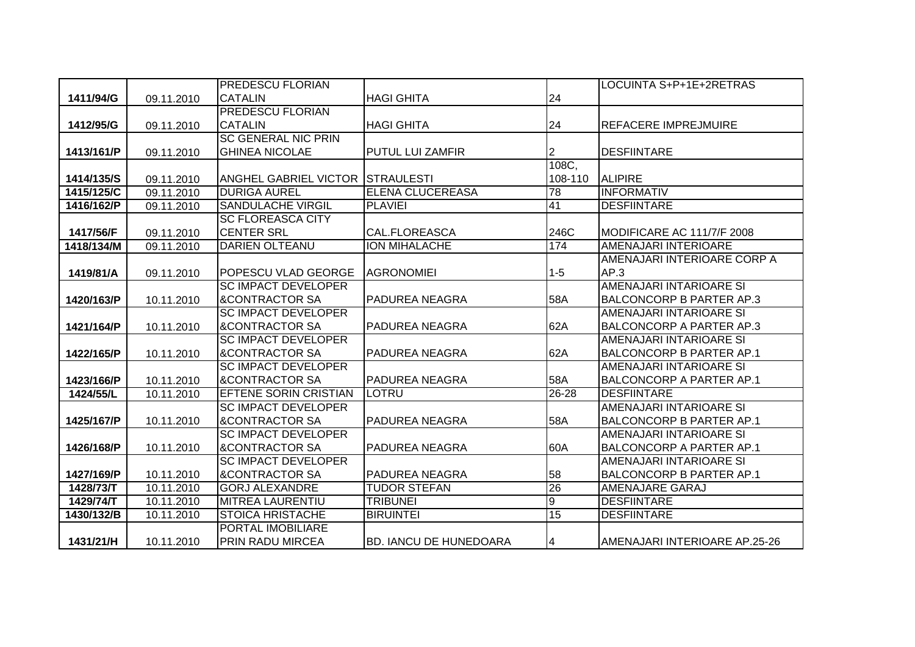| | | | | | |
|---|---|---|---|---|---|
| 1411/94/G | 09.11.2010 | PREDESCU FLORIAN CATALIN | HAGI GHITA | 24 | LOCUINTA S+P+1E+2RETRAS |
| 1412/95/G | 09.11.2010 | PREDESCU FLORIAN CATALIN | HAGI GHITA | 24 | REFACERE IMPREJMUIRE |
| 1413/161/P | 09.11.2010 | SC GENERAL NIC PRIN GHINEA NICOLAE | PUTUL LUI ZAMFIR | 2 | DESFIINTARE |
| 1414/135/S | 09.11.2010 | ANGHEL GABRIEL VICTOR | STRAULESTI | 108C, 108-110 | ALIPIRE |
| 1415/125/C | 09.11.2010 | DURIGA AUREL | ELENA CLUCEREASA | 78 | INFORMATIV |
| 1416/162/P | 09.11.2010 | SANDULACHE VIRGIL | PLAVIEI | 41 | DESFIINTARE |
| 1417/56/F | 09.11.2010 | SC FLOREASCA CITY CENTER SRL | CAL.FLOREASCA | 246C | MODIFICARE AC 111/7/F 2008 |
| 1418/134/M | 09.11.2010 | DARIEN OLTEANU | ION MIHALACHE | 174 | AMENAJARI INTERIOARE |
| 1419/81/A | 09.11.2010 | POPESCU VLAD GEORGE | AGRONOMIEI | 1-5 | AMENAJARI INTERIOARE CORP A AP.3 |
| 1420/163/P | 10.11.2010 | SC IMPACT DEVELOPER &CONTRACTOR SA | PADUREA NEAGRA | 58A | AMENAJARI INTARIOARE SI BALCONCORP B PARTER AP.3 |
| 1421/164/P | 10.11.2010 | SC IMPACT DEVELOPER &CONTRACTOR SA | PADUREA NEAGRA | 62A | AMENAJARI INTARIOARE SI BALCONCORP A PARTER AP.3 |
| 1422/165/P | 10.11.2010 | SC IMPACT DEVELOPER &CONTRACTOR SA | PADUREA NEAGRA | 62A | AMENAJARI INTARIOARE SI BALCONCORP B PARTER AP.1 |
| 1423/166/P | 10.11.2010 | SC IMPACT DEVELOPER &CONTRACTOR SA | PADUREA NEAGRA | 58A | AMENAJARI INTARIOARE SI BALCONCORP A PARTER AP.1 |
| 1424/55/L | 10.11.2010 | EFTENE SORIN CRISTIAN | LOTRU | 26-28 | DESFIINTARE |
| 1425/167/P | 10.11.2010 | SC IMPACT DEVELOPER &CONTRACTOR SA | PADUREA NEAGRA | 58A | AMENAJARI INTARIOARE SI BALCONCORP B PARTER AP.1 |
| 1426/168/P | 10.11.2010 | SC IMPACT DEVELOPER &CONTRACTOR SA | PADUREA NEAGRA | 60A | AMENAJARI INTARIOARE SI BALCONCORP A PARTER AP.1 |
| 1427/169/P | 10.11.2010 | SC IMPACT DEVELOPER &CONTRACTOR SA | PADUREA NEAGRA | 58 | AMENAJARI INTARIOARE SI BALCONCORP B PARTER AP.1 |
| 1428/73/T | 10.11.2010 | GORJ ALEXANDRE | TUDOR STEFAN | 26 | AMENAJARE GARAJ |
| 1429/74/T | 10.11.2010 | MITREA LAURENTIU | TRIBUNEI | 9 | DESFIINTARE |
| 1430/132/B | 10.11.2010 | STOICA HRISTACHE | BIRUINTEI | 15 | DESFIINTARE |
| 1431/21/H | 10.11.2010 | PORTAL IMOBILIARE PRIN RADU MIRCEA | BD. IANCU DE HUNEDOARA | 4 | AMENAJARI INTERIOARE AP.25-26 |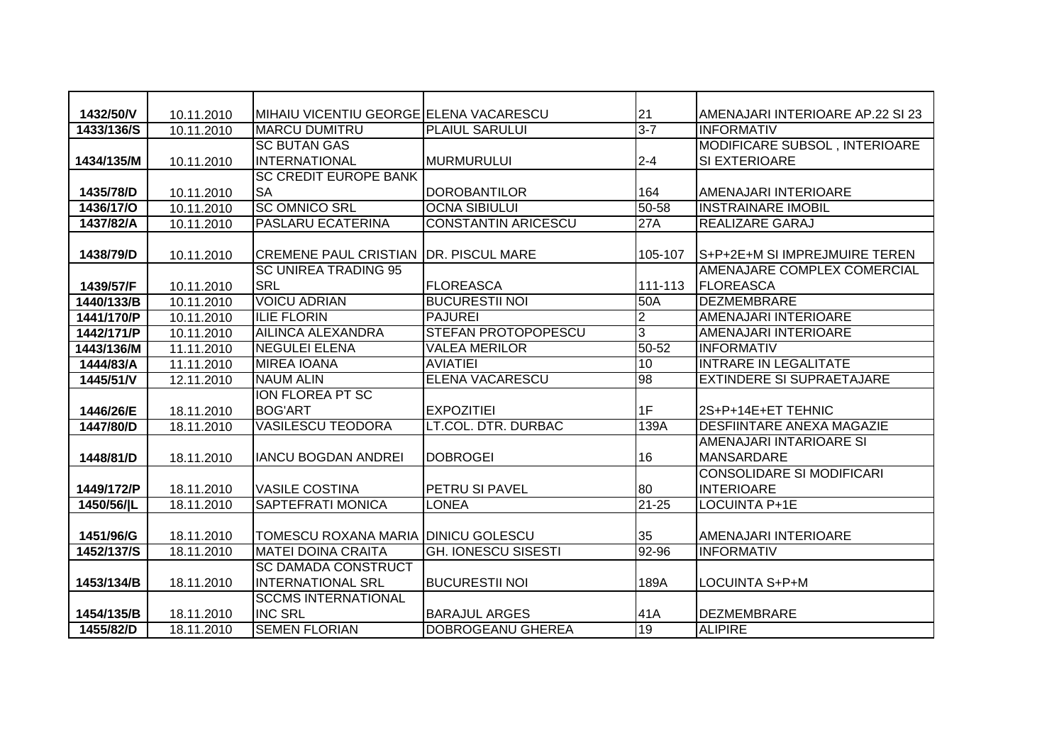| | | | | | |
|---|---|---|---|---|---|
| 1432/50/V | 10.11.2010 | MIHAIU VICENTIU GEORGE | ELENA VACARESCU | 21 | AMENAJARI INTERIOARE AP.22 SI 23 |
| 1433/136/S | 10.11.2010 | MARCU DUMITRU | PLAIUL SARULUI | 3-7 | INFORMATIV |
| 1434/135/M | 10.11.2010 | SC BUTAN GAS INTERNATIONAL | MURMURULUI | 2-4 | MODIFICARE SUBSOL , INTERIOARE SI EXTERIOARE |
| 1435/78/D | 10.11.2010 | SC CREDIT EUROPE BANK SA | DOROBANTILOR | 164 | AMENAJARI INTERIOARE |
| 1436/17/O | 10.11.2010 | SC OMNICO SRL | OCNA SIBIULUI | 50-58 | INSTRAINARE IMOBIL |
| 1437/82/A | 10.11.2010 | PASLARU ECATERINA | CONSTANTIN ARICESCU | 27A | REALIZARE GARAJ |
| 1438/79/D | 10.11.2010 | CREMENE PAUL CRISTIAN | DR. PISCUL MARE | 105-107 | S+P+2E+M SI IMPREJMUIRE TEREN |
| 1439/57/F | 10.11.2010 | SC UNIREA TRADING 95 SRL | FLOREASCA | 111-113 | AMENAJARE COMPLEX COMERCIAL FLOREASCA |
| 1440/133/B | 10.11.2010 | VOICU ADRIAN | BUCURESTII NOI | 50A | DEZMEMBRARE |
| 1441/170/P | 10.11.2010 | ILIE FLORIN | PAJUREI | 2 | AMENAJARI INTERIOARE |
| 1442/171/P | 10.11.2010 | AILINCA ALEXANDRA | STEFAN PROTOPOPESCU | 3 | AMENAJARI INTERIOARE |
| 1443/136/M | 11.11.2010 | NEGULEI ELENA | VALEA MERILOR | 50-52 | INFORMATIV |
| 1444/83/A | 11.11.2010 | MIREA IOANA | AVIATIEI | 10 | INTRARE IN LEGALITATE |
| 1445/51/V | 12.11.2010 | NAUM ALIN | ELENA VACARESCU | 98 | EXTINDERE SI SUPRAETAJARE |
| 1446/26/E | 18.11.2010 | ION FLOREA PT SC BOG'ART | EXPOZITIEI | 1F | 2S+P+14E+ET TEHNIC |
| 1447/80/D | 18.11.2010 | VASILESCU TEODORA | LT.COL. DTR. DURBAC | 139A | DESFIINTARE ANEXA MAGAZIE |
| 1448/81/D | 18.11.2010 | IANCU BOGDAN ANDREI | DOBROGEI | 16 | AMENAJARI INTARIOARE SI MANSARDARE |
| 1449/172/P | 18.11.2010 | VASILE COSTINA | PETRU SI PAVEL | 80 | CONSOLIDARE SI MODIFICARI INTERIOARE |
| 1450/56/\|L | 18.11.2010 | SAPTEFRATI MONICA | LONEA | 21-25 | LOCUINTA P+1E |
| 1451/96/G | 18.11.2010 | TOMESCU ROXANA MARIA | DINICU GOLESCU | 35 | AMENAJARI INTERIOARE |
| 1452/137/S | 18.11.2010 | MATEI DOINA CRAITA | GH. IONESCU SISESTI | 92-96 | INFORMATIV |
| 1453/134/B | 18.11.2010 | SC DAMADA CONSTRUCT INTERNATIONAL SRL | BUCURESTII NOI | 189A | LOCUINTA S+P+M |
| 1454/135/B | 18.11.2010 | SCCMS INTERNATIONAL INC SRL | BARAJUL ARGES | 41A | DEZMEMBRARE |
| 1455/82/D | 18.11.2010 | SEMEN FLORIAN | DOBROGEANU GHEREA | 19 | ALIPIRE |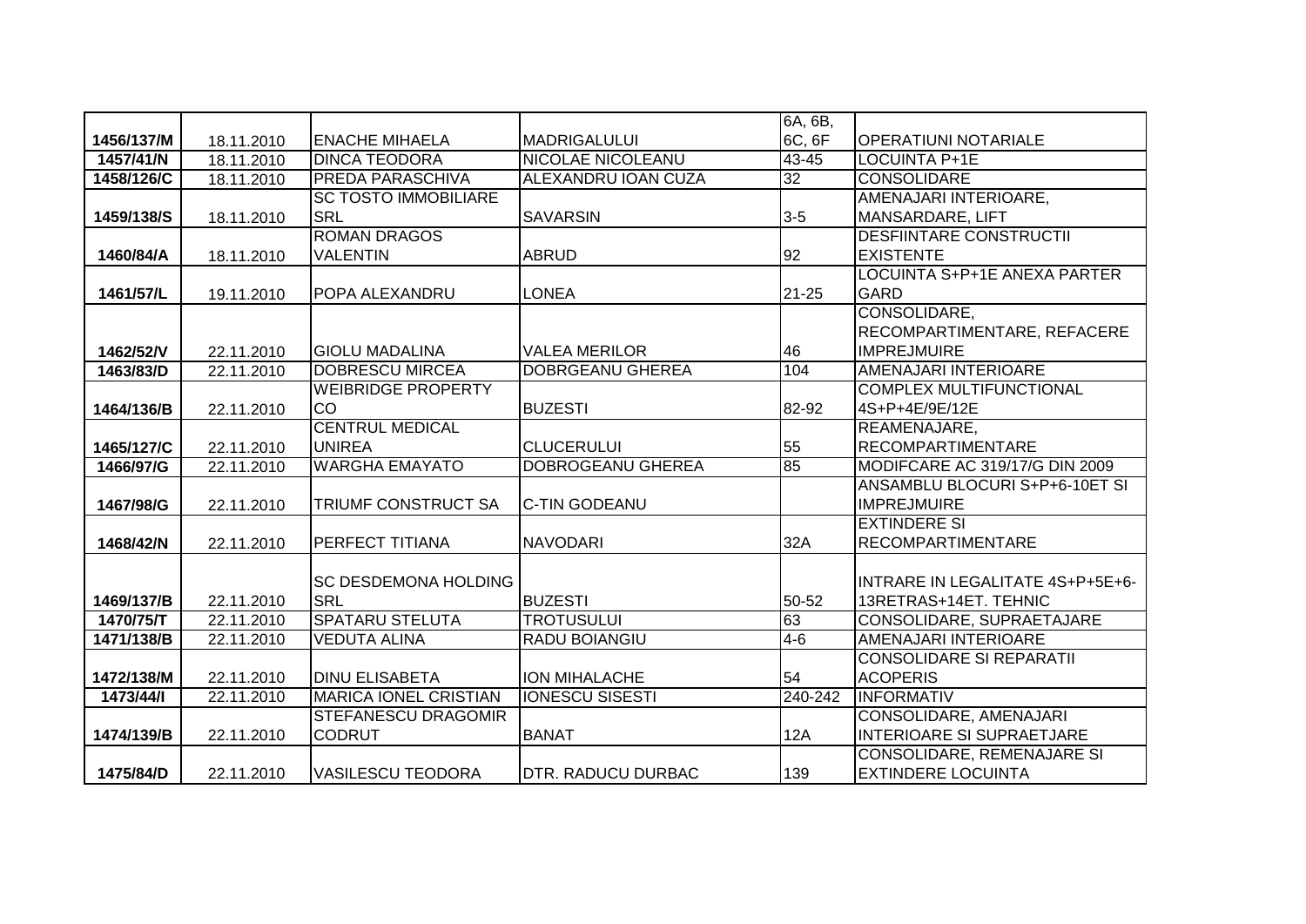| | | | | | |
|---|---|---|---|---|---|
| 1456/137/M | 18.11.2010 | ENACHE MIHAELA | MADRIGALULUI | 6A, 6B, 6C, 6F | OPERATIUNI NOTARIALE |
| 1457/41/N | 18.11.2010 | DINCA TEODORA | NICOLAE NICOLEANU | 43-45 | LOCUINTA P+1E |
| 1458/126/C | 18.11.2010 | PREDA PARASCHIVA | ALEXANDRU IOAN CUZA | 32 | CONSOLIDARE |
| 1459/138/S | 18.11.2010 | SC TOSTO IMMOBILIARE SRL | SAVARSIN | 3-5 | AMENAJARI INTERIOARE, MANSARDARE, LIFT |
| 1460/84/A | 18.11.2010 | ROMAN DRAGOS VALENTIN | ABRUD | 92 | DESFIINTARE CONSTRUCTII EXISTENTE |
| 1461/57/L | 19.11.2010 | POPA ALEXANDRU | LONEA | 21-25 | LOCUINTA S+P+1E ANEXA PARTER GARD |
| 1462/52/V | 22.11.2010 | GIOLU MADALINA | VALEA MERILOR | 46 | CONSOLIDARE, RECOMPARTIMENTARE, REFACERE IMPREJMUIRE |
| 1463/83/D | 22.11.2010 | DOBRESCU MIRCEA | DOBRGEANU GHEREA | 104 | AMENAJARI INTERIOARE |
| 1464/136/B | 22.11.2010 | WEIBRIDGE PROPERTY CO | BUZESTI | 82-92 | COMPLEX MULTIFUNCTIONAL 4S+P+4E/9E/12E |
| 1465/127/C | 22.11.2010 | CENTRUL MEDICAL UNIREA | CLUCERULUI | 55 | REAMENAJARE, RECOMPARTIMENTARE |
| 1466/97/G | 22.11.2010 | WARGHA EMAYATO | DOBROGEANU GHEREA | 85 | MODIFCARE AC 319/17/G DIN 2009 |
| 1467/98/G | 22.11.2010 | TRIUMF CONSTRUCT SA | C-TIN GODEANU | | ANSAMBLU BLOCURI S+P+6-10ET SI IMPREJMUIRE |
| 1468/42/N | 22.11.2010 | PERFECT TITIANA | NAVODARI | 32A | EXTINDERE SI RECOMPARTIMENTARE |
| 1469/137/B | 22.11.2010 | SC DESDEMONA HOLDING SRL | BUZESTI | 50-52 | INTRARE IN LEGALITATE 4S+P+5E+6-13RETRAS+14ET. TEHNIC |
| 1470/75/T | 22.11.2010 | SPATARU STELUTA | TROTUSULUI | 63 | CONSOLIDARE, SUPRAETAJARE |
| 1471/138/B | 22.11.2010 | VEDUTA ALINA | RADU BOIANGIU | 4-6 | AMENAJARI INTERIOARE |
| 1472/138/M | 22.11.2010 | DINU ELISABETA | ION MIHALACHE | 54 | CONSOLIDARE SI REPARATII ACOPERIS |
| 1473/44/I | 22.11.2010 | MARICA IONEL CRISTIAN | IONESCU SISESTI | 240-242 | INFORMATIV |
| 1474/139/B | 22.11.2010 | STEFANESCU DRAGOMIR CODRUT | BANAT | 12A | CONSOLIDARE, AMENAJARI INTERIOARE SI SUPRAETJARE |
| 1475/84/D | 22.11.2010 | VASILESCU TEODORA | DTR. RADUCU DURBAC | 139 | CONSOLIDARE, REMENAJARE SI EXTINDERE LOCUINTA |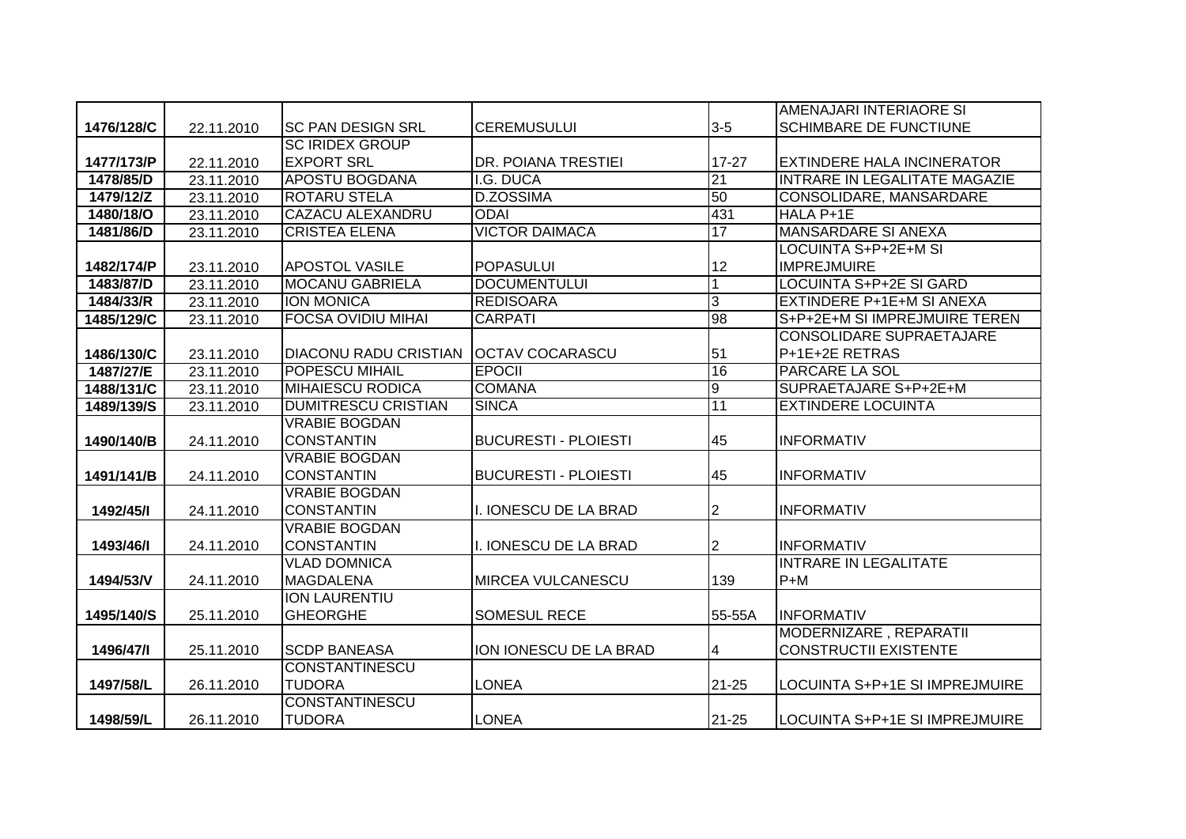| | | | | | |
|---|---|---|---|---|---|
| 1476/128/C | 22.11.2010 | SC PAN DESIGN SRL | CEREMUSULUI | 3-5 | AMENAJARI INTERIAORE SI SCHIMBARE DE FUNCTIUNE |
| 1477/173/P | 22.11.2010 | SC IRIDEX GROUP EXPORT SRL | DR. POIANA TRESTIEI | 17-27 | EXTINDERE HALA INCINERATOR |
| 1478/85/D | 23.11.2010 | APOSTU BOGDANA | I.G. DUCA | 21 | INTRARE IN LEGALITATE MAGAZIE |
| 1479/12/Z | 23.11.2010 | ROTARU STELA | D.ZOSSIMA | 50 | CONSOLIDARE, MANSARDARE |
| 1480/18/O | 23.11.2010 | CAZACU ALEXANDRU | ODAI | 431 | HALA P+1E |
| 1481/86/D | 23.11.2010 | CRISTEA ELENA | VICTOR DAIMACA | 17 | MANSARDARE SI ANEXA |
| 1482/174/P | 23.11.2010 | APOSTOL VASILE | POPASULUI | 12 | LOCUINTA S+P+2E+M SI IMPREJMUIRE |
| 1483/87/D | 23.11.2010 | MOCANU GABRIELA | DOCUMENTULUI | 1 | LOCUINTA S+P+2E SI GARD |
| 1484/33/R | 23.11.2010 | ION MONICA | REDISOARA | 3 | EXTINDERE P+1E+M SI ANEXA |
| 1485/129/C | 23.11.2010 | FOCSA OVIDIU MIHAI | CARPATI | 98 | S+P+2E+M SI IMPREJMUIRE TEREN |
| 1486/130/C | 23.11.2010 | DIACONU RADU CRISTIAN | OCTAV COCARASCU | 51 | CONSOLIDARE SUPRAETAJARE P+1E+2E RETRAS |
| 1487/27/E | 23.11.2010 | POPESCU MIHAIL | EPOCII | 16 | PARCARE LA SOL |
| 1488/131/C | 23.11.2010 | MIHAIESCU RODICA | COMANA | 9 | SUPRAETAJARE S+P+2E+M |
| 1489/139/S | 23.11.2010 | DUMITRESCU CRISTIAN | SINCA | 11 | EXTINDERE LOCUINTA |
| 1490/140/B | 24.11.2010 | VRABIE BOGDAN CONSTANTIN | BUCURESTI - PLOIESTI | 45 | INFORMATIV |
| 1491/141/B | 24.11.2010 | VRABIE BOGDAN CONSTANTIN | BUCURESTI - PLOIESTI | 45 | INFORMATIV |
| 1492/45/I | 24.11.2010 | VRABIE BOGDAN CONSTANTIN | I. IONESCU DE LA BRAD | 2 | INFORMATIV |
| 1493/46/I | 24.11.2010 | VRABIE BOGDAN CONSTANTIN | I. IONESCU DE LA BRAD | 2 | INFORMATIV |
| 1494/53/V | 24.11.2010 | VLAD DOMNICA MAGDALENA | MIRCEA VULCANESCU | 139 | INTRARE IN LEGALITATE P+M |
| 1495/140/S | 25.11.2010 | ION LAURENTIU GHEORGHE | SOMESUL RECE | 55-55A | INFORMATIV |
| 1496/47/I | 25.11.2010 | SCDP BANEASA | ION IONESCU DE LA BRAD | 4 | MODERNIZARE , REPARATII CONSTRUCTII EXISTENTE |
| 1497/58/L | 26.11.2010 | CONSTANTINESCU TUDORA | LONEA | 21-25 | LOCUINTA S+P+1E SI IMPREJMUIRE |
| 1498/59/L | 26.11.2010 | CONSTANTINESCU TUDORA | LONEA | 21-25 | LOCUINTA S+P+1E SI IMPREJMUIRE |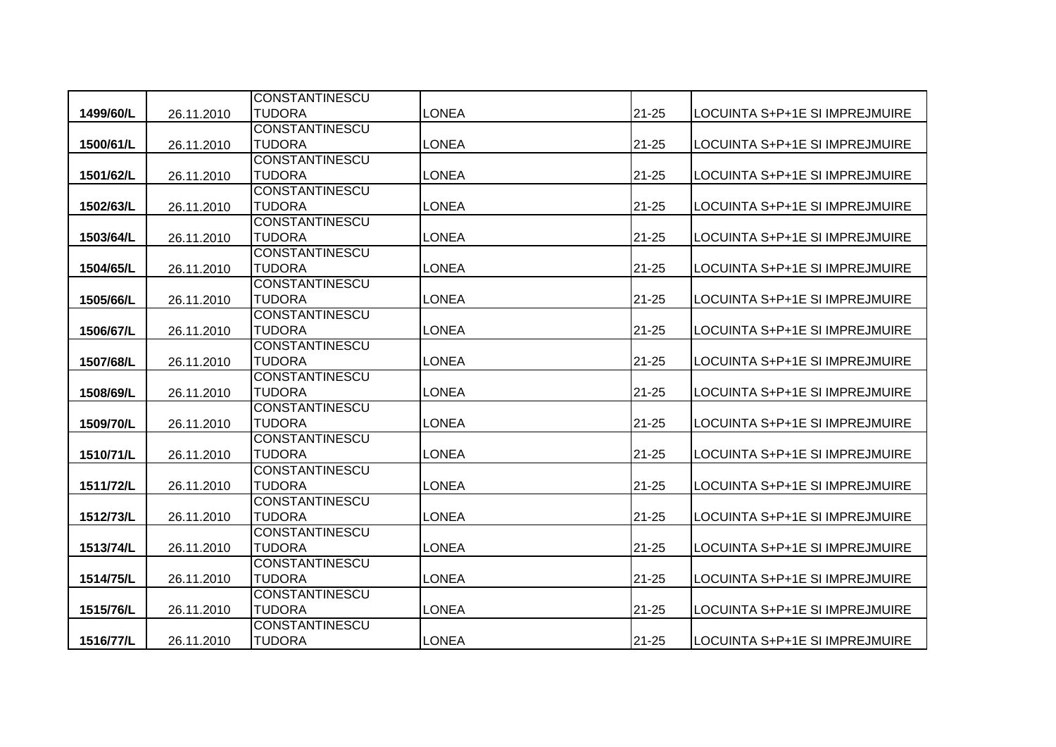| 1499/60/L | 26.11.2010 | CONSTANTINESCU TUDORA | LONEA | 21-25 | LOCUINTA S+P+1E SI IMPREJMUIRE |
|---|---|---|---|---|---|
| 1500/61/L | 26.11.2010 | CONSTANTINESCU TUDORA | LONEA | 21-25 | LOCUINTA S+P+1E SI IMPREJMUIRE |
| 1501/62/L | 26.11.2010 | CONSTANTINESCU TUDORA | LONEA | 21-25 | LOCUINTA S+P+1E SI IMPREJMUIRE |
| 1502/63/L | 26.11.2010 | CONSTANTINESCU TUDORA | LONEA | 21-25 | LOCUINTA S+P+1E SI IMPREJMUIRE |
| 1503/64/L | 26.11.2010 | CONSTANTINESCU TUDORA | LONEA | 21-25 | LOCUINTA S+P+1E SI IMPREJMUIRE |
| 1504/65/L | 26.11.2010 | CONSTANTINESCU TUDORA | LONEA | 21-25 | LOCUINTA S+P+1E SI IMPREJMUIRE |
| 1505/66/L | 26.11.2010 | CONSTANTINESCU TUDORA | LONEA | 21-25 | LOCUINTA S+P+1E SI IMPREJMUIRE |
| 1506/67/L | 26.11.2010 | CONSTANTINESCU TUDORA | LONEA | 21-25 | LOCUINTA S+P+1E SI IMPREJMUIRE |
| 1507/68/L | 26.11.2010 | CONSTANTINESCU TUDORA | LONEA | 21-25 | LOCUINTA S+P+1E SI IMPREJMUIRE |
| 1508/69/L | 26.11.2010 | CONSTANTINESCU TUDORA | LONEA | 21-25 | LOCUINTA S+P+1E SI IMPREJMUIRE |
| 1509/70/L | 26.11.2010 | CONSTANTINESCU TUDORA | LONEA | 21-25 | LOCUINTA S+P+1E SI IMPREJMUIRE |
| 1510/71/L | 26.11.2010 | CONSTANTINESCU TUDORA | LONEA | 21-25 | LOCUINTA S+P+1E SI IMPREJMUIRE |
| 1511/72/L | 26.11.2010 | CONSTANTINESCU TUDORA | LONEA | 21-25 | LOCUINTA S+P+1E SI IMPREJMUIRE |
| 1512/73/L | 26.11.2010 | CONSTANTINESCU TUDORA | LONEA | 21-25 | LOCUINTA S+P+1E SI IMPREJMUIRE |
| 1513/74/L | 26.11.2010 | CONSTANTINESCU TUDORA | LONEA | 21-25 | LOCUINTA S+P+1E SI IMPREJMUIRE |
| 1514/75/L | 26.11.2010 | CONSTANTINESCU TUDORA | LONEA | 21-25 | LOCUINTA S+P+1E SI IMPREJMUIRE |
| 1515/76/L | 26.11.2010 | CONSTANTINESCU TUDORA | LONEA | 21-25 | LOCUINTA S+P+1E SI IMPREJMUIRE |
| 1516/77/L | 26.11.2010 | CONSTANTINESCU TUDORA | LONEA | 21-25 | LOCUINTA S+P+1E SI IMPREJMUIRE |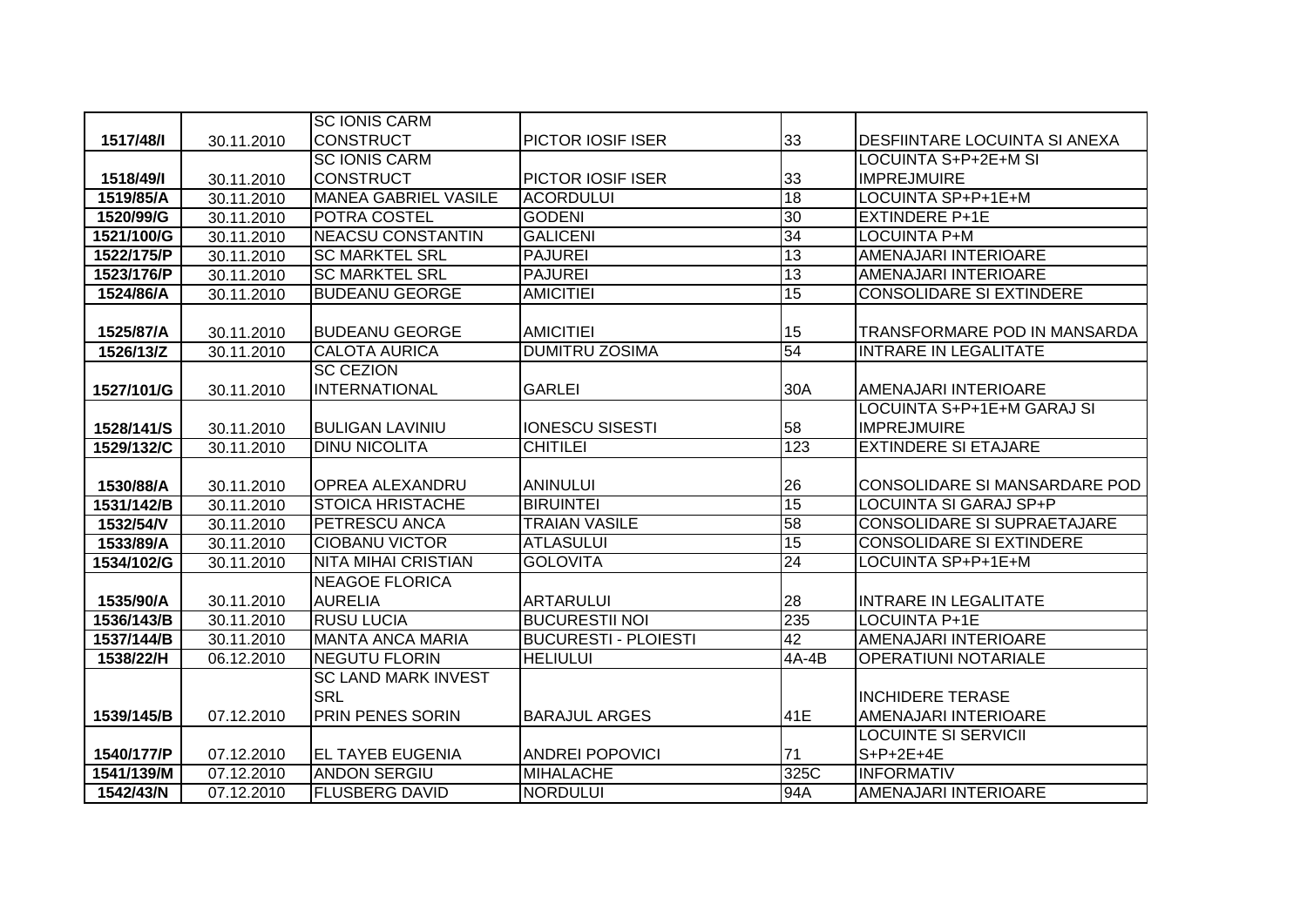| 1517/48/I | 30.11.2010 | SC IONIS CARM CONSTRUCT | PICTOR IOSIF ISER | 33 | DESFIINTARE LOCUINTA SI ANEXA |
|---|---|---|---|---|---|
| 1518/49/I | 30.11.2010 | SC IONIS CARM CONSTRUCT | PICTOR IOSIF ISER | 33 | LOCUINTA S+P+2E+M SI IMPREJMUIRE |
| 1519/85/A | 30.11.2010 | MANEA GABRIEL VASILE | ACORDULUI | 18 | LOCUINTA SP+P+1E+M |
| 1520/99/G | 30.11.2010 | POTRA COSTEL | GODENI | 30 | EXTINDERE P+1E |
| 1521/100/G | 30.11.2010 | NEACSU CONSTANTIN | GALICENI | 34 | LOCUINTA P+M |
| 1522/175/P | 30.11.2010 | SC MARKTEL SRL | PAJUREI | 13 | AMENAJARI INTERIOARE |
| 1523/176/P | 30.11.2010 | SC MARKTEL SRL | PAJUREI | 13 | AMENAJARI INTERIOARE |
| 1524/86/A | 30.11.2010 | BUDEANU GEORGE | AMICITIEI | 15 | CONSOLIDARE SI EXTINDERE |
| 1525/87/A | 30.11.2010 | BUDEANU GEORGE | AMICITIEI | 15 | TRANSFORMARE POD IN MANSARDA |
| 1526/13/Z | 30.11.2010 | CALOTA AURICA | DUMITRU ZOSIMA | 54 | INTRARE IN LEGALITATE |
| 1527/101/G | 30.11.2010 | SC CEZION INTERNATIONAL | GARLEI | 30A | AMENAJARI INTERIOARE |
| 1528/141/S | 30.11.2010 | BULIGAN LAVINIU | IONESCU SISESTI | 58 | LOCUINTA S+P+1E+M GARAJ SI IMPREJMUIRE |
| 1529/132/C | 30.11.2010 | DINU NICOLITA | CHITILEI | 123 | EXTINDERE SI ETAJARE |
| 1530/88/A | 30.11.2010 | OPREA ALEXANDRU | ANINULUI | 26 | CONSOLIDARE SI MANSARDARE POD |
| 1531/142/B | 30.11.2010 | STOICA HRISTACHE | BIRUINTEI | 15 | LOCUINTA SI GARAJ SP+P |
| 1532/54/V | 30.11.2010 | PETRESCU ANCA | TRAIAN VASILE | 58 | CONSOLIDARE SI SUPRAETAJARE |
| 1533/89/A | 30.11.2010 | CIOBANU VICTOR | ATLASULUI | 15 | CONSOLIDARE SI EXTINDERE |
| 1534/102/G | 30.11.2010 | NITA MIHAI CRISTIAN | GOLOVITA | 24 | LOCUINTA SP+P+1E+M |
| 1535/90/A | 30.11.2010 | NEAGOE FLORICA AURELIA | ARTARULUI | 28 | INTRARE IN LEGALITATE |
| 1536/143/B | 30.11.2010 | RUSU LUCIA | BUCURESTII NOI | 235 | LOCUINTA P+1E |
| 1537/144/B | 30.11.2010 | MANTA ANCA MARIA | BUCURESTI - PLOIESTI | 42 | AMENAJARI INTERIOARE |
| 1538/22/H | 06.12.2010 | NEGUTU FLORIN | HELIULUI | 4A-4B | OPERATIUNI NOTARIALE |
| 1539/145/B | 07.12.2010 | SC LAND MARK INVEST SRL PRIN PENES SORIN | BARAJUL ARGES | 41E | INCHIDERE TERASE AMENAJARI INTERIOARE |
| 1540/177/P | 07.12.2010 | EL TAYEB EUGENIA | ANDREI POPOVICI | 71 | LOCUINTE SI SERVICII S+P+2E+4E |
| 1541/139/M | 07.12.2010 | ANDON SERGIU | MIHALACHE | 325C | INFORMATIV |
| 1542/43/N | 07.12.2010 | FLUSBERG DAVID | NORDULUI | 94A | AMENAJARI INTERIOARE |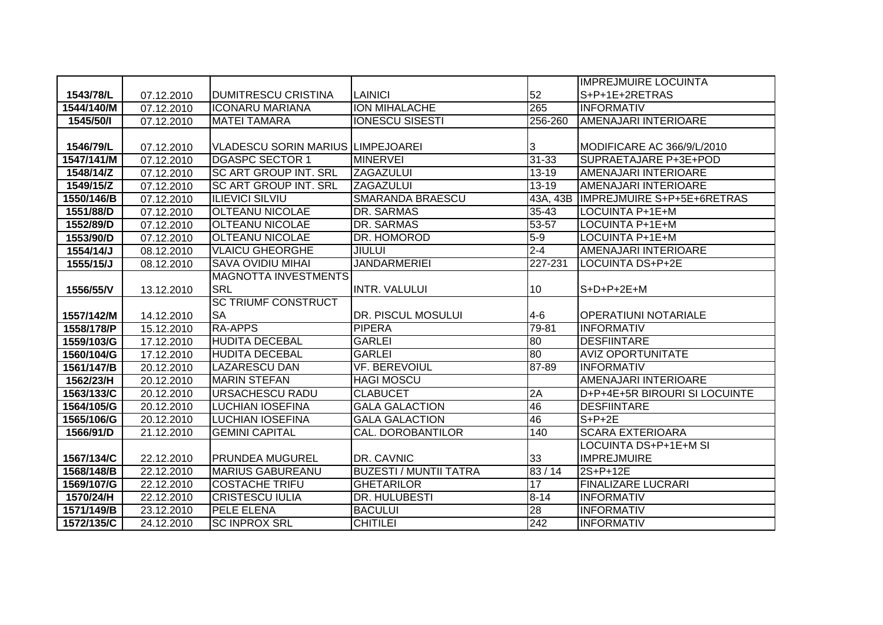| | | | | | |
|---|---|---|---|---|---|
| 1543/78/L | 07.12.2010 | DUMITRESCU CRISTINA | LAINICI | 52 | IMPREJMUIRE LOCUINTA S+P+1E+2RETRAS |
| 1544/140/M | 07.12.2010 | ICONARU MARIANA | ION MIHALACHE | 265 | INFORMATIV |
| 1545/50/I | 07.12.2010 | MATEI TAMARA | IONESCU SISESTI | 256-260 | AMENAJARI INTERIOARE |
| 1546/79/L | 07.12.2010 | VLADESCU SORIN MARIUS | LIMPEJOAREI | 3 | MODIFICARE AC 366/9/L/2010 |
| 1547/141/M | 07.12.2010 | DGASPC SECTOR 1 | MINERVEI | 31-33 | SUPRAETAJARE P+3E+POD |
| 1548/14/Z | 07.12.2010 | SC ART GROUP INT. SRL | ZAGAZULUI | 13-19 | AMENAJARI INTERIOARE |
| 1549/15/Z | 07.12.2010 | SC ART GROUP INT. SRL | ZAGAZULUI | 13-19 | AMENAJARI INTERIOARE |
| 1550/146/B | 07.12.2010 | ILIEVICI SILVIU | SMARANDA BRAESCU | 43A, 43B | IMPREJMUIRE S+P+5E+6RETRAS |
| 1551/88/D | 07.12.2010 | OLTEANU NICOLAE | DR. SARMAS | 35-43 | LOCUINTA P+1E+M |
| 1552/89/D | 07.12.2010 | OLTEANU NICOLAE | DR. SARMAS | 53-57 | LOCUINTA P+1E+M |
| 1553/90/D | 07.12.2010 | OLTEANU NICOLAE | DR. HOMOROD | 5-9 | LOCUINTA P+1E+M |
| 1554/14/J | 08.12.2010 | VLAICU GHEORGHE | JIULUI | 2-4 | AMENAJARI INTERIOARE |
| 1555/15/J | 08.12.2010 | SAVA OVIDIU MIHAI | JANDARMERIEI | 227-231 | LOCUINTA DS+P+2E |
| 1556/55/V | 13.12.2010 | MAGNOTTA INVESTMENTS SRL | INTR. VALULUI | 10 | S+D+P+2E+M |
| 1557/142/M | 14.12.2010 | SC TRIUMF CONSTRUCT SA | DR. PISCUL MOSULUI | 4-6 | OPERATIUNI NOTARIALE |
| 1558/178/P | 15.12.2010 | RA-APPS | PIPERA | 79-81 | INFORMATIV |
| 1559/103/G | 17.12.2010 | HUDITA DECEBAL | GARLEI | 80 | DESFIINTARE |
| 1560/104/G | 17.12.2010 | HUDITA DECEBAL | GARLEI | 80 | AVIZ OPORTUNITATE |
| 1561/147/B | 20.12.2010 | LAZARESCU DAN | VF. BEREVOIUL | 87-89 | INFORMATIV |
| 1562/23/H | 20.12.2010 | MARIN STEFAN | HAGI MOSCU | | AMENAJARI INTERIOARE |
| 1563/133/C | 20.12.2010 | URSACHESCU RADU | CLABUCET | 2A | D+P+4E+5R BIROURI SI LOCUINTE |
| 1564/105/G | 20.12.2010 | LUCHIAN IOSEFINA | GALA GALACTION | 46 | DESFIINTARE |
| 1565/106/G | 20.12.2010 | LUCHIAN IOSEFINA | GALA GALACTION | 46 | S+P+2E |
| 1566/91/D | 21.12.2010 | GEMINI CAPITAL | CAL. DOROBANTILOR | 140 | SCARA EXTERIOARA |
| 1567/134/C | 22.12.2010 | PRUNDEA MUGUREL | DR. CAVNIC | 33 | LOCUINTA DS+P+1E+M SI IMPREJMUIRE |
| 1568/148/B | 22.12.2010 | MARIUS GABUREANU | BUZESTI / MUNTII TATRA | 83 / 14 | 2S+P+12E |
| 1569/107/G | 22.12.2010 | COSTACHE TRIFU | GHETARILOR | 17 | FINALIZARE LUCRARI |
| 1570/24/H | 22.12.2010 | CRISTESCU IULIA | DR. HULUBESTI | 8-14 | INFORMATIV |
| 1571/149/B | 23.12.2010 | PELE ELENA | BACULUI | 28 | INFORMATIV |
| 1572/135/C | 24.12.2010 | SC INPROX SRL | CHITILEI | 242 | INFORMATIV |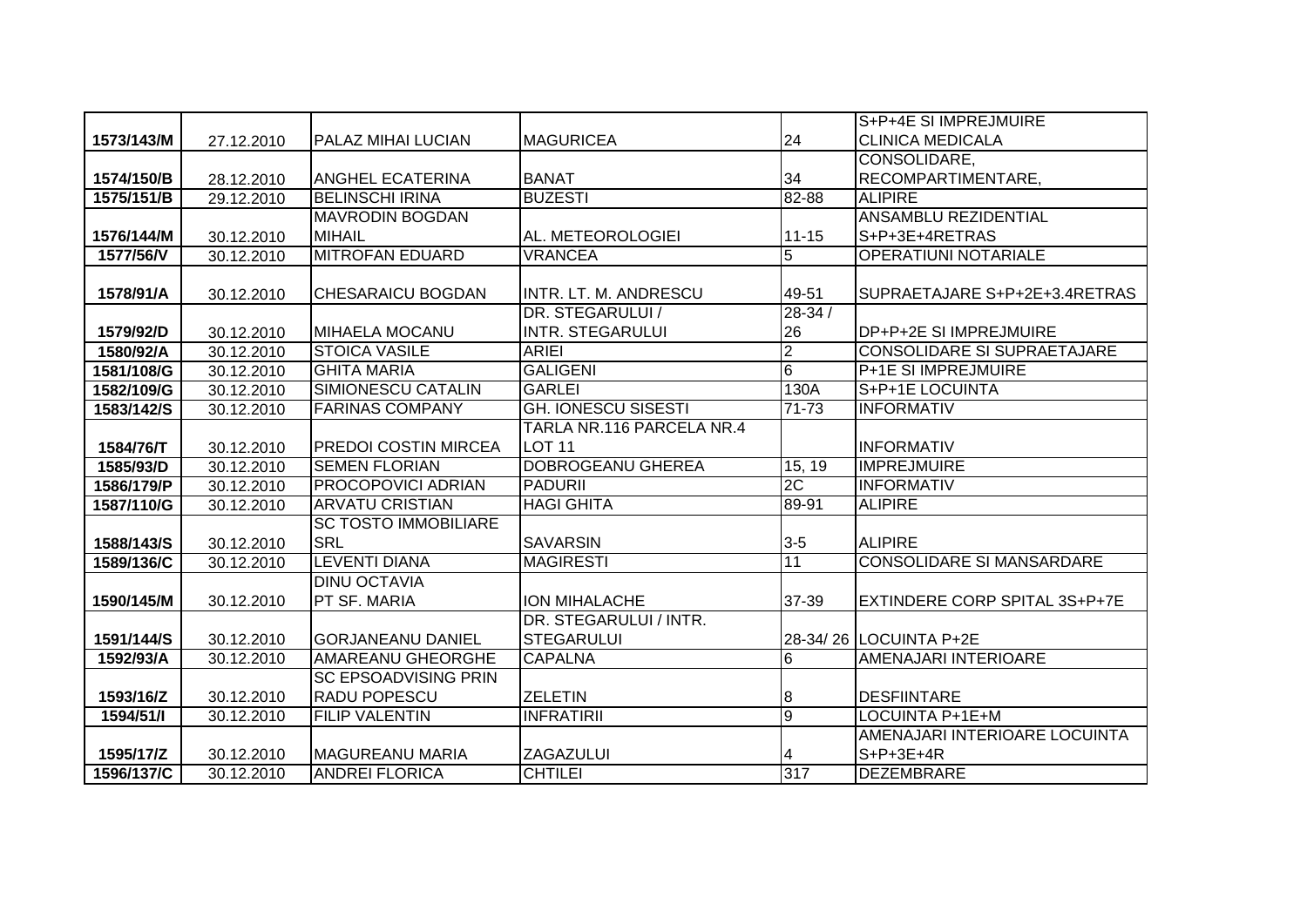| | | | | | |
|---|---|---|---|---|---|
| 1573/143/M | 27.12.2010 | PALAZ MIHAI LUCIAN | MAGURICEA | 24 | S+P+4E SI IMPREJMUIRE CLINICA MEDICALA |
| 1574/150/B | 28.12.2010 | ANGHEL ECATERINA | BANAT | 34 | CONSOLIDARE, RECOMPARTIMENTARE, |
| 1575/151/B | 29.12.2010 | BELINSCHI IRINA | BUZESTI | 82-88 | ALIPIRE |
| 1576/144/M | 30.12.2010 | MAVRODIN BOGDAN MIHAIL | AL. METEOROLOGIEI | 11-15 | ANSAMBLU REZIDENTIAL S+P+3E+4RETRAS |
| 1577/56/V | 30.12.2010 | MITROFAN EDUARD | VRANCEA | 5 | OPERATIUNI NOTARIALE |
| 1578/91/A | 30.12.2010 | CHESARAICU BOGDAN | INTR. LT. M. ANDRESCU | 49-51 | SUPRAETAJARE S+P+2E+3.4RETRAS |
| 1579/92/D | 30.12.2010 | MIHAELA MOCANU | DR. STEGARULUI / INTR. STEGARULUI | 28-34 / 26 | DP+P+2E SI IMPREJMUIRE |
| 1580/92/A | 30.12.2010 | STOICA VASILE | ARIEI | 2 | CONSOLIDARE SI SUPRAETAJARE |
| 1581/108/G | 30.12.2010 | GHITA MARIA | GALIGENI | 6 | P+1E SI IMPREJMUIRE |
| 1582/109/G | 30.12.2010 | SIMIONESCU CATALIN | GARLEI | 130A | S+P+1E LOCUINTA |
| 1583/142/S | 30.12.2010 | FARINAS COMPANY | GH. IONESCU SISESTI | 71-73 | INFORMATIV |
| 1584/76/T | 30.12.2010 | PREDOI COSTIN MIRCEA | TARLA NR.116 PARCELA NR.4 LOT 11 | | INFORMATIV |
| 1585/93/D | 30.12.2010 | SEMEN FLORIAN | DOBROGEANU GHEREA | 15, 19 | IMPREJMUIRE |
| 1586/179/P | 30.12.2010 | PROCOPOVICI ADRIAN | PADURII | 2C | INFORMATIV |
| 1587/110/G | 30.12.2010 | ARVATU CRISTIAN | HAGI GHITA | 89-91 | ALIPIRE |
| 1588/143/S | 30.12.2010 | SC TOSTO IMMOBILIARE SRL | SAVARSIN | 3-5 | ALIPIRE |
| 1589/136/C | 30.12.2010 | LEVENTI DIANA | MAGIRESTI | 11 | CONSOLIDARE SI MANSARDARE |
| 1590/145/M | 30.12.2010 | DINU OCTAVIA PT SF. MARIA | ION MIHALACHE | 37-39 | EXTINDERE CORP SPITAL 3S+P+7E |
| 1591/144/S | 30.12.2010 | GORJANEANU DANIEL | DR. STEGARULUI / INTR. STEGARULUI | 28-34/ 26 | LOCUINTA P+2E |
| 1592/93/A | 30.12.2010 | AMAREANU GHEORGHE | CAPALNA | 6 | AMENAJARI INTERIOARE |
| 1593/16/Z | 30.12.2010 | SC EPSOADVISING PRIN RADU POPESCU | ZELETIN | 8 | DESFIINTARE |
| 1594/51/I | 30.12.2010 | FILIP VALENTIN | INFRATIRII | 9 | LOCUINTA P+1E+M |
| 1595/17/Z | 30.12.2010 | MAGUREANU MARIA | ZAGAZULUI | 4 | AMENAJARI INTERIOARE LOCUINTA S+P+3E+4R |
| 1596/137/C | 30.12.2010 | ANDREI FLORICA | CHTILEI | 317 | DEZEMBRARE |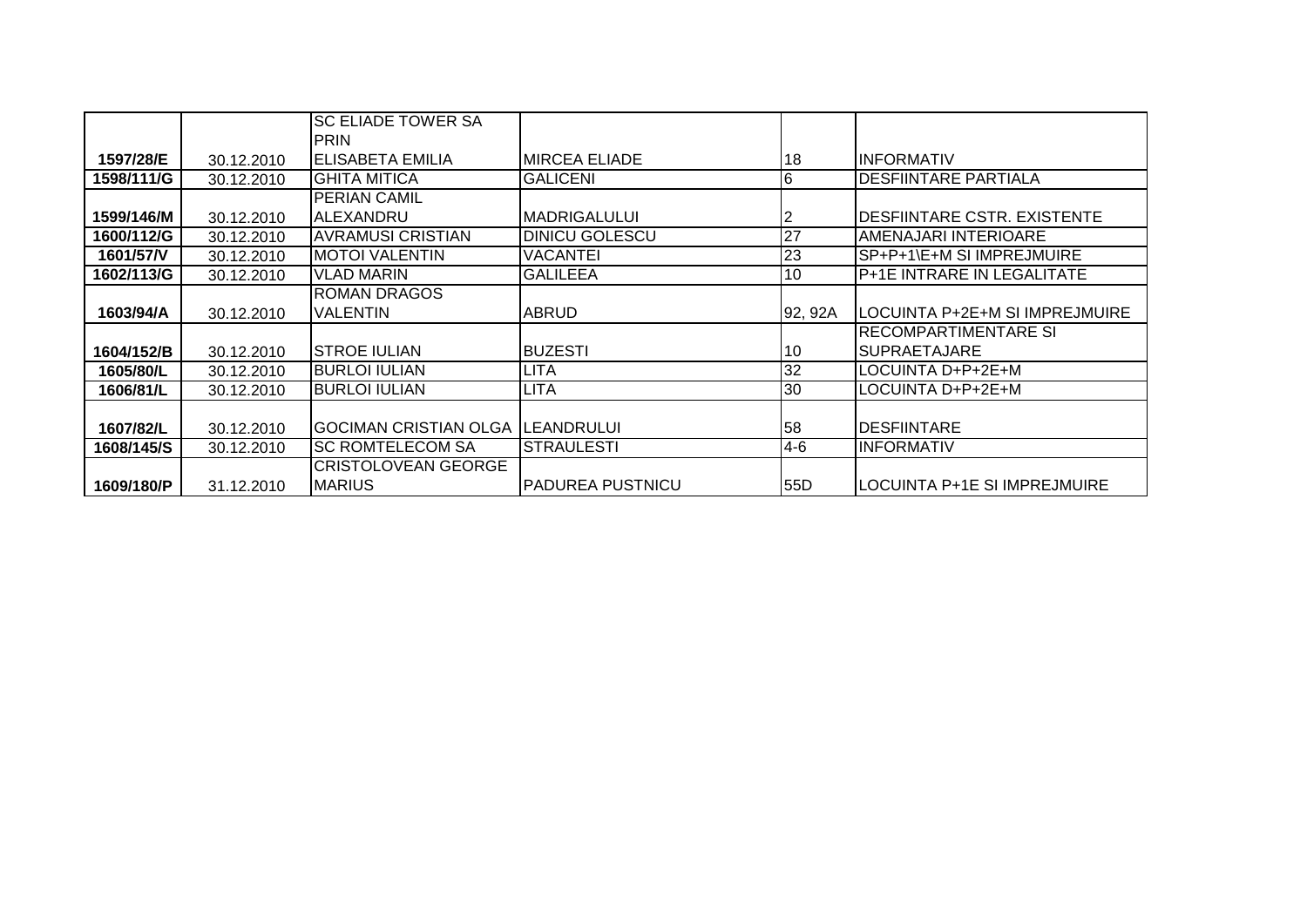| | | | | | |
|---|---|---|---|---|---|
| 1597/28/E | 30.12.2010 | SC ELIADE TOWER SA PRIN ELISABETA EMILIA | MIRCEA ELIADE | 18 | INFORMATIV |
| 1598/111/G | 30.12.2010 | GHITA MITICA | GALICENI | 6 | DESFIINTARE PARTIALA |
| 1599/146/M | 30.12.2010 | PERIAN CAMIL ALEXANDRU | MADRIGALULUI | 2 | DESFIINTARE CSTR. EXISTENTE |
| 1600/112/G | 30.12.2010 | AVRAMUSI CRISTIAN | DINICU GOLESCU | 27 | AMENAJARI INTERIOARE |
| 1601/57/V | 30.12.2010 | MOTOI VALENTIN | VACANTEI | 23 | SP+P+1\E+M SI IMPREJMUIRE |
| 1602/113/G | 30.12.2010 | VLAD MARIN | GALILEEA | 10 | P+1E INTRARE IN LEGALITATE |
| 1603/94/A | 30.12.2010 | ROMAN DRAGOS VALENTIN | ABRUD | 92, 92A | LOCUINTA P+2E+M SI IMPREJMUIRE |
| 1604/152/B | 30.12.2010 | STROE IULIAN | BUZESTI | 10 | RECOMPARTIMENTARE SI SUPRAETAJARE |
| 1605/80/L | 30.12.2010 | BURLOI IULIAN | LITA | 32 | LOCUINTA D+P+2E+M |
| 1606/81/L | 30.12.2010 | BURLOI IULIAN | LITA | 30 | LOCUINTA D+P+2E+M |
| 1607/82/L | 30.12.2010 | GOCIMAN CRISTIAN OLGA | LEANDRULUI | 58 | DESFIINTARE |
| 1608/145/S | 30.12.2010 | SC ROMTELECOM SA | STRAULESTI | 4-6 | INFORMATIV |
| 1609/180/P | 31.12.2010 | CRISTOLOVEAN GEORGE MARIUS | PADUREA PUSTNICU | 55D | LOCUINTA P+1E SI IMPREJMUIRE |